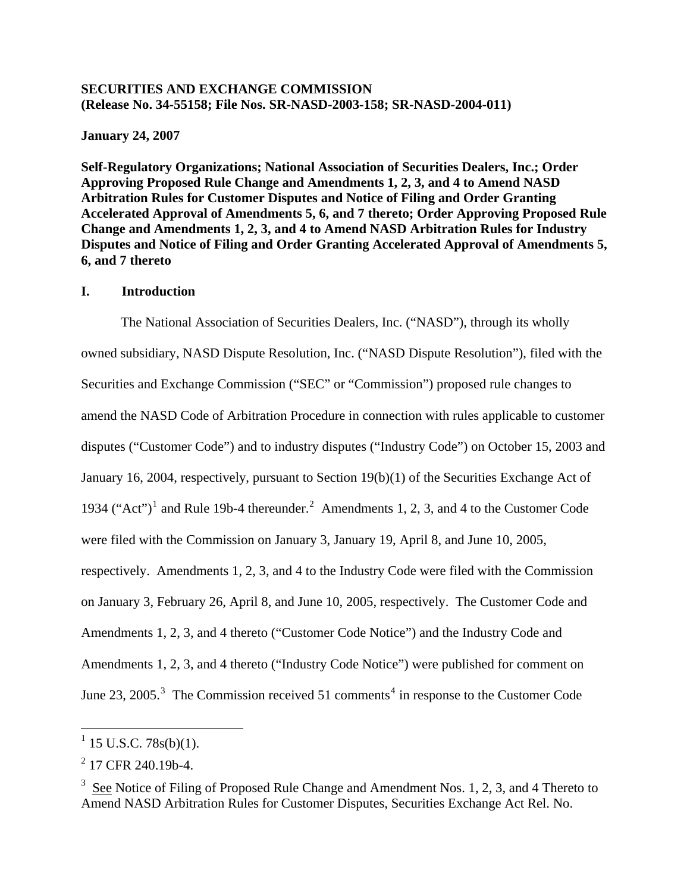**SECURITIES AND EXCHANGE COMMISSION**
**(Release No. 34-55158; File Nos. SR-NASD-2003-158; SR-NASD-2004-011)**

**January 24, 2007**

**Self-Regulatory Organizations; National Association of Securities Dealers, Inc.; Order Approving Proposed Rule Change and Amendments 1, 2, 3, and 4 to Amend NASD Arbitration Rules for Customer Disputes and Notice of Filing and Order Granting Accelerated Approval of Amendments 5, 6, and 7 thereto; Order Approving Proposed Rule Change and Amendments 1, 2, 3, and 4 to Amend NASD Arbitration Rules for Industry Disputes and Notice of Filing and Order Granting Accelerated Approval of Amendments 5, 6, and 7 thereto**

## I. Introduction

The National Association of Securities Dealers, Inc. ("NASD"), through its wholly owned subsidiary, NASD Dispute Resolution, Inc. ("NASD Dispute Resolution"), filed with the Securities and Exchange Commission ("SEC" or "Commission") proposed rule changes to amend the NASD Code of Arbitration Procedure in connection with rules applicable to customer disputes ("Customer Code") and to industry disputes ("Industry Code") on October 15, 2003 and January 16, 2004, respectively, pursuant to Section 19(b)(1) of the Securities Exchange Act of 1934 ("Act")[1] and Rule 19b-4 thereunder.[2] Amendments 1, 2, 3, and 4 to the Customer Code were filed with the Commission on January 3, January 19, April 8, and June 10, 2005, respectively. Amendments 1, 2, 3, and 4 to the Industry Code were filed with the Commission on January 3, February 26, April 8, and June 10, 2005, respectively. The Customer Code and Amendments 1, 2, 3, and 4 thereto ("Customer Code Notice") and the Industry Code and Amendments 1, 2, 3, and 4 thereto ("Industry Code Notice") were published for comment on June 23, 2005.[3] The Commission received 51 comments[4] in response to the Customer Code

---

[1] 15 U.S.C. 78s(b)(1).

[2] 17 CFR 240.19b-4.

[3] See Notice of Filing of Proposed Rule Change and Amendment Nos. 1, 2, 3, and 4 Thereto to Amend NASD Arbitration Rules for Customer Disputes, Securities Exchange Act Rel. No.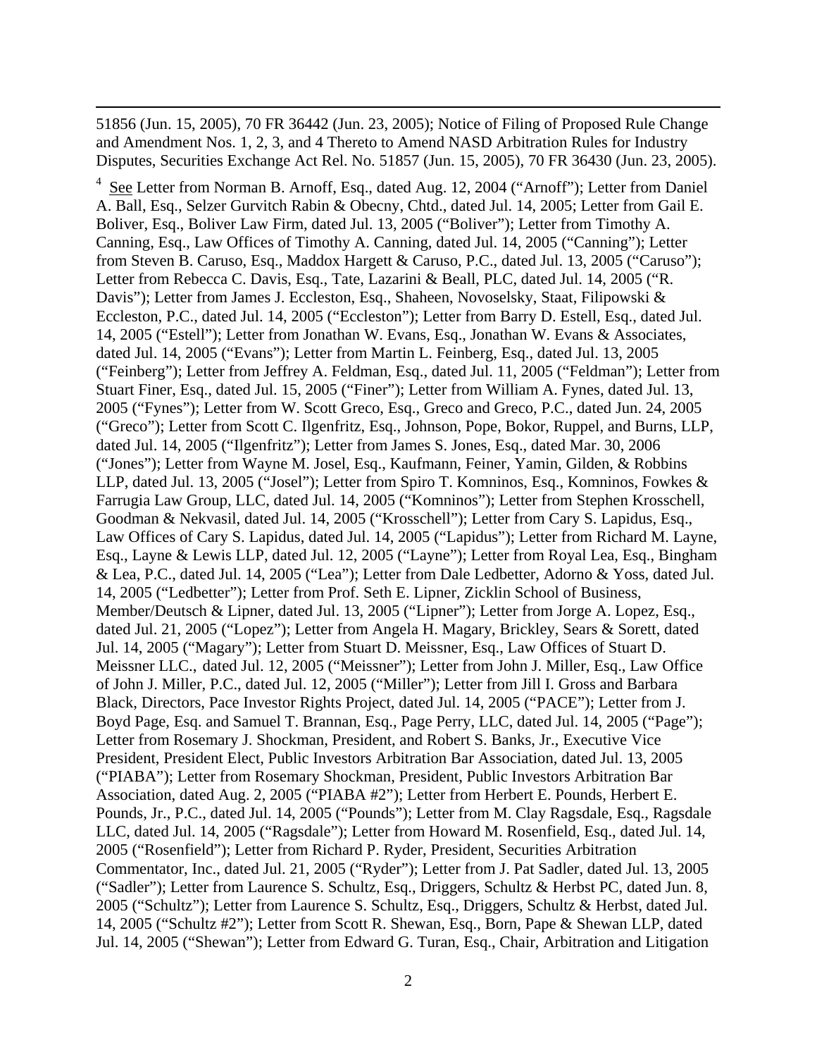51856 (Jun. 15, 2005), 70 FR 36442 (Jun. 23, 2005); Notice of Filing of Proposed Rule Change and Amendment Nos. 1, 2, 3, and 4 Thereto to Amend NASD Arbitration Rules for Industry Disputes, Securities Exchange Act Rel. No. 51857 (Jun. 15, 2005), 70 FR 36430 (Jun. 23, 2005).

[4] See Letter from Norman B. Arnoff, Esq., dated Aug. 12, 2004 ("Arnoff"); Letter from Daniel A. Ball, Esq., Selzer Gurvitch Rabin & Obecny, Chtd., dated Jul. 14, 2005; Letter from Gail E. Boliver, Esq., Boliver Law Firm, dated Jul. 13, 2005 ("Boliver"); Letter from Timothy A. Canning, Esq., Law Offices of Timothy A. Canning, dated Jul. 14, 2005 ("Canning"); Letter from Steven B. Caruso, Esq., Maddox Hargett & Caruso, P.C., dated Jul. 13, 2005 ("Caruso"); Letter from Rebecca C. Davis, Esq., Tate, Lazarini & Beall, PLC, dated Jul. 14, 2005 ("R. Davis"); Letter from James J. Eccleston, Esq., Shaheen, Novoselsky, Staat, Filipowski & Eccleston, P.C., dated Jul. 14, 2005 ("Eccleston"); Letter from Barry D. Estell, Esq., dated Jul. 14, 2005 ("Estell"); Letter from Jonathan W. Evans, Esq., Jonathan W. Evans & Associates, dated Jul. 14, 2005 ("Evans"); Letter from Martin L. Feinberg, Esq., dated Jul. 13, 2005 ("Feinberg"); Letter from Jeffrey A. Feldman, Esq., dated Jul. 11, 2005 ("Feldman"); Letter from Stuart Finer, Esq., dated Jul. 15, 2005 ("Finer"); Letter from William A. Fynes, dated Jul. 13, 2005 ("Fynes"); Letter from W. Scott Greco, Esq., Greco and Greco, P.C., dated Jun. 24, 2005 ("Greco"); Letter from Scott C. Ilgenfritz, Esq., Johnson, Pope, Bokor, Ruppel, and Burns, LLP, dated Jul. 14, 2005 ("Ilgenfritz"); Letter from James S. Jones, Esq., dated Mar. 30, 2006 ("Jones"); Letter from Wayne M. Josel, Esq., Kaufmann, Feiner, Yamin, Gilden, & Robbins LLP, dated Jul. 13, 2005 ("Josel"); Letter from Spiro T. Komninos, Esq., Komninos, Fowkes & Farrugia Law Group, LLC, dated Jul. 14, 2005 ("Komninos"); Letter from Stephen Krosschell, Goodman & Nekvasil, dated Jul. 14, 2005 ("Krosschell"); Letter from Cary S. Lapidus, Esq., Law Offices of Cary S. Lapidus, dated Jul. 14, 2005 ("Lapidus"); Letter from Richard M. Layne, Esq., Layne & Lewis LLP, dated Jul. 12, 2005 ("Layne"); Letter from Royal Lea, Esq., Bingham & Lea, P.C., dated Jul. 14, 2005 ("Lea"); Letter from Dale Ledbetter, Adorno & Yoss, dated Jul. 14, 2005 ("Ledbetter"); Letter from Prof. Seth E. Lipner, Zicklin School of Business, Member/Deutsch & Lipner, dated Jul. 13, 2005 ("Lipner"); Letter from Jorge A. Lopez, Esq., dated Jul. 21, 2005 ("Lopez"); Letter from Angela H. Magary, Brickley, Sears & Sorett, dated Jul. 14, 2005 ("Magary"); Letter from Stuart D. Meissner, Esq., Law Offices of Stuart D. Meissner LLC., dated Jul. 12, 2005 ("Meissner"); Letter from John J. Miller, Esq., Law Office of John J. Miller, P.C., dated Jul. 12, 2005 ("Miller"); Letter from Jill I. Gross and Barbara Black, Directors, Pace Investor Rights Project, dated Jul. 14, 2005 ("PACE"); Letter from J. Boyd Page, Esq. and Samuel T. Brannan, Esq., Page Perry, LLC, dated Jul. 14, 2005 ("Page"); Letter from Rosemary J. Shockman, President, and Robert S. Banks, Jr., Executive Vice President, President Elect, Public Investors Arbitration Bar Association, dated Jul. 13, 2005 ("PIABA"); Letter from Rosemary Shockman, President, Public Investors Arbitration Bar Association, dated Aug. 2, 2005 ("PIABA #2"); Letter from Herbert E. Pounds, Herbert E. Pounds, Jr., P.C., dated Jul. 14, 2005 ("Pounds"); Letter from M. Clay Ragsdale, Esq., Ragsdale LLC, dated Jul. 14, 2005 ("Ragsdale"); Letter from Howard M. Rosenfield, Esq., dated Jul. 14, 2005 ("Rosenfield"); Letter from Richard P. Ryder, President, Securities Arbitration Commentator, Inc., dated Jul. 21, 2005 ("Ryder"); Letter from J. Pat Sadler, dated Jul. 13, 2005 ("Sadler"); Letter from Laurence S. Schultz, Esq., Driggers, Schultz & Herbst PC, dated Jun. 8, 2005 ("Schultz"); Letter from Laurence S. Schultz, Esq., Driggers, Schultz & Herbst, dated Jul. 14, 2005 ("Schultz #2"); Letter from Scott R. Shewan, Esq., Born, Pape & Shewan LLP, dated Jul. 14, 2005 ("Shewan"); Letter from Edward G. Turan, Esq., Chair, Arbitration and Litigation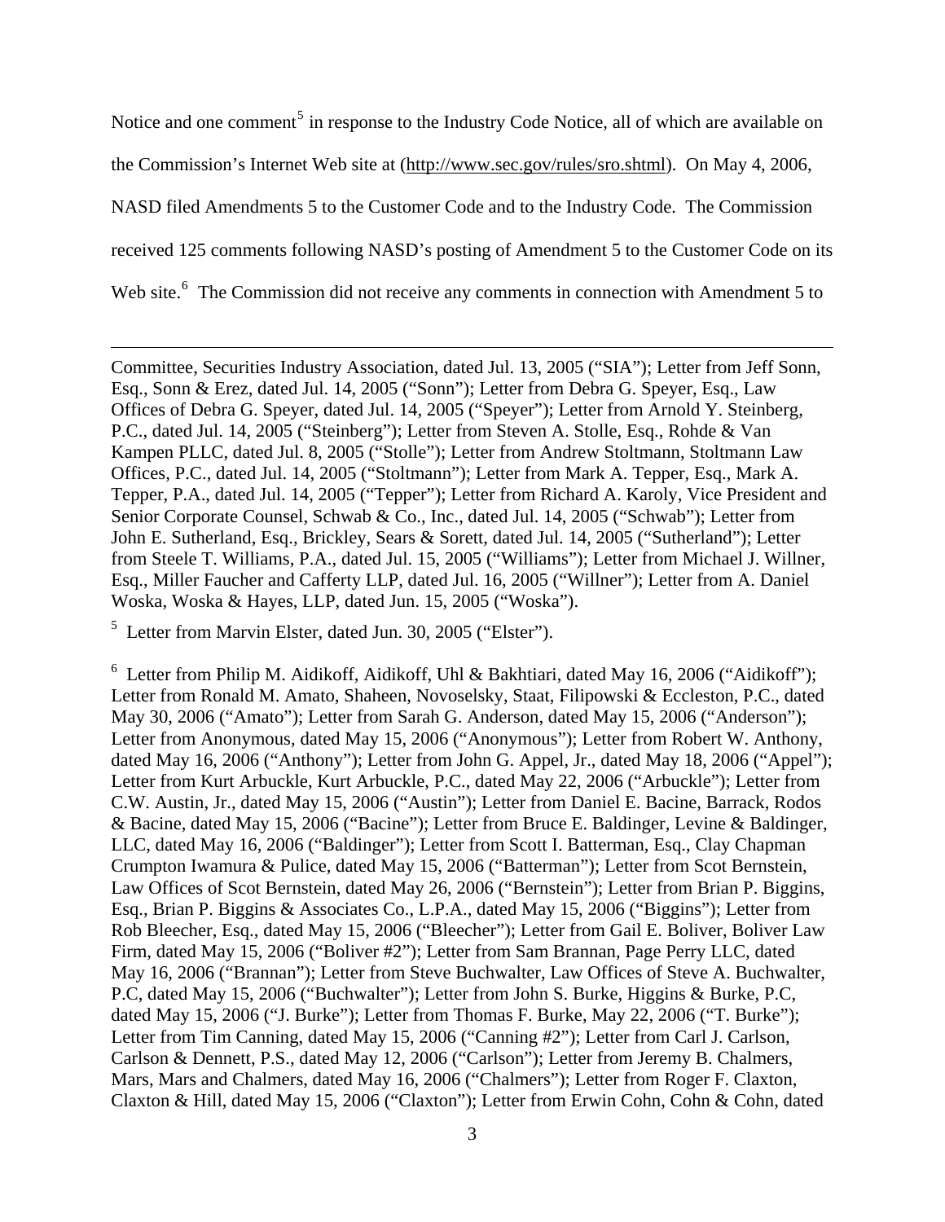Notice and one comment[5] in response to the Industry Code Notice, all of which are available on the Commission's Internet Web site at (http://www.sec.gov/rules/sro.shtml). On May 4, 2006, NASD filed Amendments 5 to the Customer Code and to the Industry Code. The Commission received 125 comments following NASD's posting of Amendment 5 to the Customer Code on its Web site.[6] The Commission did not receive any comments in connection with Amendment 5 to

---

Committee, Securities Industry Association, dated Jul. 13, 2005 ("SIA"); Letter from Jeff Sonn, Esq., Sonn & Erez, dated Jul. 14, 2005 ("Sonn"); Letter from Debra G. Speyer, Esq., Law Offices of Debra G. Speyer, dated Jul. 14, 2005 ("Speyer"); Letter from Arnold Y. Steinberg, P.C., dated Jul. 14, 2005 ("Steinberg"); Letter from Steven A. Stolle, Esq., Rohde & Van Kampen PLLC, dated Jul. 8, 2005 ("Stolle"); Letter from Andrew Stoltmann, Stoltmann Law Offices, P.C., dated Jul. 14, 2005 ("Stoltmann"); Letter from Mark A. Tepper, Esq., Mark A. Tepper, P.A., dated Jul. 14, 2005 ("Tepper"); Letter from Richard A. Karoly, Vice President and Senior Corporate Counsel, Schwab & Co., Inc., dated Jul. 14, 2005 ("Schwab"); Letter from John E. Sutherland, Esq., Brickley, Sears & Sorett, dated Jul. 14, 2005 ("Sutherland"); Letter from Steele T. Williams, P.A., dated Jul. 15, 2005 ("Williams"); Letter from Michael J. Willner, Esq., Miller Faucher and Cafferty LLP, dated Jul. 16, 2005 ("Willner"); Letter from A. Daniel Woska, Woska & Hayes, LLP, dated Jun. 15, 2005 ("Woska").

[5] Letter from Marvin Elster, dated Jun. 30, 2005 ("Elster").

[6] Letter from Philip M. Aidikoff, Aidikoff, Uhl & Bakhtiari, dated May 16, 2006 ("Aidikoff"); Letter from Ronald M. Amato, Shaheen, Novoselsky, Staat, Filipowski & Eccleston, P.C., dated May 30, 2006 ("Amato"); Letter from Sarah G. Anderson, dated May 15, 2006 ("Anderson"); Letter from Anonymous, dated May 15, 2006 ("Anonymous"); Letter from Robert W. Anthony, dated May 16, 2006 ("Anthony"); Letter from John G. Appel, Jr., dated May 18, 2006 ("Appel"); Letter from Kurt Arbuckle, Kurt Arbuckle, P.C., dated May 22, 2006 ("Arbuckle"); Letter from C.W. Austin, Jr., dated May 15, 2006 ("Austin"); Letter from Daniel E. Bacine, Barrack, Rodos & Bacine, dated May 15, 2006 ("Bacine"); Letter from Bruce E. Baldinger, Levine & Baldinger, LLC, dated May 16, 2006 ("Baldinger"); Letter from Scott I. Batterman, Esq., Clay Chapman Crumpton Iwamura & Pulice, dated May 15, 2006 ("Batterman"); Letter from Scot Bernstein, Law Offices of Scot Bernstein, dated May 26, 2006 ("Bernstein"); Letter from Brian P. Biggins, Esq., Brian P. Biggins & Associates Co., L.P.A., dated May 15, 2006 ("Biggins"); Letter from Rob Bleecher, Esq., dated May 15, 2006 ("Bleecher"); Letter from Gail E. Boliver, Boliver Law Firm, dated May 15, 2006 ("Boliver #2"); Letter from Sam Brannan, Page Perry LLC, dated May 16, 2006 ("Brannan"); Letter from Steve Buchwalter, Law Offices of Steve A. Buchwalter, P.C, dated May 15, 2006 ("Buchwalter"); Letter from John S. Burke, Higgins & Burke, P.C, dated May 15, 2006 ("J. Burke"); Letter from Thomas F. Burke, May 22, 2006 ("T. Burke"); Letter from Tim Canning, dated May 15, 2006 ("Canning #2"); Letter from Carl J. Carlson, Carlson & Dennett, P.S., dated May 12, 2006 ("Carlson"); Letter from Jeremy B. Chalmers, Mars, Mars and Chalmers, dated May 16, 2006 ("Chalmers"); Letter from Roger F. Claxton, Claxton & Hill, dated May 15, 2006 ("Claxton"); Letter from Erwin Cohn, Cohn & Cohn, dated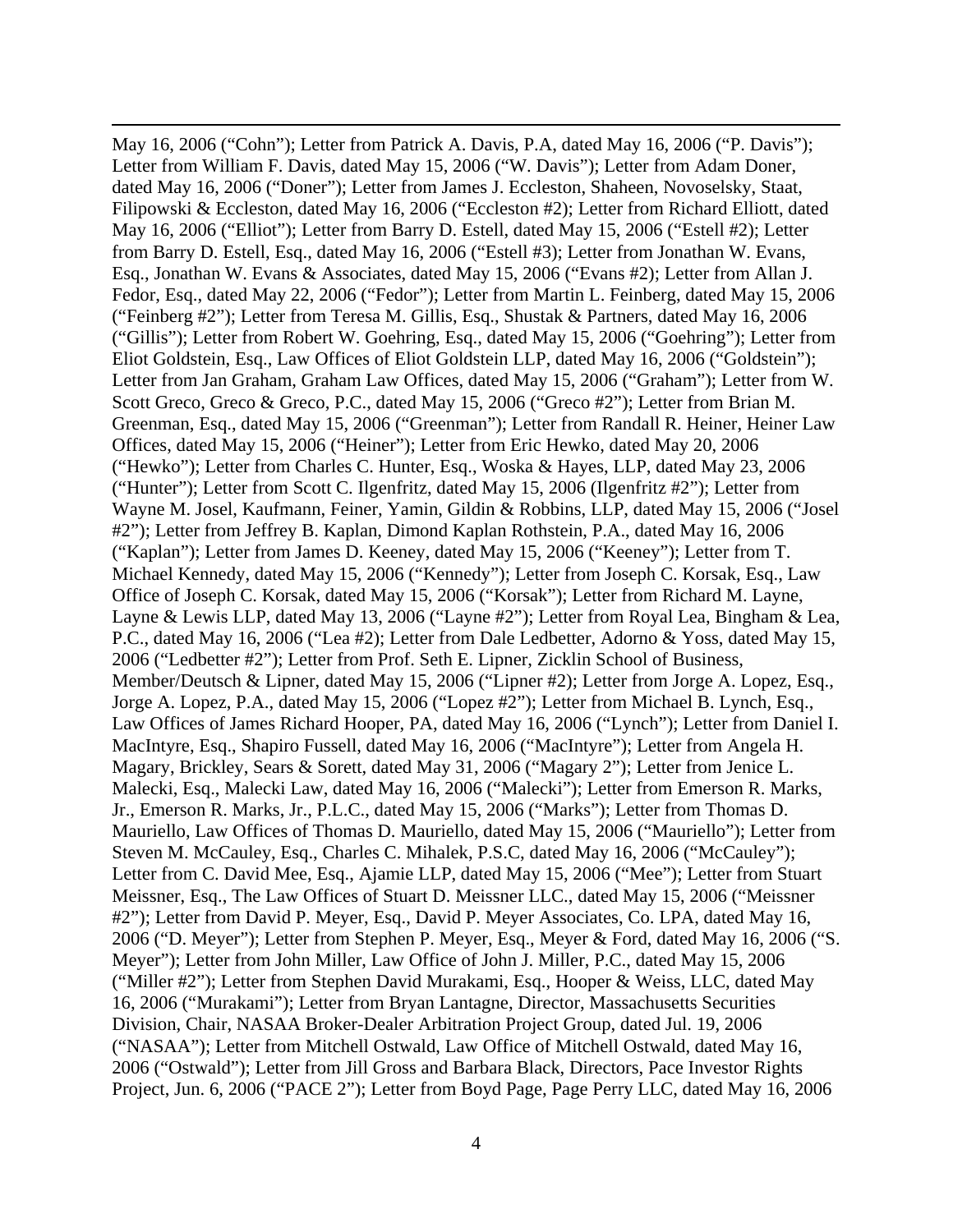May 16, 2006 ("Cohn"); Letter from Patrick A. Davis, P.A, dated May 16, 2006 ("P. Davis"); Letter from William F. Davis, dated May 15, 2006 ("W. Davis"); Letter from Adam Doner, dated May 16, 2006 ("Doner"); Letter from James J. Eccleston, Shaheen, Novoselsky, Staat, Filipowski & Eccleston, dated May 16, 2006 ("Eccleston #2); Letter from Richard Elliott, dated May 16, 2006 ("Elliot"); Letter from Barry D. Estell, dated May 15, 2006 ("Estell #2); Letter from Barry D. Estell, Esq., dated May 16, 2006 ("Estell #3); Letter from Jonathan W. Evans, Esq., Jonathan W. Evans & Associates, dated May 15, 2006 ("Evans #2); Letter from Allan J. Fedor, Esq., dated May 22, 2006 ("Fedor"); Letter from Martin L. Feinberg, dated May 15, 2006 ("Feinberg #2"); Letter from Teresa M. Gillis, Esq., Shustak & Partners, dated May 16, 2006 ("Gillis"); Letter from Robert W. Goehring, Esq., dated May 15, 2006 ("Goehring"); Letter from Eliot Goldstein, Esq., Law Offices of Eliot Goldstein LLP, dated May 16, 2006 ("Goldstein"); Letter from Jan Graham, Graham Law Offices, dated May 15, 2006 ("Graham"); Letter from W. Scott Greco, Greco & Greco, P.C., dated May 15, 2006 ("Greco #2"); Letter from Brian M. Greenman, Esq., dated May 15, 2006 ("Greenman"); Letter from Randall R. Heiner, Heiner Law Offices, dated May 15, 2006 ("Heiner"); Letter from Eric Hewko, dated May 20, 2006 ("Hewko"); Letter from Charles C. Hunter, Esq., Woska & Hayes, LLP, dated May 23, 2006 ("Hunter"); Letter from Scott C. Ilgenfritz, dated May 15, 2006 (Ilgenfritz #2"); Letter from Wayne M. Josel, Kaufmann, Feiner, Yamin, Gildin & Robbins, LLP, dated May 15, 2006 ("Josel #2"); Letter from Jeffrey B. Kaplan, Dimond Kaplan Rothstein, P.A., dated May 16, 2006 ("Kaplan"); Letter from James D. Keeney, dated May 15, 2006 ("Keeney"); Letter from T. Michael Kennedy, dated May 15, 2006 ("Kennedy"); Letter from Joseph C. Korsak, Esq., Law Office of Joseph C. Korsak, dated May 15, 2006 ("Korsak"); Letter from Richard M. Layne, Layne & Lewis LLP, dated May 13, 2006 ("Layne #2"); Letter from Royal Lea, Bingham & Lea, P.C., dated May 16, 2006 ("Lea #2); Letter from Dale Ledbetter, Adorno & Yoss, dated May 15, 2006 ("Ledbetter #2"); Letter from Prof. Seth E. Lipner, Zicklin School of Business, Member/Deutsch & Lipner, dated May 15, 2006 ("Lipner #2"); Letter from Jorge A. Lopez, Esq., Jorge A. Lopez, P.A., dated May 15, 2006 ("Lopez #2"); Letter from Michael B. Lynch, Esq., Law Offices of James Richard Hooper, PA, dated May 16, 2006 ("Lynch"); Letter from Daniel I. MacIntyre, Esq., Shapiro Fussell, dated May 16, 2006 ("MacIntyre"); Letter from Angela H. Magary, Brickley, Sears & Sorett, dated May 31, 2006 ("Magary 2"); Letter from Jenice L. Malecki, Esq., Malecki Law, dated May 16, 2006 ("Malecki"); Letter from Emerson R. Marks, Jr., Emerson R. Marks, Jr., P.L.C., dated May 15, 2006 ("Marks"); Letter from Thomas D. Mauriello, Law Offices of Thomas D. Mauriello, dated May 15, 2006 ("Mauriello"); Letter from Steven M. McCauley, Esq., Charles C. Mihalek, P.S.C, dated May 16, 2006 ("McCauley"); Letter from C. David Mee, Esq., Ajamie LLP, dated May 15, 2006 ("Mee"); Letter from Stuart Meissner, Esq., The Law Offices of Stuart D. Meissner LLC., dated May 15, 2006 ("Meissner #2"); Letter from David P. Meyer, Esq., David P. Meyer Associates, Co. LPA, dated May 16, 2006 ("D. Meyer"); Letter from Stephen P. Meyer, Esq., Meyer & Ford, dated May 16, 2006 ("S. Meyer"); Letter from John Miller, Law Office of John J. Miller, P.C., dated May 15, 2006 ("Miller #2"); Letter from Stephen David Murakami, Esq., Hooper & Weiss, LLC, dated May 16, 2006 ("Murakami"); Letter from Bryan Lantagne, Director, Massachusetts Securities Division, Chair, NASAA Broker-Dealer Arbitration Project Group, dated Jul. 19, 2006 ("NASAA"); Letter from Mitchell Ostwald, Law Office of Mitchell Ostwald, dated May 16, 2006 ("Ostwald"); Letter from Jill Gross and Barbara Black, Directors, Pace Investor Rights Project, Jun. 6, 2006 ("PACE 2"); Letter from Boyd Page, Page Perry LLC, dated May 16, 2006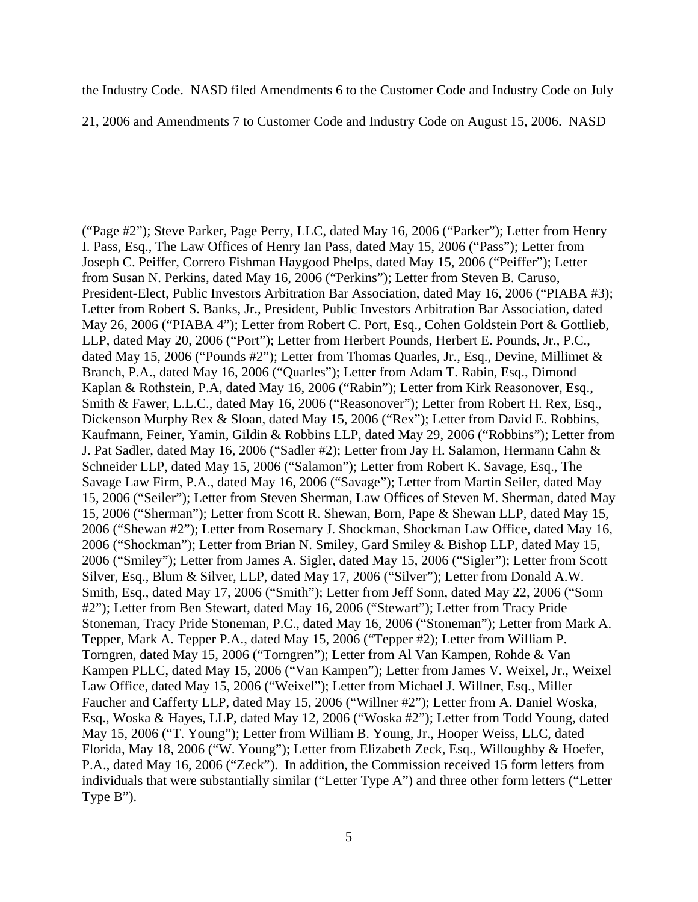the Industry Code. NASD filed Amendments 6 to the Customer Code and Industry Code on July 21, 2006 and Amendments 7 to Customer Code and Industry Code on August 15, 2006. NASD

---

("Page #2"); Steve Parker, Page Perry, LLC, dated May 16, 2006 ("Parker"); Letter from Henry I. Pass, Esq., The Law Offices of Henry Ian Pass, dated May 15, 2006 ("Pass"); Letter from Joseph C. Peiffer, Correro Fishman Haygood Phelps, dated May 15, 2006 ("Peiffer"); Letter from Susan N. Perkins, dated May 16, 2006 ("Perkins"); Letter from Steven B. Caruso, President-Elect, Public Investors Arbitration Bar Association, dated May 16, 2006 ("PIABA #3); Letter from Robert S. Banks, Jr., President, Public Investors Arbitration Bar Association, dated May 26, 2006 ("PIABA 4"); Letter from Robert C. Port, Esq., Cohen Goldstein Port & Gottlieb, LLP, dated May 20, 2006 ("Port"); Letter from Herbert Pounds, Herbert E. Pounds, Jr., P.C., dated May 15, 2006 ("Pounds #2"); Letter from Thomas Quarles, Jr., Esq., Devine, Millimet & Branch, P.A., dated May 16, 2006 ("Quarles"); Letter from Adam T. Rabin, Esq., Dimond Kaplan & Rothstein, P.A, dated May 16, 2006 ("Rabin"); Letter from Kirk Reasonover, Esq., Smith & Fawer, L.L.C., dated May 16, 2006 ("Reasonover"); Letter from Robert H. Rex, Esq., Dickenson Murphy Rex & Sloan, dated May 15, 2006 ("Rex"); Letter from David E. Robbins, Kaufmann, Feiner, Yamin, Gildin & Robbins LLP, dated May 29, 2006 ("Robbins"); Letter from J. Pat Sadler, dated May 16, 2006 ("Sadler #2); Letter from Jay H. Salamon, Hermann Cahn & Schneider LLP, dated May 15, 2006 ("Salamon"); Letter from Robert K. Savage, Esq., The Savage Law Firm, P.A., dated May 16, 2006 ("Savage"); Letter from Martin Seiler, dated May 15, 2006 ("Seiler"); Letter from Steven Sherman, Law Offices of Steven M. Sherman, dated May 15, 2006 ("Sherman"); Letter from Scott R. Shewan, Born, Pape & Shewan LLP, dated May 15, 2006 ("Shewan #2"); Letter from Rosemary J. Shockman, Shockman Law Office, dated May 16, 2006 ("Shockman"); Letter from Brian N. Smiley, Gard Smiley & Bishop LLP, dated May 15, 2006 ("Smiley"); Letter from James A. Sigler, dated May 15, 2006 ("Sigler"); Letter from Scott Silver, Esq., Blum & Silver, LLP, dated May 17, 2006 ("Silver"); Letter from Donald A.W. Smith, Esq., dated May 17, 2006 ("Smith"); Letter from Jeff Sonn, dated May 22, 2006 ("Sonn #2"); Letter from Ben Stewart, dated May 16, 2006 ("Stewart"); Letter from Tracy Pride Stoneman, Tracy Pride Stoneman, P.C., dated May 16, 2006 ("Stoneman"); Letter from Mark A. Tepper, Mark A. Tepper P.A., dated May 15, 2006 ("Tepper #2); Letter from William P. Torngren, dated May 15, 2006 ("Torngren"); Letter from Al Van Kampen, Rohde & Van Kampen PLLC, dated May 15, 2006 ("Van Kampen"); Letter from James V. Weixel, Jr., Weixel Law Office, dated May 15, 2006 ("Weixel"); Letter from Michael J. Willner, Esq., Miller Faucher and Cafferty LLP, dated May 15, 2006 ("Willner #2"); Letter from A. Daniel Woska, Esq., Woska & Hayes, LLP, dated May 12, 2006 ("Woska #2"); Letter from Todd Young, dated May 15, 2006 ("T. Young"); Letter from William B. Young, Jr., Hooper Weiss, LLC, dated Florida, May 18, 2006 ("W. Young"); Letter from Elizabeth Zeck, Esq., Willoughby & Hoefer, P.A., dated May 16, 2006 ("Zeck"). In addition, the Commission received 15 form letters from individuals that were substantially similar ("Letter Type A") and three other form letters ("Letter Type B").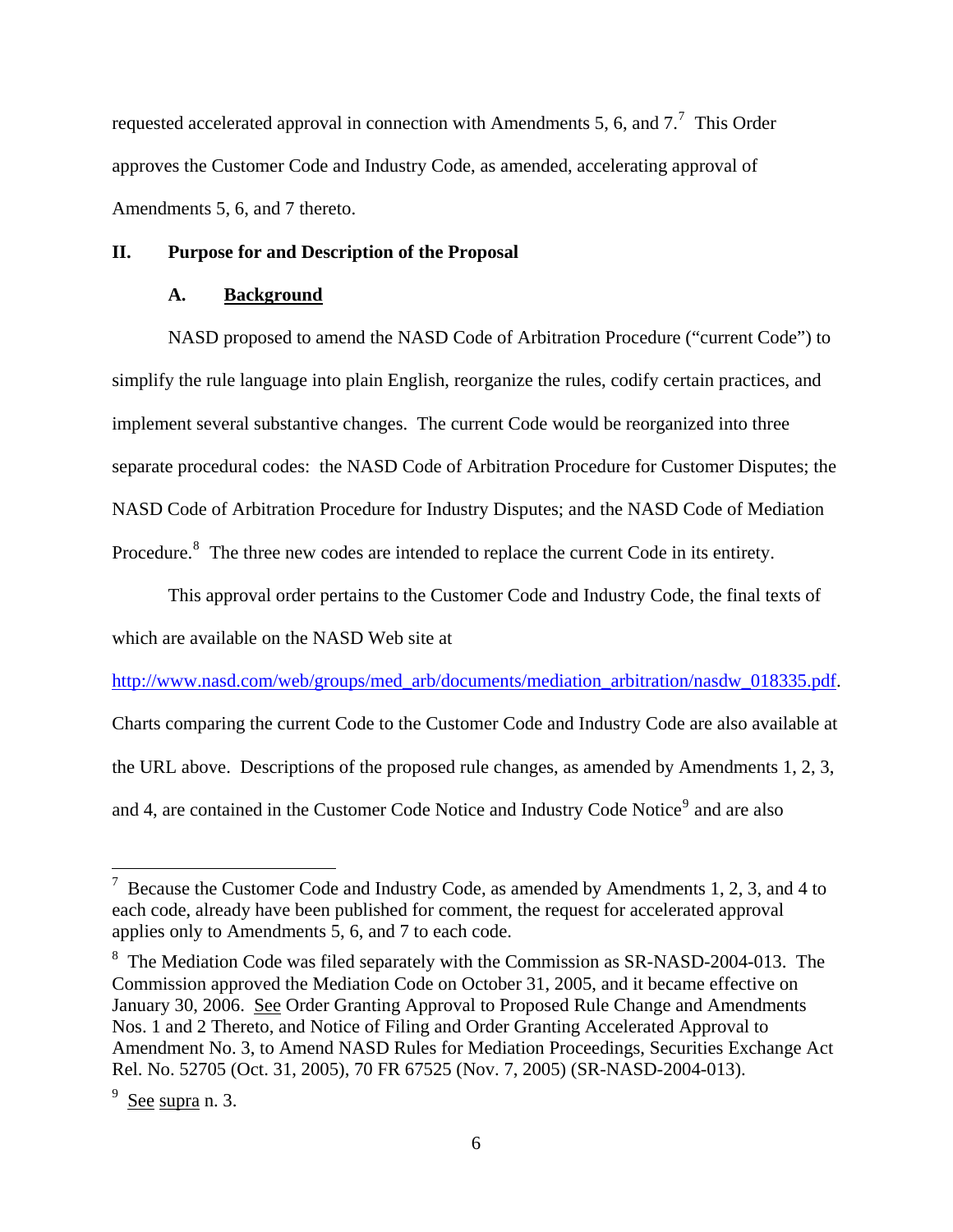requested accelerated approval in connection with Amendments 5, 6, and 7.[7] This Order approves the Customer Code and Industry Code, as amended, accelerating approval of Amendments 5, 6, and 7 thereto.

## II. Purpose for and Description of the Proposal

### A. Background

NASD proposed to amend the NASD Code of Arbitration Procedure ("current Code") to simplify the rule language into plain English, reorganize the rules, codify certain practices, and implement several substantive changes. The current Code would be reorganized into three separate procedural codes: the NASD Code of Arbitration Procedure for Customer Disputes; the NASD Code of Arbitration Procedure for Industry Disputes; and the NASD Code of Mediation Procedure.[8] The three new codes are intended to replace the current Code in its entirety.

This approval order pertains to the Customer Code and Industry Code, the final texts of which are available on the NASD Web site at http://www.nasd.com/web/groups/med_arb/documents/mediation_arbitration/nasdw_018335.pdf. Charts comparing the current Code to the Customer Code and Industry Code are also available at the URL above. Descriptions of the proposed rule changes, as amended by Amendments 1, 2, 3, and 4, are contained in the Customer Code Notice and Industry Code Notice[9] and are also

---

[7] Because the Customer Code and Industry Code, as amended by Amendments 1, 2, 3, and 4 to each code, already have been published for comment, the request for accelerated approval applies only to Amendments 5, 6, and 7 to each code.

[8] The Mediation Code was filed separately with the Commission as SR-NASD-2004-013. The Commission approved the Mediation Code on October 31, 2005, and it became effective on January 30, 2006. See Order Granting Approval to Proposed Rule Change and Amendments Nos. 1 and 2 Thereto, and Notice of Filing and Order Granting Accelerated Approval to Amendment No. 3, to Amend NASD Rules for Mediation Proceedings, Securities Exchange Act Rel. No. 52705 (Oct. 31, 2005), 70 FR 67525 (Nov. 7, 2005) (SR-NASD-2004-013).

[9] See supra n. 3.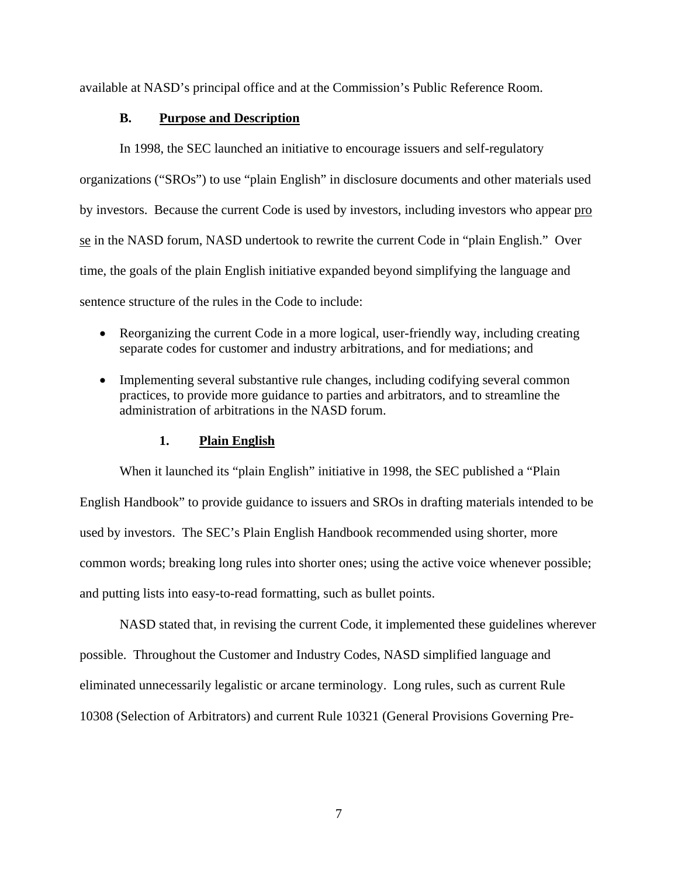available at NASD's principal office and at the Commission's Public Reference Room.

### B. Purpose and Description

In 1998, the SEC launched an initiative to encourage issuers and self-regulatory organizations ("SROs") to use "plain English" in disclosure documents and other materials used by investors. Because the current Code is used by investors, including investors who appear pro se in the NASD forum, NASD undertook to rewrite the current Code in "plain English." Over time, the goals of the plain English initiative expanded beyond simplifying the language and sentence structure of the rules in the Code to include:

- Reorganizing the current Code in a more logical, user-friendly way, including creating separate codes for customer and industry arbitrations, and for mediations; and
- Implementing several substantive rule changes, including codifying several common practices, to provide more guidance to parties and arbitrators, and to streamline the administration of arbitrations in the NASD forum.

#### 1. Plain English

When it launched its "plain English" initiative in 1998, the SEC published a "Plain English Handbook" to provide guidance to issuers and SROs in drafting materials intended to be used by investors. The SEC's Plain English Handbook recommended using shorter, more common words; breaking long rules into shorter ones; using the active voice whenever possible; and putting lists into easy-to-read formatting, such as bullet points.

NASD stated that, in revising the current Code, it implemented these guidelines wherever possible. Throughout the Customer and Industry Codes, NASD simplified language and eliminated unnecessarily legalistic or arcane terminology. Long rules, such as current Rule 10308 (Selection of Arbitrators) and current Rule 10321 (General Provisions Governing Pre-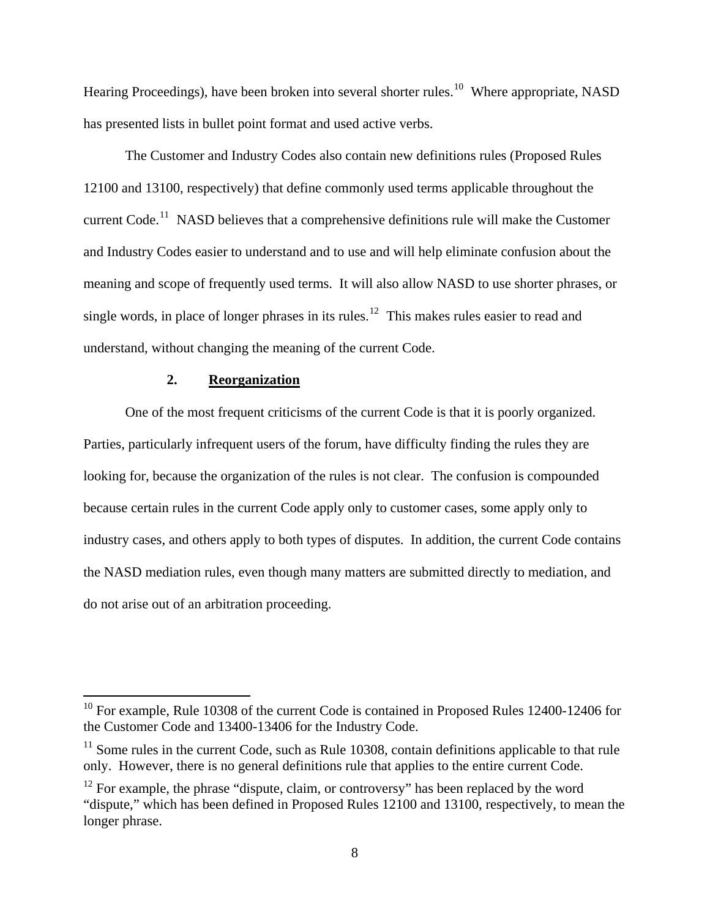Hearing Proceedings), have been broken into several shorter rules.[10] Where appropriate, NASD has presented lists in bullet point format and used active verbs.

The Customer and Industry Codes also contain new definitions rules (Proposed Rules 12100 and 13100, respectively) that define commonly used terms applicable throughout the current Code.[11] NASD believes that a comprehensive definitions rule will make the Customer and Industry Codes easier to understand and to use and will help eliminate confusion about the meaning and scope of frequently used terms. It will also allow NASD to use shorter phrases, or single words, in place of longer phrases in its rules.[12] This makes rules easier to read and understand, without changing the meaning of the current Code.

#### 2. <u>Reorganization</u>

One of the most frequent criticisms of the current Code is that it is poorly organized. Parties, particularly infrequent users of the forum, have difficulty finding the rules they are looking for, because the organization of the rules is not clear. The confusion is compounded because certain rules in the current Code apply only to customer cases, some apply only to industry cases, and others apply to both types of disputes. In addition, the current Code contains the NASD mediation rules, even though many matters are submitted directly to mediation, and do not arise out of an arbitration proceeding.

---

[10] For example, Rule 10308 of the current Code is contained in Proposed Rules 12400-12406 for the Customer Code and 13400-13406 for the Industry Code.

[11] Some rules in the current Code, such as Rule 10308, contain definitions applicable to that rule only. However, there is no general definitions rule that applies to the entire current Code.

[12] For example, the phrase "dispute, claim, or controversy" has been replaced by the word "dispute," which has been defined in Proposed Rules 12100 and 13100, respectively, to mean the longer phrase.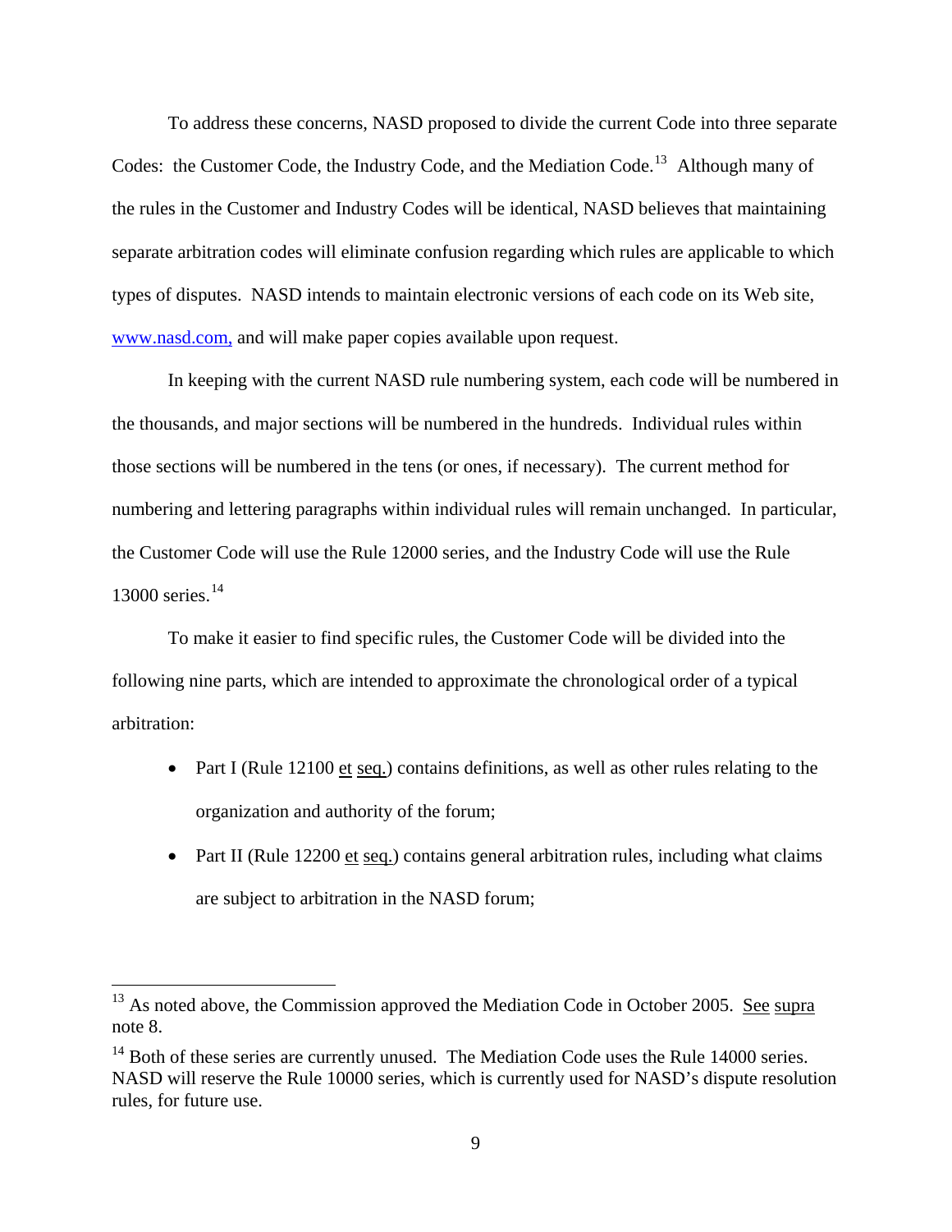To address these concerns, NASD proposed to divide the current Code into three separate Codes: the Customer Code, the Industry Code, and the Mediation Code.[13] Although many of the rules in the Customer and Industry Codes will be identical, NASD believes that maintaining separate arbitration codes will eliminate confusion regarding which rules are applicable to which types of disputes. NASD intends to maintain electronic versions of each code on its Web site, www.nasd.com, and will make paper copies available upon request.

In keeping with the current NASD rule numbering system, each code will be numbered in the thousands, and major sections will be numbered in the hundreds. Individual rules within those sections will be numbered in the tens (or ones, if necessary). The current method for numbering and lettering paragraphs within individual rules will remain unchanged. In particular, the Customer Code will use the Rule 12000 series, and the Industry Code will use the Rule 13000 series.[14]

To make it easier to find specific rules, the Customer Code will be divided into the following nine parts, which are intended to approximate the chronological order of a typical arbitration:

- Part I (Rule 12100 et seq.) contains definitions, as well as other rules relating to the organization and authority of the forum;
- Part II (Rule 12200 et seq.) contains general arbitration rules, including what claims are subject to arbitration in the NASD forum;

---

[13] As noted above, the Commission approved the Mediation Code in October 2005. See supra note 8.

[14] Both of these series are currently unused. The Mediation Code uses the Rule 14000 series. NASD will reserve the Rule 10000 series, which is currently used for NASD's dispute resolution rules, for future use.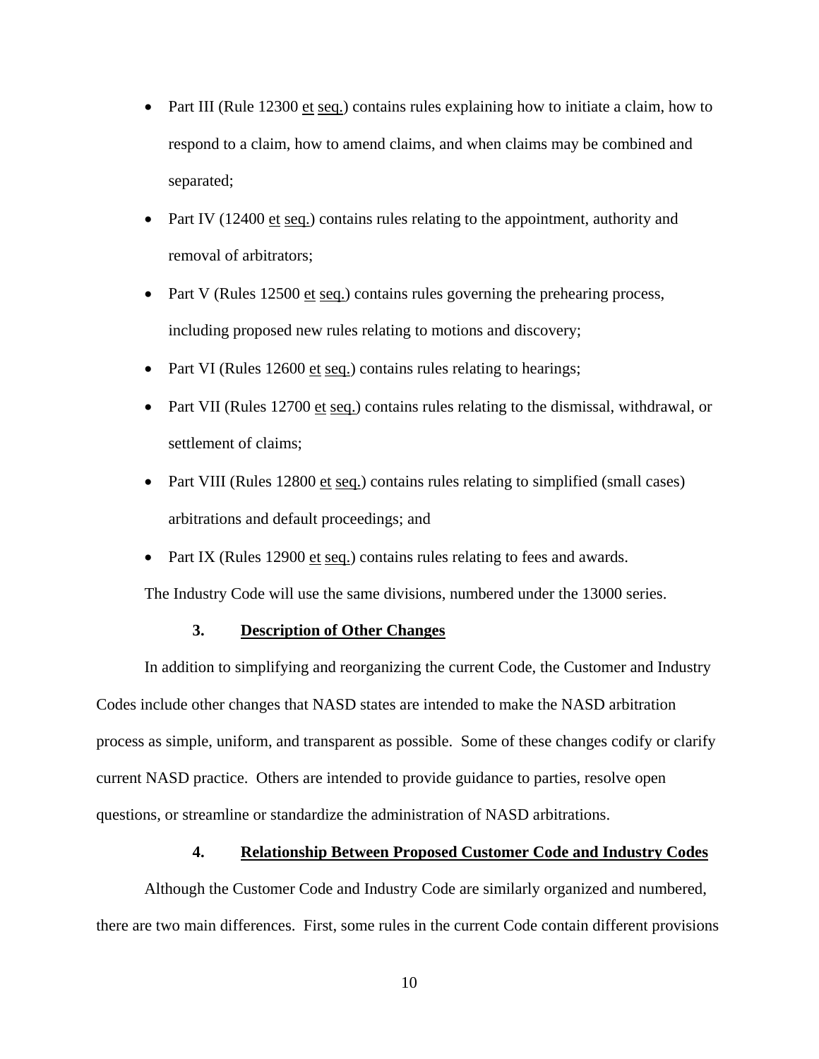- Part III (Rule 12300 et seq.) contains rules explaining how to initiate a claim, how to respond to a claim, how to amend claims, and when claims may be combined and separated;
- Part IV (12400 et seq.) contains rules relating to the appointment, authority and removal of arbitrators;
- Part V (Rules 12500 et seq.) contains rules governing the prehearing process, including proposed new rules relating to motions and discovery;
- Part VI (Rules 12600 et seq.) contains rules relating to hearings;
- Part VII (Rules 12700 et seq.) contains rules relating to the dismissal, withdrawal, or settlement of claims;
- Part VIII (Rules 12800 et seq.) contains rules relating to simplified (small cases) arbitrations and default proceedings; and
- Part IX (Rules 12900 et seq.) contains rules relating to fees and awards.

The Industry Code will use the same divisions, numbered under the 13000 series.

### 3. Description of Other Changes

In addition to simplifying and reorganizing the current Code, the Customer and Industry Codes include other changes that NASD states are intended to make the NASD arbitration process as simple, uniform, and transparent as possible. Some of these changes codify or clarify current NASD practice. Others are intended to provide guidance to parties, resolve open questions, or streamline or standardize the administration of NASD arbitrations.

### 4. Relationship Between Proposed Customer Code and Industry Codes

Although the Customer Code and Industry Code are similarly organized and numbered, there are two main differences. First, some rules in the current Code contain different provisions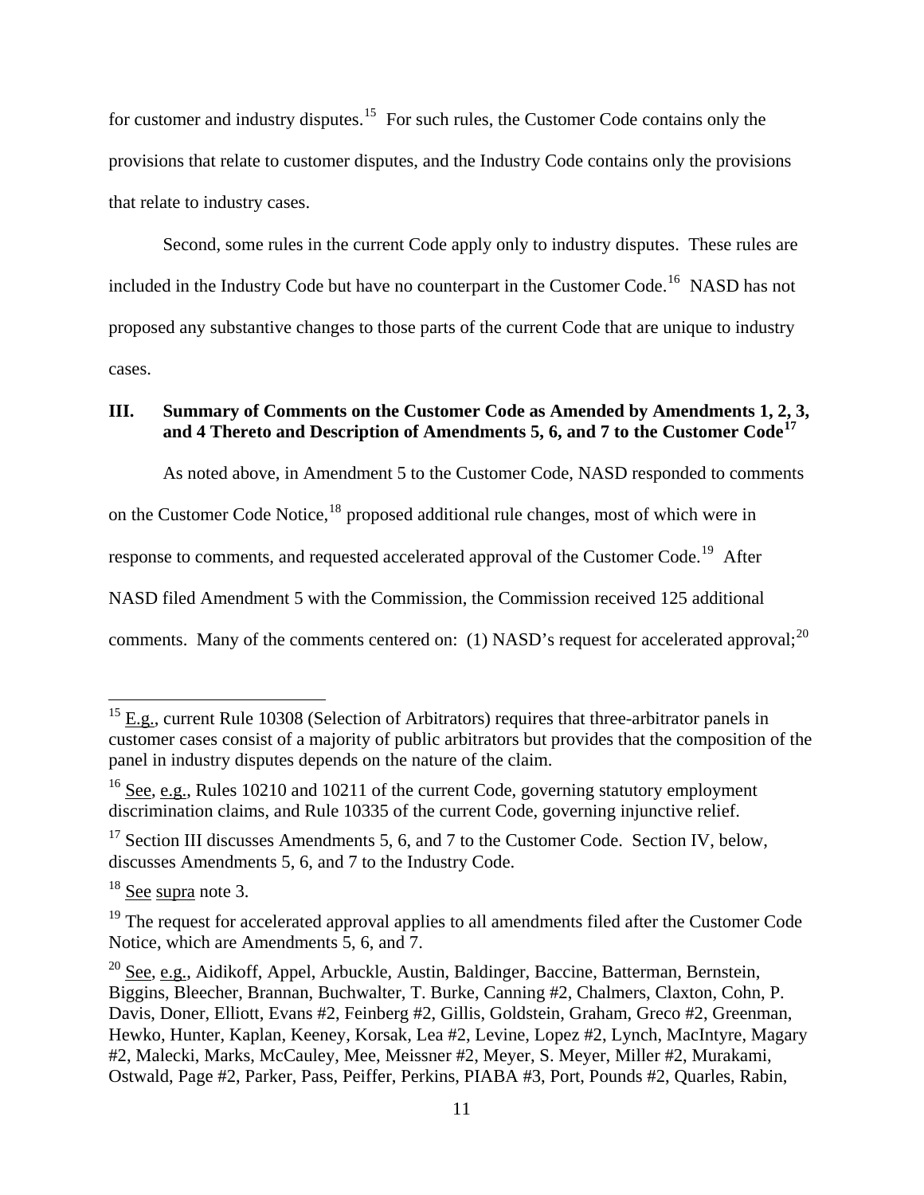for customer and industry disputes.[15] For such rules, the Customer Code contains only the provisions that relate to customer disputes, and the Industry Code contains only the provisions that relate to industry cases.

Second, some rules in the current Code apply only to industry disputes. These rules are included in the Industry Code but have no counterpart in the Customer Code.[16] NASD has not proposed any substantive changes to those parts of the current Code that are unique to industry cases.

## III. Summary of Comments on the Customer Code as Amended by Amendments 1, 2, 3, and 4 Thereto and Description of Amendments 5, 6, and 7 to the Customer Code[17]

As noted above, in Amendment 5 to the Customer Code, NASD responded to comments on the Customer Code Notice,[18] proposed additional rule changes, most of which were in response to comments, and requested accelerated approval of the Customer Code.[19] After NASD filed Amendment 5 with the Commission, the Commission received 125 additional comments. Many of the comments centered on: (1) NASD's request for accelerated approval;[20]

---

[15] E.g., current Rule 10308 (Selection of Arbitrators) requires that three-arbitrator panels in customer cases consist of a majority of public arbitrators but provides that the composition of the panel in industry disputes depends on the nature of the claim.

[16] See, e.g., Rules 10210 and 10211 of the current Code, governing statutory employment discrimination claims, and Rule 10335 of the current Code, governing injunctive relief.

[17] Section III discusses Amendments 5, 6, and 7 to the Customer Code. Section IV, below, discusses Amendments 5, 6, and 7 to the Industry Code.

[18] See supra note 3.

[19] The request for accelerated approval applies to all amendments filed after the Customer Code Notice, which are Amendments 5, 6, and 7.

[20] See, e.g., Aidikoff, Appel, Arbuckle, Austin, Baldinger, Baccine, Batterman, Bernstein, Biggins, Bleecher, Brannan, Buchwalter, T. Burke, Canning #2, Chalmers, Claxton, Cohn, P. Davis, Doner, Elliott, Evans #2, Feinberg #2, Gillis, Goldstein, Graham, Greco #2, Greenman, Hewko, Hunter, Kaplan, Keeney, Korsak, Lea #2, Levine, Lopez #2, Lynch, MacIntyre, Magary #2, Malecki, Marks, McCauley, Mee, Meissner #2, Meyer, S. Meyer, Miller #2, Murakami, Ostwald, Page #2, Parker, Pass, Peiffer, Perkins, PIABA #3, Port, Pounds #2, Quarles, Rabin,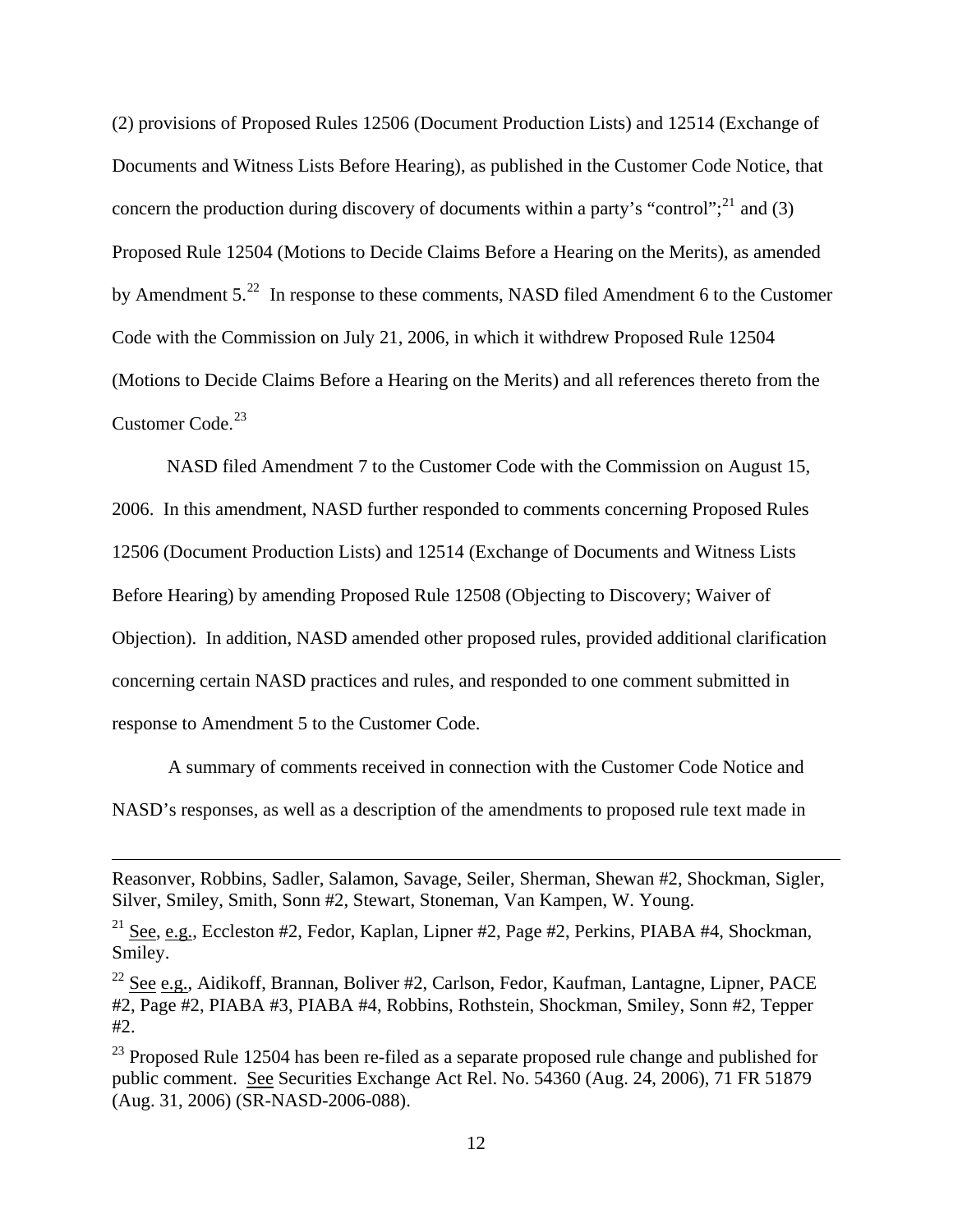(2) provisions of Proposed Rules 12506 (Document Production Lists) and 12514 (Exchange of Documents and Witness Lists Before Hearing), as published in the Customer Code Notice, that concern the production during discovery of documents within a party's "control";[21] and (3) Proposed Rule 12504 (Motions to Decide Claims Before a Hearing on the Merits), as amended by Amendment 5.[22] In response to these comments, NASD filed Amendment 6 to the Customer Code with the Commission on July 21, 2006, in which it withdrew Proposed Rule 12504 (Motions to Decide Claims Before a Hearing on the Merits) and all references thereto from the Customer Code.[23]

NASD filed Amendment 7 to the Customer Code with the Commission on August 15, 2006. In this amendment, NASD further responded to comments concerning Proposed Rules 12506 (Document Production Lists) and 12514 (Exchange of Documents and Witness Lists Before Hearing) by amending Proposed Rule 12508 (Objecting to Discovery; Waiver of Objection). In addition, NASD amended other proposed rules, provided additional clarification concerning certain NASD practices and rules, and responded to one comment submitted in response to Amendment 5 to the Customer Code.

A summary of comments received in connection with the Customer Code Notice and NASD's responses, as well as a description of the amendments to proposed rule text made in

---

Reasonver, Robbins, Sadler, Salamon, Savage, Seiler, Sherman, Shewan #2, Shockman, Sigler, Silver, Smiley, Smith, Sonn #2, Stewart, Stoneman, Van Kampen, W. Young.

[21] See, e.g., Eccleston #2, Fedor, Kaplan, Lipner #2, Page #2, Perkins, PIABA #4, Shockman, Smiley.

[22] See e.g., Aidikoff, Brannan, Boliver #2, Carlson, Fedor, Kaufman, Lantagne, Lipner, PACE #2, Page #2, PIABA #3, PIABA #4, Robbins, Rothstein, Shockman, Smiley, Sonn #2, Tepper #2.

[23] Proposed Rule 12504 has been re-filed as a separate proposed rule change and published for public comment. See Securities Exchange Act Rel. No. 54360 (Aug. 24, 2006), 71 FR 51879 (Aug. 31, 2006) (SR-NASD-2006-088).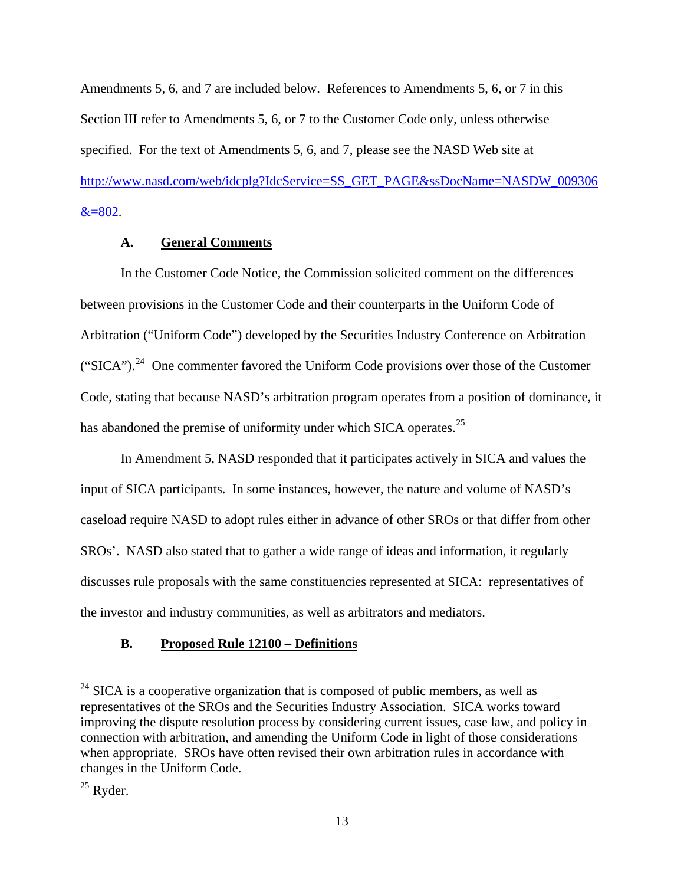Amendments 5, 6, and 7 are included below. References to Amendments 5, 6, or 7 in this Section III refer to Amendments 5, 6, or 7 to the Customer Code only, unless otherwise specified. For the text of Amendments 5, 6, and 7, please see the NASD Web site at http://www.nasd.com/web/idcplg?IdcService=SS_GET_PAGE&ssDocName=NASDW_009306&=802.

### A. General Comments

In the Customer Code Notice, the Commission solicited comment on the differences between provisions in the Customer Code and their counterparts in the Uniform Code of Arbitration ("Uniform Code") developed by the Securities Industry Conference on Arbitration ("SICA").[24] One commenter favored the Uniform Code provisions over those of the Customer Code, stating that because NASD's arbitration program operates from a position of dominance, it has abandoned the premise of uniformity under which SICA operates.[25]

In Amendment 5, NASD responded that it participates actively in SICA and values the input of SICA participants. In some instances, however, the nature and volume of NASD's caseload require NASD to adopt rules either in advance of other SROs or that differ from other SROs'. NASD also stated that to gather a wide range of ideas and information, it regularly discusses rule proposals with the same constituencies represented at SICA: representatives of the investor and industry communities, as well as arbitrators and mediators.

### B. Proposed Rule 12100 – Definitions

[24] SICA is a cooperative organization that is composed of public members, as well as representatives of the SROs and the Securities Industry Association. SICA works toward improving the dispute resolution process by considering current issues, case law, and policy in connection with arbitration, and amending the Uniform Code in light of those considerations when appropriate. SROs have often revised their own arbitration rules in accordance with changes in the Uniform Code.

[25] Ryder.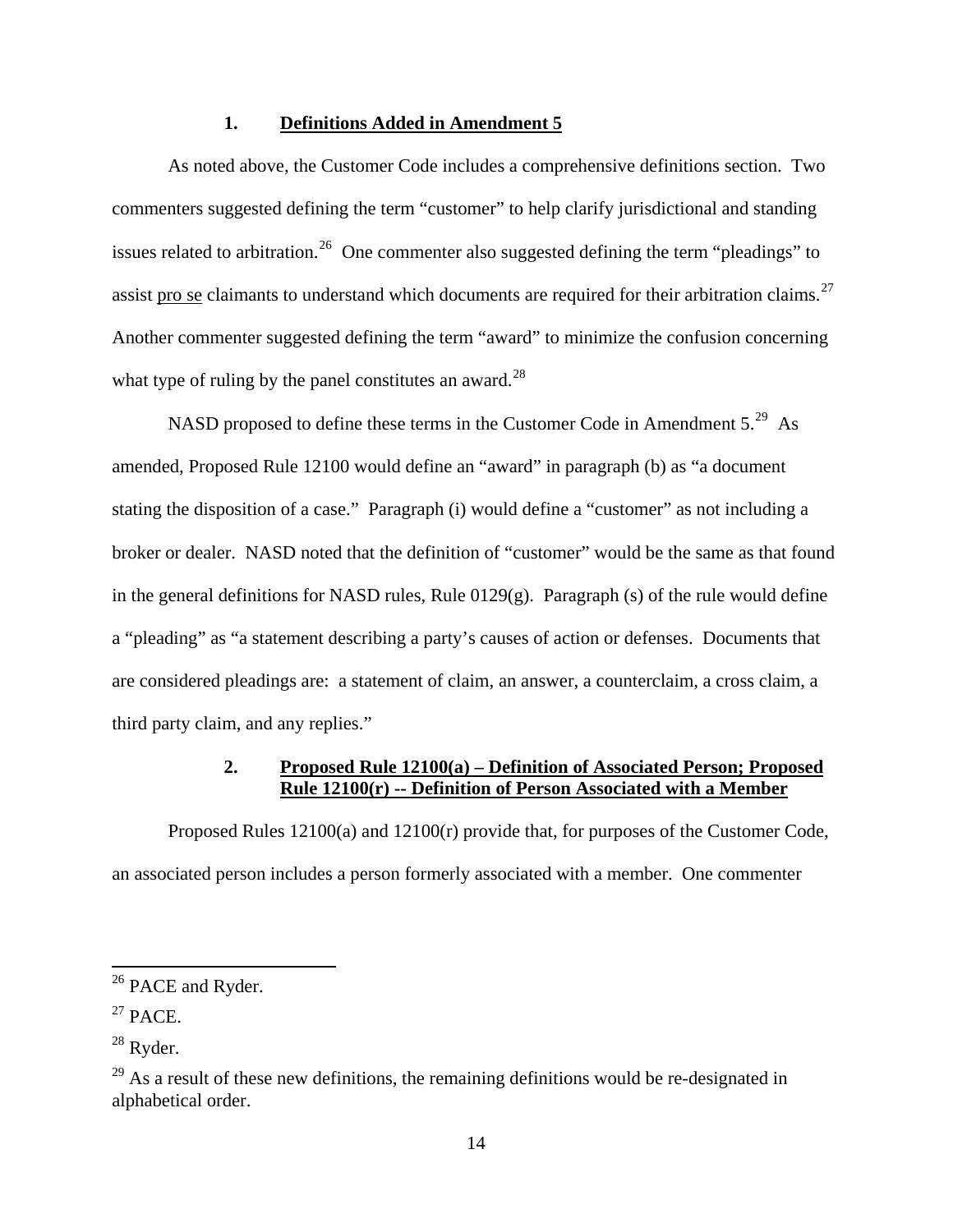### 1. **Definitions Added in Amendment 5**

As noted above, the Customer Code includes a comprehensive definitions section. Two commenters suggested defining the term "customer" to help clarify jurisdictional and standing issues related to arbitration.[26] One commenter also suggested defining the term "pleadings" to assist pro se claimants to understand which documents are required for their arbitration claims.[27] Another commenter suggested defining the term "award" to minimize the confusion concerning what type of ruling by the panel constitutes an award.[28]

NASD proposed to define these terms in the Customer Code in Amendment 5.[29] As amended, Proposed Rule 12100 would define an "award" in paragraph (b) as "a document stating the disposition of a case." Paragraph (i) would define a "customer" as not including a broker or dealer. NASD noted that the definition of "customer" would be the same as that found in the general definitions for NASD rules, Rule 0129(g). Paragraph (s) of the rule would define a "pleading" as "a statement describing a party's causes of action or defenses. Documents that are considered pleadings are: a statement of claim, an answer, a counterclaim, a cross claim, a third party claim, and any replies."

### 2. **Proposed Rule 12100(a) – Definition of Associated Person; Proposed Rule 12100(r) -- Definition of Person Associated with a Member**

Proposed Rules 12100(a) and 12100(r) provide that, for purposes of the Customer Code, an associated person includes a person formerly associated with a member. One commenter

---

[26] PACE and Ryder.

[27] PACE.

[28] Ryder.

[29] As a result of these new definitions, the remaining definitions would be re-designated in alphabetical order.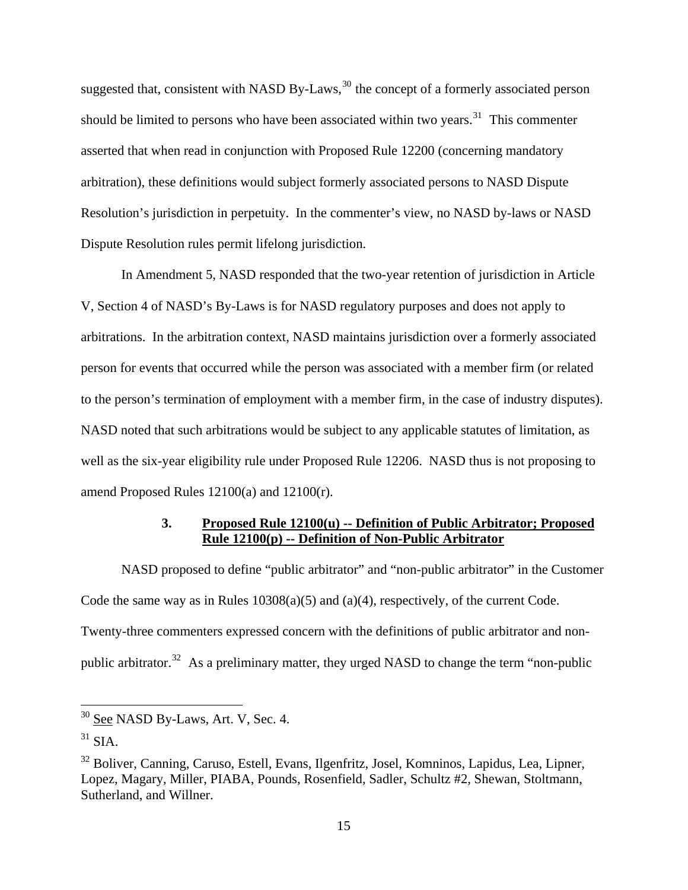suggested that, consistent with NASD By-Laws,[30] the concept of a formerly associated person should be limited to persons who have been associated within two years.[31] This commenter asserted that when read in conjunction with Proposed Rule 12200 (concerning mandatory arbitration), these definitions would subject formerly associated persons to NASD Dispute Resolution's jurisdiction in perpetuity. In the commenter's view, no NASD by-laws or NASD Dispute Resolution rules permit lifelong jurisdiction.

In Amendment 5, NASD responded that the two-year retention of jurisdiction in Article V, Section 4 of NASD's By-Laws is for NASD regulatory purposes and does not apply to arbitrations. In the arbitration context, NASD maintains jurisdiction over a formerly associated person for events that occurred while the person was associated with a member firm (or related to the person's termination of employment with a member firm, in the case of industry disputes). NASD noted that such arbitrations would be subject to any applicable statutes of limitation, as well as the six-year eligibility rule under Proposed Rule 12206. NASD thus is not proposing to amend Proposed Rules 12100(a) and 12100(r).

### 3. Proposed Rule 12100(u) -- Definition of Public Arbitrator; Proposed Rule 12100(p) -- Definition of Non-Public Arbitrator

NASD proposed to define "public arbitrator" and "non-public arbitrator" in the Customer Code the same way as in Rules 10308(a)(5) and (a)(4), respectively, of the current Code. Twenty-three commenters expressed concern with the definitions of public arbitrator and non-public arbitrator.[32] As a preliminary matter, they urged NASD to change the term "non-public

[30] See NASD By-Laws, Art. V, Sec. 4.

[31] SIA.

[32] Boliver, Canning, Caruso, Estell, Evans, Ilgenfritz, Josel, Komninos, Lapidus, Lea, Lipner, Lopez, Magary, Miller, PIABA, Pounds, Rosenfield, Sadler, Schultz #2, Shewan, Stoltmann, Sutherland, and Willner.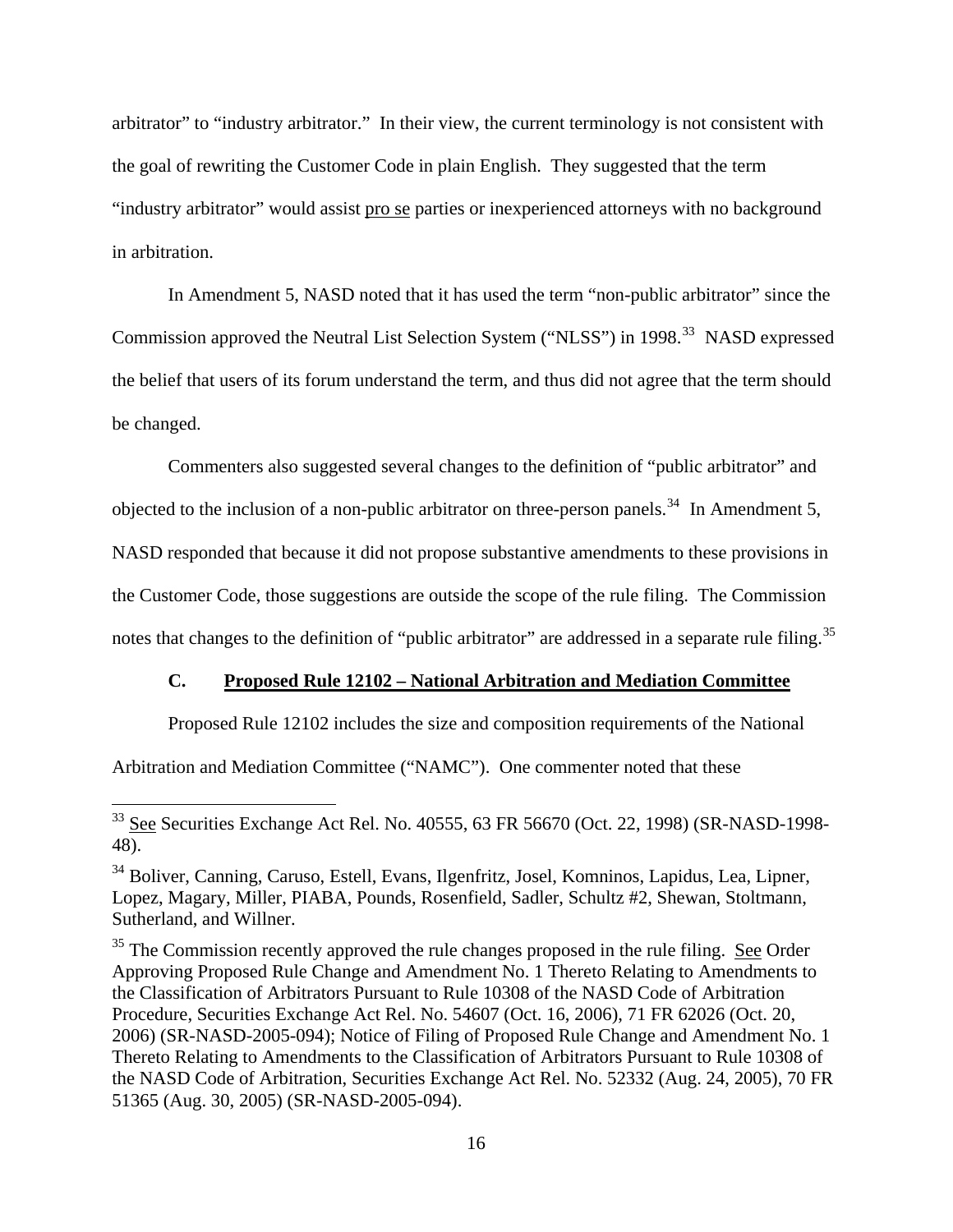arbitrator" to "industry arbitrator." In their view, the current terminology is not consistent with the goal of rewriting the Customer Code in plain English. They suggested that the term "industry arbitrator" would assist pro se parties or inexperienced attorneys with no background in arbitration.

In Amendment 5, NASD noted that it has used the term "non-public arbitrator" since the Commission approved the Neutral List Selection System ("NLSS") in 1998.[33] NASD expressed the belief that users of its forum understand the term, and thus did not agree that the term should be changed.

Commenters also suggested several changes to the definition of "public arbitrator" and objected to the inclusion of a non-public arbitrator on three-person panels.[34] In Amendment 5, NASD responded that because it did not propose substantive amendments to these provisions in the Customer Code, those suggestions are outside the scope of the rule filing. The Commission notes that changes to the definition of "public arbitrator" are addressed in a separate rule filing.[35]

### C. Proposed Rule 12102 – National Arbitration and Mediation Committee

Proposed Rule 12102 includes the size and composition requirements of the National Arbitration and Mediation Committee ("NAMC"). One commenter noted that these

---

[33] See Securities Exchange Act Rel. No. 40555, 63 FR 56670 (Oct. 22, 1998) (SR-NASD-1998-48).

[34] Boliver, Canning, Caruso, Estell, Evans, Ilgenfritz, Josel, Komninos, Lapidus, Lea, Lipner, Lopez, Magary, Miller, PIABA, Pounds, Rosenfield, Sadler, Schultz #2, Shewan, Stoltmann, Sutherland, and Willner.

[35] The Commission recently approved the rule changes proposed in the rule filing. See Order Approving Proposed Rule Change and Amendment No. 1 Thereto Relating to Amendments to the Classification of Arbitrators Pursuant to Rule 10308 of the NASD Code of Arbitration Procedure, Securities Exchange Act Rel. No. 54607 (Oct. 16, 2006), 71 FR 62026 (Oct. 20, 2006) (SR-NASD-2005-094); Notice of Filing of Proposed Rule Change and Amendment No. 1 Thereto Relating to Amendments to the Classification of Arbitrators Pursuant to Rule 10308 of the NASD Code of Arbitration, Securities Exchange Act Rel. No. 52332 (Aug. 24, 2005), 70 FR 51365 (Aug. 30, 2005) (SR-NASD-2005-094).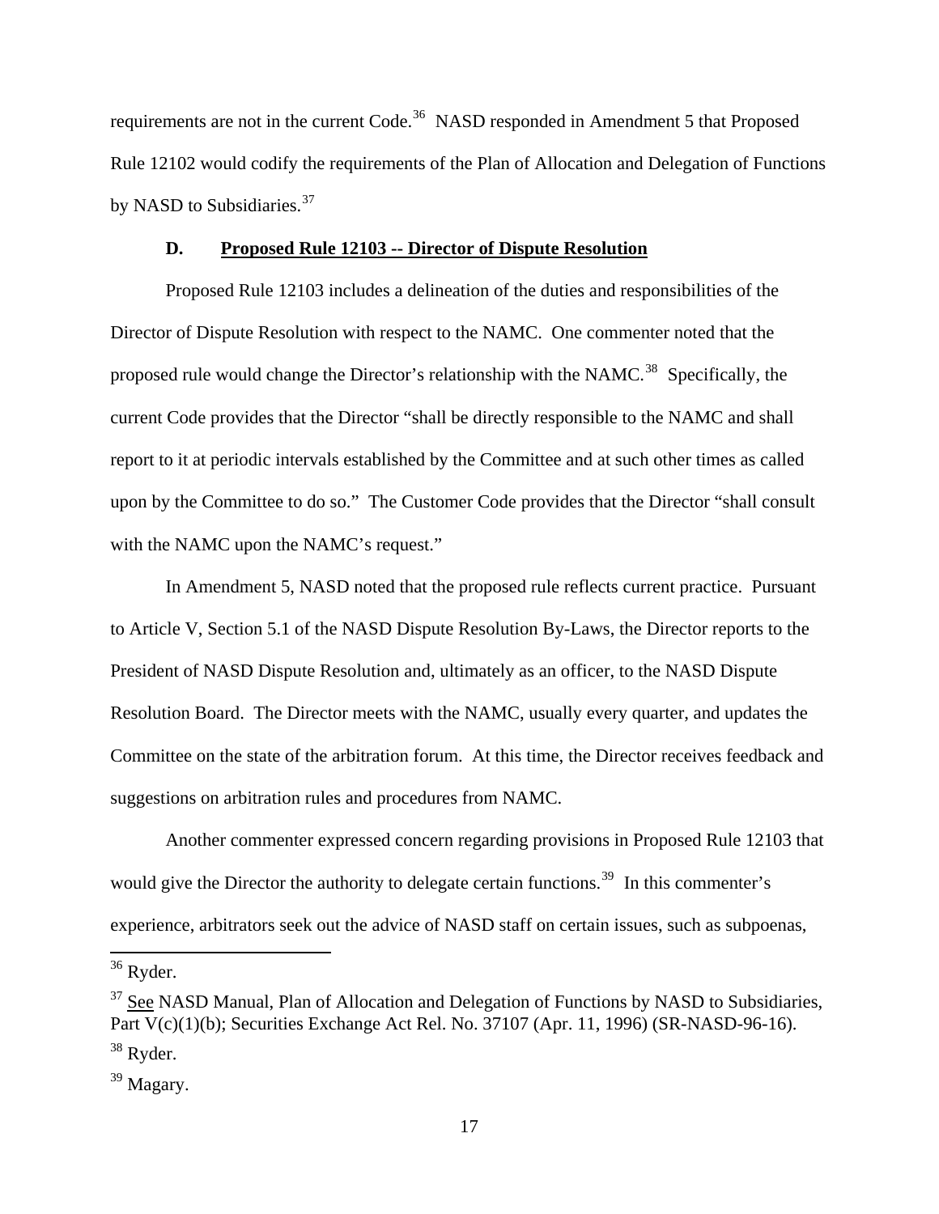requirements are not in the current Code.[36] NASD responded in Amendment 5 that Proposed Rule 12102 would codify the requirements of the Plan of Allocation and Delegation of Functions by NASD to Subsidiaries.[37]

### D. Proposed Rule 12103 -- Director of Dispute Resolution

Proposed Rule 12103 includes a delineation of the duties and responsibilities of the Director of Dispute Resolution with respect to the NAMC. One commenter noted that the proposed rule would change the Director's relationship with the NAMC.[38] Specifically, the current Code provides that the Director "shall be directly responsible to the NAMC and shall report to it at periodic intervals established by the Committee and at such other times as called upon by the Committee to do so." The Customer Code provides that the Director "shall consult with the NAMC upon the NAMC's request."

In Amendment 5, NASD noted that the proposed rule reflects current practice. Pursuant to Article V, Section 5.1 of the NASD Dispute Resolution By-Laws, the Director reports to the President of NASD Dispute Resolution and, ultimately as an officer, to the NASD Dispute Resolution Board. The Director meets with the NAMC, usually every quarter, and updates the Committee on the state of the arbitration forum. At this time, the Director receives feedback and suggestions on arbitration rules and procedures from NAMC.

Another commenter expressed concern regarding provisions in Proposed Rule 12103 that would give the Director the authority to delegate certain functions.[39] In this commenter's experience, arbitrators seek out the advice of NASD staff on certain issues, such as subpoenas,

---

[36] Ryder.

[37] See NASD Manual, Plan of Allocation and Delegation of Functions by NASD to Subsidiaries, Part V(c)(1)(b); Securities Exchange Act Rel. No. 37107 (Apr. 11, 1996) (SR-NASD-96-16).

[38] Ryder.

[39] Magary.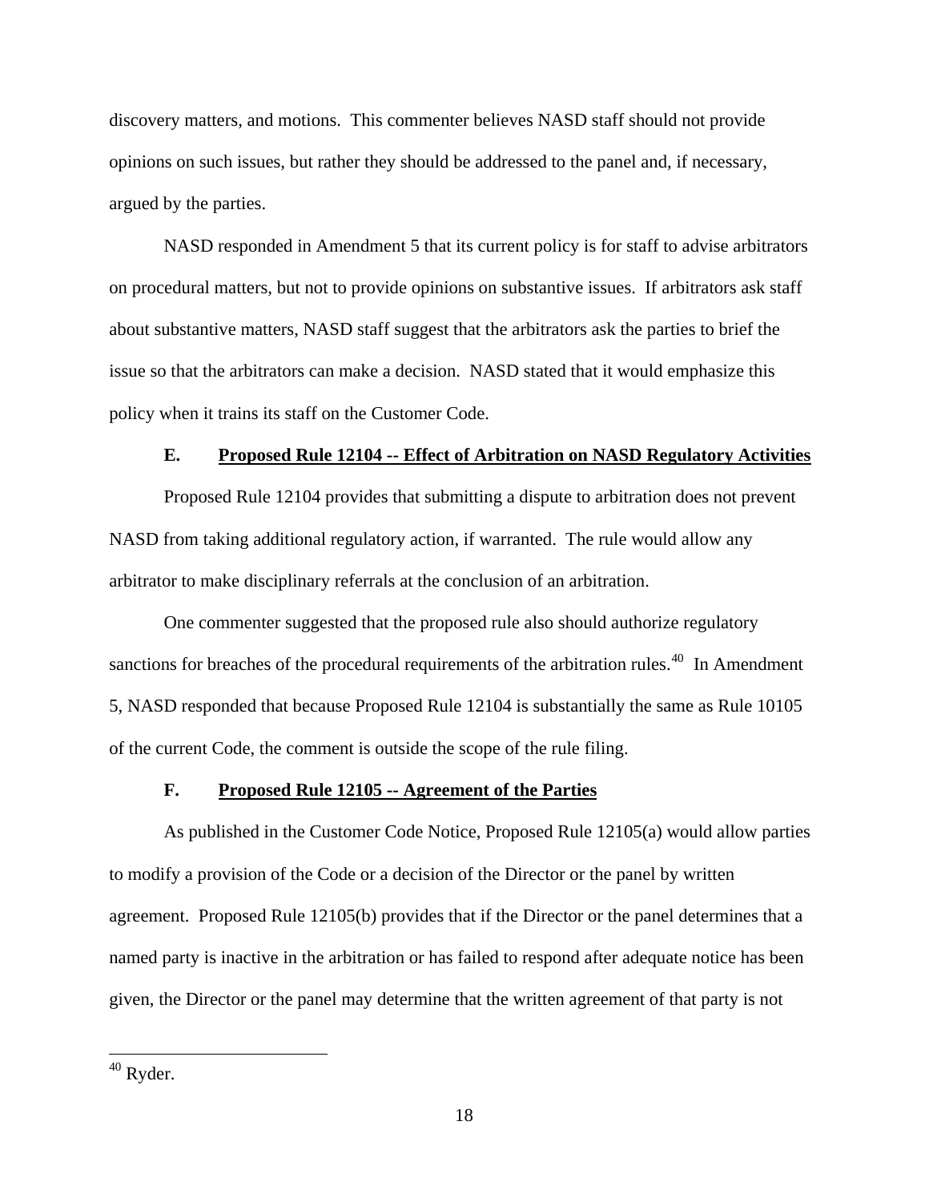discovery matters, and motions. This commenter believes NASD staff should not provide opinions on such issues, but rather they should be addressed to the panel and, if necessary, argued by the parties.

NASD responded in Amendment 5 that its current policy is for staff to advise arbitrators on procedural matters, but not to provide opinions on substantive issues. If arbitrators ask staff about substantive matters, NASD staff suggest that the arbitrators ask the parties to brief the issue so that the arbitrators can make a decision. NASD stated that it would emphasize this policy when it trains its staff on the Customer Code.

### E. Proposed Rule 12104 -- Effect of Arbitration on NASD Regulatory Activities

Proposed Rule 12104 provides that submitting a dispute to arbitration does not prevent NASD from taking additional regulatory action, if warranted. The rule would allow any arbitrator to make disciplinary referrals at the conclusion of an arbitration.

One commenter suggested that the proposed rule also should authorize regulatory sanctions for breaches of the procedural requirements of the arbitration rules.[40] In Amendment 5, NASD responded that because Proposed Rule 12104 is substantially the same as Rule 10105 of the current Code, the comment is outside the scope of the rule filing.

### F. Proposed Rule 12105 -- Agreement of the Parties

As published in the Customer Code Notice, Proposed Rule 12105(a) would allow parties to modify a provision of the Code or a decision of the Director or the panel by written agreement. Proposed Rule 12105(b) provides that if the Director or the panel determines that a named party is inactive in the arbitration or has failed to respond after adequate notice has been given, the Director or the panel may determine that the written agreement of that party is not

---

[40] Ryder.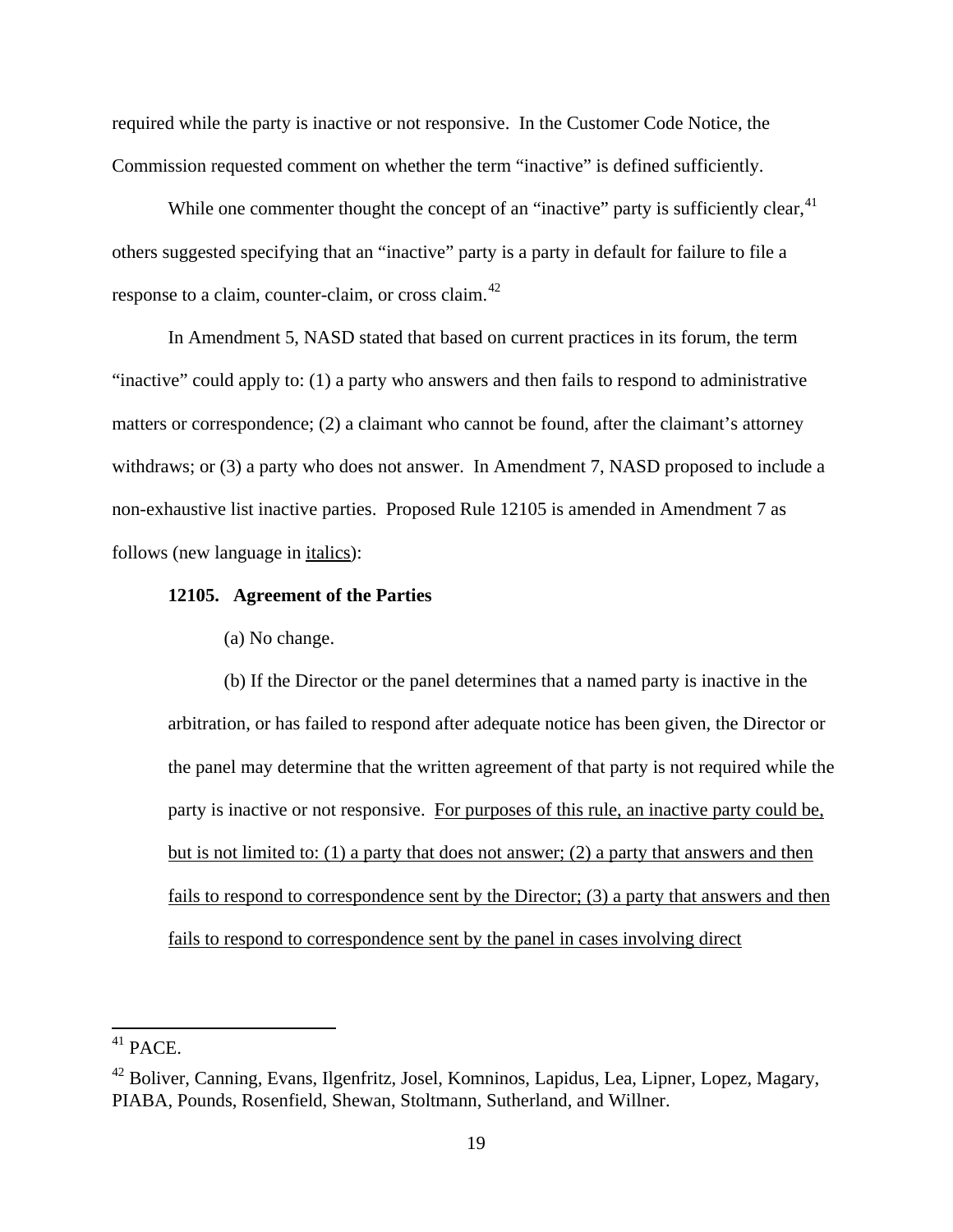required while the party is inactive or not responsive. In the Customer Code Notice, the Commission requested comment on whether the term "inactive" is defined sufficiently.

While one commenter thought the concept of an "inactive" party is sufficiently clear,[41] others suggested specifying that an "inactive" party is a party in default for failure to file a response to a claim, counter-claim, or cross claim.[42]

In Amendment 5, NASD stated that based on current practices in its forum, the term "inactive" could apply to: (1) a party who answers and then fails to respond to administrative matters or correspondence; (2) a claimant who cannot be found, after the claimant's attorney withdraws; or (3) a party who does not answer. In Amendment 7, NASD proposed to include a non-exhaustive list inactive parties. Proposed Rule 12105 is amended in Amendment 7 as follows (new language in <u>italics</u>):

**12105. Agreement of the Parties**

(a) No change.

(b) If the Director or the panel determines that a named party is inactive in the arbitration, or has failed to respond after adequate notice has been given, the Director or the panel may determine that the written agreement of that party is not required while the party is inactive or not responsive. <u>For purposes of this rule, an inactive party could be, but is not limited to: (1) a party that does not answer; (2) a party that answers and then fails to respond to correspondence sent by the Director; (3) a party that answers and then fails to respond to correspondence sent by the panel in cases involving direct</u>

[41] PACE.

[42] Boliver, Canning, Evans, Ilgenfritz, Josel, Komninos, Lapidus, Lea, Lipner, Lopez, Magary, PIABA, Pounds, Rosenfield, Shewan, Stoltmann, Sutherland, and Willner.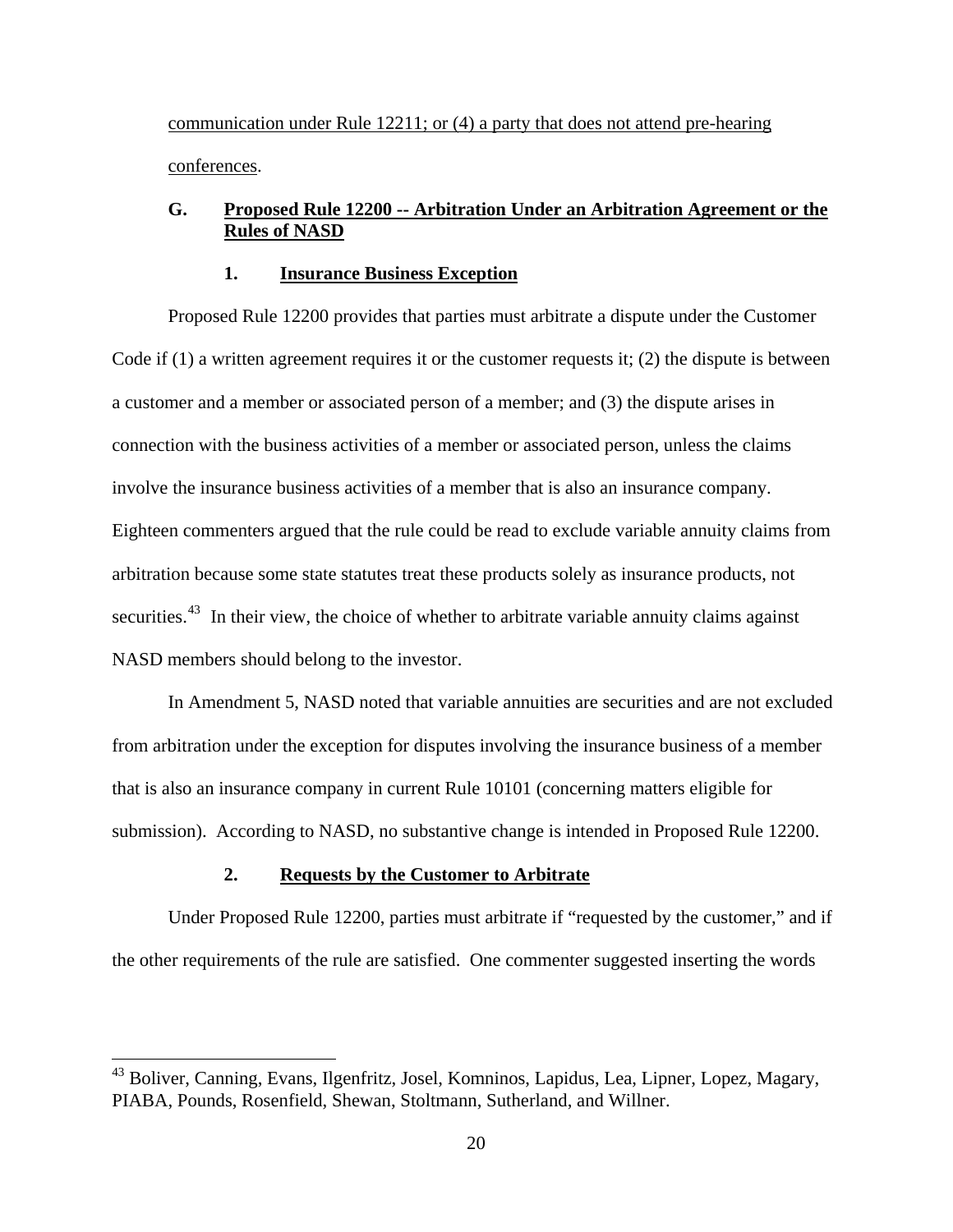communication under Rule 12211; or (4) a party that does not attend pre-hearing conferences.

### G. Proposed Rule 12200 -- Arbitration Under an Arbitration Agreement or the Rules of NASD

#### 1. Insurance Business Exception

Proposed Rule 12200 provides that parties must arbitrate a dispute under the Customer Code if (1) a written agreement requires it or the customer requests it; (2) the dispute is between a customer and a member or associated person of a member; and (3) the dispute arises in connection with the business activities of a member or associated person, unless the claims involve the insurance business activities of a member that is also an insurance company. Eighteen commenters argued that the rule could be read to exclude variable annuity claims from arbitration because some state statutes treat these products solely as insurance products, not securities.[43] In their view, the choice of whether to arbitrate variable annuity claims against NASD members should belong to the investor.

In Amendment 5, NASD noted that variable annuities are securities and are not excluded from arbitration under the exception for disputes involving the insurance business of a member that is also an insurance company in current Rule 10101 (concerning matters eligible for submission). According to NASD, no substantive change is intended in Proposed Rule 12200.

#### 2. Requests by the Customer to Arbitrate

Under Proposed Rule 12200, parties must arbitrate if "requested by the customer," and if the other requirements of the rule are satisfied. One commenter suggested inserting the words

---

[43] Boliver, Canning, Evans, Ilgenfritz, Josel, Komninos, Lapidus, Lea, Lipner, Lopez, Magary, PIABA, Pounds, Rosenfield, Shewan, Stoltmann, Sutherland, and Willner.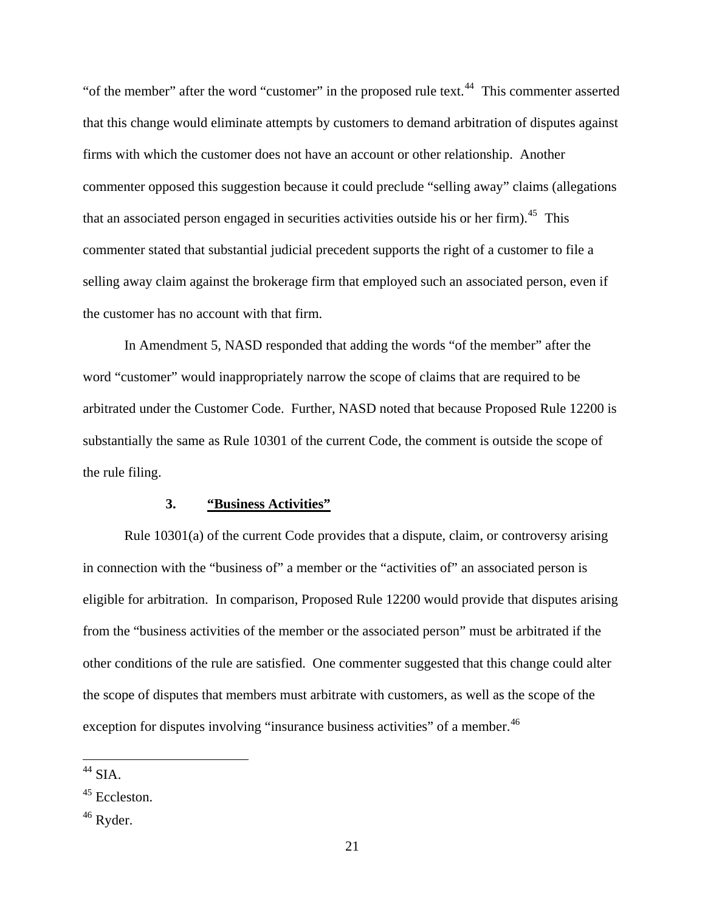"of the member" after the word "customer" in the proposed rule text.[44] This commenter asserted that this change would eliminate attempts by customers to demand arbitration of disputes against firms with which the customer does not have an account or other relationship. Another commenter opposed this suggestion because it could preclude "selling away" claims (allegations that an associated person engaged in securities activities outside his or her firm).[45] This commenter stated that substantial judicial precedent supports the right of a customer to file a selling away claim against the brokerage firm that employed such an associated person, even if the customer has no account with that firm.

In Amendment 5, NASD responded that adding the words "of the member" after the word "customer" would inappropriately narrow the scope of claims that are required to be arbitrated under the Customer Code. Further, NASD noted that because Proposed Rule 12200 is substantially the same as Rule 10301 of the current Code, the comment is outside the scope of the rule filing.

### 3. "Business Activities"

Rule 10301(a) of the current Code provides that a dispute, claim, or controversy arising in connection with the "business of" a member or the "activities of" an associated person is eligible for arbitration. In comparison, Proposed Rule 12200 would provide that disputes arising from the "business activities of the member or the associated person" must be arbitrated if the other conditions of the rule are satisfied. One commenter suggested that this change could alter the scope of disputes that members must arbitrate with customers, as well as the scope of the exception for disputes involving "insurance business activities" of a member.[46]

---

[44] SIA.

[45] Eccleston.

[46] Ryder.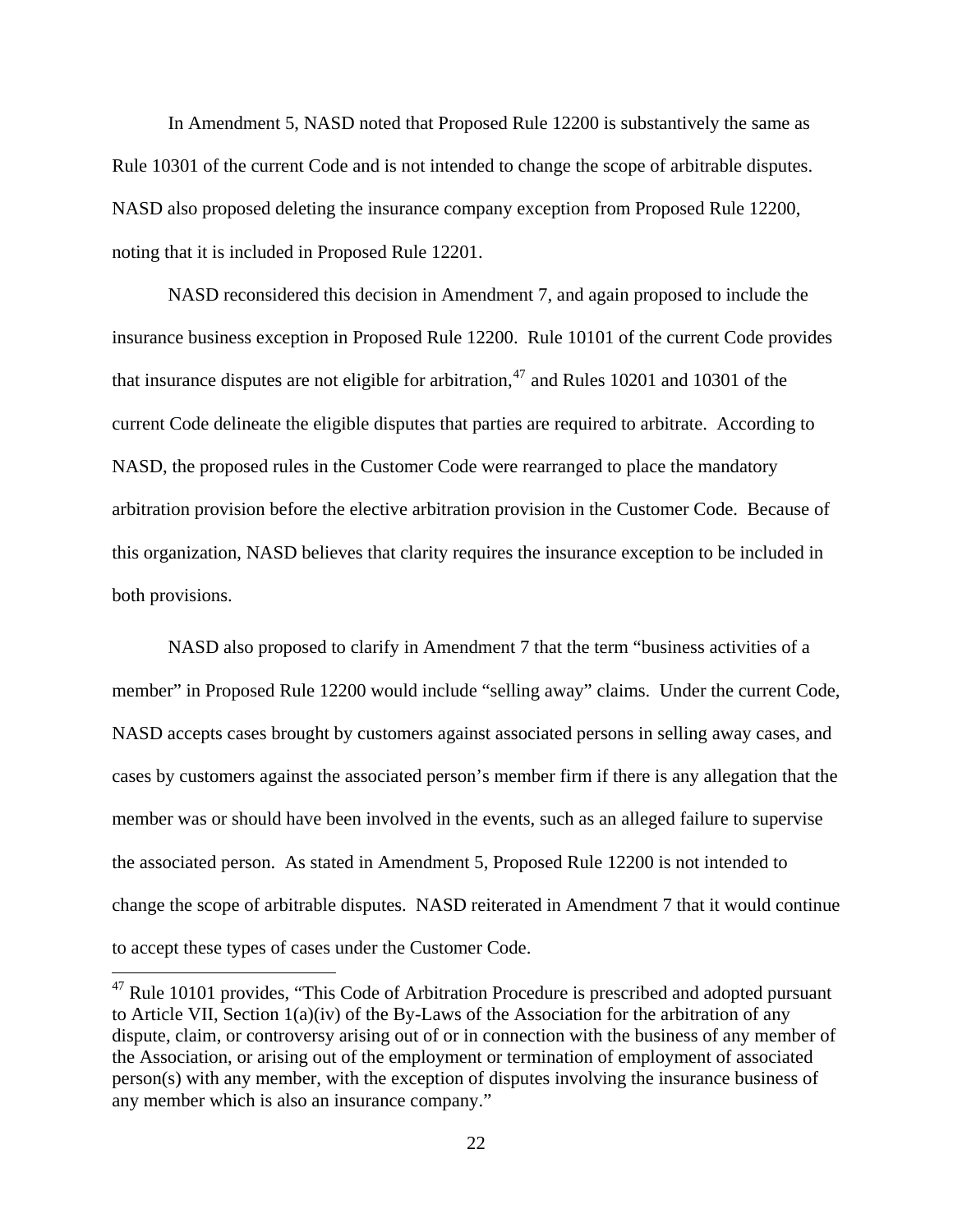In Amendment 5, NASD noted that Proposed Rule 12200 is substantively the same as Rule 10301 of the current Code and is not intended to change the scope of arbitrable disputes. NASD also proposed deleting the insurance company exception from Proposed Rule 12200, noting that it is included in Proposed Rule 12201.

NASD reconsidered this decision in Amendment 7, and again proposed to include the insurance business exception in Proposed Rule 12200. Rule 10101 of the current Code provides that insurance disputes are not eligible for arbitration,[47] and Rules 10201 and 10301 of the current Code delineate the eligible disputes that parties are required to arbitrate. According to NASD, the proposed rules in the Customer Code were rearranged to place the mandatory arbitration provision before the elective arbitration provision in the Customer Code. Because of this organization, NASD believes that clarity requires the insurance exception to be included in both provisions.

NASD also proposed to clarify in Amendment 7 that the term "business activities of a member" in Proposed Rule 12200 would include "selling away" claims. Under the current Code, NASD accepts cases brought by customers against associated persons in selling away cases, and cases by customers against the associated person's member firm if there is any allegation that the member was or should have been involved in the events, such as an alleged failure to supervise the associated person. As stated in Amendment 5, Proposed Rule 12200 is not intended to change the scope of arbitrable disputes. NASD reiterated in Amendment 7 that it would continue to accept these types of cases under the Customer Code.

---

[47] Rule 10101 provides, "This Code of Arbitration Procedure is prescribed and adopted pursuant to Article VII, Section 1(a)(iv) of the By-Laws of the Association for the arbitration of any dispute, claim, or controversy arising out of or in connection with the business of any member of the Association, or arising out of the employment or termination of employment of associated person(s) with any member, with the exception of disputes involving the insurance business of any member which is also an insurance company."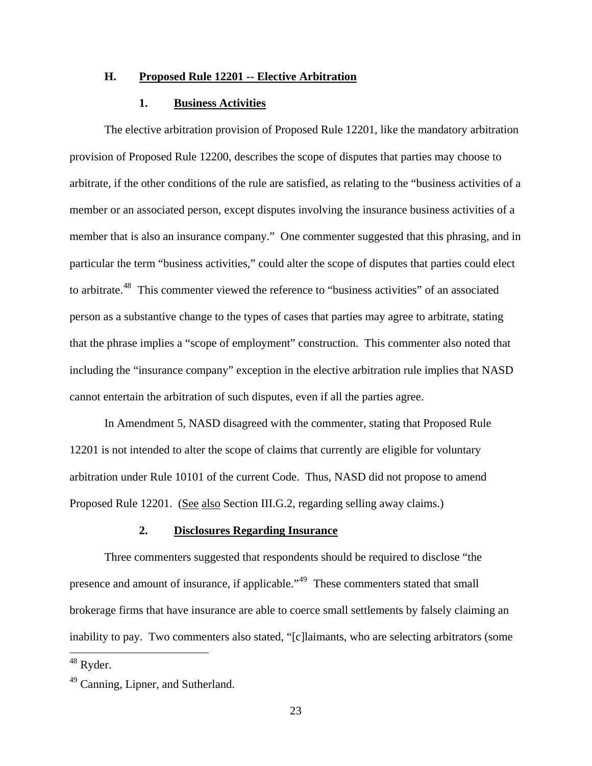### H. Proposed Rule 12201 -- Elective Arbitration

#### 1. Business Activities

The elective arbitration provision of Proposed Rule 12201, like the mandatory arbitration provision of Proposed Rule 12200, describes the scope of disputes that parties may choose to arbitrate, if the other conditions of the rule are satisfied, as relating to the "business activities of a member or an associated person, except disputes involving the insurance business activities of a member that is also an insurance company." One commenter suggested that this phrasing, and in particular the term "business activities," could alter the scope of disputes that parties could elect to arbitrate.[48] This commenter viewed the reference to "business activities" of an associated person as a substantive change to the types of cases that parties may agree to arbitrate, stating that the phrase implies a "scope of employment" construction. This commenter also noted that including the "insurance company" exception in the elective arbitration rule implies that NASD cannot entertain the arbitration of such disputes, even if all the parties agree.

In Amendment 5, NASD disagreed with the commenter, stating that Proposed Rule 12201 is not intended to alter the scope of claims that currently are eligible for voluntary arbitration under Rule 10101 of the current Code. Thus, NASD did not propose to amend Proposed Rule 12201. (See also Section III.G.2, regarding selling away claims.)

#### 2. Disclosures Regarding Insurance

Three commenters suggested that respondents should be required to disclose "the presence and amount of insurance, if applicable."[49] These commenters stated that small brokerage firms that have insurance are able to coerce small settlements by falsely claiming an inability to pay. Two commenters also stated, "[c]laimants, who are selecting arbitrators (some

[48] Ryder.

[49] Canning, Lipner, and Sutherland.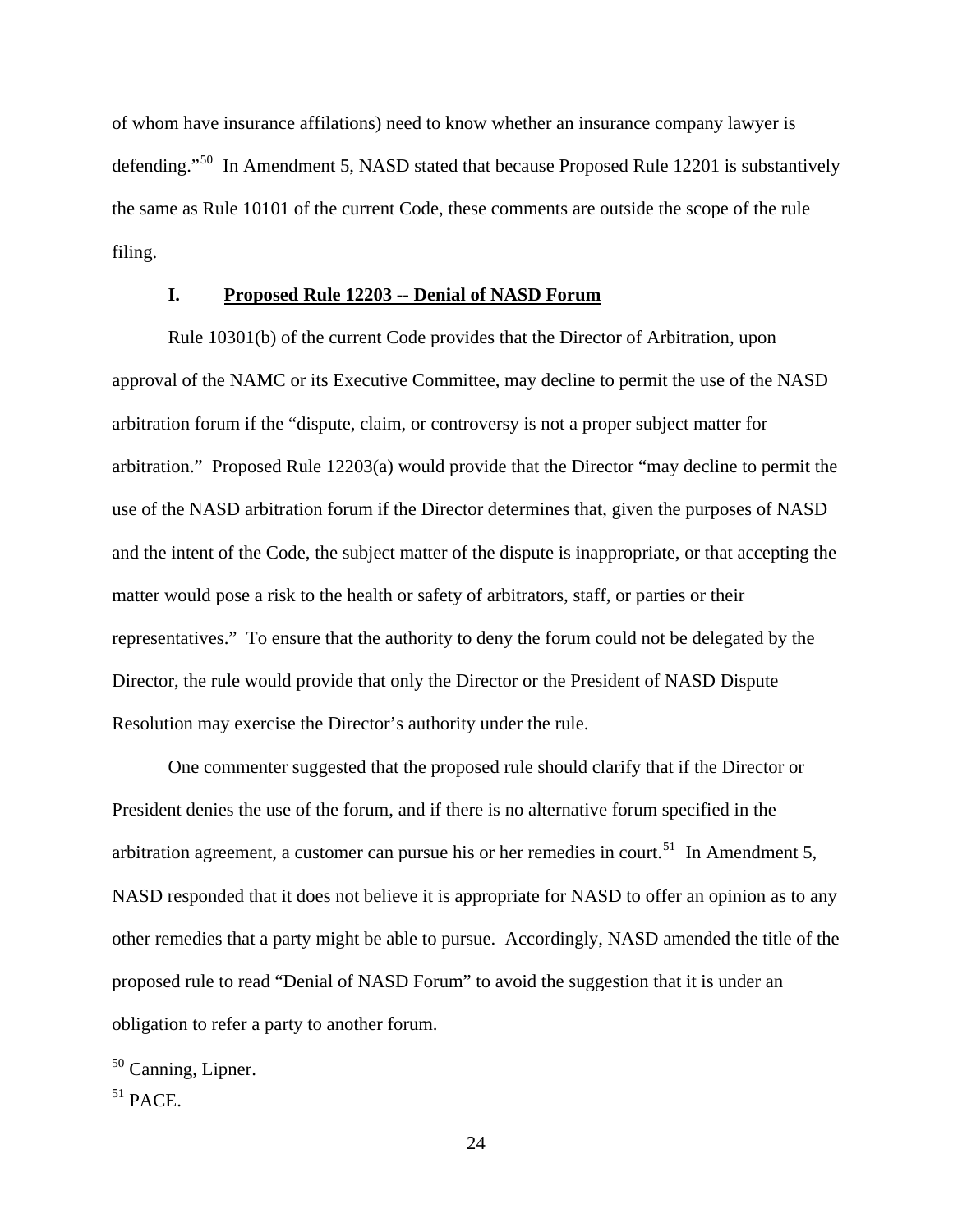of whom have insurance affilations) need to know whether an insurance company lawyer is defending."[50] In Amendment 5, NASD stated that because Proposed Rule 12201 is substantively the same as Rule 10101 of the current Code, these comments are outside the scope of the rule filing.

### I. Proposed Rule 12203 -- Denial of NASD Forum

Rule 10301(b) of the current Code provides that the Director of Arbitration, upon approval of the NAMC or its Executive Committee, may decline to permit the use of the NASD arbitration forum if the "dispute, claim, or controversy is not a proper subject matter for arbitration." Proposed Rule 12203(a) would provide that the Director "may decline to permit the use of the NASD arbitration forum if the Director determines that, given the purposes of NASD and the intent of the Code, the subject matter of the dispute is inappropriate, or that accepting the matter would pose a risk to the health or safety of arbitrators, staff, or parties or their representatives." To ensure that the authority to deny the forum could not be delegated by the Director, the rule would provide that only the Director or the President of NASD Dispute Resolution may exercise the Director's authority under the rule.

One commenter suggested that the proposed rule should clarify that if the Director or President denies the use of the forum, and if there is no alternative forum specified in the arbitration agreement, a customer can pursue his or her remedies in court.[51] In Amendment 5, NASD responded that it does not believe it is appropriate for NASD to offer an opinion as to any other remedies that a party might be able to pursue. Accordingly, NASD amended the title of the proposed rule to read "Denial of NASD Forum" to avoid the suggestion that it is under an obligation to refer a party to another forum.

---

[50] Canning, Lipner.

[51] PACE.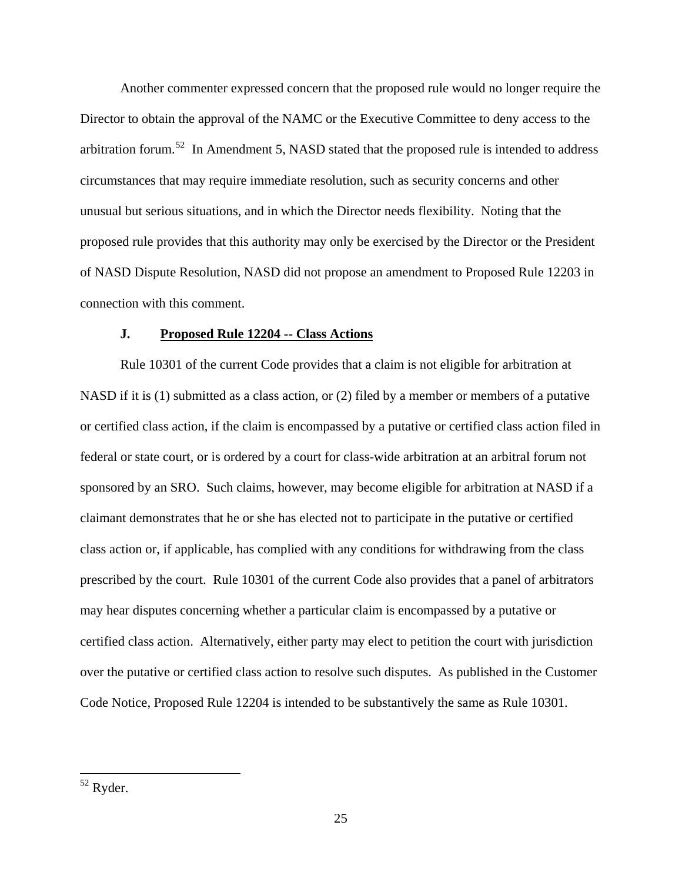Another commenter expressed concern that the proposed rule would no longer require the Director to obtain the approval of the NAMC or the Executive Committee to deny access to the arbitration forum.[52] In Amendment 5, NASD stated that the proposed rule is intended to address circumstances that may require immediate resolution, such as security concerns and other unusual but serious situations, and in which the Director needs flexibility. Noting that the proposed rule provides that this authority may only be exercised by the Director or the President of NASD Dispute Resolution, NASD did not propose an amendment to Proposed Rule 12203 in connection with this comment.

### J. Proposed Rule 12204 -- Class Actions

Rule 10301 of the current Code provides that a claim is not eligible for arbitration at NASD if it is (1) submitted as a class action, or (2) filed by a member or members of a putative or certified class action, if the claim is encompassed by a putative or certified class action filed in federal or state court, or is ordered by a court for class-wide arbitration at an arbitral forum not sponsored by an SRO. Such claims, however, may become eligible for arbitration at NASD if a claimant demonstrates that he or she has elected not to participate in the putative or certified class action or, if applicable, has complied with any conditions for withdrawing from the class prescribed by the court. Rule 10301 of the current Code also provides that a panel of arbitrators may hear disputes concerning whether a particular claim is encompassed by a putative or certified class action. Alternatively, either party may elect to petition the court with jurisdiction over the putative or certified class action to resolve such disputes. As published in the Customer Code Notice, Proposed Rule 12204 is intended to be substantively the same as Rule 10301.

---

[52] Ryder.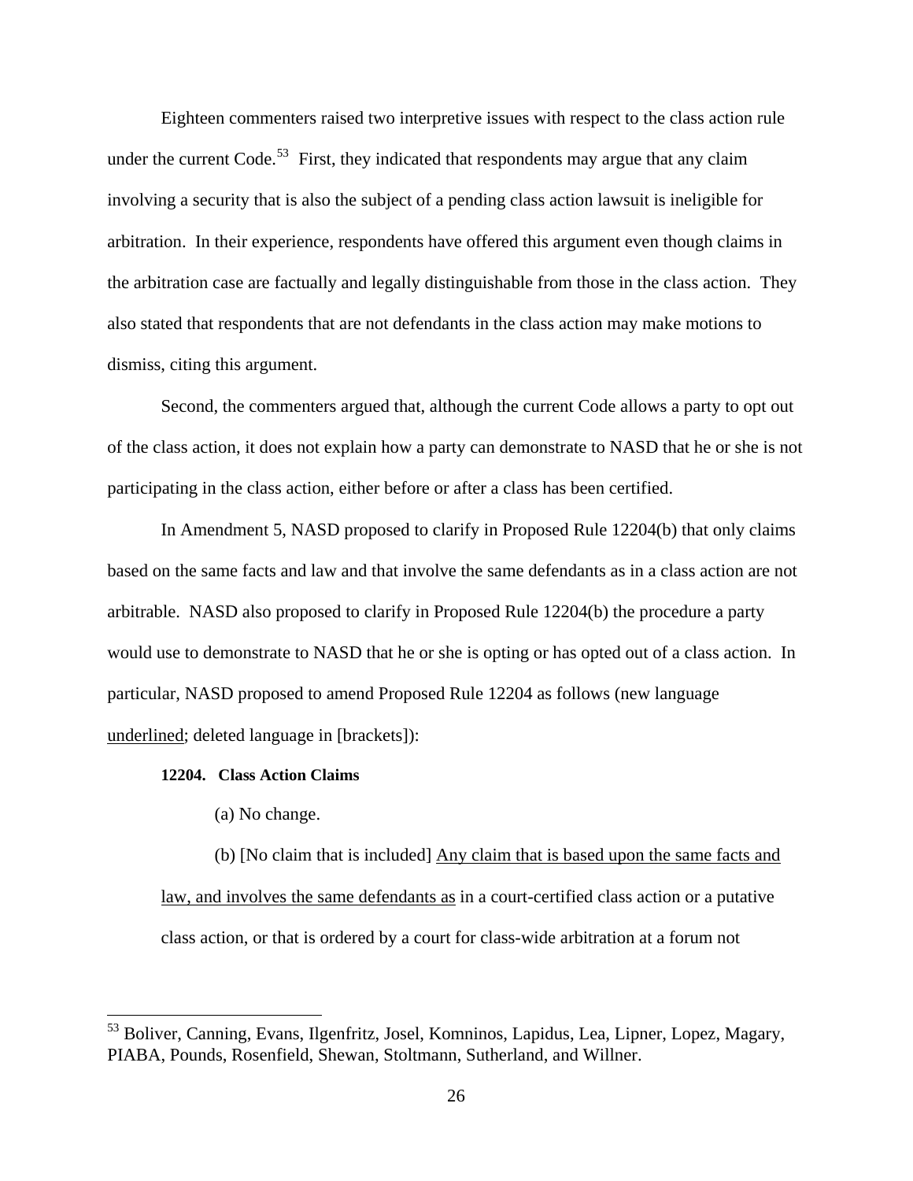Eighteen commenters raised two interpretive issues with respect to the class action rule under the current Code.[53] First, they indicated that respondents may argue that any claim involving a security that is also the subject of a pending class action lawsuit is ineligible for arbitration. In their experience, respondents have offered this argument even though claims in the arbitration case are factually and legally distinguishable from those in the class action. They also stated that respondents that are not defendants in the class action may make motions to dismiss, citing this argument.

Second, the commenters argued that, although the current Code allows a party to opt out of the class action, it does not explain how a party can demonstrate to NASD that he or she is not participating in the class action, either before or after a class has been certified.

In Amendment 5, NASD proposed to clarify in Proposed Rule 12204(b) that only claims based on the same facts and law and that involve the same defendants as in a class action are not arbitrable. NASD also proposed to clarify in Proposed Rule 12204(b) the procedure a party would use to demonstrate to NASD that he or she is opting or has opted out of a class action. In particular, NASD proposed to amend Proposed Rule 12204 as follows (new language <u>underlined</u>; deleted language in [brackets]):

**12204. Class Action Claims**

(a) No change.

(b) [No claim that is included] <u>Any claim that is based upon the same facts and law, and involves the same defendants as</u> in a court-certified class action or a putative class action, or that is ordered by a court for class-wide arbitration at a forum not

---

[53] Boliver, Canning, Evans, Ilgenfritz, Josel, Komninos, Lapidus, Lea, Lipner, Lopez, Magary, PIABA, Pounds, Rosenfield, Shewan, Stoltmann, Sutherland, and Willner.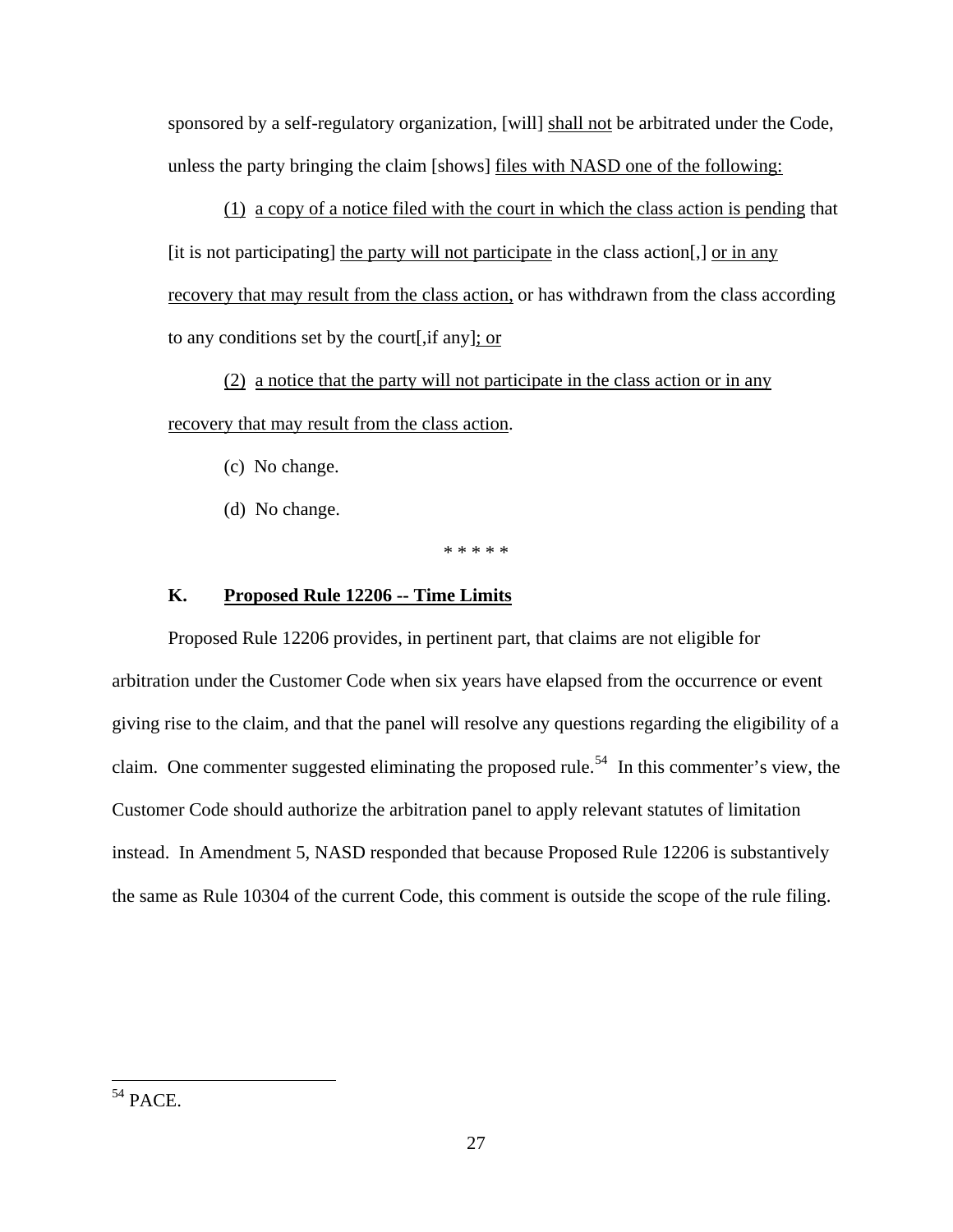sponsored by a self-regulatory organization, [will] <u>shall not</u> be arbitrated under the Code, unless the party bringing the claim [shows] <u>files with NASD one of the following:</u>

<u>(1)</u> <u>a copy of a notice filed with the court in which the class action is pending</u> that [it is not participating] <u>the party will not participate</u> in the class action[,] <u>or in any recovery that may result from the class action,</u> or has withdrawn from the class according to any conditions set by the court[,if any]<u>; or</u>

<u>(2)</u> <u>a notice that the party will not participate in the class action or in any recovery that may result from the class action</u>.

(c) No change.

(d) No change.

* * * * *

## K. Proposed Rule 12206 -- Time Limits

Proposed Rule 12206 provides, in pertinent part, that claims are not eligible for arbitration under the Customer Code when six years have elapsed from the occurrence or event giving rise to the claim, and that the panel will resolve any questions regarding the eligibility of a claim. One commenter suggested eliminating the proposed rule.[54] In this commenter's view, the Customer Code should authorize the arbitration panel to apply relevant statutes of limitation instead. In Amendment 5, NASD responded that because Proposed Rule 12206 is substantively the same as Rule 10304 of the current Code, this comment is outside the scope of the rule filing.

---

[54] PACE.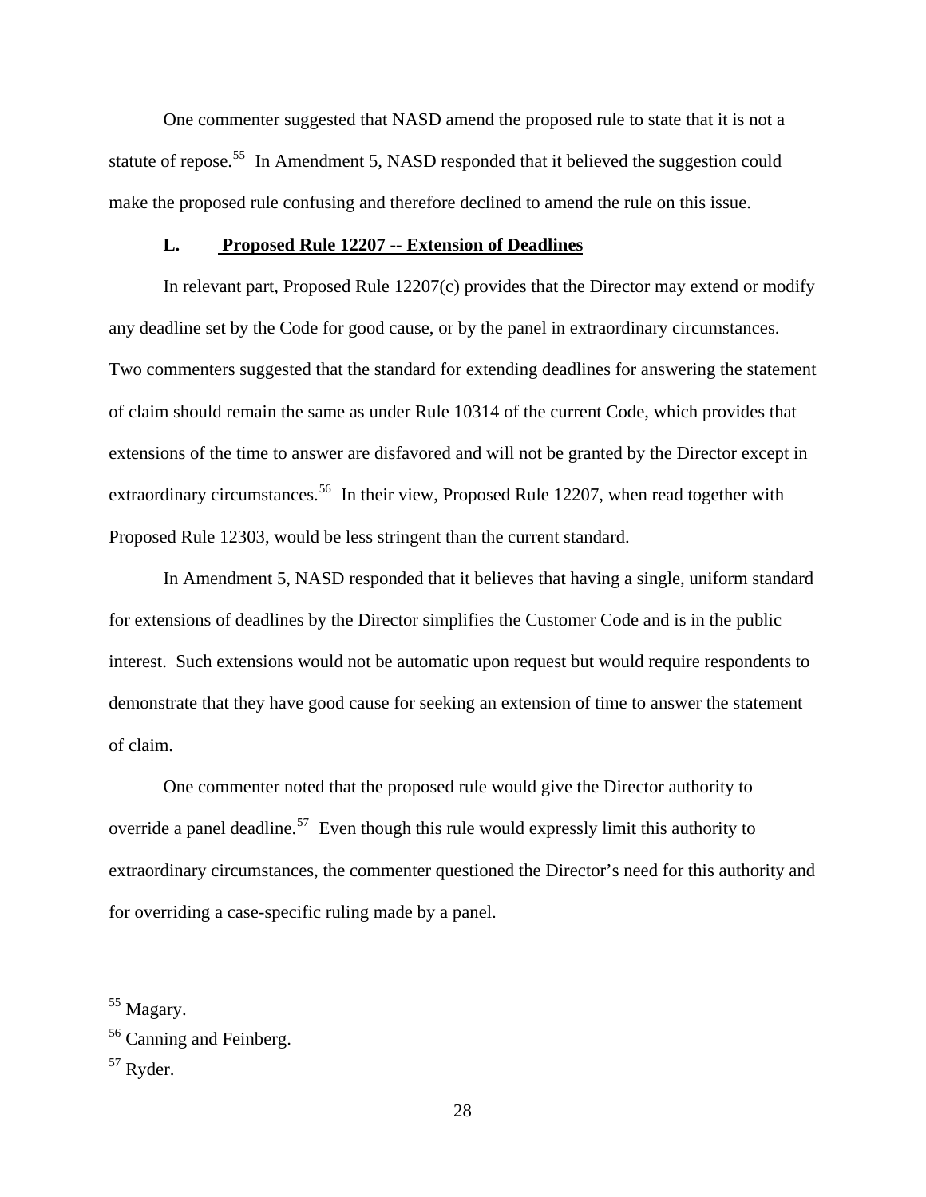One commenter suggested that NASD amend the proposed rule to state that it is not a statute of repose.[55] In Amendment 5, NASD responded that it believed the suggestion could make the proposed rule confusing and therefore declined to amend the rule on this issue.

### L. **Proposed Rule 12207 -- Extension of Deadlines**

In relevant part, Proposed Rule 12207(c) provides that the Director may extend or modify any deadline set by the Code for good cause, or by the panel in extraordinary circumstances. Two commenters suggested that the standard for extending deadlines for answering the statement of claim should remain the same as under Rule 10314 of the current Code, which provides that extensions of the time to answer are disfavored and will not be granted by the Director except in extraordinary circumstances.[56] In their view, Proposed Rule 12207, when read together with Proposed Rule 12303, would be less stringent than the current standard.

In Amendment 5, NASD responded that it believes that having a single, uniform standard for extensions of deadlines by the Director simplifies the Customer Code and is in the public interest. Such extensions would not be automatic upon request but would require respondents to demonstrate that they have good cause for seeking an extension of time to answer the statement of claim.

One commenter noted that the proposed rule would give the Director authority to override a panel deadline.[57] Even though this rule would expressly limit this authority to extraordinary circumstances, the commenter questioned the Director's need for this authority and for overriding a case-specific ruling made by a panel.

---

[55] Magary.

[56] Canning and Feinberg.

[57] Ryder.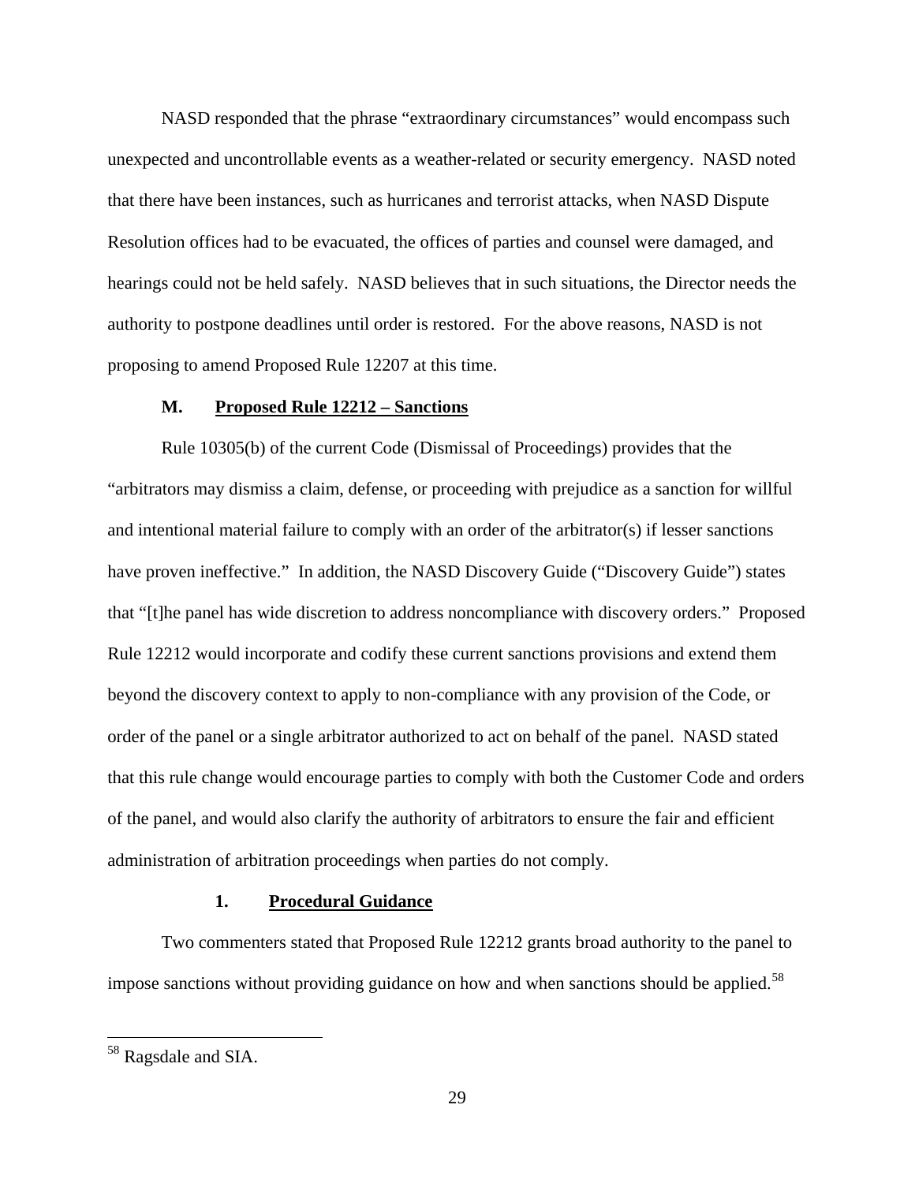NASD responded that the phrase "extraordinary circumstances" would encompass such unexpected and uncontrollable events as a weather-related or security emergency. NASD noted that there have been instances, such as hurricanes and terrorist attacks, when NASD Dispute Resolution offices had to be evacuated, the offices of parties and counsel were damaged, and hearings could not be held safely. NASD believes that in such situations, the Director needs the authority to postpone deadlines until order is restored. For the above reasons, NASD is not proposing to amend Proposed Rule 12207 at this time.

### M. Proposed Rule 12212 – Sanctions

Rule 10305(b) of the current Code (Dismissal of Proceedings) provides that the "arbitrators may dismiss a claim, defense, or proceeding with prejudice as a sanction for willful and intentional material failure to comply with an order of the arbitrator(s) if lesser sanctions have proven ineffective." In addition, the NASD Discovery Guide ("Discovery Guide") states that "[t]he panel has wide discretion to address noncompliance with discovery orders." Proposed Rule 12212 would incorporate and codify these current sanctions provisions and extend them beyond the discovery context to apply to non-compliance with any provision of the Code, or order of the panel or a single arbitrator authorized to act on behalf of the panel. NASD stated that this rule change would encourage parties to comply with both the Customer Code and orders of the panel, and would also clarify the authority of arbitrators to ensure the fair and efficient administration of arbitration proceedings when parties do not comply.

#### 1. Procedural Guidance

Two commenters stated that Proposed Rule 12212 grants broad authority to the panel to impose sanctions without providing guidance on how and when sanctions should be applied.[58]

---

[58] Ragsdale and SIA.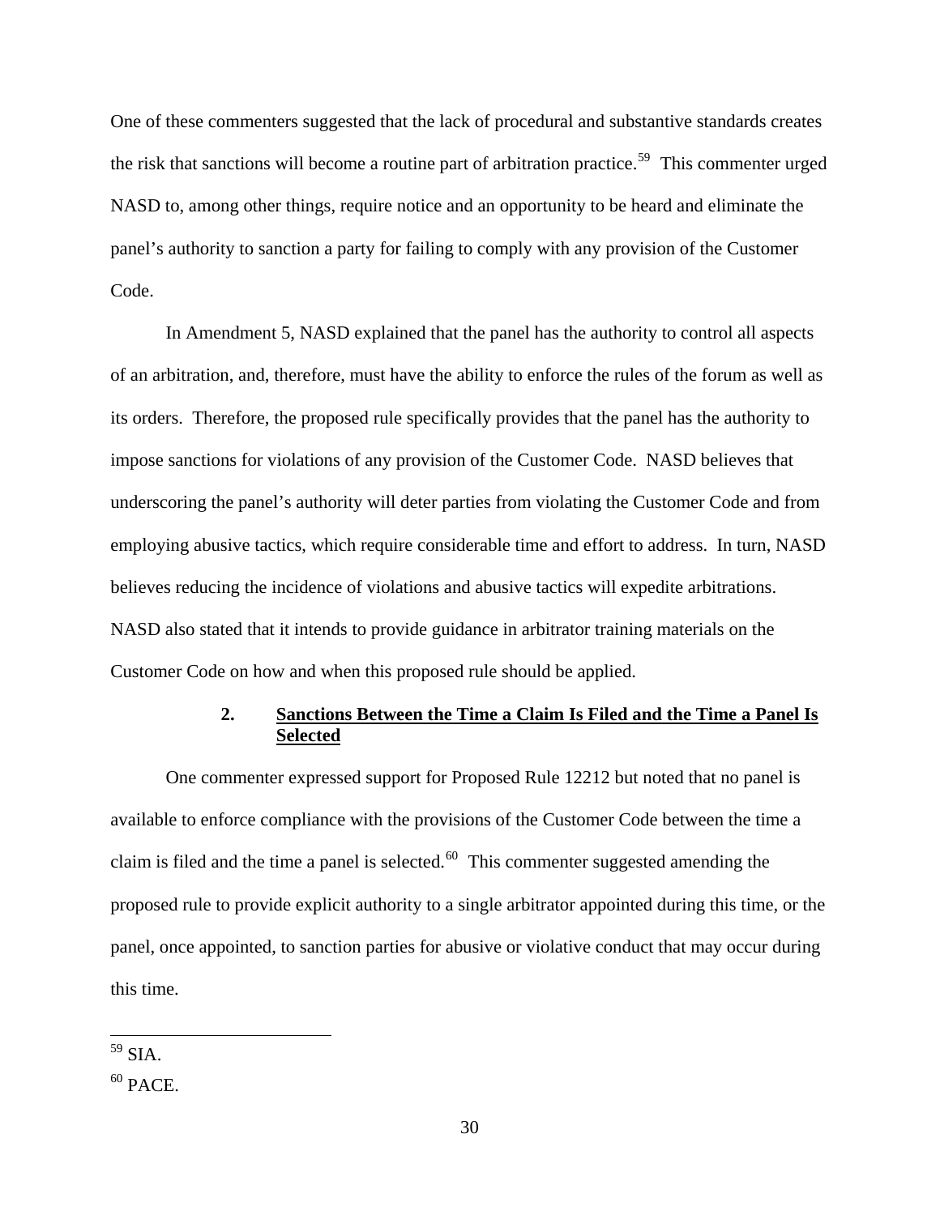One of these commenters suggested that the lack of procedural and substantive standards creates the risk that sanctions will become a routine part of arbitration practice.[59] This commenter urged NASD to, among other things, require notice and an opportunity to be heard and eliminate the panel's authority to sanction a party for failing to comply with any provision of the Customer Code.

In Amendment 5, NASD explained that the panel has the authority to control all aspects of an arbitration, and, therefore, must have the ability to enforce the rules of the forum as well as its orders. Therefore, the proposed rule specifically provides that the panel has the authority to impose sanctions for violations of any provision of the Customer Code. NASD believes that underscoring the panel's authority will deter parties from violating the Customer Code and from employing abusive tactics, which require considerable time and effort to address. In turn, NASD believes reducing the incidence of violations and abusive tactics will expedite arbitrations. NASD also stated that it intends to provide guidance in arbitrator training materials on the Customer Code on how and when this proposed rule should be applied.

### 2. Sanctions Between the Time a Claim Is Filed and the Time a Panel Is Selected

One commenter expressed support for Proposed Rule 12212 but noted that no panel is available to enforce compliance with the provisions of the Customer Code between the time a claim is filed and the time a panel is selected.[60] This commenter suggested amending the proposed rule to provide explicit authority to a single arbitrator appointed during this time, or the panel, once appointed, to sanction parties for abusive or violative conduct that may occur during this time.

[59] SIA.

[60] PACE.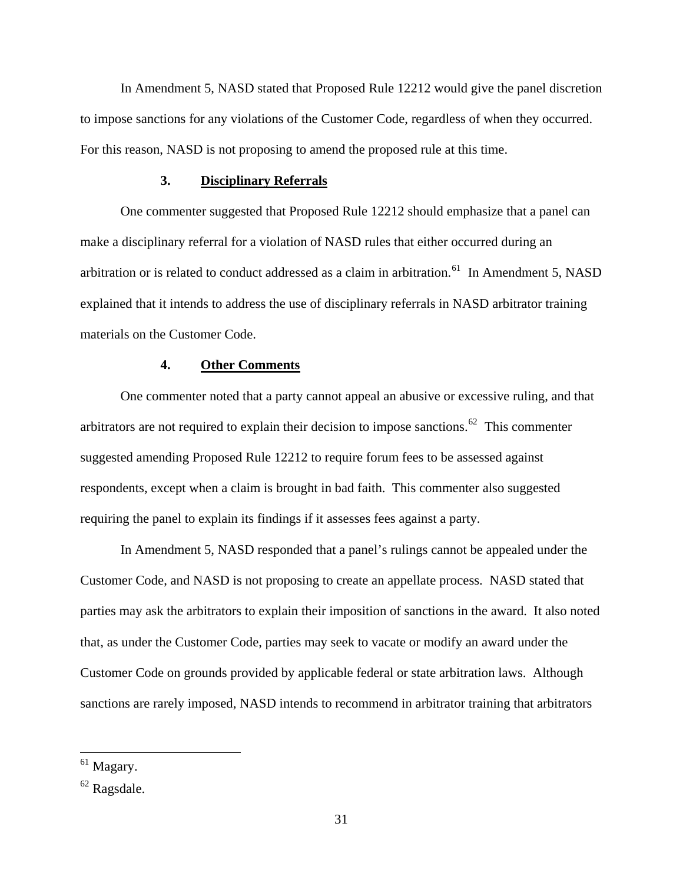In Amendment 5, NASD stated that Proposed Rule 12212 would give the panel discretion to impose sanctions for any violations of the Customer Code, regardless of when they occurred. For this reason, NASD is not proposing to amend the proposed rule at this time.

### 3. **Disciplinary Referrals**

One commenter suggested that Proposed Rule 12212 should emphasize that a panel can make a disciplinary referral for a violation of NASD rules that either occurred during an arbitration or is related to conduct addressed as a claim in arbitration.[61] In Amendment 5, NASD explained that it intends to address the use of disciplinary referrals in NASD arbitrator training materials on the Customer Code.

### 4. **Other Comments**

One commenter noted that a party cannot appeal an abusive or excessive ruling, and that arbitrators are not required to explain their decision to impose sanctions.[62] This commenter suggested amending Proposed Rule 12212 to require forum fees to be assessed against respondents, except when a claim is brought in bad faith. This commenter also suggested requiring the panel to explain its findings if it assesses fees against a party.

In Amendment 5, NASD responded that a panel's rulings cannot be appealed under the Customer Code, and NASD is not proposing to create an appellate process. NASD stated that parties may ask the arbitrators to explain their imposition of sanctions in the award. It also noted that, as under the Customer Code, parties may seek to vacate or modify an award under the Customer Code on grounds provided by applicable federal or state arbitration laws. Although sanctions are rarely imposed, NASD intends to recommend in arbitrator training that arbitrators

---

[61] Magary.

[62] Ragsdale.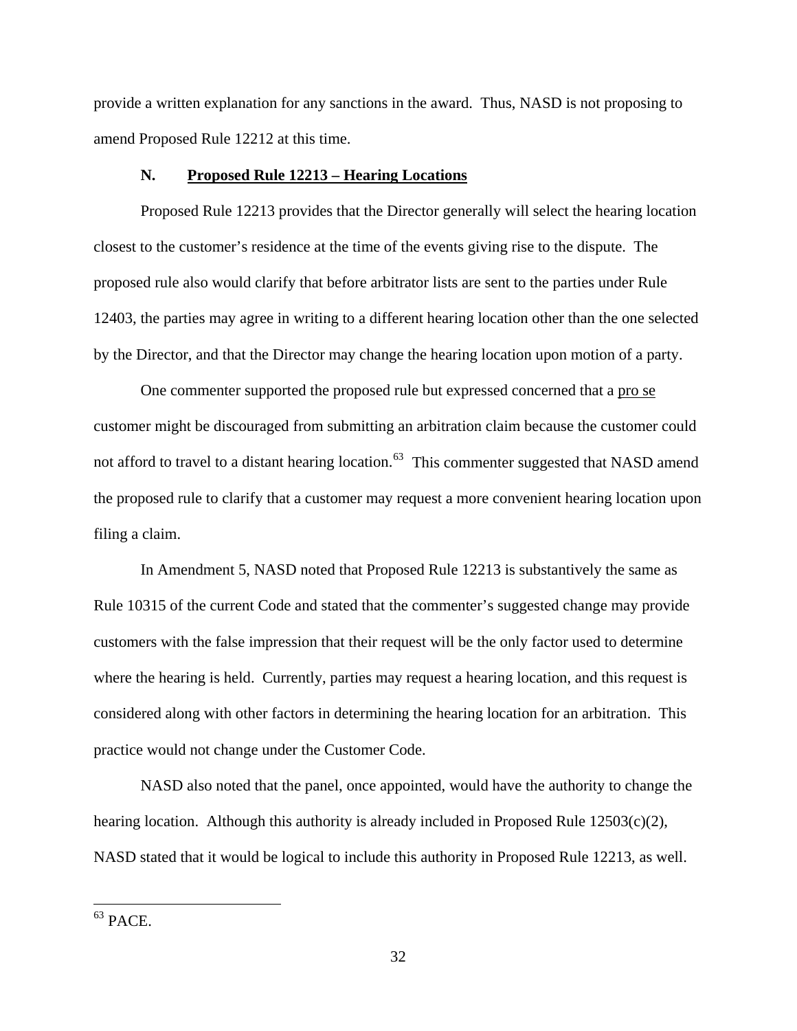provide a written explanation for any sanctions in the award. Thus, NASD is not proposing to amend Proposed Rule 12212 at this time.

### N. Proposed Rule 12213 – Hearing Locations

Proposed Rule 12213 provides that the Director generally will select the hearing location closest to the customer's residence at the time of the events giving rise to the dispute. The proposed rule also would clarify that before arbitrator lists are sent to the parties under Rule 12403, the parties may agree in writing to a different hearing location other than the one selected by the Director, and that the Director may change the hearing location upon motion of a party.

One commenter supported the proposed rule but expressed concerned that a pro se customer might be discouraged from submitting an arbitration claim because the customer could not afford to travel to a distant hearing location.[63] This commenter suggested that NASD amend the proposed rule to clarify that a customer may request a more convenient hearing location upon filing a claim.

In Amendment 5, NASD noted that Proposed Rule 12213 is substantively the same as Rule 10315 of the current Code and stated that the commenter's suggested change may provide customers with the false impression that their request will be the only factor used to determine where the hearing is held. Currently, parties may request a hearing location, and this request is considered along with other factors in determining the hearing location for an arbitration. This practice would not change under the Customer Code.

NASD also noted that the panel, once appointed, would have the authority to change the hearing location. Although this authority is already included in Proposed Rule 12503(c)(2), NASD stated that it would be logical to include this authority in Proposed Rule 12213, as well.

---

[63] PACE.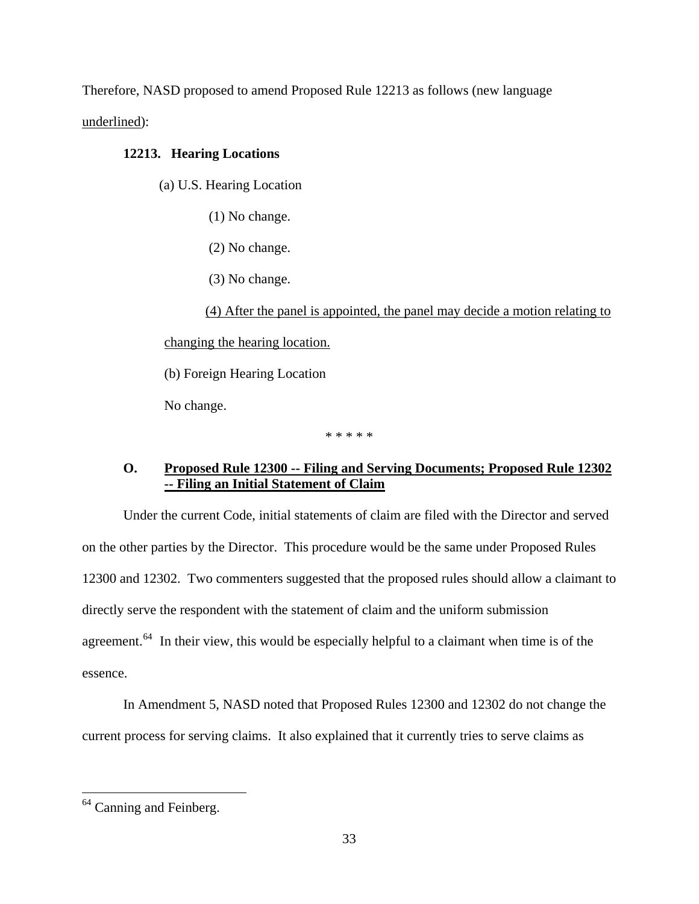Therefore, NASD proposed to amend Proposed Rule 12213 as follows (new language <u>underlined</u>):

**12213. Hearing Locations**

(a) U.S. Hearing Location

(1) No change.

(2) No change.

(3) No change.

<u>(4) After the panel is appointed, the panel may decide a motion relating to changing the hearing location.</u>

(b) Foreign Hearing Location

No change.

\* \* \* \* \*

### O. <u>Proposed Rule 12300 -- Filing and Serving Documents; Proposed Rule 12302 -- Filing an Initial Statement of Claim</u>

Under the current Code, initial statements of claim are filed with the Director and served on the other parties by the Director. This procedure would be the same under Proposed Rules 12300 and 12302. Two commenters suggested that the proposed rules should allow a claimant to directly serve the respondent with the statement of claim and the uniform submission agreement.[64] In their view, this would be especially helpful to a claimant when time is of the essence.

In Amendment 5, NASD noted that Proposed Rules 12300 and 12302 do not change the current process for serving claims. It also explained that it currently tries to serve claims as

[64] Canning and Feinberg.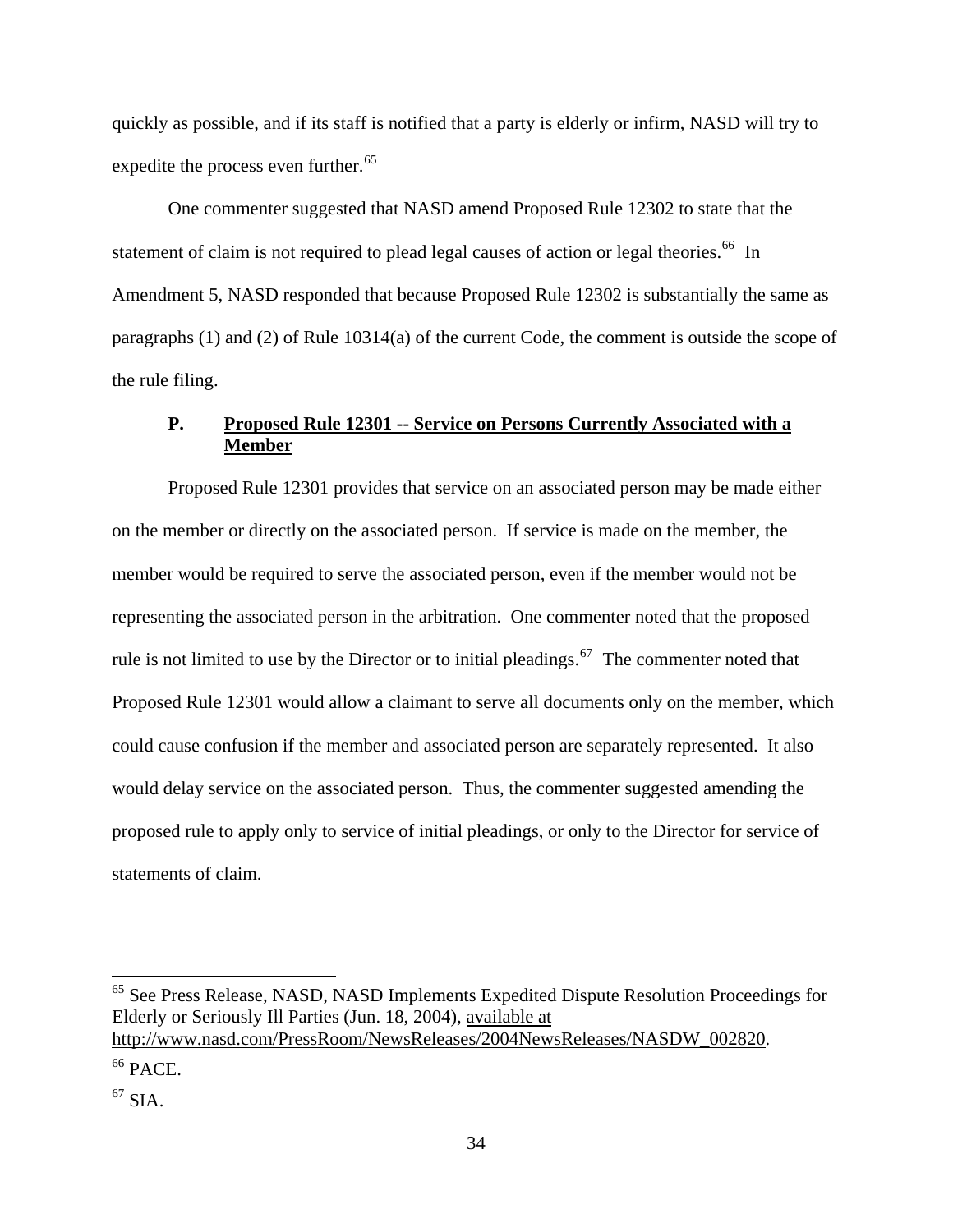quickly as possible, and if its staff is notified that a party is elderly or infirm, NASD will try to expedite the process even further.[65]

One commenter suggested that NASD amend Proposed Rule 12302 to state that the statement of claim is not required to plead legal causes of action or legal theories.[66] In Amendment 5, NASD responded that because Proposed Rule 12302 is substantially the same as paragraphs (1) and (2) of Rule 10314(a) of the current Code, the comment is outside the scope of the rule filing.

### P. Proposed Rule 12301 -- Service on Persons Currently Associated with a Member

Proposed Rule 12301 provides that service on an associated person may be made either on the member or directly on the associated person. If service is made on the member, the member would be required to serve the associated person, even if the member would not be representing the associated person in the arbitration. One commenter noted that the proposed rule is not limited to use by the Director or to initial pleadings.[67] The commenter noted that Proposed Rule 12301 would allow a claimant to serve all documents only on the member, which could cause confusion if the member and associated person are separately represented. It also would delay service on the associated person. Thus, the commenter suggested amending the proposed rule to apply only to service of initial pleadings, or only to the Director for service of statements of claim.

---

[65] See Press Release, NASD, NASD Implements Expedited Dispute Resolution Proceedings for Elderly or Seriously Ill Parties (Jun. 18, 2004), available at http://www.nasd.com/PressRoom/NewsReleases/2004NewsReleases/NASDW_002820.

[66] PACE.

[67] SIA.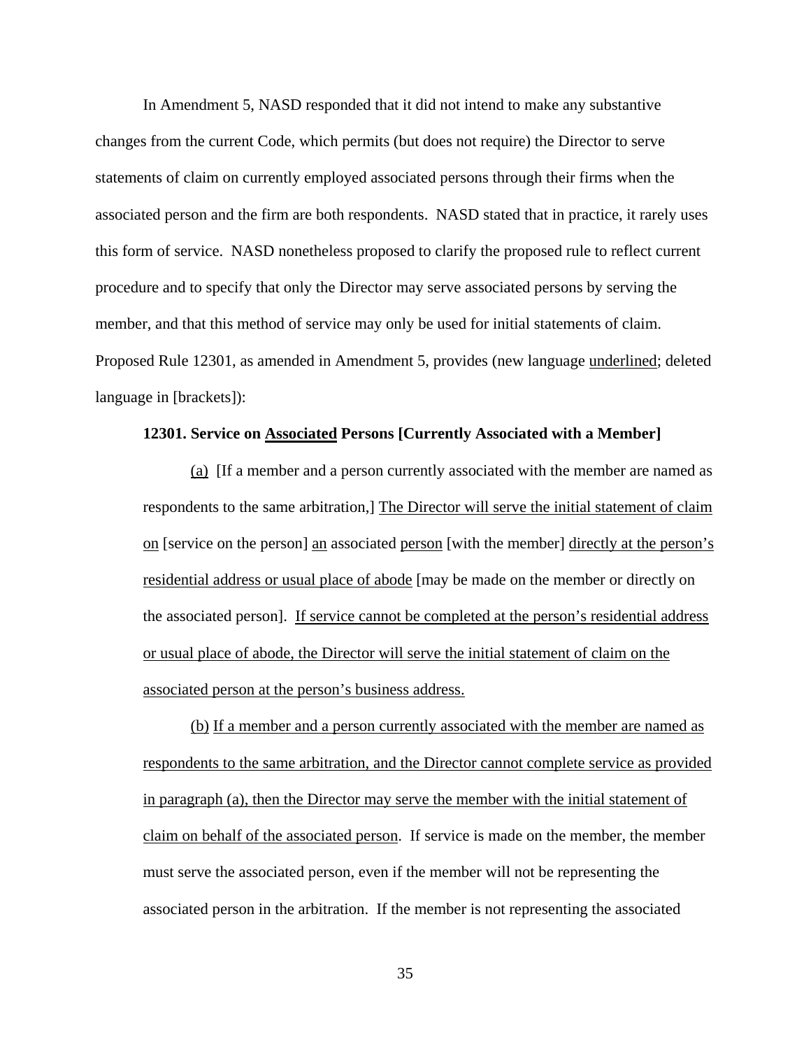In Amendment 5, NASD responded that it did not intend to make any substantive changes from the current Code, which permits (but does not require) the Director to serve statements of claim on currently employed associated persons through their firms when the associated person and the firm are both respondents. NASD stated that in practice, it rarely uses this form of service. NASD nonetheless proposed to clarify the proposed rule to reflect current procedure and to specify that only the Director may serve associated persons by serving the member, and that this method of service may only be used for initial statements of claim. Proposed Rule 12301, as amended in Amendment 5, provides (new language <u>underlined</u>; deleted language in [brackets]):

> **12301. Service on <u>Associated</u> Persons [Currently Associated with a Member]**
>
> <u>(a)</u> [If a member and a person currently associated with the member are named as respondents to the same arbitration,] <u>The Director will serve the initial statement of claim on</u> [service on the person] <u>an</u> associated <u>person</u> [with the member] <u>directly at the person's residential address or usual place of abode</u> [may be made on the member or directly on the associated person]. <u>If service cannot be completed at the person's residential address or usual place of abode, the Director will serve the initial statement of claim on the associated person at the person's business address.</u>
>
> <u>(b)</u> <u>If a member and a person currently associated with the member are named as respondents to the same arbitration, and the Director cannot complete service as provided in paragraph (a), then the Director may serve the member with the initial statement of claim on behalf of the associated person</u>. If service is made on the member, the member must serve the associated person, even if the member will not be representing the associated person in the arbitration. If the member is not representing the associated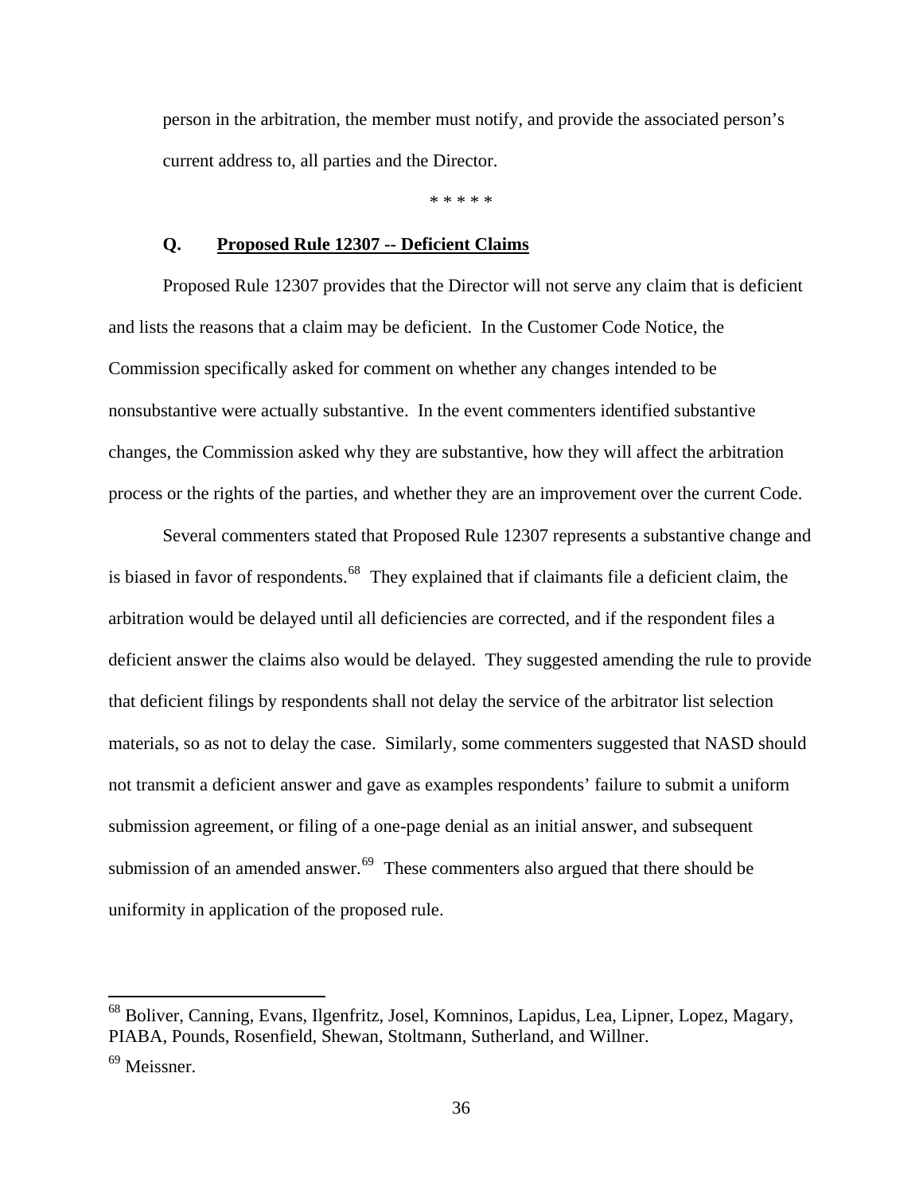person in the arbitration, the member must notify, and provide the associated person's current address to, all parties and the Director.

\* \* \* \* \*

### Q. Proposed Rule 12307 -- Deficient Claims

Proposed Rule 12307 provides that the Director will not serve any claim that is deficient and lists the reasons that a claim may be deficient. In the Customer Code Notice, the Commission specifically asked for comment on whether any changes intended to be nonsubstantive were actually substantive. In the event commenters identified substantive changes, the Commission asked why they are substantive, how they will affect the arbitration process or the rights of the parties, and whether they are an improvement over the current Code.

Several commenters stated that Proposed Rule 12307 represents a substantive change and is biased in favor of respondents.[68] They explained that if claimants file a deficient claim, the arbitration would be delayed until all deficiencies are corrected, and if the respondent files a deficient answer the claims also would be delayed. They suggested amending the rule to provide that deficient filings by respondents shall not delay the service of the arbitrator list selection materials, so as not to delay the case. Similarly, some commenters suggested that NASD should not transmit a deficient answer and gave as examples respondents' failure to submit a uniform submission agreement, or filing of a one-page denial as an initial answer, and subsequent submission of an amended answer.[69] These commenters also argued that there should be uniformity in application of the proposed rule.

---

[68] Boliver, Canning, Evans, Ilgenfritz, Josel, Komninos, Lapidus, Lea, Lipner, Lopez, Magary, PIABA, Pounds, Rosenfield, Shewan, Stoltmann, Sutherland, and Willner.

[69] Meissner.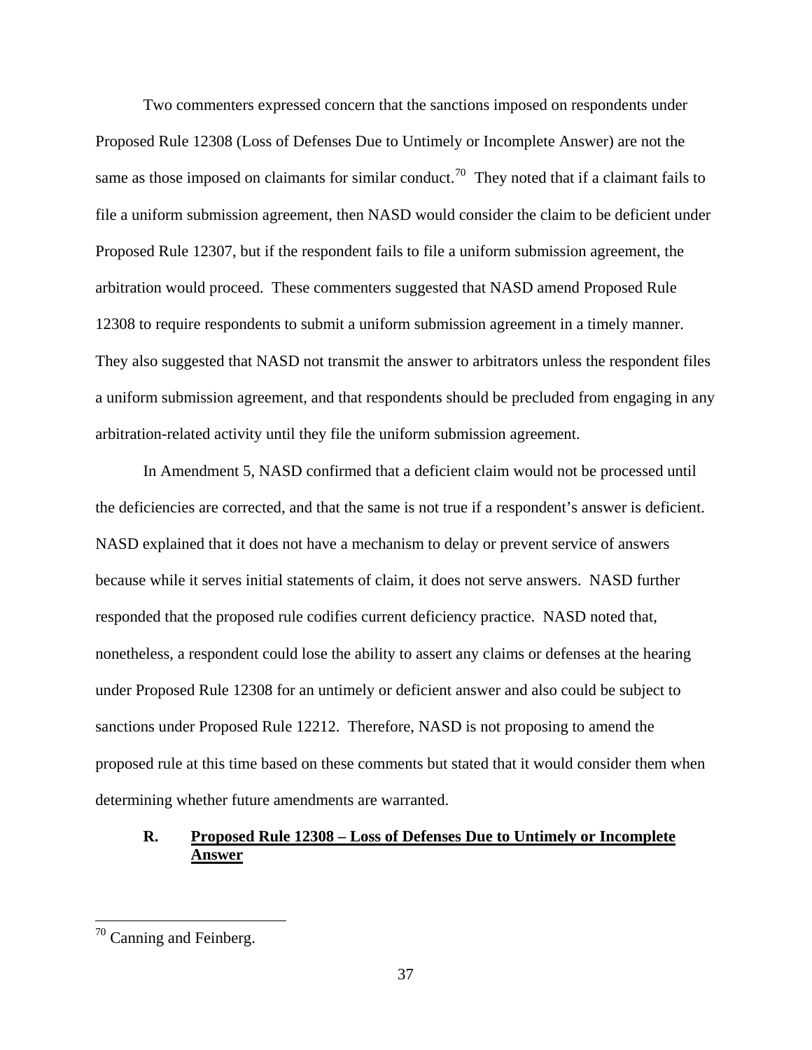Two commenters expressed concern that the sanctions imposed on respondents under Proposed Rule 12308 (Loss of Defenses Due to Untimely or Incomplete Answer) are not the same as those imposed on claimants for similar conduct.[70] They noted that if a claimant fails to file a uniform submission agreement, then NASD would consider the claim to be deficient under Proposed Rule 12307, but if the respondent fails to file a uniform submission agreement, the arbitration would proceed. These commenters suggested that NASD amend Proposed Rule 12308 to require respondents to submit a uniform submission agreement in a timely manner. They also suggested that NASD not transmit the answer to arbitrators unless the respondent files a uniform submission agreement, and that respondents should be precluded from engaging in any arbitration-related activity until they file the uniform submission agreement.

In Amendment 5, NASD confirmed that a deficient claim would not be processed until the deficiencies are corrected, and that the same is not true if a respondent's answer is deficient. NASD explained that it does not have a mechanism to delay or prevent service of answers because while it serves initial statements of claim, it does not serve answers. NASD further responded that the proposed rule codifies current deficiency practice. NASD noted that, nonetheless, a respondent could lose the ability to assert any claims or defenses at the hearing under Proposed Rule 12308 for an untimely or deficient answer and also could be subject to sanctions under Proposed Rule 12212. Therefore, NASD is not proposing to amend the proposed rule at this time based on these comments but stated that it would consider them when determining whether future amendments are warranted.

### R. Proposed Rule 12308 – Loss of Defenses Due to Untimely or Incomplete Answer

[70] Canning and Feinberg.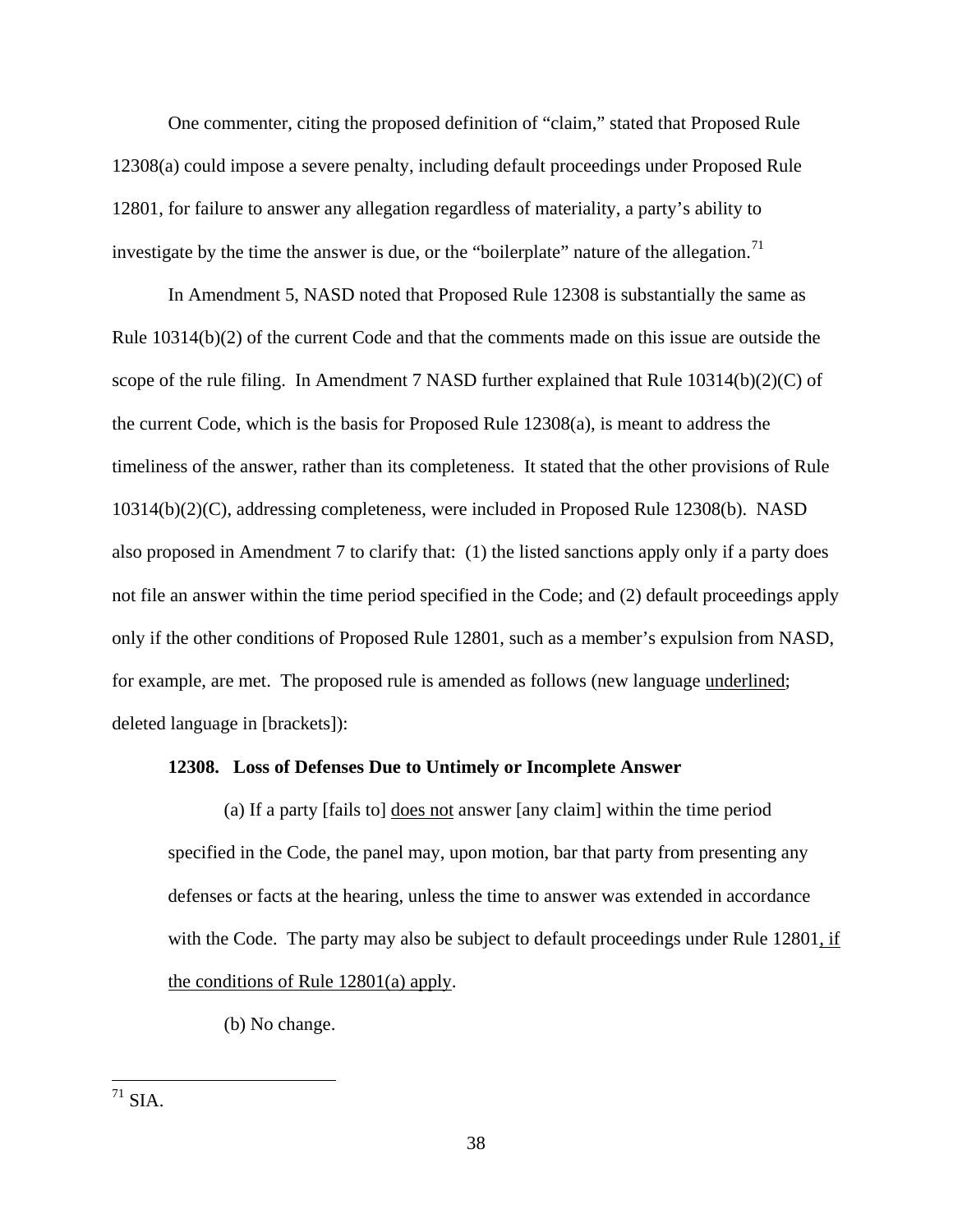One commenter, citing the proposed definition of "claim," stated that Proposed Rule 12308(a) could impose a severe penalty, including default proceedings under Proposed Rule 12801, for failure to answer any allegation regardless of materiality, a party's ability to investigate by the time the answer is due, or the "boilerplate" nature of the allegation.[71]

In Amendment 5, NASD noted that Proposed Rule 12308 is substantially the same as Rule 10314(b)(2) of the current Code and that the comments made on this issue are outside the scope of the rule filing. In Amendment 7 NASD further explained that Rule 10314(b)(2)(C) of the current Code, which is the basis for Proposed Rule 12308(a), is meant to address the timeliness of the answer, rather than its completeness. It stated that the other provisions of Rule 10314(b)(2)(C), addressing completeness, were included in Proposed Rule 12308(b). NASD also proposed in Amendment 7 to clarify that: (1) the listed sanctions apply only if a party does not file an answer within the time period specified in the Code; and (2) default proceedings apply only if the other conditions of Proposed Rule 12801, such as a member's expulsion from NASD, for example, are met. The proposed rule is amended as follows (new language <u>underlined</u>; deleted language in [brackets]):

**12308. Loss of Defenses Due to Untimely or Incomplete Answer**

(a) If a party [fails to] <u>does not</u> answer [any claim] within the time period specified in the Code, the panel may, upon motion, bar that party from presenting any defenses or facts at the hearing, unless the time to answer was extended in accordance with the Code. The party may also be subject to default proceedings under Rule 12801<u>, if the conditions of Rule 12801(a) apply</u>.

(b) No change.

---

[71] SIA.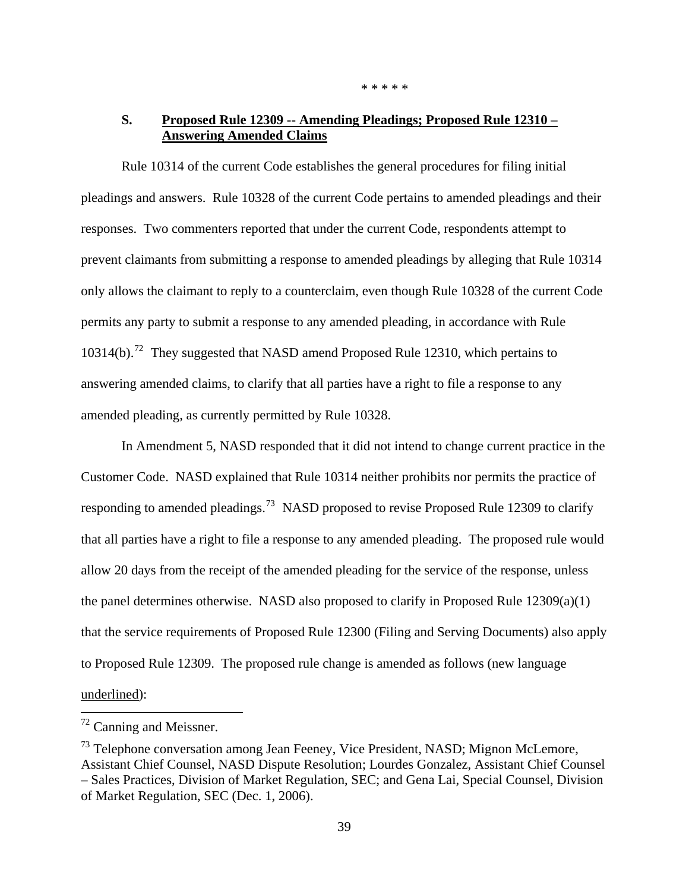\* \* \* \* \*

### S. **Proposed Rule 12309 -- Amending Pleadings; Proposed Rule 12310 – Answering Amended Claims**

Rule 10314 of the current Code establishes the general procedures for filing initial pleadings and answers. Rule 10328 of the current Code pertains to amended pleadings and their responses. Two commenters reported that under the current Code, respondents attempt to prevent claimants from submitting a response to amended pleadings by alleging that Rule 10314 only allows the claimant to reply to a counterclaim, even though Rule 10328 of the current Code permits any party to submit a response to any amended pleading, in accordance with Rule 10314(b).[72] They suggested that NASD amend Proposed Rule 12310, which pertains to answering amended claims, to clarify that all parties have a right to file a response to any amended pleading, as currently permitted by Rule 10328.

In Amendment 5, NASD responded that it did not intend to change current practice in the Customer Code. NASD explained that Rule 10314 neither prohibits nor permits the practice of responding to amended pleadings.[73] NASD proposed to revise Proposed Rule 12309 to clarify that all parties have a right to file a response to any amended pleading. The proposed rule would allow 20 days from the receipt of the amended pleading for the service of the response, unless the panel determines otherwise. NASD also proposed to clarify in Proposed Rule 12309(a)(1) that the service requirements of Proposed Rule 12300 (Filing and Serving Documents) also apply to Proposed Rule 12309. The proposed rule change is amended as follows (new language <u>underlined</u>):

---

[72] Canning and Meissner.

[73] Telephone conversation among Jean Feeney, Vice President, NASD; Mignon McLemore, Assistant Chief Counsel, NASD Dispute Resolution; Lourdes Gonzalez, Assistant Chief Counsel – Sales Practices, Division of Market Regulation, SEC; and Gena Lai, Special Counsel, Division of Market Regulation, SEC (Dec. 1, 2006).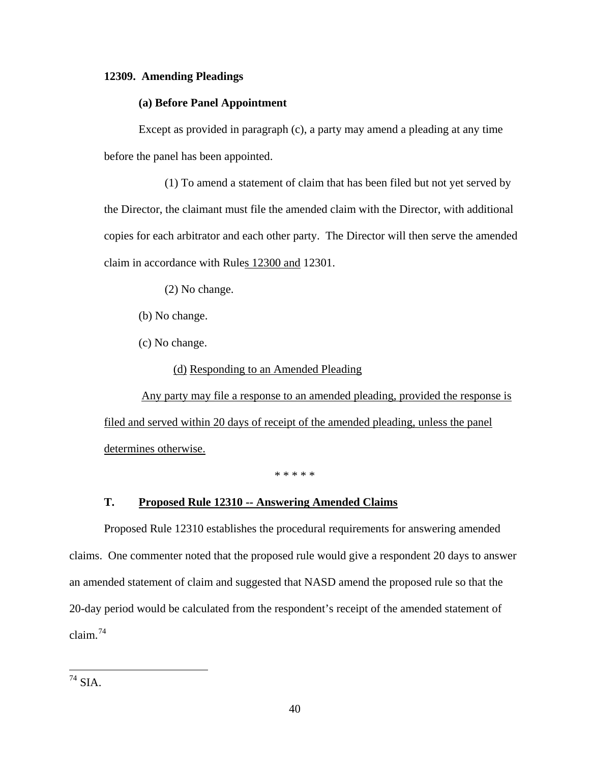**12309. Amending Pleadings**

**(a) Before Panel Appointment**

Except as provided in paragraph (c), a party may amend a pleading at any time before the panel has been appointed.

(1) To amend a statement of claim that has been filed but not yet served by the Director, the claimant must file the amended claim with the Director, with additional copies for each arbitrator and each other party. The Director will then serve the amended claim in accordance with Rules 12300 and 12301.

(2) No change.

(b) No change.

(c) No change.

(d) Responding to an Amended Pleading

Any party may file a response to an amended pleading, provided the response is filed and served within 20 days of receipt of the amended pleading, unless the panel determines otherwise.

\* \* \* \* \*

**T. Proposed Rule 12310 -- Answering Amended Claims**

Proposed Rule 12310 establishes the procedural requirements for answering amended claims. One commenter noted that the proposed rule would give a respondent 20 days to answer an amended statement of claim and suggested that NASD amend the proposed rule so that the 20-day period would be calculated from the respondent's receipt of the amended statement of claim.[74]

[74] SIA.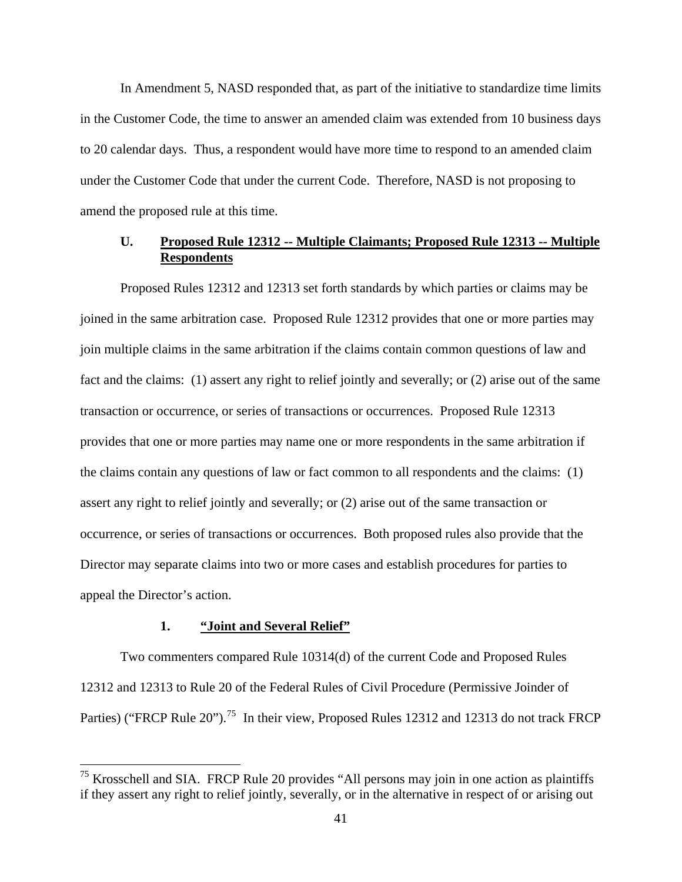In Amendment 5, NASD responded that, as part of the initiative to standardize time limits in the Customer Code, the time to answer an amended claim was extended from 10 business days to 20 calendar days. Thus, a respondent would have more time to respond to an amended claim under the Customer Code that under the current Code. Therefore, NASD is not proposing to amend the proposed rule at this time.

### U. Proposed Rule 12312 -- Multiple Claimants; Proposed Rule 12313 -- Multiple Respondents

Proposed Rules 12312 and 12313 set forth standards by which parties or claims may be joined in the same arbitration case. Proposed Rule 12312 provides that one or more parties may join multiple claims in the same arbitration if the claims contain common questions of law and fact and the claims: (1) assert any right to relief jointly and severally; or (2) arise out of the same transaction or occurrence, or series of transactions or occurrences. Proposed Rule 12313 provides that one or more parties may name one or more respondents in the same arbitration if the claims contain any questions of law or fact common to all respondents and the claims: (1) assert any right to relief jointly and severally; or (2) arise out of the same transaction or occurrence, or series of transactions or occurrences. Both proposed rules also provide that the Director may separate claims into two or more cases and establish procedures for parties to appeal the Director's action.

#### 1. "Joint and Several Relief"

Two commenters compared Rule 10314(d) of the current Code and Proposed Rules 12312 and 12313 to Rule 20 of the Federal Rules of Civil Procedure (Permissive Joinder of Parties) ("FRCP Rule 20").[75] In their view, Proposed Rules 12312 and 12313 do not track FRCP

[75] Krosschell and SIA. FRCP Rule 20 provides "All persons may join in one action as plaintiffs if they assert any right to relief jointly, severally, or in the alternative in respect of or arising out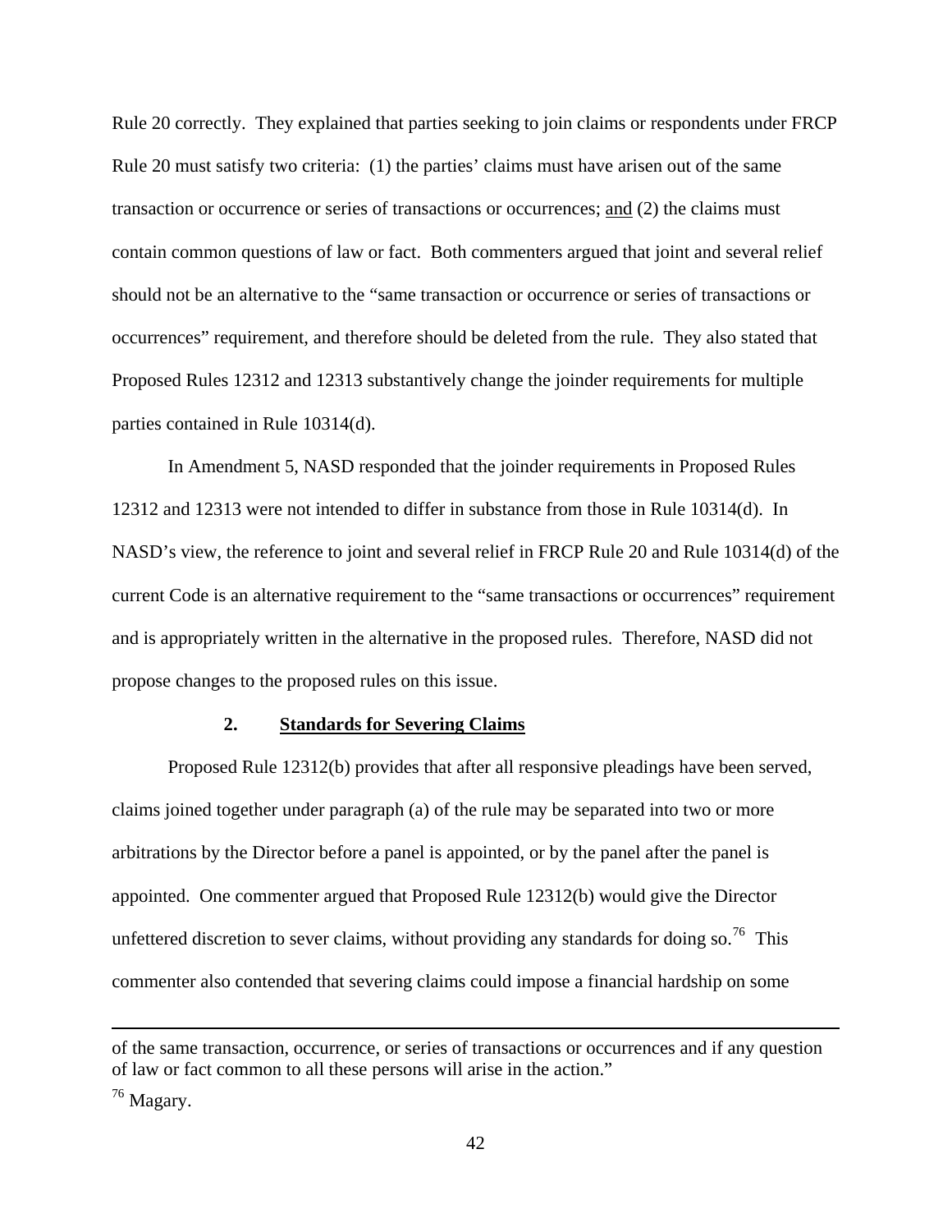Rule 20 correctly. They explained that parties seeking to join claims or respondents under FRCP Rule 20 must satisfy two criteria: (1) the parties' claims must have arisen out of the same transaction or occurrence or series of transactions or occurrences; <u>and</u> (2) the claims must contain common questions of law or fact. Both commenters argued that joint and several relief should not be an alternative to the "same transaction or occurrence or series of transactions or occurrences" requirement, and therefore should be deleted from the rule. They also stated that Proposed Rules 12312 and 12313 substantively change the joinder requirements for multiple parties contained in Rule 10314(d).

In Amendment 5, NASD responded that the joinder requirements in Proposed Rules 12312 and 12313 were not intended to differ in substance from those in Rule 10314(d). In NASD's view, the reference to joint and several relief in FRCP Rule 20 and Rule 10314(d) of the current Code is an alternative requirement to the "same transactions or occurrences" requirement and is appropriately written in the alternative in the proposed rules. Therefore, NASD did not propose changes to the proposed rules on this issue.

### 2. <u>Standards for Severing Claims</u>

Proposed Rule 12312(b) provides that after all responsive pleadings have been served, claims joined together under paragraph (a) of the rule may be separated into two or more arbitrations by the Director before a panel is appointed, or by the panel after the panel is appointed. One commenter argued that Proposed Rule 12312(b) would give the Director unfettered discretion to sever claims, without providing any standards for doing so.[76] This commenter also contended that severing claims could impose a financial hardship on some

---

of the same transaction, occurrence, or series of transactions or occurrences and if any question of law or fact common to all these persons will arise in the action."

[76] Magary.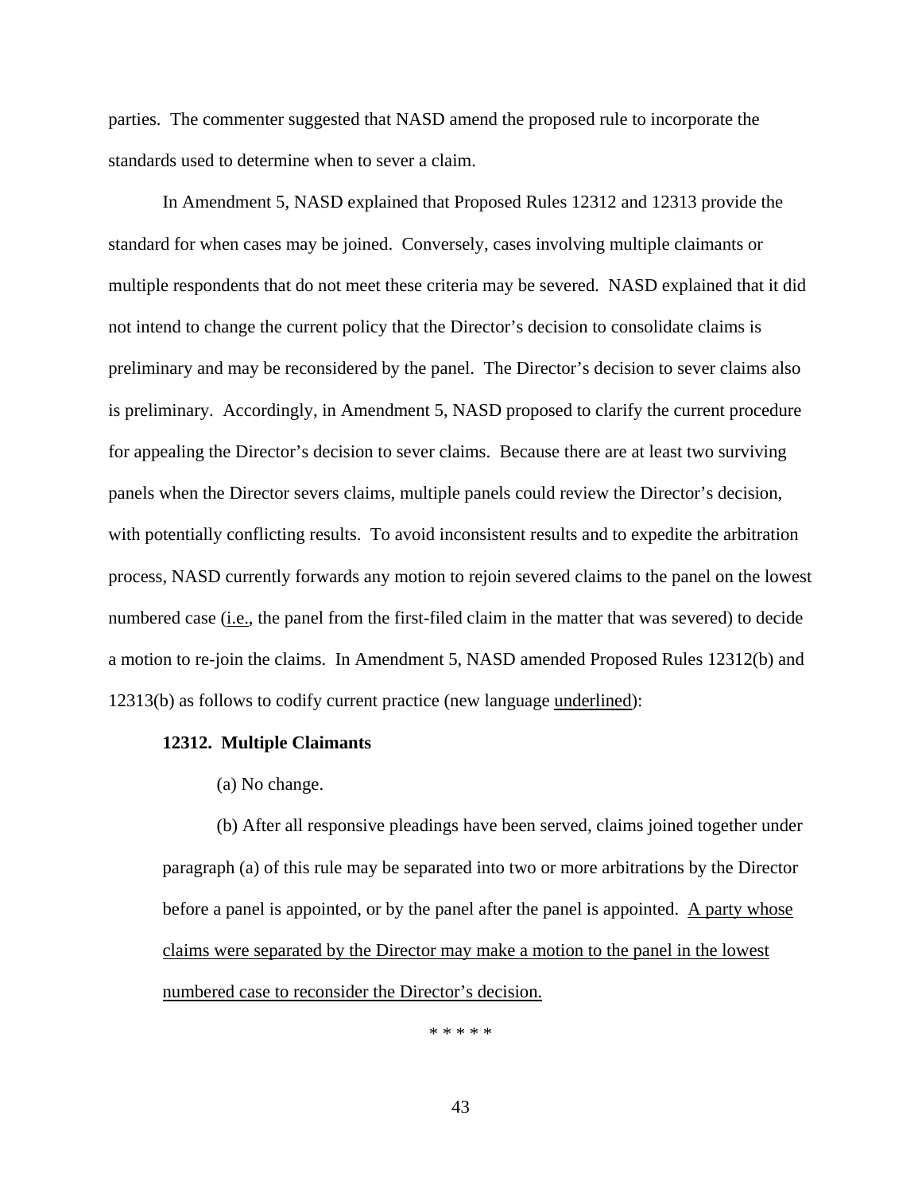parties. The commenter suggested that NASD amend the proposed rule to incorporate the standards used to determine when to sever a claim.

In Amendment 5, NASD explained that Proposed Rules 12312 and 12313 provide the standard for when cases may be joined. Conversely, cases involving multiple claimants or multiple respondents that do not meet these criteria may be severed. NASD explained that it did not intend to change the current policy that the Director's decision to consolidate claims is preliminary and may be reconsidered by the panel. The Director's decision to sever claims also is preliminary. Accordingly, in Amendment 5, NASD proposed to clarify the current procedure for appealing the Director's decision to sever claims. Because there are at least two surviving panels when the Director severs claims, multiple panels could review the Director's decision, with potentially conflicting results. To avoid inconsistent results and to expedite the arbitration process, NASD currently forwards any motion to rejoin severed claims to the panel on the lowest numbered case (<u>i.e.</u>, the panel from the first-filed claim in the matter that was severed) to decide a motion to re-join the claims. In Amendment 5, NASD amended Proposed Rules 12312(b) and 12313(b) as follows to codify current practice (new language <u>underlined</u>):

**12312. Multiple Claimants**

(a) No change.

(b) After all responsive pleadings have been served, claims joined together under paragraph (a) of this rule may be separated into two or more arbitrations by the Director before a panel is appointed, or by the panel after the panel is appointed. <u>A party whose claims were separated by the Director may make a motion to the panel in the lowest numbered case to reconsider the Director's decision.</u>

\* \* \* \* \*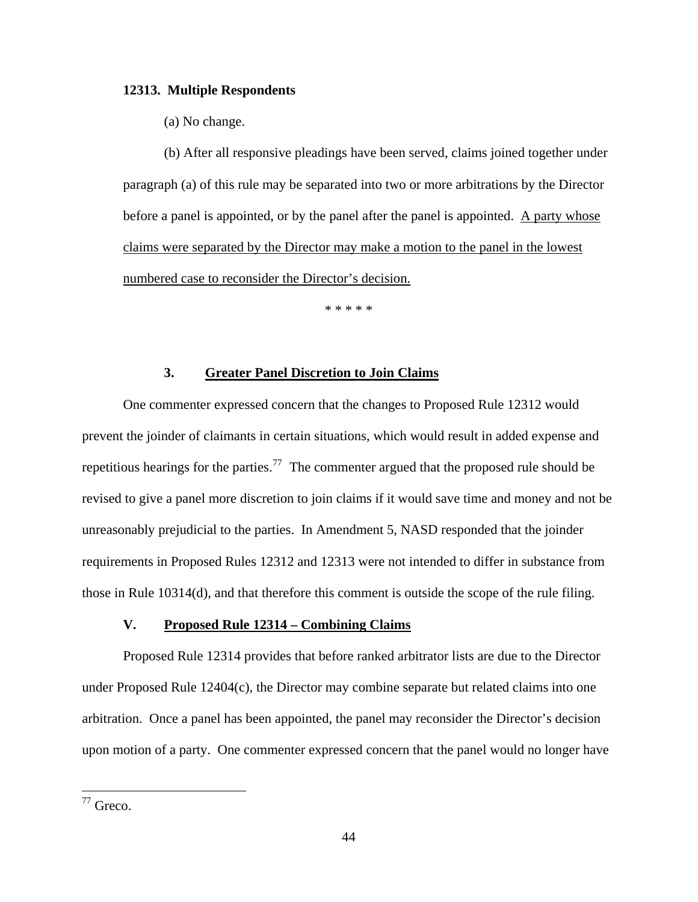**12313. Multiple Respondents**

(a) No change.

(b) After all responsive pleadings have been served, claims joined together under paragraph (a) of this rule may be separated into two or more arbitrations by the Director before a panel is appointed, or by the panel after the panel is appointed. <u>A party whose claims were separated by the Director may make a motion to the panel in the lowest numbered case to reconsider the Director's decision.</u>

\* \* \* \* \*

### 3. Greater Panel Discretion to Join Claims

One commenter expressed concern that the changes to Proposed Rule 12312 would prevent the joinder of claimants in certain situations, which would result in added expense and repetitious hearings for the parties.[77] The commenter argued that the proposed rule should be revised to give a panel more discretion to join claims if it would save time and money and not be unreasonably prejudicial to the parties. In Amendment 5, NASD responded that the joinder requirements in Proposed Rules 12312 and 12313 were not intended to differ in substance from those in Rule 10314(d), and that therefore this comment is outside the scope of the rule filing.

## V. Proposed Rule 12314 – Combining Claims

Proposed Rule 12314 provides that before ranked arbitrator lists are due to the Director under Proposed Rule 12404(c), the Director may combine separate but related claims into one arbitration. Once a panel has been appointed, the panel may reconsider the Director's decision upon motion of a party. One commenter expressed concern that the panel would no longer have

---

[77] Greco.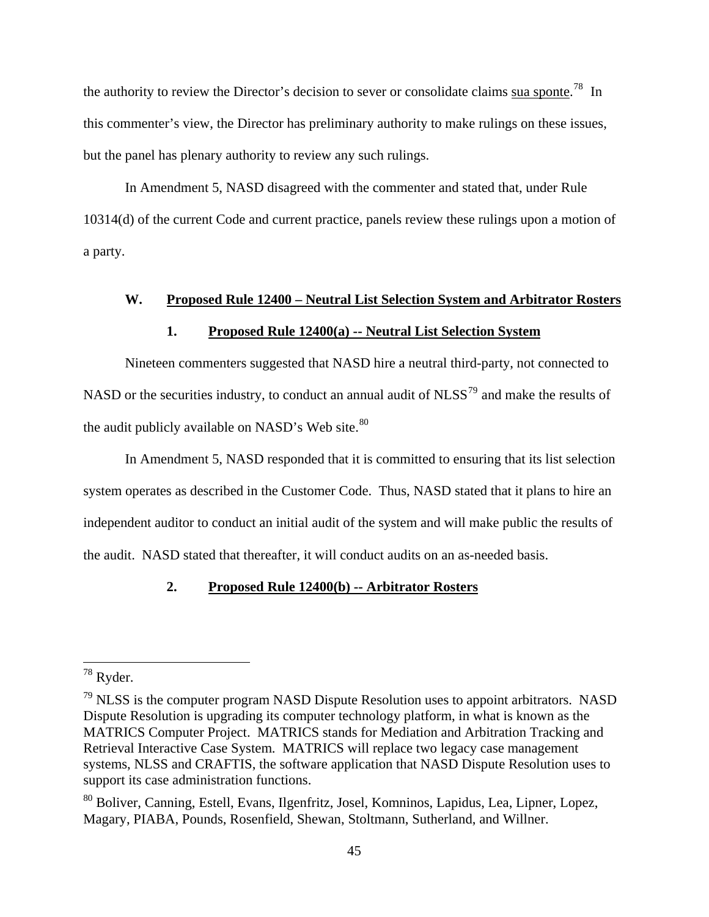the authority to review the Director's decision to sever or consolidate claims sua sponte.[78] In this commenter's view, the Director has preliminary authority to make rulings on these issues, but the panel has plenary authority to review any such rulings.

In Amendment 5, NASD disagreed with the commenter and stated that, under Rule 10314(d) of the current Code and current practice, panels review these rulings upon a motion of a party.

### W. Proposed Rule 12400 – Neutral List Selection System and Arbitrator Rosters

#### 1. Proposed Rule 12400(a) -- Neutral List Selection System

Nineteen commenters suggested that NASD hire a neutral third-party, not connected to NASD or the securities industry, to conduct an annual audit of NLSS[79] and make the results of the audit publicly available on NASD's Web site.[80]

In Amendment 5, NASD responded that it is committed to ensuring that its list selection system operates as described in the Customer Code. Thus, NASD stated that it plans to hire an independent auditor to conduct an initial audit of the system and will make public the results of the audit. NASD stated that thereafter, it will conduct audits on an as-needed basis.

#### 2. Proposed Rule 12400(b) -- Arbitrator Rosters

---

[78] Ryder.

[79] NLSS is the computer program NASD Dispute Resolution uses to appoint arbitrators. NASD Dispute Resolution is upgrading its computer technology platform, in what is known as the MATRICS Computer Project. MATRICS stands for Mediation and Arbitration Tracking and Retrieval Interactive Case System. MATRICS will replace two legacy case management systems, NLSS and CRAFTIS, the software application that NASD Dispute Resolution uses to support its case administration functions.

[80] Boliver, Canning, Estell, Evans, Ilgenfritz, Josel, Komninos, Lapidus, Lea, Lipner, Lopez, Magary, PIABA, Pounds, Rosenfield, Shewan, Stoltmann, Sutherland, and Willner.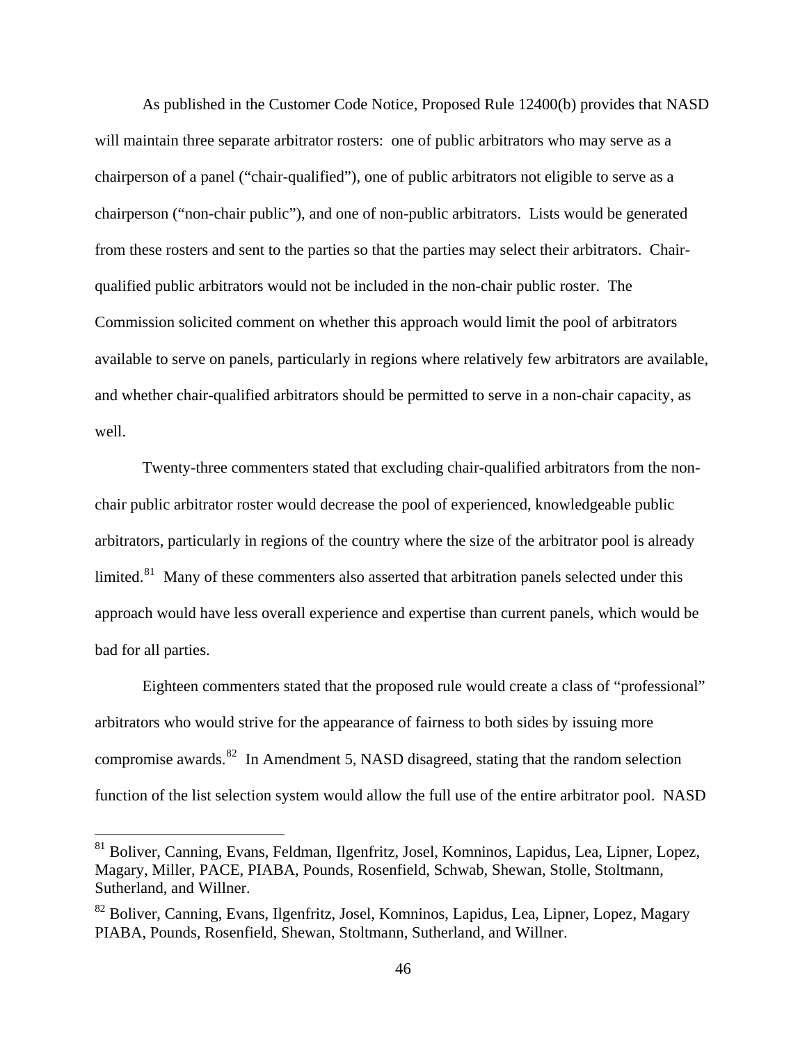As published in the Customer Code Notice, Proposed Rule 12400(b) provides that NASD will maintain three separate arbitrator rosters: one of public arbitrators who may serve as a chairperson of a panel ("chair-qualified"), one of public arbitrators not eligible to serve as a chairperson ("non-chair public"), and one of non-public arbitrators. Lists would be generated from these rosters and sent to the parties so that the parties may select their arbitrators. Chair-qualified public arbitrators would not be included in the non-chair public roster. The Commission solicited comment on whether this approach would limit the pool of arbitrators available to serve on panels, particularly in regions where relatively few arbitrators are available, and whether chair-qualified arbitrators should be permitted to serve in a non-chair capacity, as well.

Twenty-three commenters stated that excluding chair-qualified arbitrators from the non-chair public arbitrator roster would decrease the pool of experienced, knowledgeable public arbitrators, particularly in regions of the country where the size of the arbitrator pool is already limited.[81] Many of these commenters also asserted that arbitration panels selected under this approach would have less overall experience and expertise than current panels, which would be bad for all parties.

Eighteen commenters stated that the proposed rule would create a class of "professional" arbitrators who would strive for the appearance of fairness to both sides by issuing more compromise awards.[82] In Amendment 5, NASD disagreed, stating that the random selection function of the list selection system would allow the full use of the entire arbitrator pool. NASD

---

[81] Boliver, Canning, Evans, Feldman, Ilgenfritz, Josel, Komninos, Lapidus, Lea, Lipner, Lopez, Magary, Miller, PACE, PIABA, Pounds, Rosenfield, Schwab, Shewan, Stolle, Stoltmann, Sutherland, and Willner.

[82] Boliver, Canning, Evans, Ilgenfritz, Josel, Komninos, Lapidus, Lea, Lipner, Lopez, Magary PIABA, Pounds, Rosenfield, Shewan, Stoltmann, Sutherland, and Willner.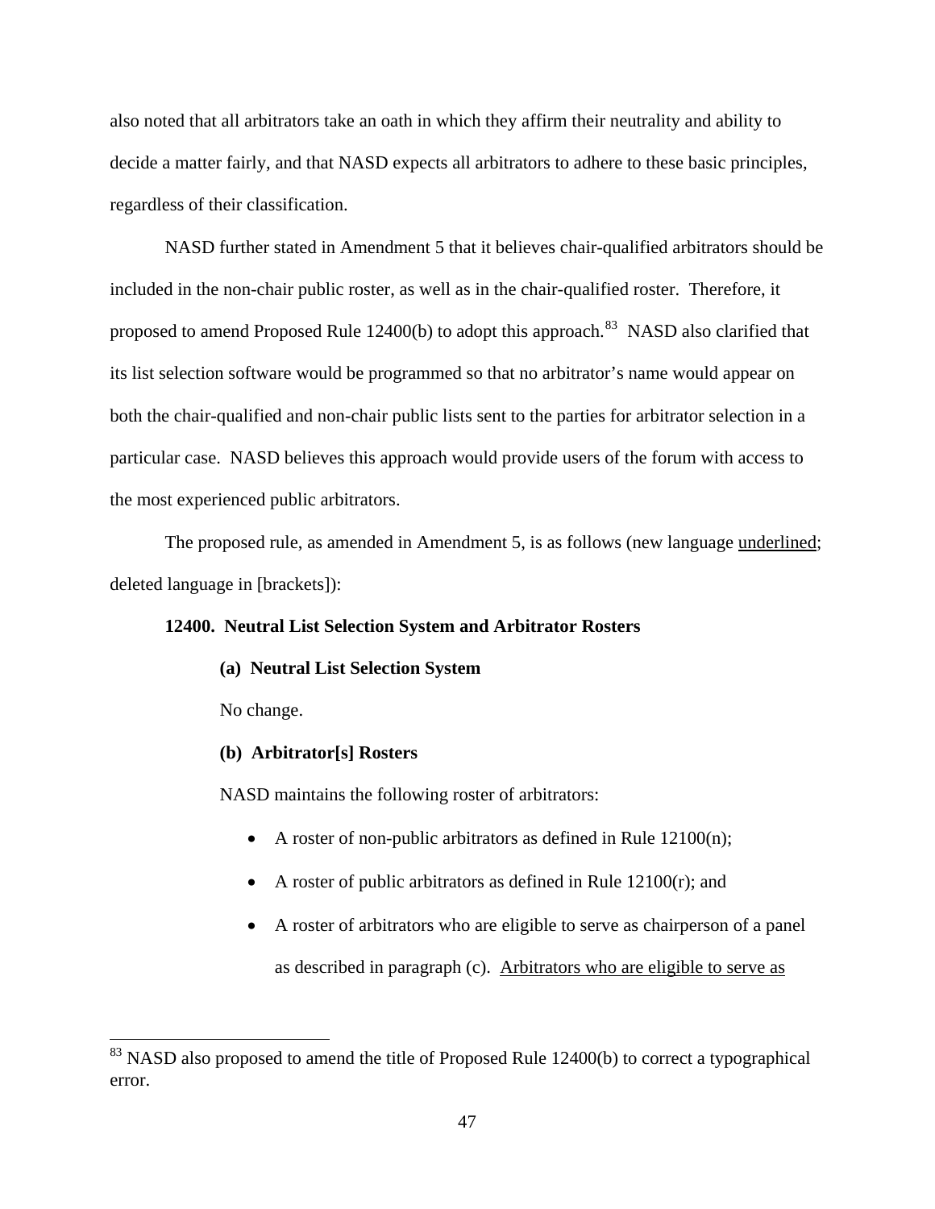also noted that all arbitrators take an oath in which they affirm their neutrality and ability to decide a matter fairly, and that NASD expects all arbitrators to adhere to these basic principles, regardless of their classification.

NASD further stated in Amendment 5 that it believes chair-qualified arbitrators should be included in the non-chair public roster, as well as in the chair-qualified roster. Therefore, it proposed to amend Proposed Rule 12400(b) to adopt this approach.[83] NASD also clarified that its list selection software would be programmed so that no arbitrator's name would appear on both the chair-qualified and non-chair public lists sent to the parties for arbitrator selection in a particular case. NASD believes this approach would provide users of the forum with access to the most experienced public arbitrators.

The proposed rule, as amended in Amendment 5, is as follows (new language <u>underlined</u>; deleted language in [brackets]):

**12400. Neutral List Selection System and Arbitrator Rosters**

**(a) Neutral List Selection System**

No change.

**(b) Arbitrator[s] Rosters**

NASD maintains the following roster of arbitrators:

- A roster of non-public arbitrators as defined in Rule 12100(n);
- A roster of public arbitrators as defined in Rule 12100(r); and
- A roster of arbitrators who are eligible to serve as chairperson of a panel as described in paragraph (c). <u>Arbitrators who are eligible to serve as</u>

---

[83] NASD also proposed to amend the title of Proposed Rule 12400(b) to correct a typographical error.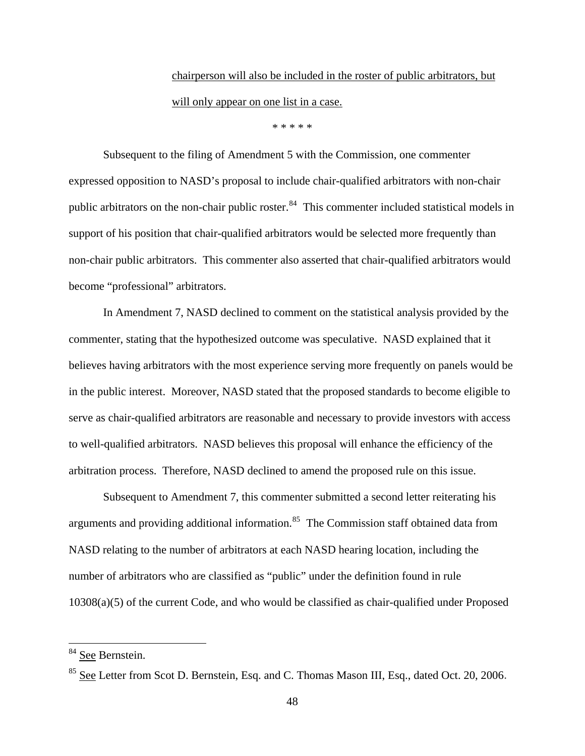<u>chairperson will also be included in the roster of public arbitrators, but will only appear on one list in a case.</u>

\* \* \* \* \*

Subsequent to the filing of Amendment 5 with the Commission, one commenter expressed opposition to NASD's proposal to include chair-qualified arbitrators with non-chair public arbitrators on the non-chair public roster.[84] This commenter included statistical models in support of his position that chair-qualified arbitrators would be selected more frequently than non-chair public arbitrators. This commenter also asserted that chair-qualified arbitrators would become "professional" arbitrators.

In Amendment 7, NASD declined to comment on the statistical analysis provided by the commenter, stating that the hypothesized outcome was speculative. NASD explained that it believes having arbitrators with the most experience serving more frequently on panels would be in the public interest. Moreover, NASD stated that the proposed standards to become eligible to serve as chair-qualified arbitrators are reasonable and necessary to provide investors with access to well-qualified arbitrators. NASD believes this proposal will enhance the efficiency of the arbitration process. Therefore, NASD declined to amend the proposed rule on this issue.

Subsequent to Amendment 7, this commenter submitted a second letter reiterating his arguments and providing additional information.[85] The Commission staff obtained data from NASD relating to the number of arbitrators at each NASD hearing location, including the number of arbitrators who are classified as "public" under the definition found in rule 10308(a)(5) of the current Code, and who would be classified as chair-qualified under Proposed

---

[84] <u>See</u> Bernstein.

[85] <u>See</u> Letter from Scot D. Bernstein, Esq. and C. Thomas Mason III, Esq., dated Oct. 20, 2006.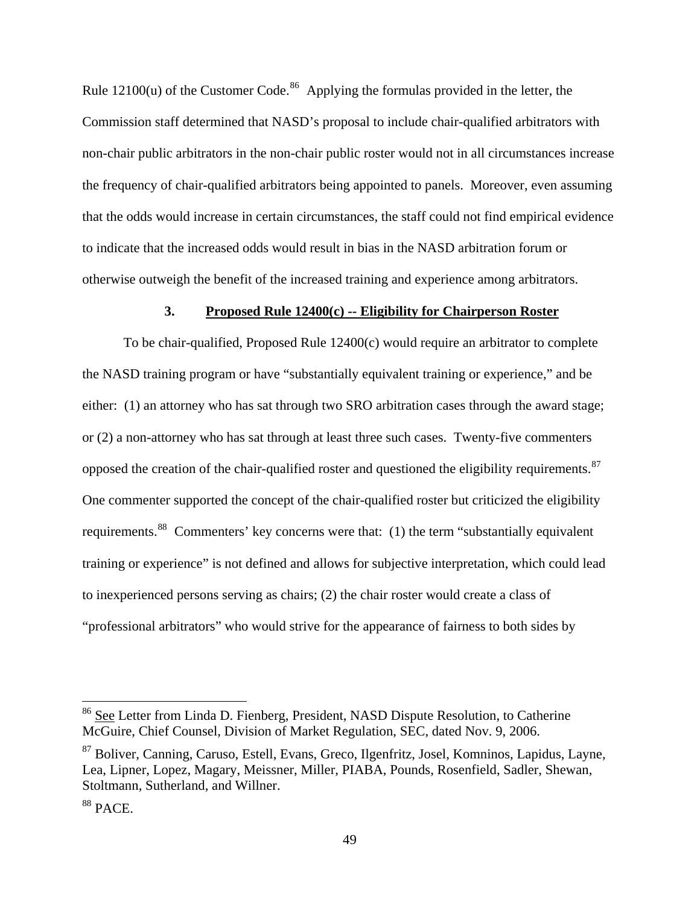Rule 12100(u) of the Customer Code.[86] Applying the formulas provided in the letter, the Commission staff determined that NASD's proposal to include chair-qualified arbitrators with non-chair public arbitrators in the non-chair public roster would not in all circumstances increase the frequency of chair-qualified arbitrators being appointed to panels. Moreover, even assuming that the odds would increase in certain circumstances, the staff could not find empirical evidence to indicate that the increased odds would result in bias in the NASD arbitration forum or otherwise outweigh the benefit of the increased training and experience among arbitrators.

### 3. Proposed Rule 12400(c) -- Eligibility for Chairperson Roster

To be chair-qualified, Proposed Rule 12400(c) would require an arbitrator to complete the NASD training program or have "substantially equivalent training or experience," and be either: (1) an attorney who has sat through two SRO arbitration cases through the award stage; or (2) a non-attorney who has sat through at least three such cases. Twenty-five commenters opposed the creation of the chair-qualified roster and questioned the eligibility requirements.[87] One commenter supported the concept of the chair-qualified roster but criticized the eligibility requirements.[88] Commenters' key concerns were that: (1) the term "substantially equivalent training or experience" is not defined and allows for subjective interpretation, which could lead to inexperienced persons serving as chairs; (2) the chair roster would create a class of "professional arbitrators" who would strive for the appearance of fairness to both sides by

---

[86] See Letter from Linda D. Fienberg, President, NASD Dispute Resolution, to Catherine McGuire, Chief Counsel, Division of Market Regulation, SEC, dated Nov. 9, 2006.

[87] Boliver, Canning, Caruso, Estell, Evans, Greco, Ilgenfritz, Josel, Komninos, Lapidus, Layne, Lea, Lipner, Lopez, Magary, Meissner, Miller, PIABA, Pounds, Rosenfield, Sadler, Shewan, Stoltmann, Sutherland, and Willner.

[88] PACE.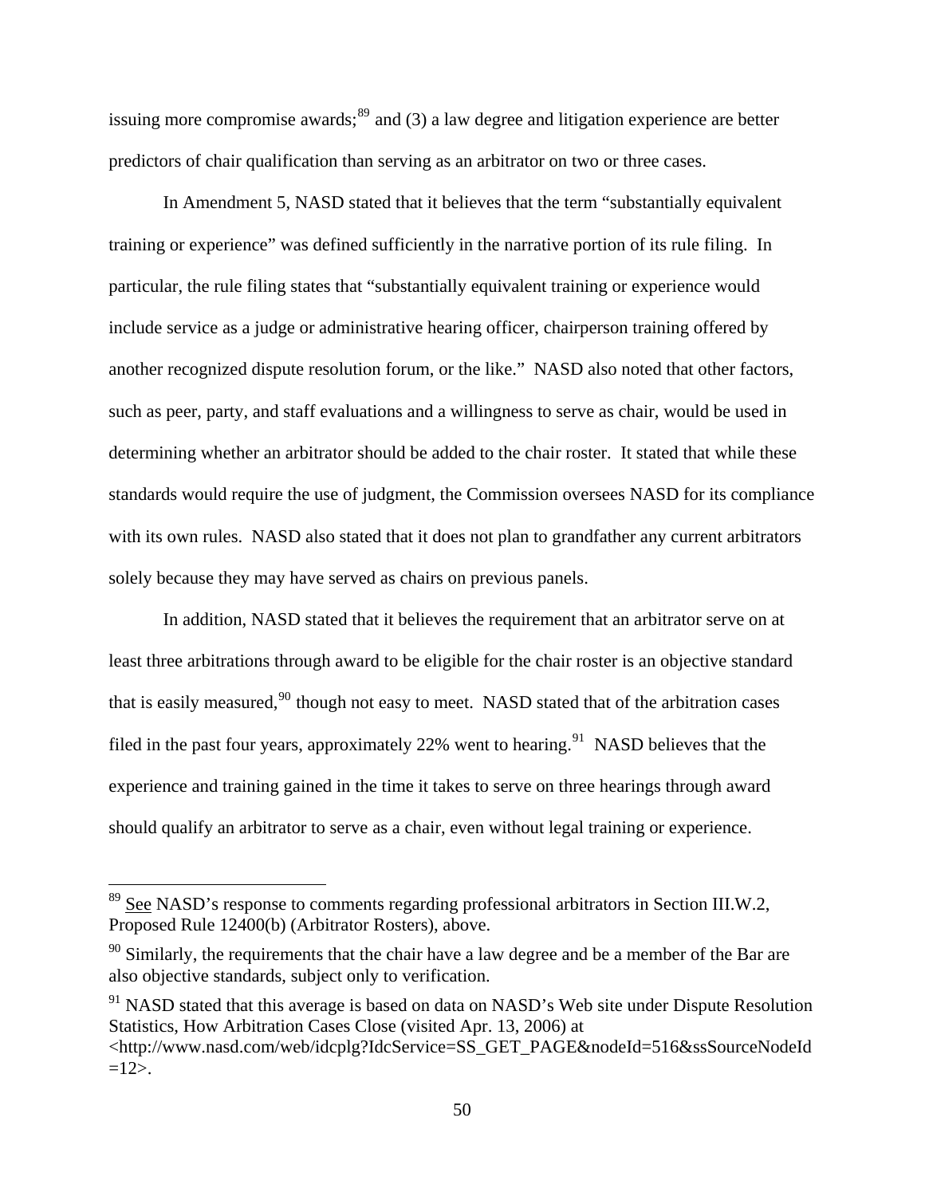issuing more compromise awards;[89] and (3) a law degree and litigation experience are better predictors of chair qualification than serving as an arbitrator on two or three cases.

In Amendment 5, NASD stated that it believes that the term "substantially equivalent training or experience" was defined sufficiently in the narrative portion of its rule filing. In particular, the rule filing states that "substantially equivalent training or experience would include service as a judge or administrative hearing officer, chairperson training offered by another recognized dispute resolution forum, or the like." NASD also noted that other factors, such as peer, party, and staff evaluations and a willingness to serve as chair, would be used in determining whether an arbitrator should be added to the chair roster. It stated that while these standards would require the use of judgment, the Commission oversees NASD for its compliance with its own rules. NASD also stated that it does not plan to grandfather any current arbitrators solely because they may have served as chairs on previous panels.

In addition, NASD stated that it believes the requirement that an arbitrator serve on at least three arbitrations through award to be eligible for the chair roster is an objective standard that is easily measured,[90] though not easy to meet. NASD stated that of the arbitration cases filed in the past four years, approximately 22% went to hearing.[91] NASD believes that the experience and training gained in the time it takes to serve on three hearings through award should qualify an arbitrator to serve as a chair, even without legal training or experience.

---

[89] See NASD's response to comments regarding professional arbitrators in Section III.W.2, Proposed Rule 12400(b) (Arbitrator Rosters), above.

[90] Similarly, the requirements that the chair have a law degree and be a member of the Bar are also objective standards, subject only to verification.

[91] NASD stated that this average is based on data on NASD's Web site under Dispute Resolution Statistics, How Arbitration Cases Close (visited Apr. 13, 2006) at <http://www.nasd.com/web/idcplg?IdcService=SS_GET_PAGE&nodeId=516&ssSourceNodeId=12>.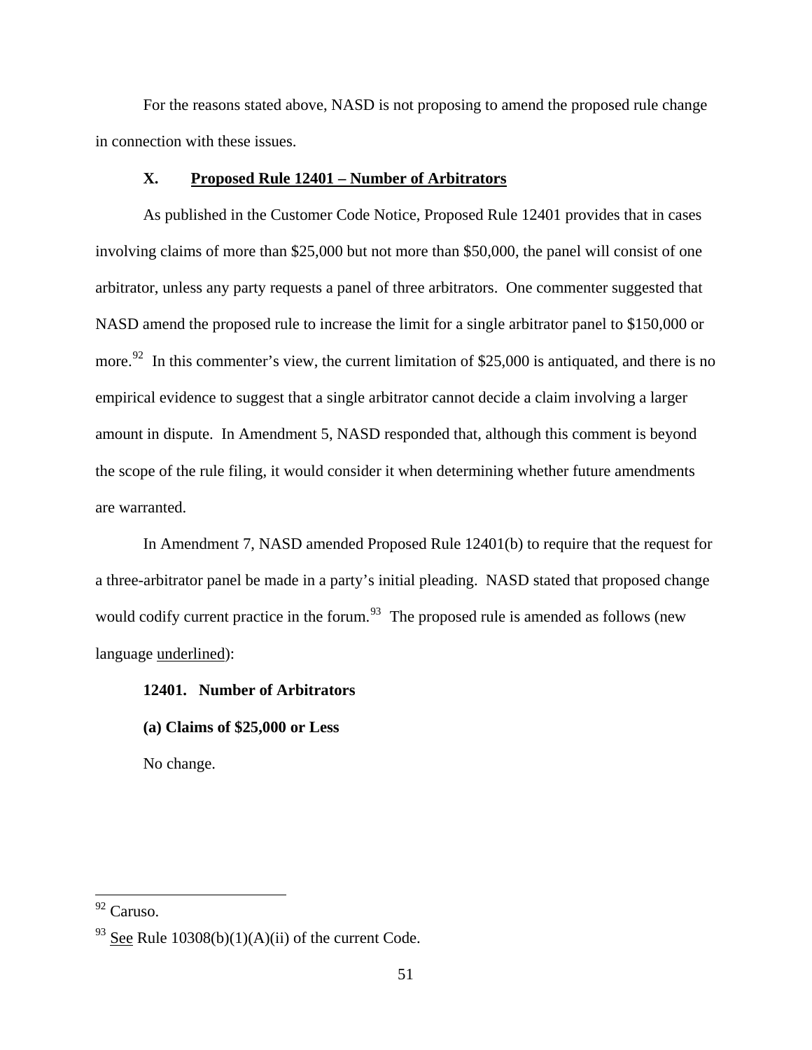For the reasons stated above, NASD is not proposing to amend the proposed rule change in connection with these issues.

### X. Proposed Rule 12401 – Number of Arbitrators

As published in the Customer Code Notice, Proposed Rule 12401 provides that in cases involving claims of more than $25,000 but not more than $50,000, the panel will consist of one arbitrator, unless any party requests a panel of three arbitrators. One commenter suggested that NASD amend the proposed rule to increase the limit for a single arbitrator panel to $150,000 or more.[92] In this commenter's view, the current limitation of $25,000 is antiquated, and there is no empirical evidence to suggest that a single arbitrator cannot decide a claim involving a larger amount in dispute. In Amendment 5, NASD responded that, although this comment is beyond the scope of the rule filing, it would consider it when determining whether future amendments are warranted.

In Amendment 7, NASD amended Proposed Rule 12401(b) to require that the request for a three-arbitrator panel be made in a party's initial pleading. NASD stated that proposed change would codify current practice in the forum.[93] The proposed rule is amended as follows (new language underlined):

**12401. Number of Arbitrators**

**(a) Claims of $25,000 or Less**

No change.

---

[92] Caruso.

[93] See Rule 10308(b)(1)(A)(ii) of the current Code.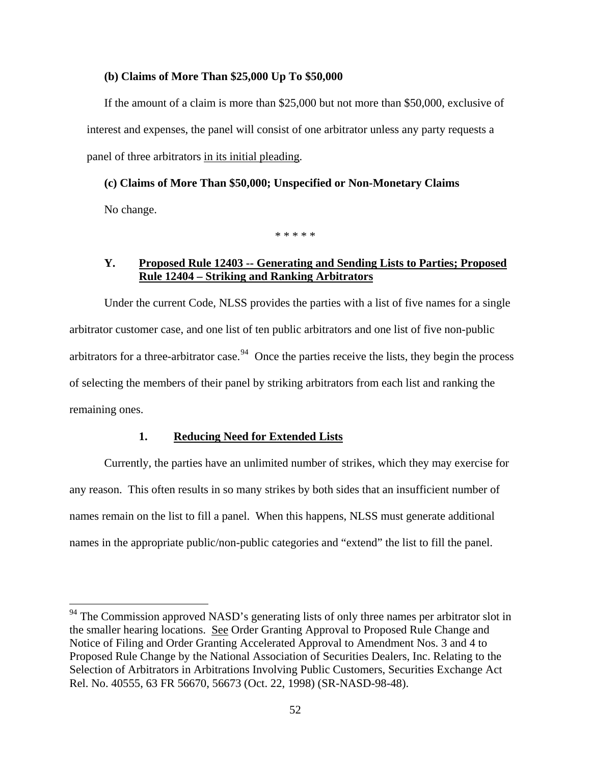**(b) Claims of More Than $25,000 Up To $50,000**

If the amount of a claim is more than $25,000 but not more than $50,000, exclusive of interest and expenses, the panel will consist of one arbitrator unless any party requests a panel of three arbitrators in its initial pleading.

**(c) Claims of More Than $50,000; Unspecified or Non-Monetary Claims**

No change.

\* \* \* \* \*

## Y. Proposed Rule 12403 -- Generating and Sending Lists to Parties; Proposed Rule 12404 – Striking and Ranking Arbitrators

Under the current Code, NLSS provides the parties with a list of five names for a single arbitrator customer case, and one list of ten public arbitrators and one list of five non-public arbitrators for a three-arbitrator case.[94] Once the parties receive the lists, they begin the process of selecting the members of their panel by striking arbitrators from each list and ranking the remaining ones.

### 1. Reducing Need for Extended Lists

Currently, the parties have an unlimited number of strikes, which they may exercise for any reason. This often results in so many strikes by both sides that an insufficient number of names remain on the list to fill a panel. When this happens, NLSS must generate additional names in the appropriate public/non-public categories and "extend" the list to fill the panel.

---

[94] The Commission approved NASD's generating lists of only three names per arbitrator slot in the smaller hearing locations. See Order Granting Approval to Proposed Rule Change and Notice of Filing and Order Granting Accelerated Approval to Amendment Nos. 3 and 4 to Proposed Rule Change by the National Association of Securities Dealers, Inc. Relating to the Selection of Arbitrators in Arbitrations Involving Public Customers, Securities Exchange Act Rel. No. 40555, 63 FR 56670, 56673 (Oct. 22, 1998) (SR-NASD-98-48).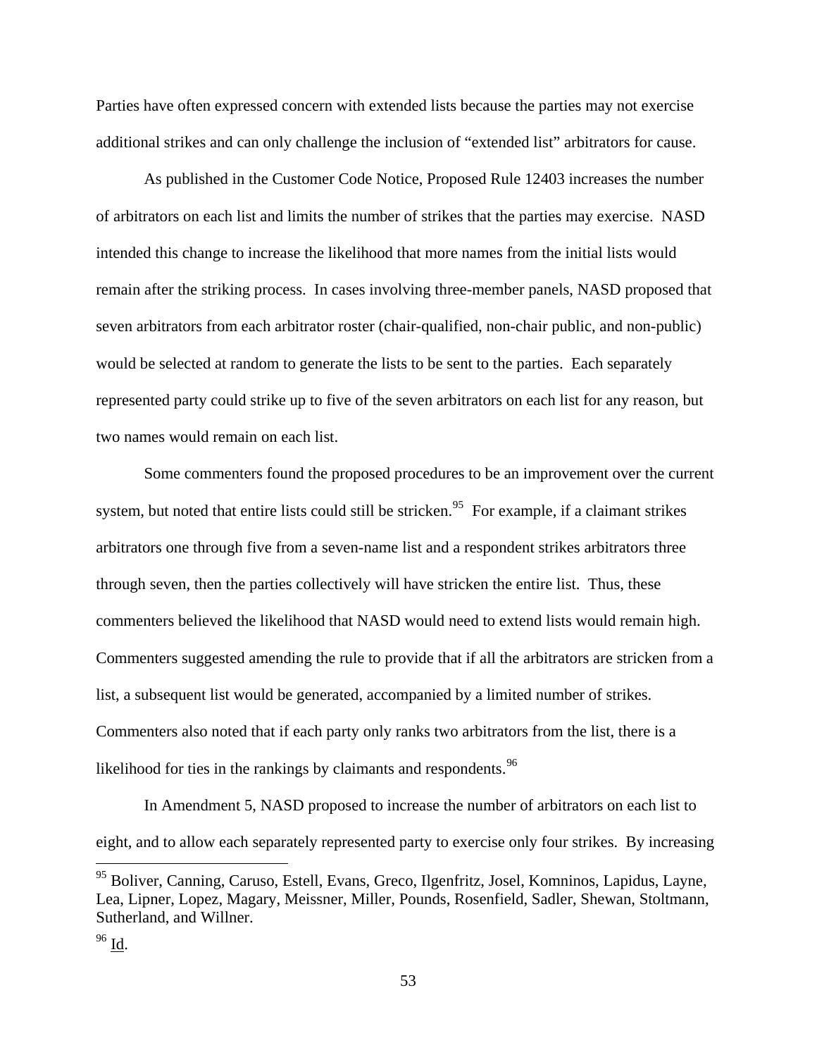Parties have often expressed concern with extended lists because the parties may not exercise additional strikes and can only challenge the inclusion of "extended list" arbitrators for cause.

As published in the Customer Code Notice, Proposed Rule 12403 increases the number of arbitrators on each list and limits the number of strikes that the parties may exercise. NASD intended this change to increase the likelihood that more names from the initial lists would remain after the striking process. In cases involving three-member panels, NASD proposed that seven arbitrators from each arbitrator roster (chair-qualified, non-chair public, and non-public) would be selected at random to generate the lists to be sent to the parties. Each separately represented party could strike up to five of the seven arbitrators on each list for any reason, but two names would remain on each list.

Some commenters found the proposed procedures to be an improvement over the current system, but noted that entire lists could still be stricken.[95] For example, if a claimant strikes arbitrators one through five from a seven-name list and a respondent strikes arbitrators three through seven, then the parties collectively will have stricken the entire list. Thus, these commenters believed the likelihood that NASD would need to extend lists would remain high. Commenters suggested amending the rule to provide that if all the arbitrators are stricken from a list, a subsequent list would be generated, accompanied by a limited number of strikes. Commenters also noted that if each party only ranks two arbitrators from the list, there is a likelihood for ties in the rankings by claimants and respondents.[96]

In Amendment 5, NASD proposed to increase the number of arbitrators on each list to eight, and to allow each separately represented party to exercise only four strikes. By increasing

---

[95] Boliver, Canning, Caruso, Estell, Evans, Greco, Ilgenfritz, Josel, Komninos, Lapidus, Layne, Lea, Lipner, Lopez, Magary, Meissner, Miller, Pounds, Rosenfield, Sadler, Shewan, Stoltmann, Sutherland, and Willner.

[96] Id.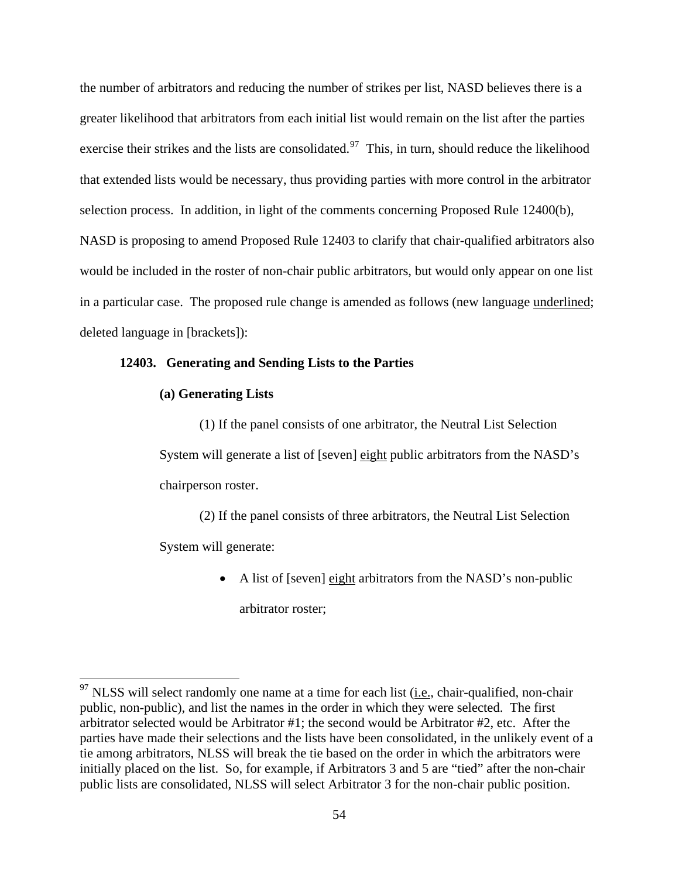the number of arbitrators and reducing the number of strikes per list, NASD believes there is a greater likelihood that arbitrators from each initial list would remain on the list after the parties exercise their strikes and the lists are consolidated.[97] This, in turn, should reduce the likelihood that extended lists would be necessary, thus providing parties with more control in the arbitrator selection process. In addition, in light of the comments concerning Proposed Rule 12400(b), NASD is proposing to amend Proposed Rule 12403 to clarify that chair-qualified arbitrators also would be included in the roster of non-chair public arbitrators, but would only appear on one list in a particular case. The proposed rule change is amended as follows (new language <u>underlined</u>; deleted language in [brackets]):

**12403. Generating and Sending Lists to the Parties**

**(a) Generating Lists**

(1) If the panel consists of one arbitrator, the Neutral List Selection System will generate a list of [seven] <u>eight</u> public arbitrators from the NASD's chairperson roster.

(2) If the panel consists of three arbitrators, the Neutral List Selection System will generate:

- A list of [seven] <u>eight</u> arbitrators from the NASD's non-public arbitrator roster;

[97] NLSS will select randomly one name at a time for each list (<u>i.e.</u>, chair-qualified, non-chair public, non-public), and list the names in the order in which they were selected. The first arbitrator selected would be Arbitrator #1; the second would be Arbitrator #2, etc. After the parties have made their selections and the lists have been consolidated, in the unlikely event of a tie among arbitrators, NLSS will break the tie based on the order in which the arbitrators were initially placed on the list. So, for example, if Arbitrators 3 and 5 are "tied" after the non-chair public lists are consolidated, NLSS will select Arbitrator 3 for the non-chair public position.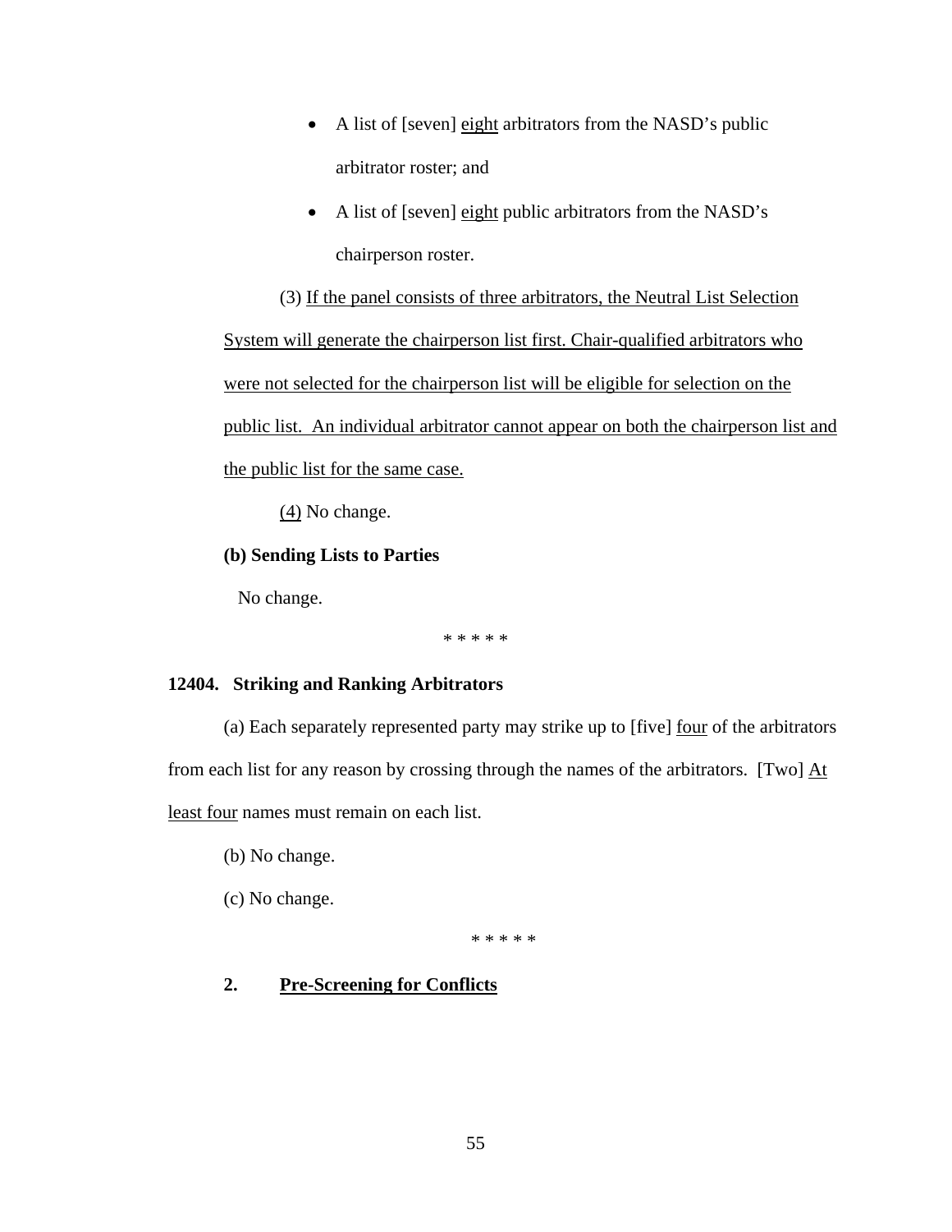- A list of [seven] <u>eight</u> arbitrators from the NASD's public arbitrator roster; and
- A list of [seven] <u>eight</u> public arbitrators from the NASD's chairperson roster.

(3) <u>If the panel consists of three arbitrators, the Neutral List Selection System will generate the chairperson list first. Chair-qualified arbitrators who were not selected for the chairperson list will be eligible for selection on the public list. An individual arbitrator cannot appear on both the chairperson list and the public list for the same case.</u>

<u>(4)</u> No change.

**(b) Sending Lists to Parties**

No change.

\* \* \* \* \*

**12404. Striking and Ranking Arbitrators**

(a) Each separately represented party may strike up to [five] <u>four</u> of the arbitrators from each list for any reason by crossing through the names of the arbitrators. [Two] <u>At least four</u> names must remain on each list.

(b) No change.

(c) No change.

\* \* \* \* \*

**2. <u>Pre-Screening for Conflicts</u>**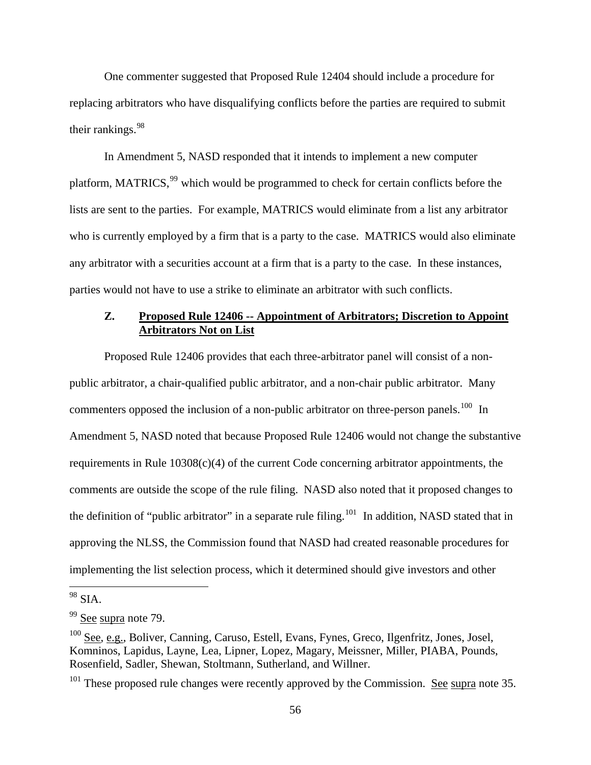One commenter suggested that Proposed Rule 12404 should include a procedure for replacing arbitrators who have disqualifying conflicts before the parties are required to submit their rankings.[98]

In Amendment 5, NASD responded that it intends to implement a new computer platform, MATRICS,[99] which would be programmed to check for certain conflicts before the lists are sent to the parties. For example, MATRICS would eliminate from a list any arbitrator who is currently employed by a firm that is a party to the case. MATRICS would also eliminate any arbitrator with a securities account at a firm that is a party to the case. In these instances, parties would not have to use a strike to eliminate an arbitrator with such conflicts.

### Z. Proposed Rule 12406 -- Appointment of Arbitrators; Discretion to Appoint Arbitrators Not on List

Proposed Rule 12406 provides that each three-arbitrator panel will consist of a non-public arbitrator, a chair-qualified public arbitrator, and a non-chair public arbitrator. Many commenters opposed the inclusion of a non-public arbitrator on three-person panels.[100] In Amendment 5, NASD noted that because Proposed Rule 12406 would not change the substantive requirements in Rule 10308(c)(4) of the current Code concerning arbitrator appointments, the comments are outside the scope of the rule filing. NASD also noted that it proposed changes to the definition of "public arbitrator" in a separate rule filing.[101] In addition, NASD stated that in approving the NLSS, the Commission found that NASD had created reasonable procedures for implementing the list selection process, which it determined should give investors and other

---

[98] SIA.

[99] See supra note 79.

[100] See, e.g., Boliver, Canning, Caruso, Estell, Evans, Fynes, Greco, Ilgenfritz, Jones, Josel, Komninos, Lapidus, Layne, Lea, Lipner, Lopez, Magary, Meissner, Miller, PIABA, Pounds, Rosenfield, Sadler, Shewan, Stoltmann, Sutherland, and Willner.

[101] These proposed rule changes were recently approved by the Commission. See supra note 35.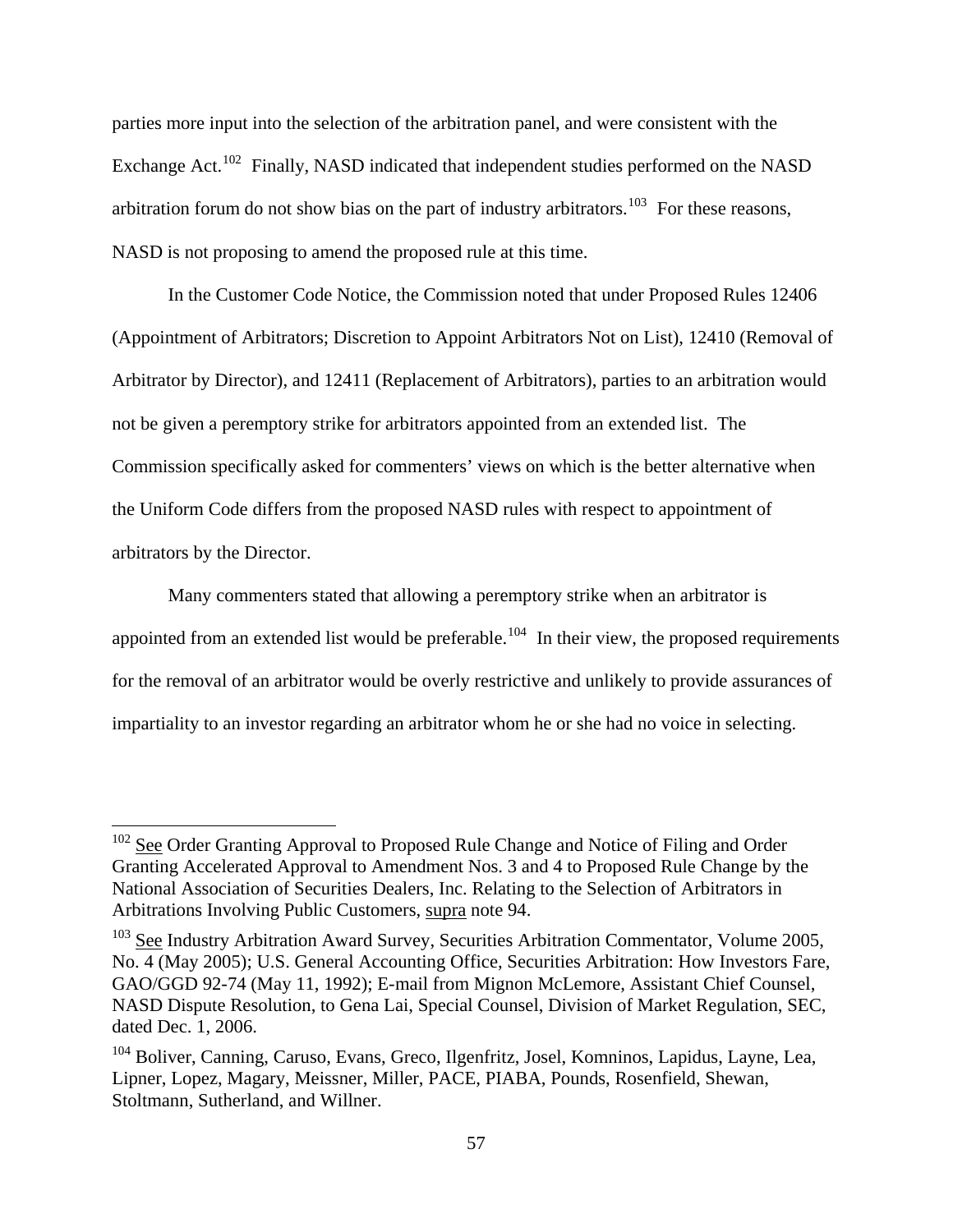parties more input into the selection of the arbitration panel, and were consistent with the Exchange Act.[102] Finally, NASD indicated that independent studies performed on the NASD arbitration forum do not show bias on the part of industry arbitrators.[103] For these reasons, NASD is not proposing to amend the proposed rule at this time.

In the Customer Code Notice, the Commission noted that under Proposed Rules 12406 (Appointment of Arbitrators; Discretion to Appoint Arbitrators Not on List), 12410 (Removal of Arbitrator by Director), and 12411 (Replacement of Arbitrators), parties to an arbitration would not be given a peremptory strike for arbitrators appointed from an extended list. The Commission specifically asked for commenters' views on which is the better alternative when the Uniform Code differs from the proposed NASD rules with respect to appointment of arbitrators by the Director.

Many commenters stated that allowing a peremptory strike when an arbitrator is appointed from an extended list would be preferable.[104] In their view, the proposed requirements for the removal of an arbitrator would be overly restrictive and unlikely to provide assurances of impartiality to an investor regarding an arbitrator whom he or she had no voice in selecting.

---

[102] See Order Granting Approval to Proposed Rule Change and Notice of Filing and Order Granting Accelerated Approval to Amendment Nos. 3 and 4 to Proposed Rule Change by the National Association of Securities Dealers, Inc. Relating to the Selection of Arbitrators in Arbitrations Involving Public Customers, supra note 94.

[103] See Industry Arbitration Award Survey, Securities Arbitration Commentator, Volume 2005, No. 4 (May 2005); U.S. General Accounting Office, Securities Arbitration: How Investors Fare, GAO/GGD 92-74 (May 11, 1992); E-mail from Mignon McLemore, Assistant Chief Counsel, NASD Dispute Resolution, to Gena Lai, Special Counsel, Division of Market Regulation, SEC, dated Dec. 1, 2006.

[104] Boliver, Canning, Caruso, Evans, Greco, Ilgenfritz, Josel, Komninos, Lapidus, Layne, Lea, Lipner, Lopez, Magary, Meissner, Miller, PACE, PIABA, Pounds, Rosenfield, Shewan, Stoltmann, Sutherland, and Willner.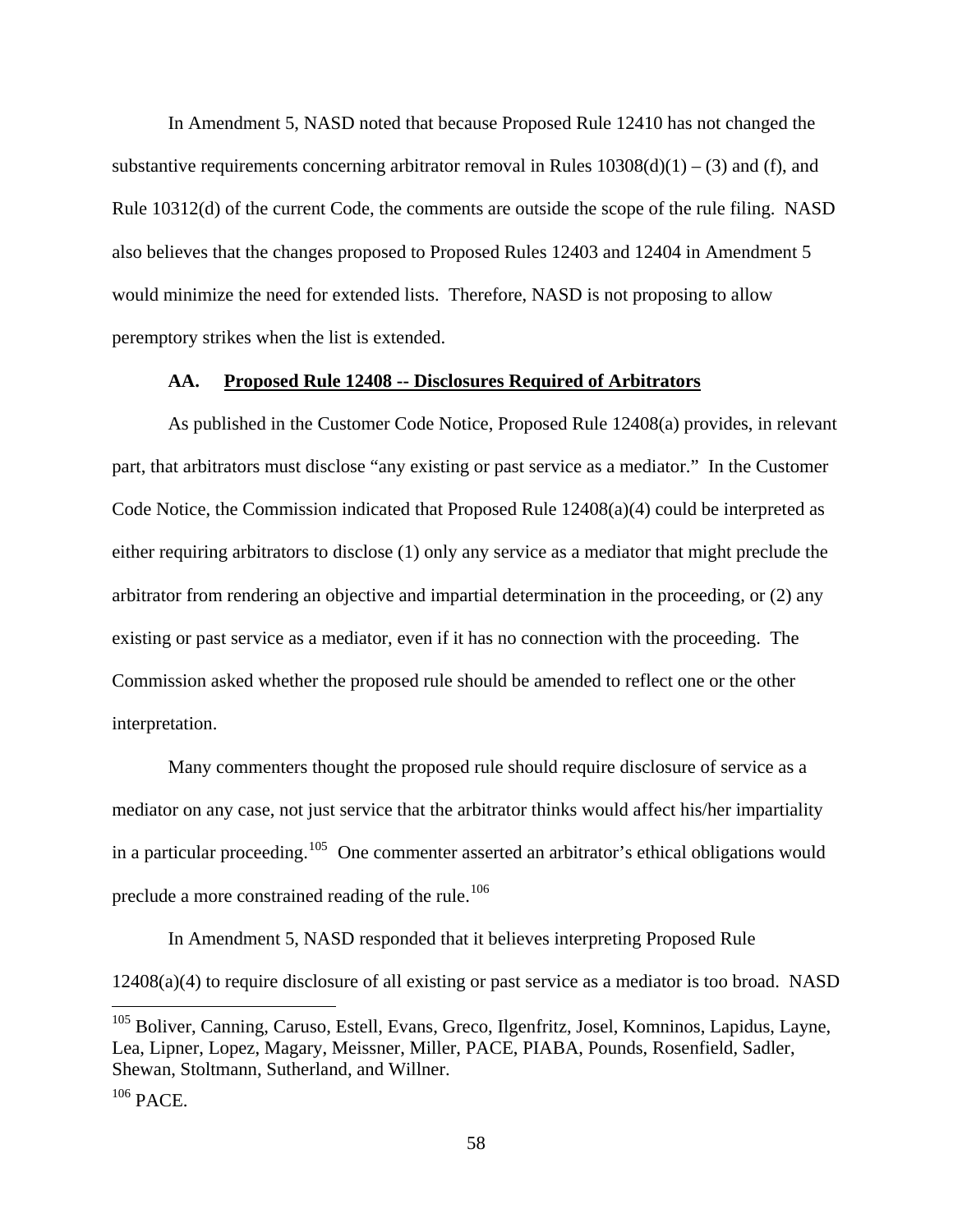In Amendment 5, NASD noted that because Proposed Rule 12410 has not changed the substantive requirements concerning arbitrator removal in Rules 10308(d)(1) – (3) and (f), and Rule 10312(d) of the current Code, the comments are outside the scope of the rule filing. NASD also believes that the changes proposed to Proposed Rules 12403 and 12404 in Amendment 5 would minimize the need for extended lists. Therefore, NASD is not proposing to allow peremptory strikes when the list is extended.

### AA. Proposed Rule 12408 -- Disclosures Required of Arbitrators

As published in the Customer Code Notice, Proposed Rule 12408(a) provides, in relevant part, that arbitrators must disclose "any existing or past service as a mediator." In the Customer Code Notice, the Commission indicated that Proposed Rule 12408(a)(4) could be interpreted as either requiring arbitrators to disclose (1) only any service as a mediator that might preclude the arbitrator from rendering an objective and impartial determination in the proceeding, or (2) any existing or past service as a mediator, even if it has no connection with the proceeding. The Commission asked whether the proposed rule should be amended to reflect one or the other interpretation.

Many commenters thought the proposed rule should require disclosure of service as a mediator on any case, not just service that the arbitrator thinks would affect his/her impartiality in a particular proceeding.[105] One commenter asserted an arbitrator's ethical obligations would preclude a more constrained reading of the rule.[106]

In Amendment 5, NASD responded that it believes interpreting Proposed Rule 12408(a)(4) to require disclosure of all existing or past service as a mediator is too broad. NASD

---

[105] Boliver, Canning, Caruso, Estell, Evans, Greco, Ilgenfritz, Josel, Komninos, Lapidus, Layne, Lea, Lipner, Lopez, Magary, Meissner, Miller, PACE, PIABA, Pounds, Rosenfield, Sadler, Shewan, Stoltmann, Sutherland, and Willner.

[106] PACE.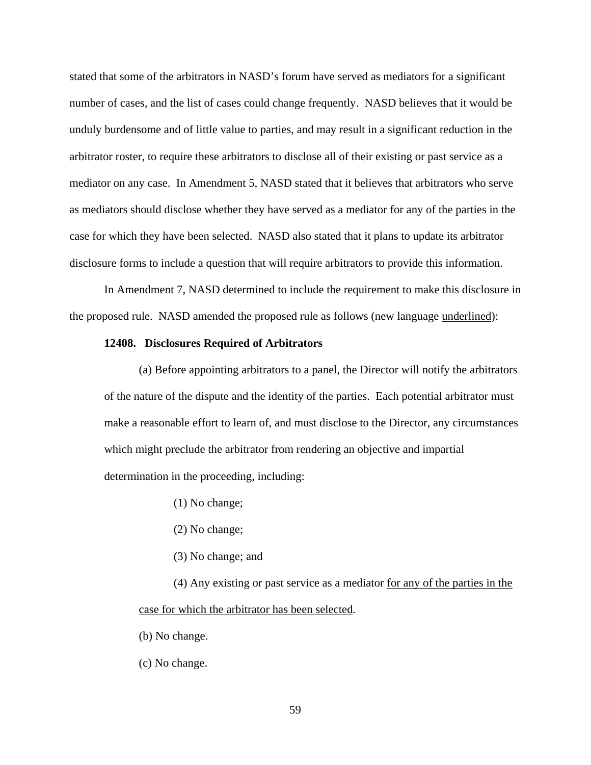stated that some of the arbitrators in NASD's forum have served as mediators for a significant number of cases, and the list of cases could change frequently. NASD believes that it would be unduly burdensome and of little value to parties, and may result in a significant reduction in the arbitrator roster, to require these arbitrators to disclose all of their existing or past service as a mediator on any case. In Amendment 5, NASD stated that it believes that arbitrators who serve as mediators should disclose whether they have served as a mediator for any of the parties in the case for which they have been selected. NASD also stated that it plans to update its arbitrator disclosure forms to include a question that will require arbitrators to provide this information.

In Amendment 7, NASD determined to include the requirement to make this disclosure in the proposed rule. NASD amended the proposed rule as follows (new language <u>underlined</u>):

**12408. Disclosures Required of Arbitrators**

(a) Before appointing arbitrators to a panel, the Director will notify the arbitrators of the nature of the dispute and the identity of the parties. Each potential arbitrator must make a reasonable effort to learn of, and must disclose to the Director, any circumstances which might preclude the arbitrator from rendering an objective and impartial determination in the proceeding, including:

(1) No change;

(2) No change;

(3) No change; and

(4) Any existing or past service as a mediator <u>for any of the parties in the case for which the arbitrator has been selected</u>.

(b) No change.

(c) No change.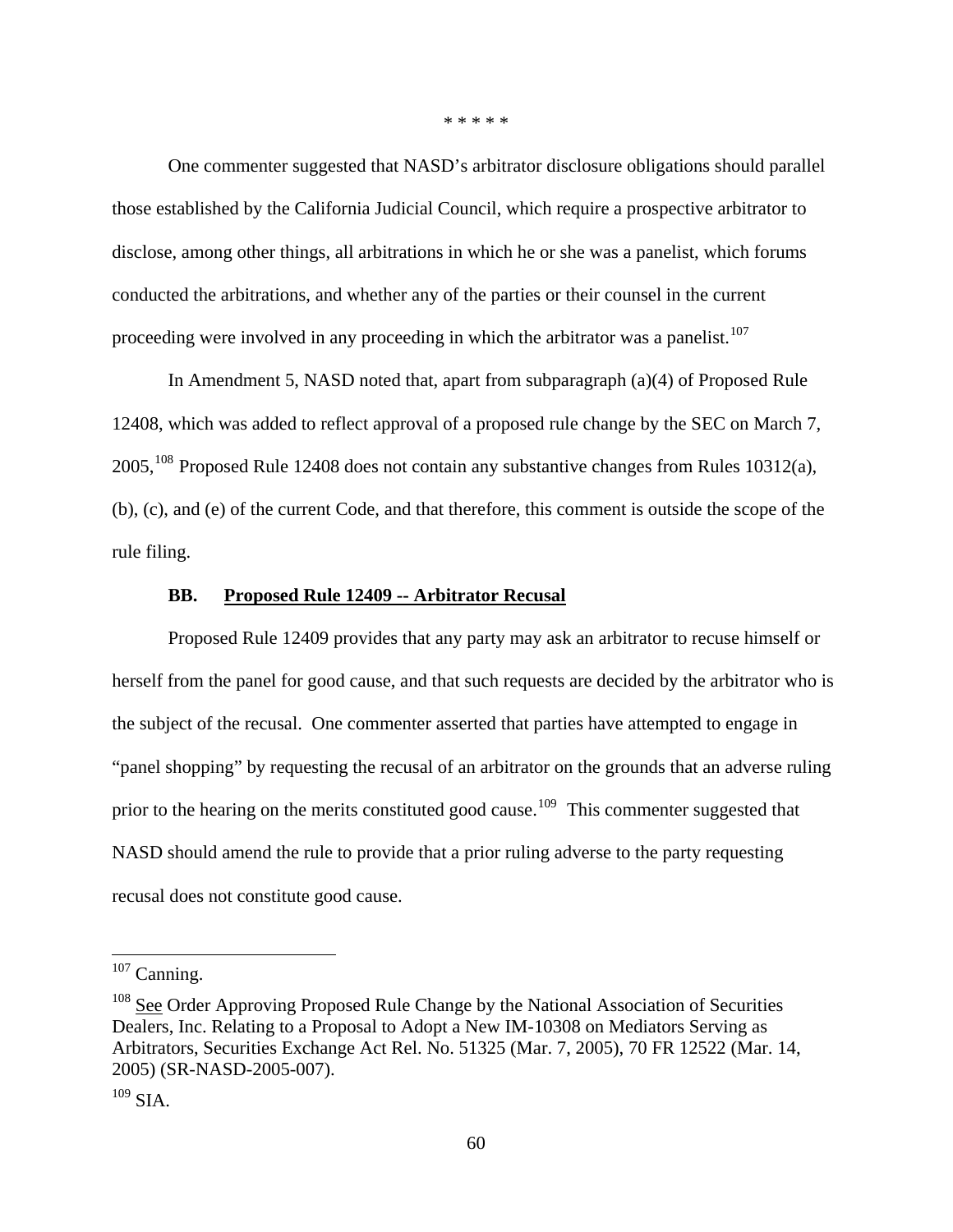\* \* \* \* \*

One commenter suggested that NASD's arbitrator disclosure obligations should parallel those established by the California Judicial Council, which require a prospective arbitrator to disclose, among other things, all arbitrations in which he or she was a panelist, which forums conducted the arbitrations, and whether any of the parties or their counsel in the current proceeding were involved in any proceeding in which the arbitrator was a panelist.[107]

In Amendment 5, NASD noted that, apart from subparagraph (a)(4) of Proposed Rule 12408, which was added to reflect approval of a proposed rule change by the SEC on March 7, 2005,[108] Proposed Rule 12408 does not contain any substantive changes from Rules 10312(a), (b), (c), and (e) of the current Code, and that therefore, this comment is outside the scope of the rule filing.

### BB. Proposed Rule 12409 -- Arbitrator Recusal

Proposed Rule 12409 provides that any party may ask an arbitrator to recuse himself or herself from the panel for good cause, and that such requests are decided by the arbitrator who is the subject of the recusal. One commenter asserted that parties have attempted to engage in "panel shopping" by requesting the recusal of an arbitrator on the grounds that an adverse ruling prior to the hearing on the merits constituted good cause.[109] This commenter suggested that NASD should amend the rule to provide that a prior ruling adverse to the party requesting recusal does not constitute good cause.

---

[107] Canning.

[108] See Order Approving Proposed Rule Change by the National Association of Securities Dealers, Inc. Relating to a Proposal to Adopt a New IM-10308 on Mediators Serving as Arbitrators, Securities Exchange Act Rel. No. 51325 (Mar. 7, 2005), 70 FR 12522 (Mar. 14, 2005) (SR-NASD-2005-007).

[109] SIA.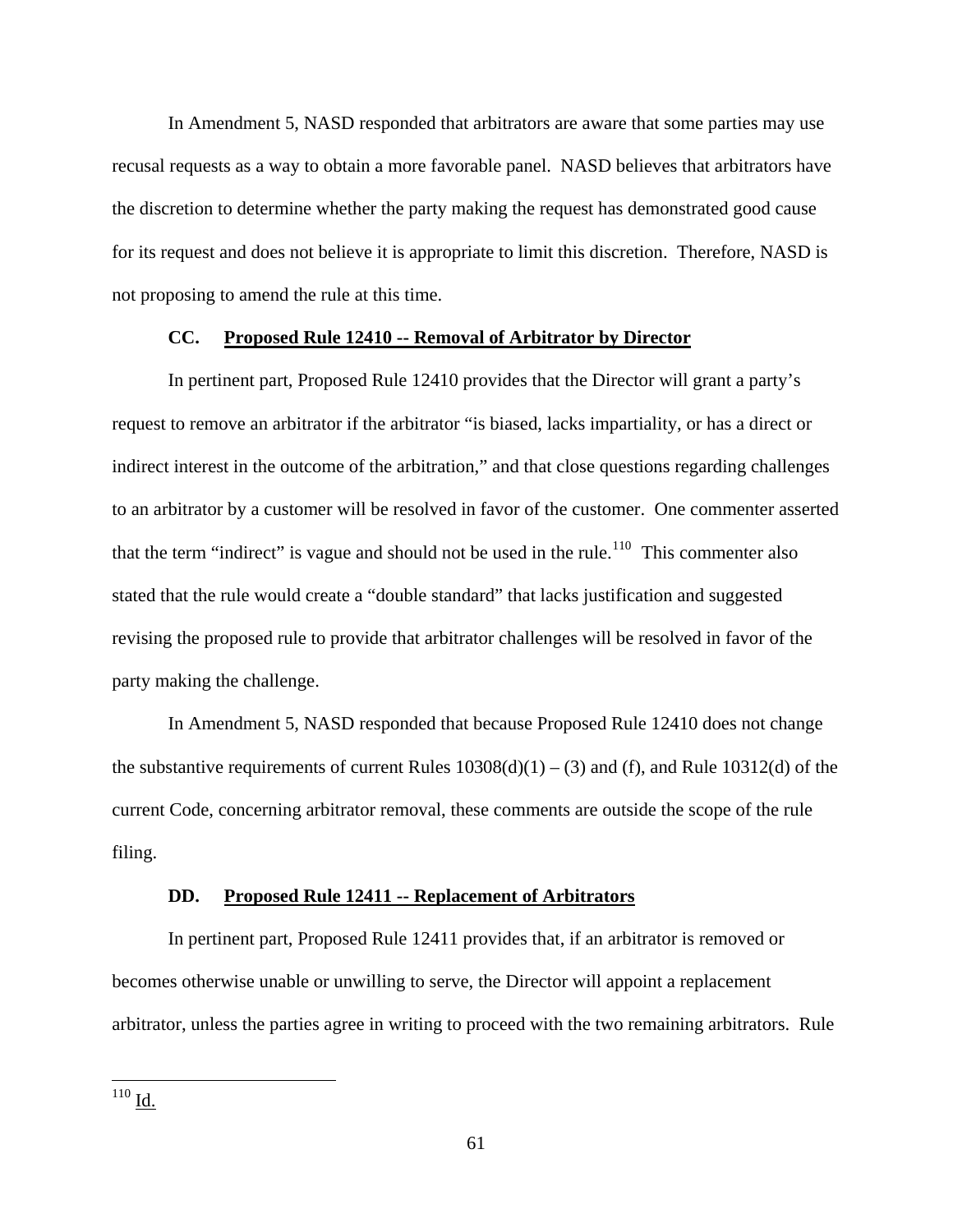In Amendment 5, NASD responded that arbitrators are aware that some parties may use recusal requests as a way to obtain a more favorable panel. NASD believes that arbitrators have the discretion to determine whether the party making the request has demonstrated good cause for its request and does not believe it is appropriate to limit this discretion. Therefore, NASD is not proposing to amend the rule at this time.

### CC. Proposed Rule 12410 -- Removal of Arbitrator by Director

In pertinent part, Proposed Rule 12410 provides that the Director will grant a party's request to remove an arbitrator if the arbitrator "is biased, lacks impartiality, or has a direct or indirect interest in the outcome of the arbitration," and that close questions regarding challenges to an arbitrator by a customer will be resolved in favor of the customer. One commenter asserted that the term "indirect" is vague and should not be used in the rule.[110] This commenter also stated that the rule would create a "double standard" that lacks justification and suggested revising the proposed rule to provide that arbitrator challenges will be resolved in favor of the party making the challenge.

In Amendment 5, NASD responded that because Proposed Rule 12410 does not change the substantive requirements of current Rules 10308(d)(1) – (3) and (f), and Rule 10312(d) of the current Code, concerning arbitrator removal, these comments are outside the scope of the rule filing.

### DD. Proposed Rule 12411 -- Replacement of Arbitrators

In pertinent part, Proposed Rule 12411 provides that, if an arbitrator is removed or becomes otherwise unable or unwilling to serve, the Director will appoint a replacement arbitrator, unless the parties agree in writing to proceed with the two remaining arbitrators. Rule

---

[110] Id.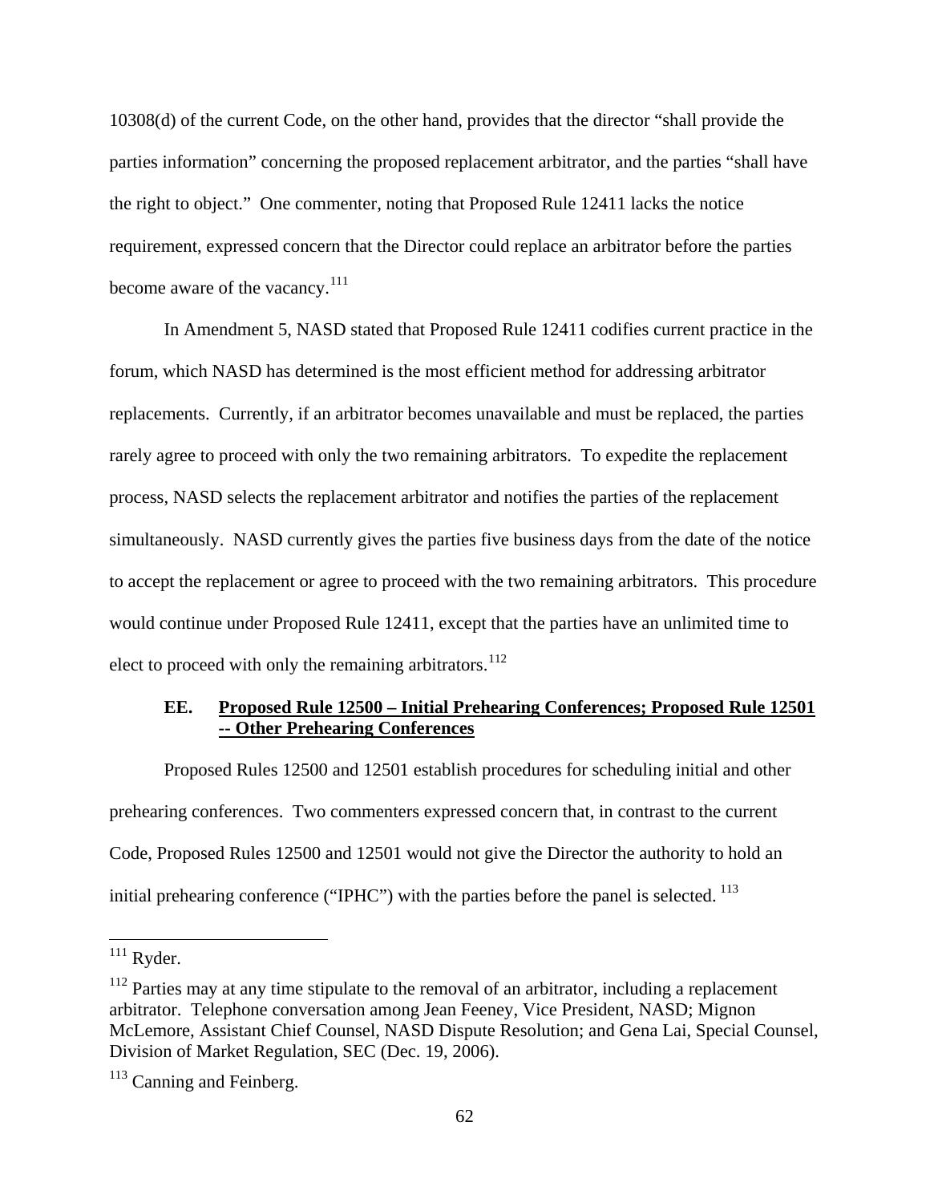10308(d) of the current Code, on the other hand, provides that the director "shall provide the parties information" concerning the proposed replacement arbitrator, and the parties "shall have the right to object." One commenter, noting that Proposed Rule 12411 lacks the notice requirement, expressed concern that the Director could replace an arbitrator before the parties become aware of the vacancy.[111]

In Amendment 5, NASD stated that Proposed Rule 12411 codifies current practice in the forum, which NASD has determined is the most efficient method for addressing arbitrator replacements. Currently, if an arbitrator becomes unavailable and must be replaced, the parties rarely agree to proceed with only the two remaining arbitrators. To expedite the replacement process, NASD selects the replacement arbitrator and notifies the parties of the replacement simultaneously. NASD currently gives the parties five business days from the date of the notice to accept the replacement or agree to proceed with the two remaining arbitrators. This procedure would continue under Proposed Rule 12411, except that the parties have an unlimited time to elect to proceed with only the remaining arbitrators.[112]

### EE. <u>Proposed Rule 12500 – Initial Prehearing Conferences; Proposed Rule 12501 -- Other Prehearing Conferences</u>

Proposed Rules 12500 and 12501 establish procedures for scheduling initial and other prehearing conferences. Two commenters expressed concern that, in contrast to the current Code, Proposed Rules 12500 and 12501 would not give the Director the authority to hold an initial prehearing conference ("IPHC") with the parties before the panel is selected.[113]

---

[111] Ryder.

[112] Parties may at any time stipulate to the removal of an arbitrator, including a replacement arbitrator. Telephone conversation among Jean Feeney, Vice President, NASD; Mignon McLemore, Assistant Chief Counsel, NASD Dispute Resolution; and Gena Lai, Special Counsel, Division of Market Regulation, SEC (Dec. 19, 2006).

[113] Canning and Feinberg.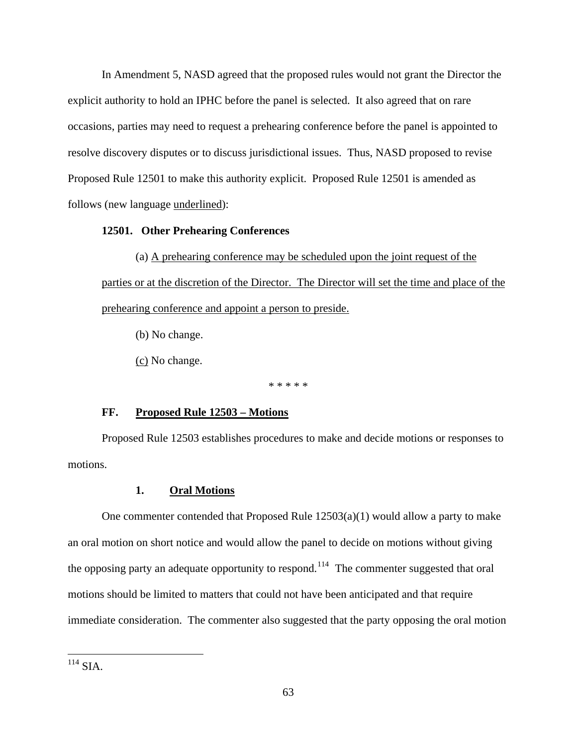In Amendment 5, NASD agreed that the proposed rules would not grant the Director the explicit authority to hold an IPHC before the panel is selected. It also agreed that on rare occasions, parties may need to request a prehearing conference before the panel is appointed to resolve discovery disputes or to discuss jurisdictional issues. Thus, NASD proposed to revise Proposed Rule 12501 to make this authority explicit. Proposed Rule 12501 is amended as follows (new language <u>underlined</u>):

**12501. Other Prehearing Conferences**

(a) <u>A prehearing conference may be scheduled upon the joint request of the parties or at the discretion of the Director. The Director will set the time and place of the prehearing conference and appoint a person to preside.</u>

(b) No change.

<u>(c)</u> No change.

* * * * *

### FF. <u>Proposed Rule 12503 – Motions</u>

Proposed Rule 12503 establishes procedures to make and decide motions or responses to motions.

#### 1. <u>Oral Motions</u>

One commenter contended that Proposed Rule 12503(a)(1) would allow a party to make an oral motion on short notice and would allow the panel to decide on motions without giving the opposing party an adequate opportunity to respond.[114] The commenter suggested that oral motions should be limited to matters that could not have been anticipated and that require immediate consideration. The commenter also suggested that the party opposing the oral motion

---

[114] SIA.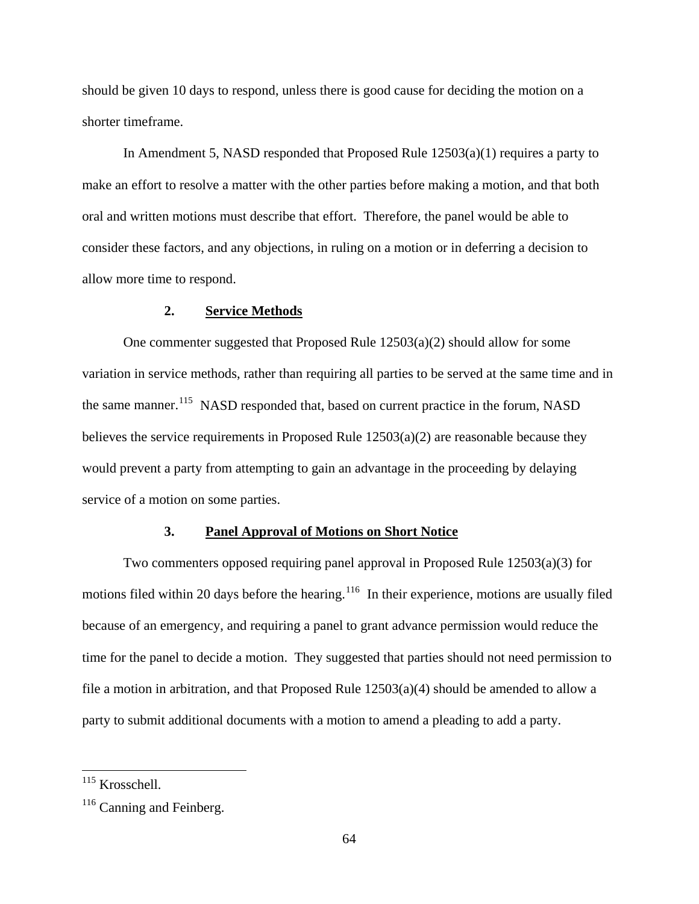should be given 10 days to respond, unless there is good cause for deciding the motion on a shorter timeframe.

In Amendment 5, NASD responded that Proposed Rule 12503(a)(1) requires a party to make an effort to resolve a matter with the other parties before making a motion, and that both oral and written motions must describe that effort. Therefore, the panel would be able to consider these factors, and any objections, in ruling on a motion or in deferring a decision to allow more time to respond.

### 2. <u>Service Methods</u>

One commenter suggested that Proposed Rule 12503(a)(2) should allow for some variation in service methods, rather than requiring all parties to be served at the same time and in the same manner.[115] NASD responded that, based on current practice in the forum, NASD believes the service requirements in Proposed Rule 12503(a)(2) are reasonable because they would prevent a party from attempting to gain an advantage in the proceeding by delaying service of a motion on some parties.

### 3. <u>Panel Approval of Motions on Short Notice</u>

Two commenters opposed requiring panel approval in Proposed Rule 12503(a)(3) for motions filed within 20 days before the hearing.[116] In their experience, motions are usually filed because of an emergency, and requiring a panel to grant advance permission would reduce the time for the panel to decide a motion. They suggested that parties should not need permission to file a motion in arbitration, and that Proposed Rule 12503(a)(4) should be amended to allow a party to submit additional documents with a motion to amend a pleading to add a party.

---

[115] Krosschell.

[116] Canning and Feinberg.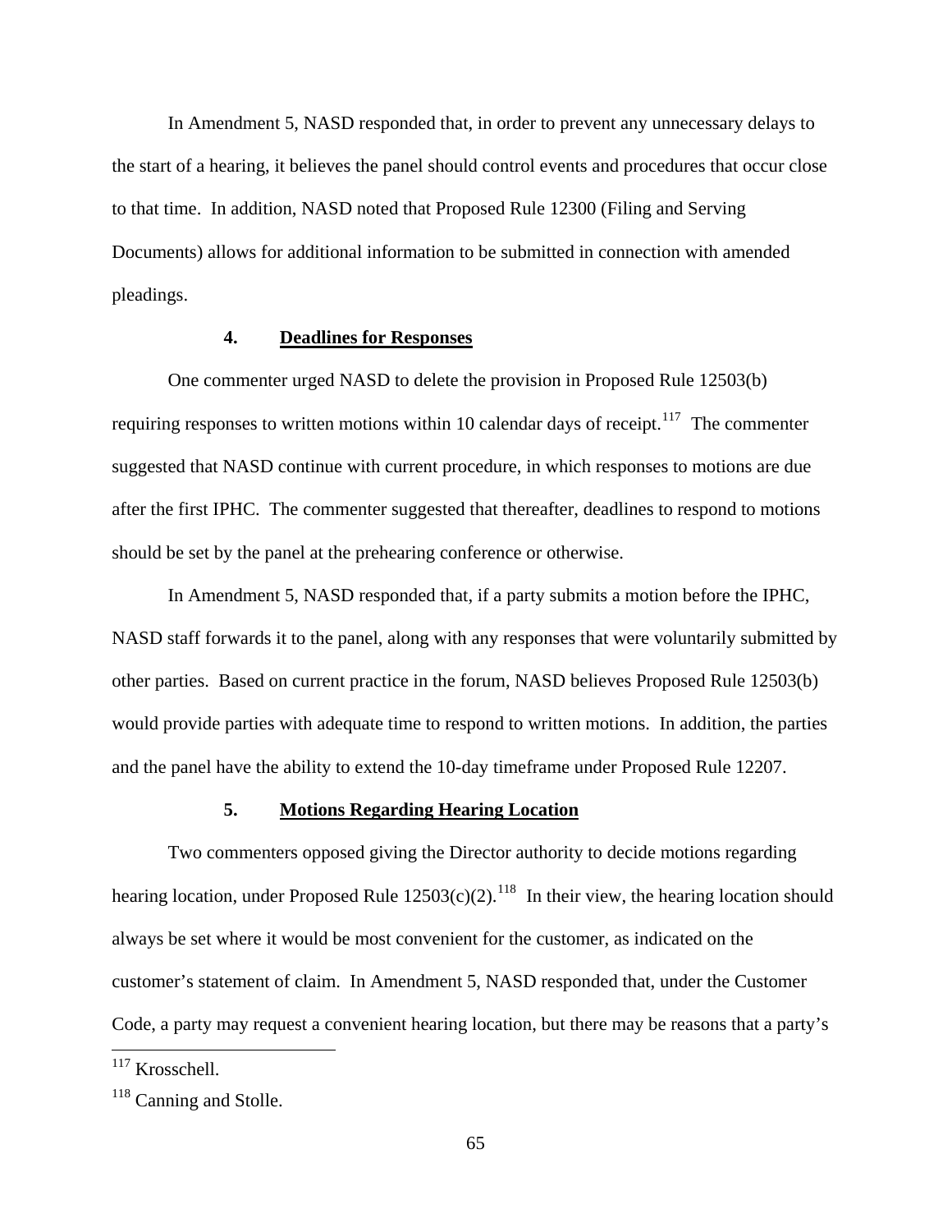In Amendment 5, NASD responded that, in order to prevent any unnecessary delays to the start of a hearing, it believes the panel should control events and procedures that occur close to that time. In addition, NASD noted that Proposed Rule 12300 (Filing and Serving Documents) allows for additional information to be submitted in connection with amended pleadings.

### 4. **Deadlines for Responses**

One commenter urged NASD to delete the provision in Proposed Rule 12503(b) requiring responses to written motions within 10 calendar days of receipt.[117] The commenter suggested that NASD continue with current procedure, in which responses to motions are due after the first IPHC. The commenter suggested that thereafter, deadlines to respond to motions should be set by the panel at the prehearing conference or otherwise.

In Amendment 5, NASD responded that, if a party submits a motion before the IPHC, NASD staff forwards it to the panel, along with any responses that were voluntarily submitted by other parties. Based on current practice in the forum, NASD believes Proposed Rule 12503(b) would provide parties with adequate time to respond to written motions. In addition, the parties and the panel have the ability to extend the 10-day timeframe under Proposed Rule 12207.

### 5. **Motions Regarding Hearing Location**

Two commenters opposed giving the Director authority to decide motions regarding hearing location, under Proposed Rule 12503(c)(2).[118] In their view, the hearing location should always be set where it would be most convenient for the customer, as indicated on the customer's statement of claim. In Amendment 5, NASD responded that, under the Customer Code, a party may request a convenient hearing location, but there may be reasons that a party's

---

[117] Krosschell.

[118] Canning and Stolle.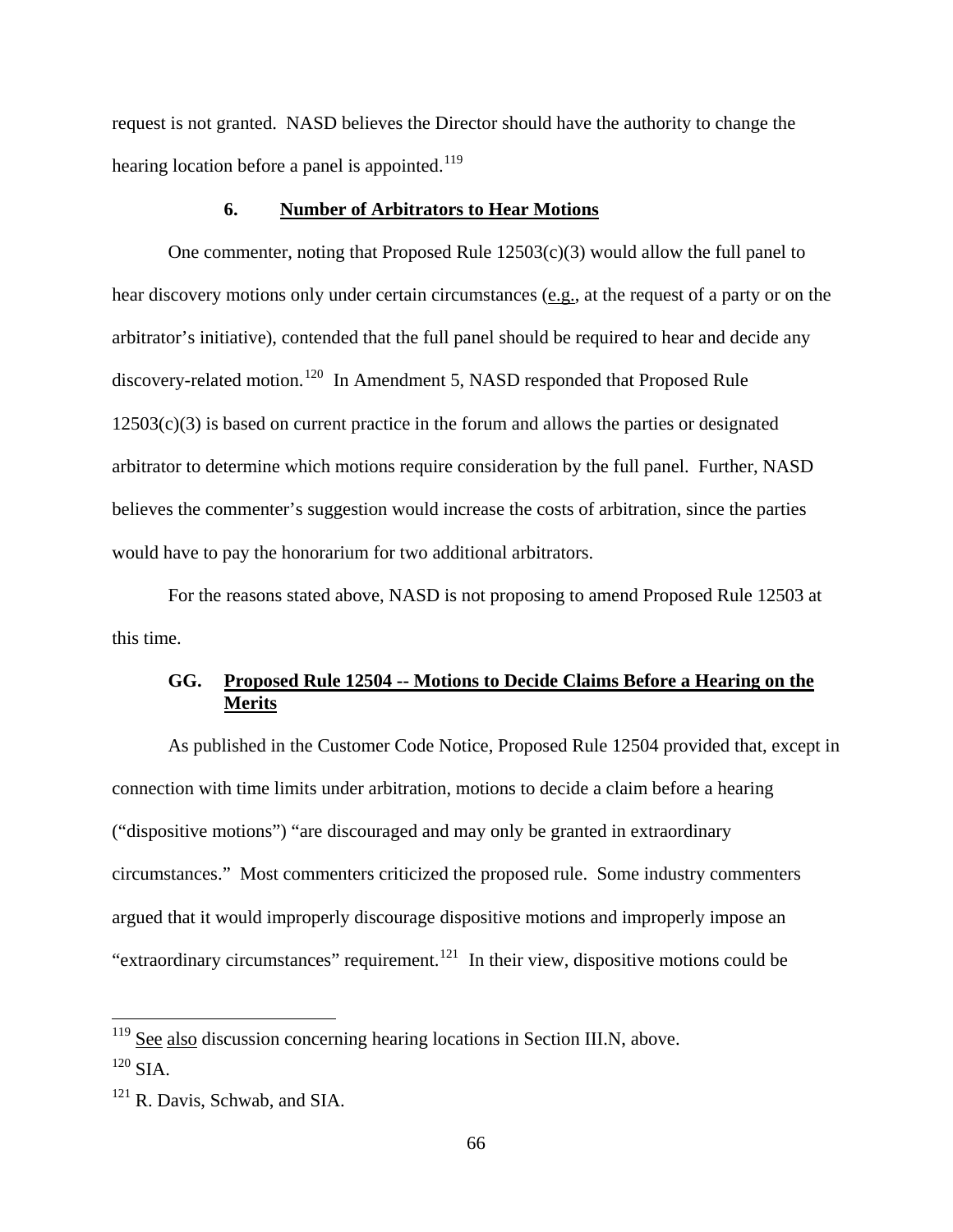request is not granted. NASD believes the Director should have the authority to change the hearing location before a panel is appointed.[119]

#### 6. Number of Arbitrators to Hear Motions

One commenter, noting that Proposed Rule 12503(c)(3) would allow the full panel to hear discovery motions only under certain circumstances (e.g., at the request of a party or on the arbitrator's initiative), contended that the full panel should be required to hear and decide any discovery-related motion.[120] In Amendment 5, NASD responded that Proposed Rule 12503(c)(3) is based on current practice in the forum and allows the parties or designated arbitrator to determine which motions require consideration by the full panel. Further, NASD believes the commenter's suggestion would increase the costs of arbitration, since the parties would have to pay the honorarium for two additional arbitrators.

For the reasons stated above, NASD is not proposing to amend Proposed Rule 12503 at this time.

### GG. Proposed Rule 12504 -- Motions to Decide Claims Before a Hearing on the Merits

As published in the Customer Code Notice, Proposed Rule 12504 provided that, except in connection with time limits under arbitration, motions to decide a claim before a hearing ("dispositive motions") "are discouraged and may only be granted in extraordinary circumstances." Most commenters criticized the proposed rule. Some industry commenters argued that it would improperly discourage dispositive motions and improperly impose an "extraordinary circumstances" requirement.[121] In their view, dispositive motions could be

---

[119] See also discussion concerning hearing locations in Section III.N, above.

[120] SIA.

[121] R. Davis, Schwab, and SIA.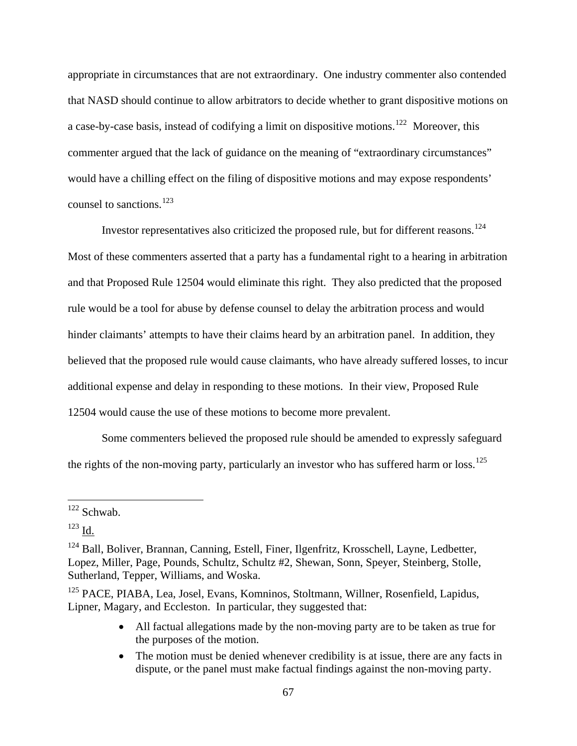appropriate in circumstances that are not extraordinary. One industry commenter also contended that NASD should continue to allow arbitrators to decide whether to grant dispositive motions on a case-by-case basis, instead of codifying a limit on dispositive motions.[122] Moreover, this commenter argued that the lack of guidance on the meaning of "extraordinary circumstances" would have a chilling effect on the filing of dispositive motions and may expose respondents' counsel to sanctions.[123]

Investor representatives also criticized the proposed rule, but for different reasons.[124] Most of these commenters asserted that a party has a fundamental right to a hearing in arbitration and that Proposed Rule 12504 would eliminate this right. They also predicted that the proposed rule would be a tool for abuse by defense counsel to delay the arbitration process and would hinder claimants' attempts to have their claims heard by an arbitration panel. In addition, they believed that the proposed rule would cause claimants, who have already suffered losses, to incur additional expense and delay in responding to these motions. In their view, Proposed Rule 12504 would cause the use of these motions to become more prevalent.

Some commenters believed the proposed rule should be amended to expressly safeguard the rights of the non-moving party, particularly an investor who has suffered harm or loss.[125]

---

[122] Schwab.

[123] Id.

[124] Ball, Boliver, Brannan, Canning, Estell, Finer, Ilgenfritz, Krosschell, Layne, Ledbetter, Lopez, Miller, Page, Pounds, Schultz, Schultz #2, Shewan, Sonn, Speyer, Steinberg, Stolle, Sutherland, Tepper, Williams, and Woska.

[125] PACE, PIABA, Lea, Josel, Evans, Komninos, Stoltmann, Willner, Rosenfield, Lapidus, Lipner, Magary, and Eccleston. In particular, they suggested that:

- All factual allegations made by the non-moving party are to be taken as true for the purposes of the motion.
- The motion must be denied whenever credibility is at issue, there are any facts in dispute, or the panel must make factual findings against the non-moving party.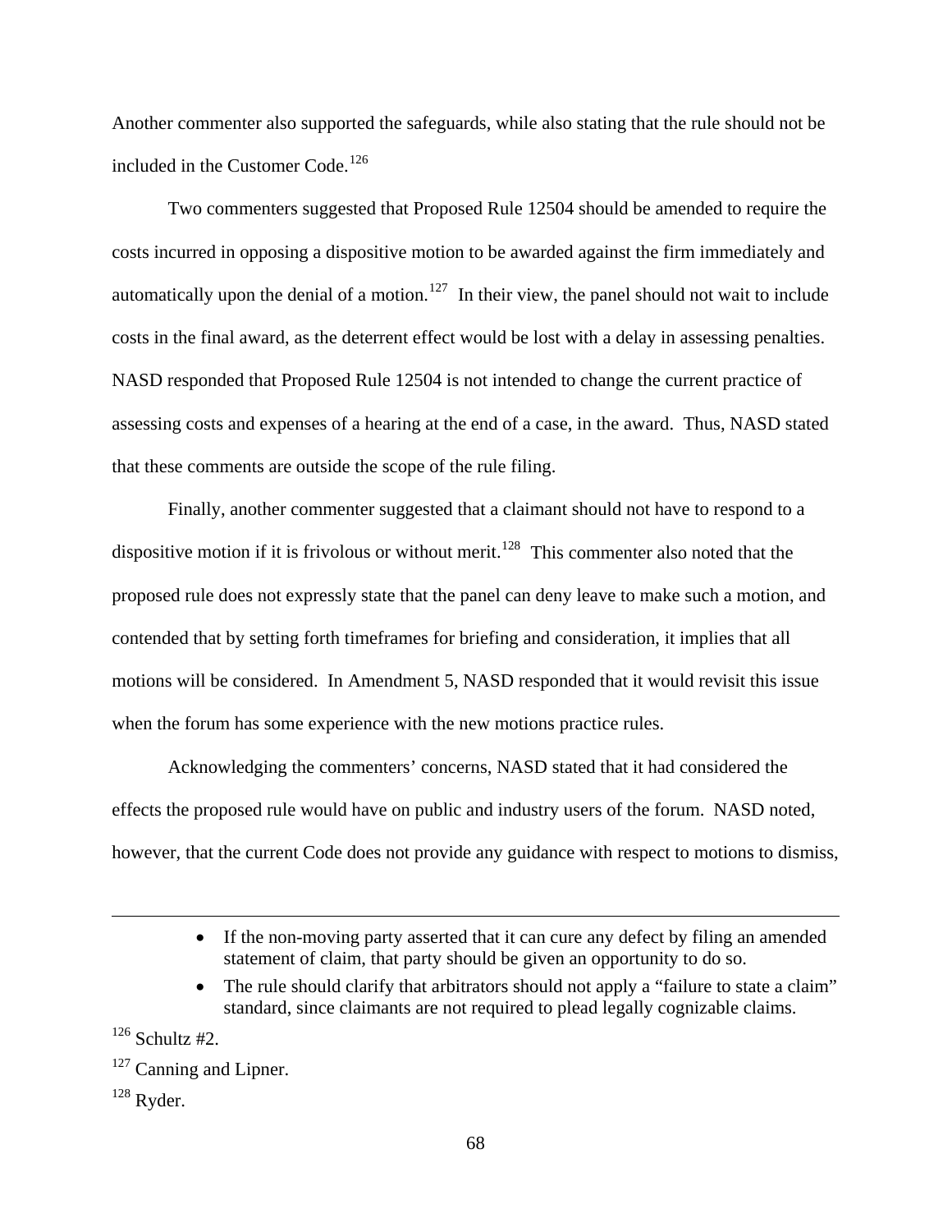Another commenter also supported the safeguards, while also stating that the rule should not be included in the Customer Code.[126]

Two commenters suggested that Proposed Rule 12504 should be amended to require the costs incurred in opposing a dispositive motion to be awarded against the firm immediately and automatically upon the denial of a motion.[127] In their view, the panel should not wait to include costs in the final award, as the deterrent effect would be lost with a delay in assessing penalties. NASD responded that Proposed Rule 12504 is not intended to change the current practice of assessing costs and expenses of a hearing at the end of a case, in the award. Thus, NASD stated that these comments are outside the scope of the rule filing.

Finally, another commenter suggested that a claimant should not have to respond to a dispositive motion if it is frivolous or without merit.[128] This commenter also noted that the proposed rule does not expressly state that the panel can deny leave to make such a motion, and contended that by setting forth timeframes for briefing and consideration, it implies that all motions will be considered. In Amendment 5, NASD responded that it would revisit this issue when the forum has some experience with the new motions practice rules.

Acknowledging the commenters' concerns, NASD stated that it had considered the effects the proposed rule would have on public and industry users of the forum. NASD noted, however, that the current Code does not provide any guidance with respect to motions to dismiss,

---

- If the non-moving party asserted that it can cure any defect by filing an amended statement of claim, that party should be given an opportunity to do so.
- The rule should clarify that arbitrators should not apply a "failure to state a claim" standard, since claimants are not required to plead legally cognizable claims.

[126] Schultz #2.

[127] Canning and Lipner.

[128] Ryder.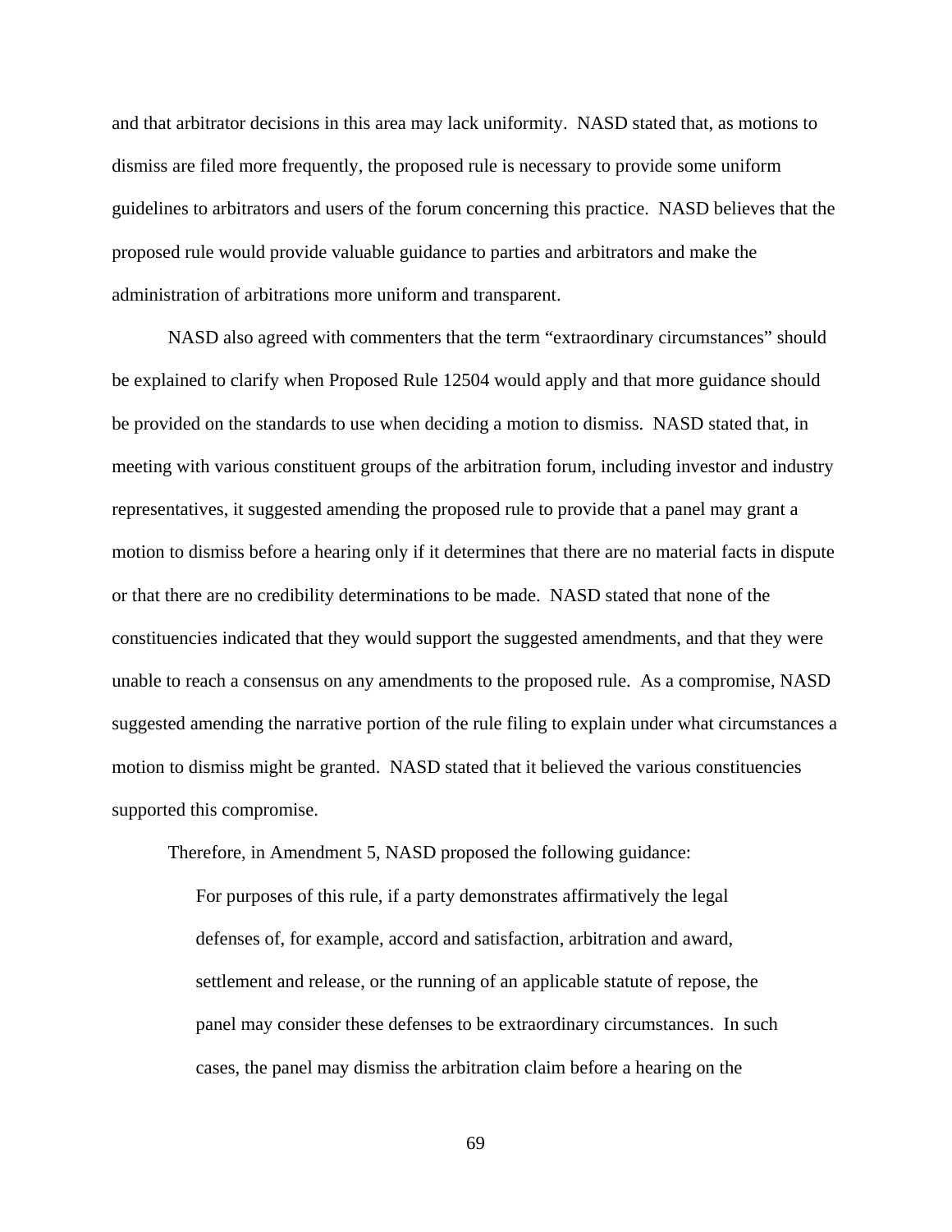and that arbitrator decisions in this area may lack uniformity. NASD stated that, as motions to dismiss are filed more frequently, the proposed rule is necessary to provide some uniform guidelines to arbitrators and users of the forum concerning this practice. NASD believes that the proposed rule would provide valuable guidance to parties and arbitrators and make the administration of arbitrations more uniform and transparent.

NASD also agreed with commenters that the term "extraordinary circumstances" should be explained to clarify when Proposed Rule 12504 would apply and that more guidance should be provided on the standards to use when deciding a motion to dismiss. NASD stated that, in meeting with various constituent groups of the arbitration forum, including investor and industry representatives, it suggested amending the proposed rule to provide that a panel may grant a motion to dismiss before a hearing only if it determines that there are no material facts in dispute or that there are no credibility determinations to be made. NASD stated that none of the constituencies indicated that they would support the suggested amendments, and that they were unable to reach a consensus on any amendments to the proposed rule. As a compromise, NASD suggested amending the narrative portion of the rule filing to explain under what circumstances a motion to dismiss might be granted. NASD stated that it believed the various constituencies supported this compromise.

Therefore, in Amendment 5, NASD proposed the following guidance:

> For purposes of this rule, if a party demonstrates affirmatively the legal defenses of, for example, accord and satisfaction, arbitration and award, settlement and release, or the running of an applicable statute of repose, the panel may consider these defenses to be extraordinary circumstances. In such cases, the panel may dismiss the arbitration claim before a hearing on the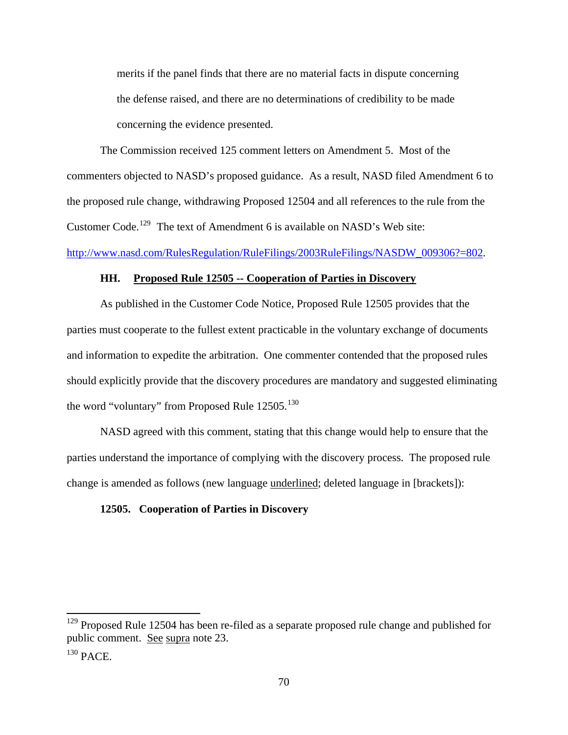merits if the panel finds that there are no material facts in dispute concerning the defense raised, and there are no determinations of credibility to be made concerning the evidence presented.

The Commission received 125 comment letters on Amendment 5. Most of the commenters objected to NASD's proposed guidance. As a result, NASD filed Amendment 6 to the proposed rule change, withdrawing Proposed 12504 and all references to the rule from the Customer Code.[129] The text of Amendment 6 is available on NASD's Web site: http://www.nasd.com/RulesRegulation/RuleFilings/2003RuleFilings/NASDW_009306?=802.

**HH. Proposed Rule 12505 -- Cooperation of Parties in Discovery**

As published in the Customer Code Notice, Proposed Rule 12505 provides that the parties must cooperate to the fullest extent practicable in the voluntary exchange of documents and information to expedite the arbitration. One commenter contended that the proposed rules should explicitly provide that the discovery procedures are mandatory and suggested eliminating the word "voluntary" from Proposed Rule 12505.[130]

NASD agreed with this comment, stating that this change would help to ensure that the parties understand the importance of complying with the discovery process. The proposed rule change is amended as follows (new language underlined; deleted language in [brackets]):

**12505. Cooperation of Parties in Discovery**

---

[129] Proposed Rule 12504 has been re-filed as a separate proposed rule change and published for public comment. See supra note 23.

[130] PACE.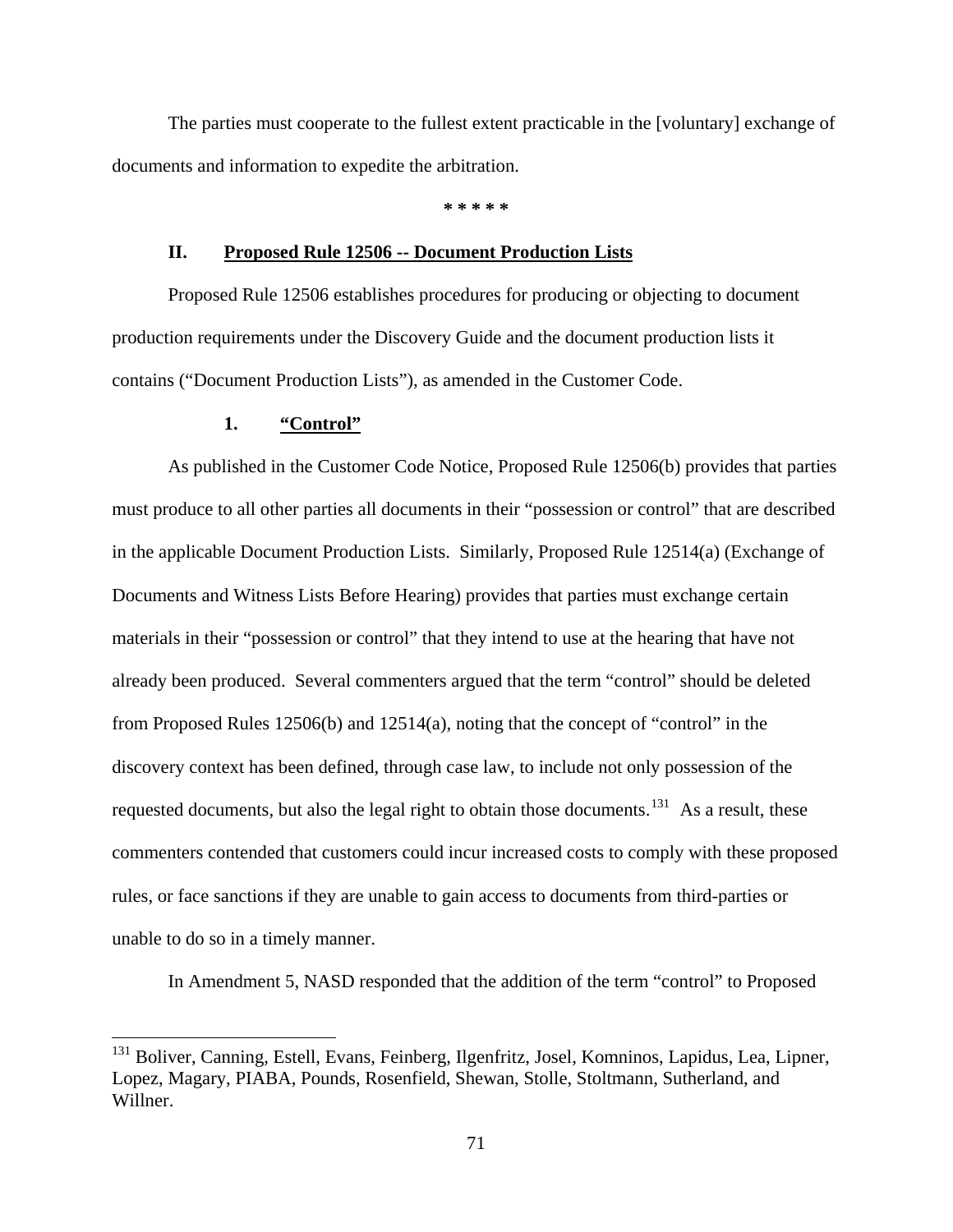The parties must cooperate to the fullest extent practicable in the [voluntary] exchange of documents and information to expedite the arbitration.

\* \* \* \* \*

## II. Proposed Rule 12506 -- Document Production Lists

Proposed Rule 12506 establishes procedures for producing or objecting to document production requirements under the Discovery Guide and the document production lists it contains ("Document Production Lists"), as amended in the Customer Code.

### 1. "Control"

As published in the Customer Code Notice, Proposed Rule 12506(b) provides that parties must produce to all other parties all documents in their "possession or control" that are described in the applicable Document Production Lists. Similarly, Proposed Rule 12514(a) (Exchange of Documents and Witness Lists Before Hearing) provides that parties must exchange certain materials in their "possession or control" that they intend to use at the hearing that have not already been produced. Several commenters argued that the term "control" should be deleted from Proposed Rules 12506(b) and 12514(a), noting that the concept of "control" in the discovery context has been defined, through case law, to include not only possession of the requested documents, but also the legal right to obtain those documents.[131] As a result, these commenters contended that customers could incur increased costs to comply with these proposed rules, or face sanctions if they are unable to gain access to documents from third-parties or unable to do so in a timely manner.

In Amendment 5, NASD responded that the addition of the term "control" to Proposed

---

[131] Boliver, Canning, Estell, Evans, Feinberg, Ilgenfritz, Josel, Komninos, Lapidus, Lea, Lipner, Lopez, Magary, PIABA, Pounds, Rosenfield, Shewan, Stolle, Stoltmann, Sutherland, and Willner.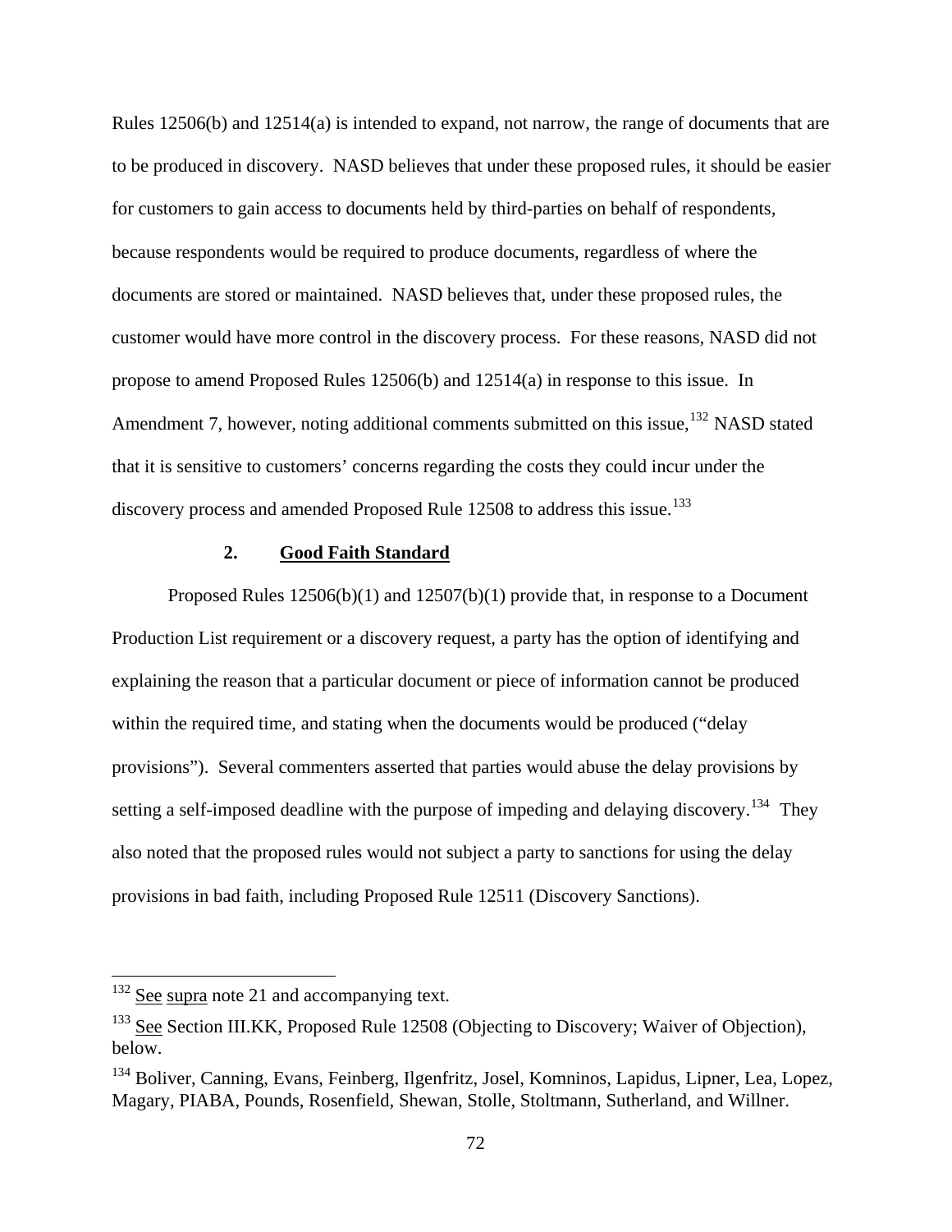Rules 12506(b) and 12514(a) is intended to expand, not narrow, the range of documents that are to be produced in discovery. NASD believes that under these proposed rules, it should be easier for customers to gain access to documents held by third-parties on behalf of respondents, because respondents would be required to produce documents, regardless of where the documents are stored or maintained. NASD believes that, under these proposed rules, the customer would have more control in the discovery process. For these reasons, NASD did not propose to amend Proposed Rules 12506(b) and 12514(a) in response to this issue. In Amendment 7, however, noting additional comments submitted on this issue,[132] NASD stated that it is sensitive to customers' concerns regarding the costs they could incur under the discovery process and amended Proposed Rule 12508 to address this issue.[133]

### 2. Good Faith Standard

Proposed Rules 12506(b)(1) and 12507(b)(1) provide that, in response to a Document Production List requirement or a discovery request, a party has the option of identifying and explaining the reason that a particular document or piece of information cannot be produced within the required time, and stating when the documents would be produced ("delay provisions"). Several commenters asserted that parties would abuse the delay provisions by setting a self-imposed deadline with the purpose of impeding and delaying discovery.[134] They also noted that the proposed rules would not subject a party to sanctions for using the delay provisions in bad faith, including Proposed Rule 12511 (Discovery Sanctions).

---

[132] See supra note 21 and accompanying text.

[133] See Section III.KK, Proposed Rule 12508 (Objecting to Discovery; Waiver of Objection), below.

[134] Boliver, Canning, Evans, Feinberg, Ilgenfritz, Josel, Komninos, Lapidus, Lipner, Lea, Lopez, Magary, PIABA, Pounds, Rosenfield, Shewan, Stolle, Stoltmann, Sutherland, and Willner.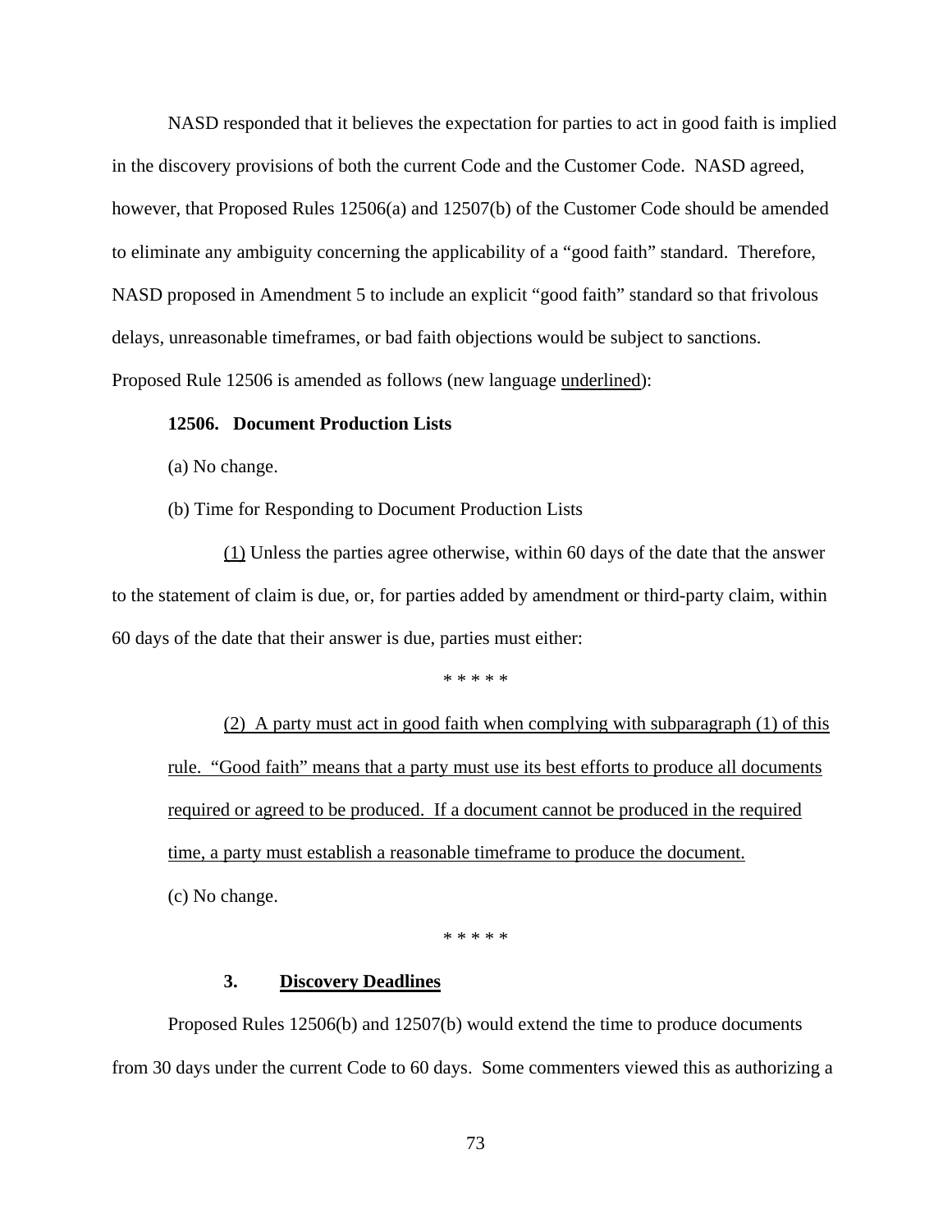NASD responded that it believes the expectation for parties to act in good faith is implied in the discovery provisions of both the current Code and the Customer Code. NASD agreed, however, that Proposed Rules 12506(a) and 12507(b) of the Customer Code should be amended to eliminate any ambiguity concerning the applicability of a "good faith" standard. Therefore, NASD proposed in Amendment 5 to include an explicit "good faith" standard so that frivolous delays, unreasonable timeframes, or bad faith objections would be subject to sanctions. Proposed Rule 12506 is amended as follows (new language <u>underlined</u>):

**12506. Document Production Lists**

(a) No change.

(b) Time for Responding to Document Production Lists

<u>(1)</u> Unless the parties agree otherwise, within 60 days of the date that the answer to the statement of claim is due, or, for parties added by amendment or third-party claim, within 60 days of the date that their answer is due, parties must either:

\* \* \* \* \*

<u>(2) A party must act in good faith when complying with subparagraph (1) of this rule. "Good faith" means that a party must use its best efforts to produce all documents required or agreed to be produced. If a document cannot be produced in the required time, a party must establish a reasonable timeframe to produce the document.</u>

(c) No change.

\* \* \* \* \*

### 3. <u>Discovery Deadlines</u>

Proposed Rules 12506(b) and 12507(b) would extend the time to produce documents from 30 days under the current Code to 60 days. Some commenters viewed this as authorizing a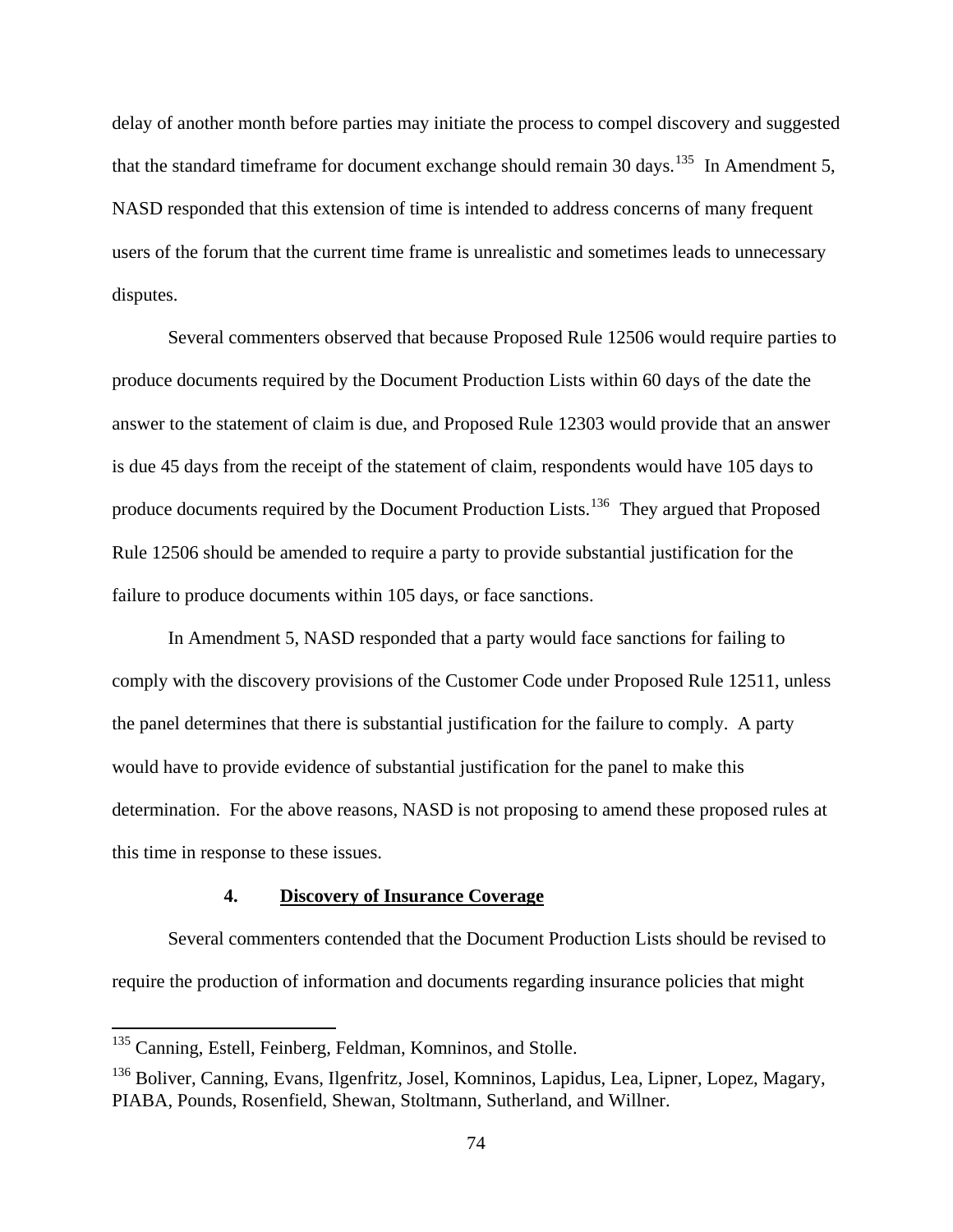delay of another month before parties may initiate the process to compel discovery and suggested that the standard timeframe for document exchange should remain 30 days.[135] In Amendment 5, NASD responded that this extension of time is intended to address concerns of many frequent users of the forum that the current time frame is unrealistic and sometimes leads to unnecessary disputes.

Several commenters observed that because Proposed Rule 12506 would require parties to produce documents required by the Document Production Lists within 60 days of the date the answer to the statement of claim is due, and Proposed Rule 12303 would provide that an answer is due 45 days from the receipt of the statement of claim, respondents would have 105 days to produce documents required by the Document Production Lists.[136] They argued that Proposed Rule 12506 should be amended to require a party to provide substantial justification for the failure to produce documents within 105 days, or face sanctions.

In Amendment 5, NASD responded that a party would face sanctions for failing to comply with the discovery provisions of the Customer Code under Proposed Rule 12511, unless the panel determines that there is substantial justification for the failure to comply. A party would have to provide evidence of substantial justification for the panel to make this determination. For the above reasons, NASD is not proposing to amend these proposed rules at this time in response to these issues.

#### 4. Discovery of Insurance Coverage

Several commenters contended that the Document Production Lists should be revised to require the production of information and documents regarding insurance policies that might

---

[135] Canning, Estell, Feinberg, Feldman, Komninos, and Stolle.

[136] Boliver, Canning, Evans, Ilgenfritz, Josel, Komninos, Lapidus, Lea, Lipner, Lopez, Magary, PIABA, Pounds, Rosenfield, Shewan, Stoltmann, Sutherland, and Willner.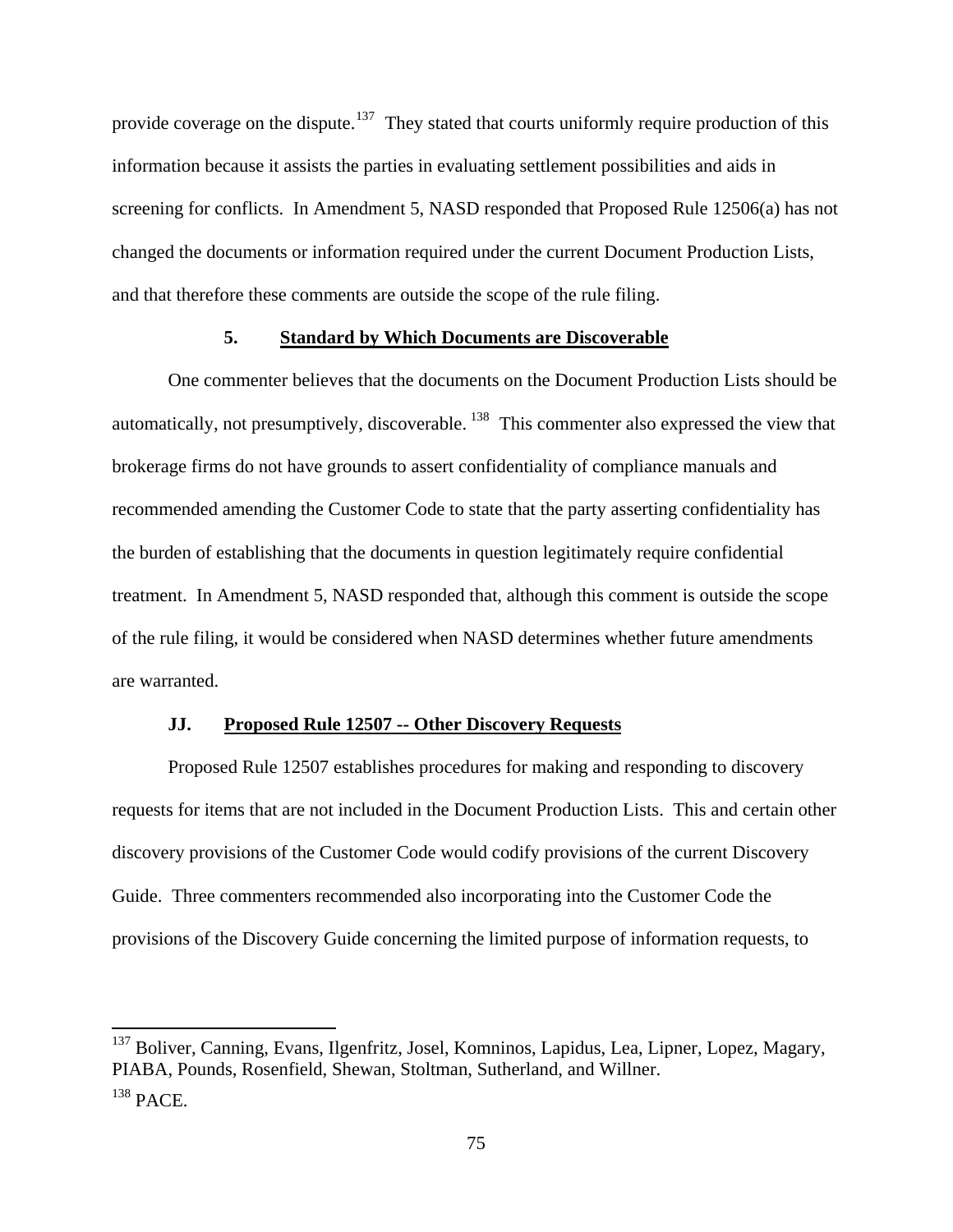provide coverage on the dispute.[137] They stated that courts uniformly require production of this information because it assists the parties in evaluating settlement possibilities and aids in screening for conflicts. In Amendment 5, NASD responded that Proposed Rule 12506(a) has not changed the documents or information required under the current Document Production Lists, and that therefore these comments are outside the scope of the rule filing.

#### 5. Standard by Which Documents are Discoverable

One commenter believes that the documents on the Document Production Lists should be automatically, not presumptively, discoverable.[138] This commenter also expressed the view that brokerage firms do not have grounds to assert confidentiality of compliance manuals and recommended amending the Customer Code to state that the party asserting confidentiality has the burden of establishing that the documents in question legitimately require confidential treatment. In Amendment 5, NASD responded that, although this comment is outside the scope of the rule filing, it would be considered when NASD determines whether future amendments are warranted.

### JJ. Proposed Rule 12507 -- Other Discovery Requests

Proposed Rule 12507 establishes procedures for making and responding to discovery requests for items that are not included in the Document Production Lists. This and certain other discovery provisions of the Customer Code would codify provisions of the current Discovery Guide. Three commenters recommended also incorporating into the Customer Code the provisions of the Discovery Guide concerning the limited purpose of information requests, to

---

[137] Boliver, Canning, Evans, Ilgenfritz, Josel, Komninos, Lapidus, Lea, Lipner, Lopez, Magary, PIABA, Pounds, Rosenfield, Shewan, Stoltman, Sutherland, and Willner.

[138] PACE.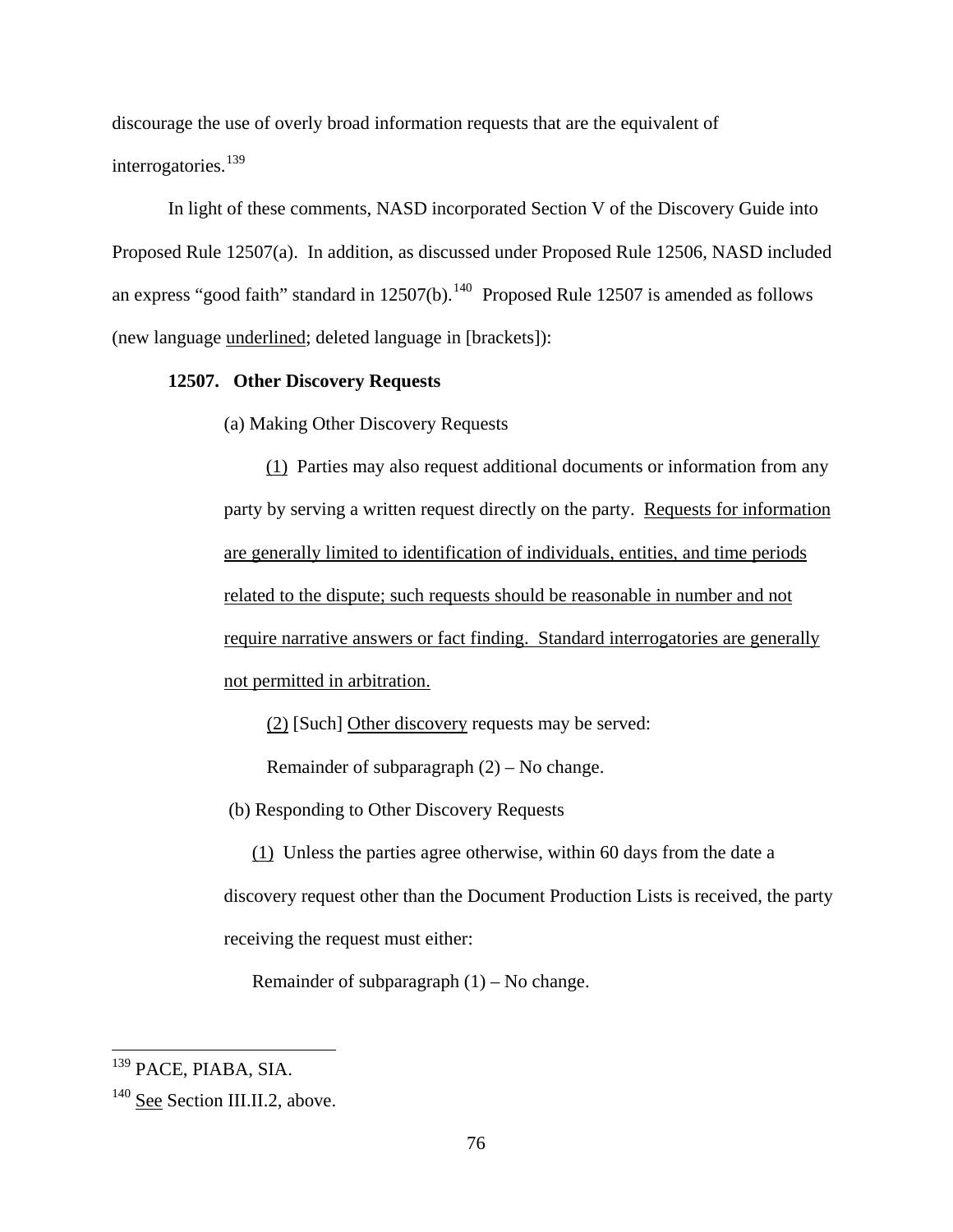discourage the use of overly broad information requests that are the equivalent of interrogatories.[139]

In light of these comments, NASD incorporated Section V of the Discovery Guide into Proposed Rule 12507(a). In addition, as discussed under Proposed Rule 12506, NASD included an express "good faith" standard in 12507(b).[140] Proposed Rule 12507 is amended as follows (new language <u>underlined</u>; deleted language in [brackets]):

**12507. Other Discovery Requests**

(a) Making Other Discovery Requests

<u>(1)</u> Parties may also request additional documents or information from any party by serving a written request directly on the party. <u>Requests for information are generally limited to identification of individuals, entities, and time periods related to the dispute; such requests should be reasonable in number and not require narrative answers or fact finding. Standard interrogatories are generally not permitted in arbitration.</u>

<u>(2)</u> [Such] <u>Other discovery</u> requests may be served:

Remainder of subparagraph (2) – No change.

(b) Responding to Other Discovery Requests

<u>(1)</u> Unless the parties agree otherwise, within 60 days from the date a discovery request other than the Document Production Lists is received, the party receiving the request must either:

Remainder of subparagraph (1) – No change.

---

[139] PACE, PIABA, SIA.

[140] <u>See</u> Section III.II.2, above.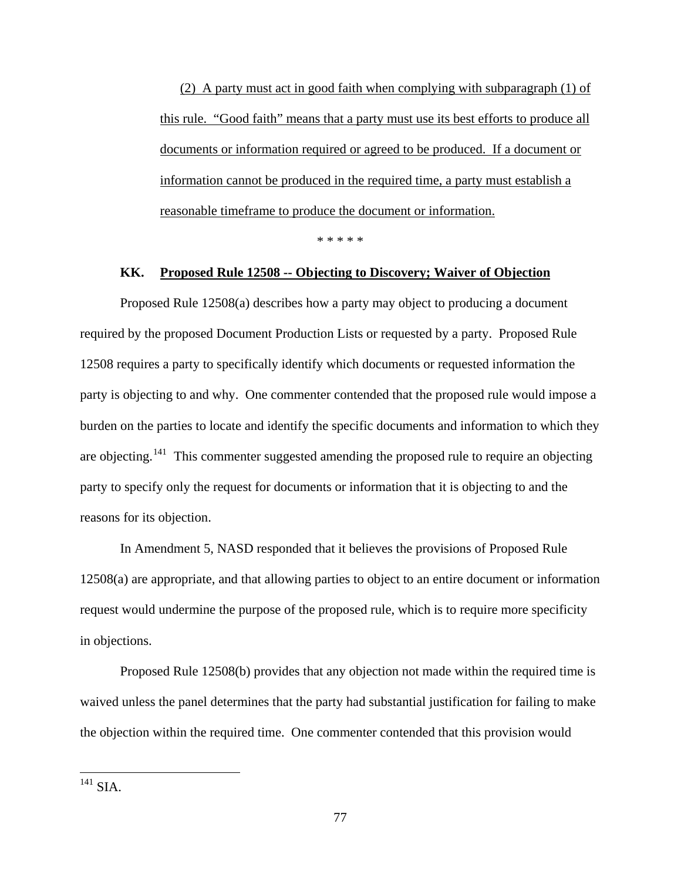<u>(2) A party must act in good faith when complying with subparagraph (1) of this rule. "Good faith" means that a party must use its best efforts to produce all documents or information required or agreed to be produced. If a document or information cannot be produced in the required time, a party must establish a reasonable timeframe to produce the document or information.</u>

\* \* \* \* \*

### KK. Proposed Rule 12508 -- Objecting to Discovery; Waiver of Objection

Proposed Rule 12508(a) describes how a party may object to producing a document required by the proposed Document Production Lists or requested by a party. Proposed Rule 12508 requires a party to specifically identify which documents or requested information the party is objecting to and why. One commenter contended that the proposed rule would impose a burden on the parties to locate and identify the specific documents and information to which they are objecting.[141] This commenter suggested amending the proposed rule to require an objecting party to specify only the request for documents or information that it is objecting to and the reasons for its objection.

In Amendment 5, NASD responded that it believes the provisions of Proposed Rule 12508(a) are appropriate, and that allowing parties to object to an entire document or information request would undermine the purpose of the proposed rule, which is to require more specificity in objections.

Proposed Rule 12508(b) provides that any objection not made within the required time is waived unless the panel determines that the party had substantial justification for failing to make the objection within the required time. One commenter contended that this provision would

[141] SIA.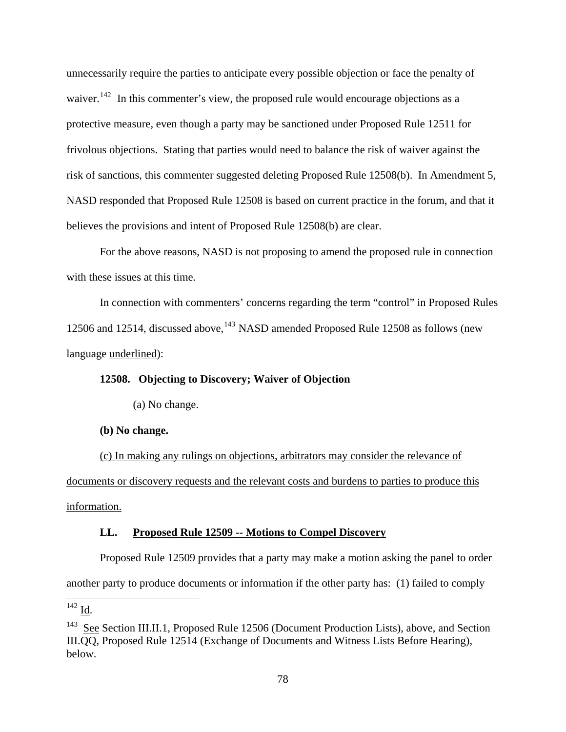unnecessarily require the parties to anticipate every possible objection or face the penalty of waiver.[142] In this commenter's view, the proposed rule would encourage objections as a protective measure, even though a party may be sanctioned under Proposed Rule 12511 for frivolous objections. Stating that parties would need to balance the risk of waiver against the risk of sanctions, this commenter suggested deleting Proposed Rule 12508(b). In Amendment 5, NASD responded that Proposed Rule 12508 is based on current practice in the forum, and that it believes the provisions and intent of Proposed Rule 12508(b) are clear.

For the above reasons, NASD is not proposing to amend the proposed rule in connection with these issues at this time.

In connection with commenters' concerns regarding the term "control" in Proposed Rules 12506 and 12514, discussed above,[143] NASD amended Proposed Rule 12508 as follows (new language <u>underlined</u>):

**12508. Objecting to Discovery; Waiver of Objection**

(a) No change.

**(b) No change.**

<u>(c) In making any rulings on objections, arbitrators may consider the relevance of documents or discovery requests and the relevant costs and burdens to parties to produce this information.</u>

**LL. <u>Proposed Rule 12509 -- Motions to Compel Discovery</u>**

Proposed Rule 12509 provides that a party may make a motion asking the panel to order another party to produce documents or information if the other party has: (1) failed to comply

---

[142] <u>Id</u>.

[143] <u>See</u> Section III.II.1, Proposed Rule 12506 (Document Production Lists), above, and Section III.QQ, Proposed Rule 12514 (Exchange of Documents and Witness Lists Before Hearing), below.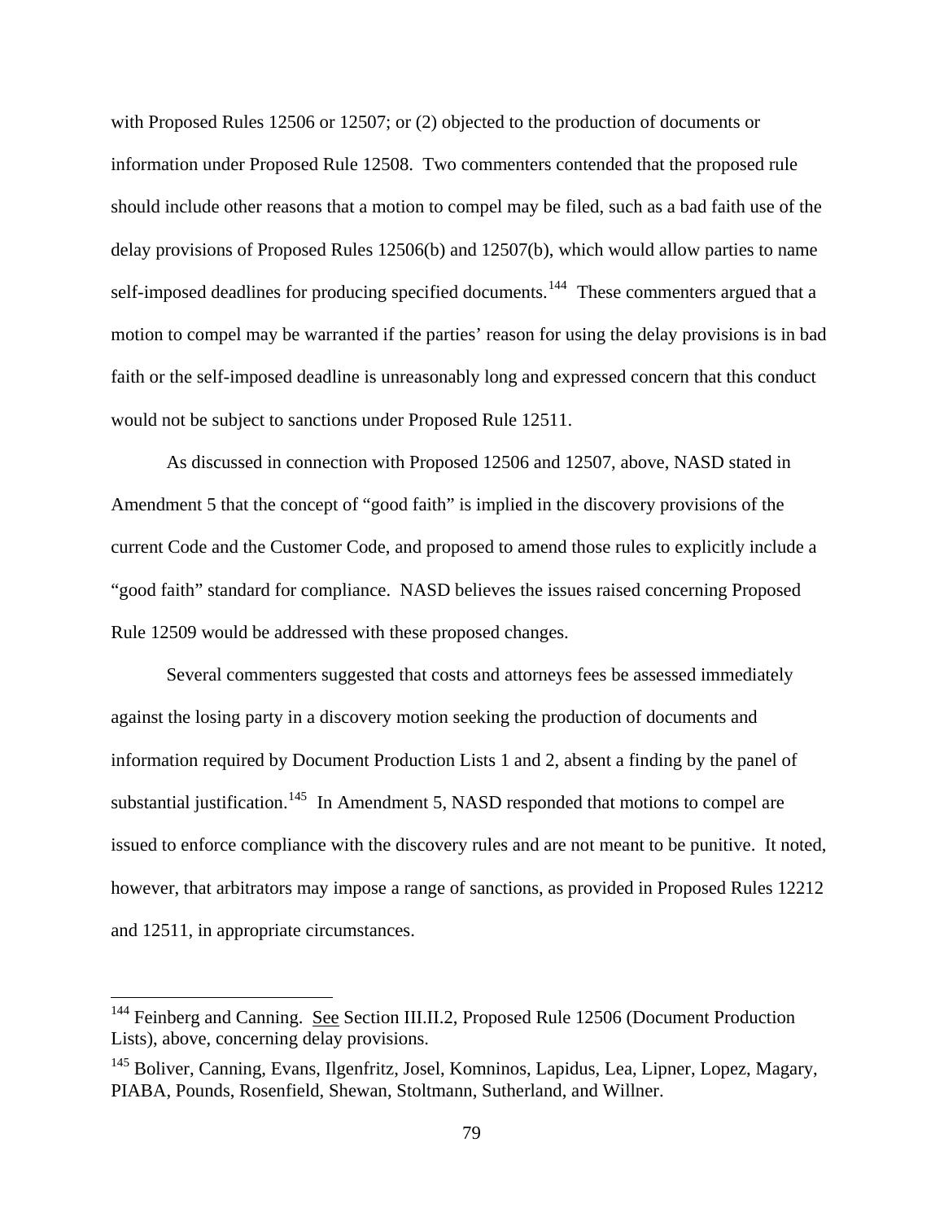with Proposed Rules 12506 or 12507; or (2) objected to the production of documents or information under Proposed Rule 12508. Two commenters contended that the proposed rule should include other reasons that a motion to compel may be filed, such as a bad faith use of the delay provisions of Proposed Rules 12506(b) and 12507(b), which would allow parties to name self-imposed deadlines for producing specified documents.[144] These commenters argued that a motion to compel may be warranted if the parties' reason for using the delay provisions is in bad faith or the self-imposed deadline is unreasonably long and expressed concern that this conduct would not be subject to sanctions under Proposed Rule 12511.

As discussed in connection with Proposed 12506 and 12507, above, NASD stated in Amendment 5 that the concept of "good faith" is implied in the discovery provisions of the current Code and the Customer Code, and proposed to amend those rules to explicitly include a "good faith" standard for compliance. NASD believes the issues raised concerning Proposed Rule 12509 would be addressed with these proposed changes.

Several commenters suggested that costs and attorneys fees be assessed immediately against the losing party in a discovery motion seeking the production of documents and information required by Document Production Lists 1 and 2, absent a finding by the panel of substantial justification.[145] In Amendment 5, NASD responded that motions to compel are issued to enforce compliance with the discovery rules and are not meant to be punitive. It noted, however, that arbitrators may impose a range of sanctions, as provided in Proposed Rules 12212 and 12511, in appropriate circumstances.

---

[144] Feinberg and Canning. See Section III.II.2, Proposed Rule 12506 (Document Production Lists), above, concerning delay provisions.

[145] Boliver, Canning, Evans, Ilgenfritz, Josel, Komninos, Lapidus, Lea, Lipner, Lopez, Magary, PIABA, Pounds, Rosenfield, Shewan, Stoltmann, Sutherland, and Willner.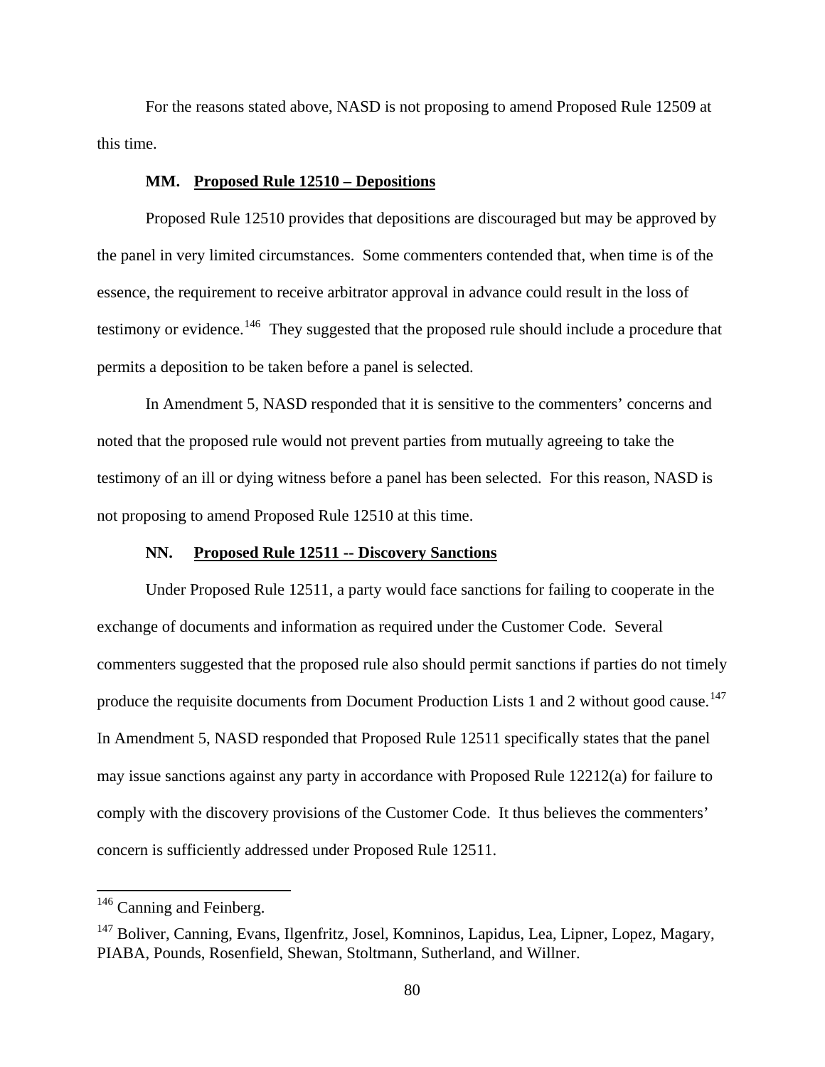For the reasons stated above, NASD is not proposing to amend Proposed Rule 12509 at this time.

### MM. Proposed Rule 12510 – Depositions

Proposed Rule 12510 provides that depositions are discouraged but may be approved by the panel in very limited circumstances. Some commenters contended that, when time is of the essence, the requirement to receive arbitrator approval in advance could result in the loss of testimony or evidence.[146] They suggested that the proposed rule should include a procedure that permits a deposition to be taken before a panel is selected.

In Amendment 5, NASD responded that it is sensitive to the commenters' concerns and noted that the proposed rule would not prevent parties from mutually agreeing to take the testimony of an ill or dying witness before a panel has been selected. For this reason, NASD is not proposing to amend Proposed Rule 12510 at this time.

### NN. Proposed Rule 12511 -- Discovery Sanctions

Under Proposed Rule 12511, a party would face sanctions for failing to cooperate in the exchange of documents and information as required under the Customer Code. Several commenters suggested that the proposed rule also should permit sanctions if parties do not timely produce the requisite documents from Document Production Lists 1 and 2 without good cause.[147] In Amendment 5, NASD responded that Proposed Rule 12511 specifically states that the panel may issue sanctions against any party in accordance with Proposed Rule 12212(a) for failure to comply with the discovery provisions of the Customer Code. It thus believes the commenters' concern is sufficiently addressed under Proposed Rule 12511.

---

[146] Canning and Feinberg.

[147] Boliver, Canning, Evans, Ilgenfritz, Josel, Komninos, Lapidus, Lea, Lipner, Lopez, Magary, PIABA, Pounds, Rosenfield, Shewan, Stoltmann, Sutherland, and Willner.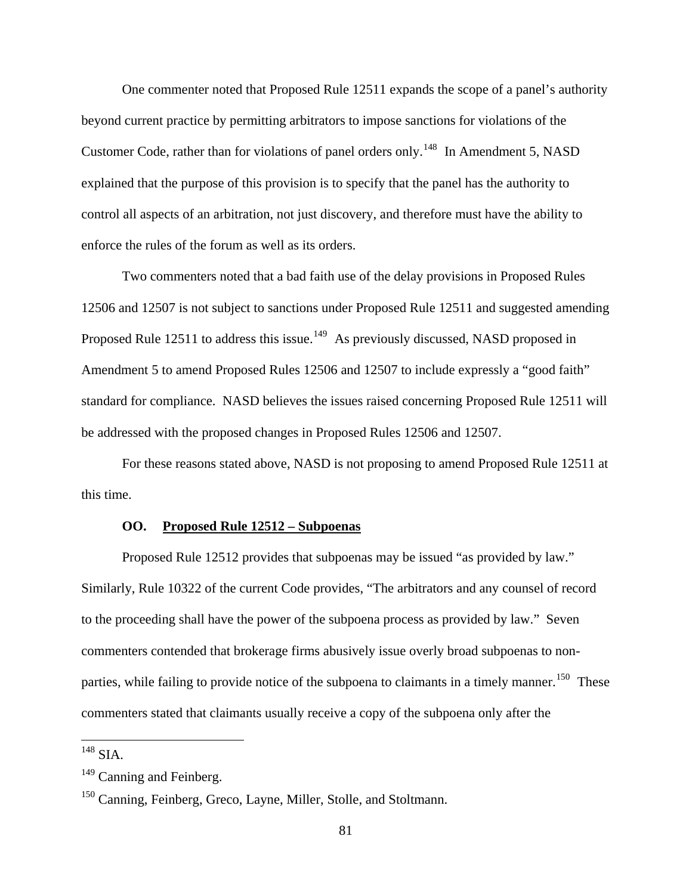One commenter noted that Proposed Rule 12511 expands the scope of a panel's authority beyond current practice by permitting arbitrators to impose sanctions for violations of the Customer Code, rather than for violations of panel orders only.[148] In Amendment 5, NASD explained that the purpose of this provision is to specify that the panel has the authority to control all aspects of an arbitration, not just discovery, and therefore must have the ability to enforce the rules of the forum as well as its orders.

Two commenters noted that a bad faith use of the delay provisions in Proposed Rules 12506 and 12507 is not subject to sanctions under Proposed Rule 12511 and suggested amending Proposed Rule 12511 to address this issue.[149] As previously discussed, NASD proposed in Amendment 5 to amend Proposed Rules 12506 and 12507 to include expressly a "good faith" standard for compliance. NASD believes the issues raised concerning Proposed Rule 12511 will be addressed with the proposed changes in Proposed Rules 12506 and 12507.

For these reasons stated above, NASD is not proposing to amend Proposed Rule 12511 at this time.

### OO. Proposed Rule 12512 – Subpoenas

Proposed Rule 12512 provides that subpoenas may be issued "as provided by law." Similarly, Rule 10322 of the current Code provides, "The arbitrators and any counsel of record to the proceeding shall have the power of the subpoena process as provided by law." Seven commenters contended that brokerage firms abusively issue overly broad subpoenas to non-parties, while failing to provide notice of the subpoena to claimants in a timely manner.[150] These commenters stated that claimants usually receive a copy of the subpoena only after the

---

[148] SIA.

[149] Canning and Feinberg.

[150] Canning, Feinberg, Greco, Layne, Miller, Stolle, and Stoltmann.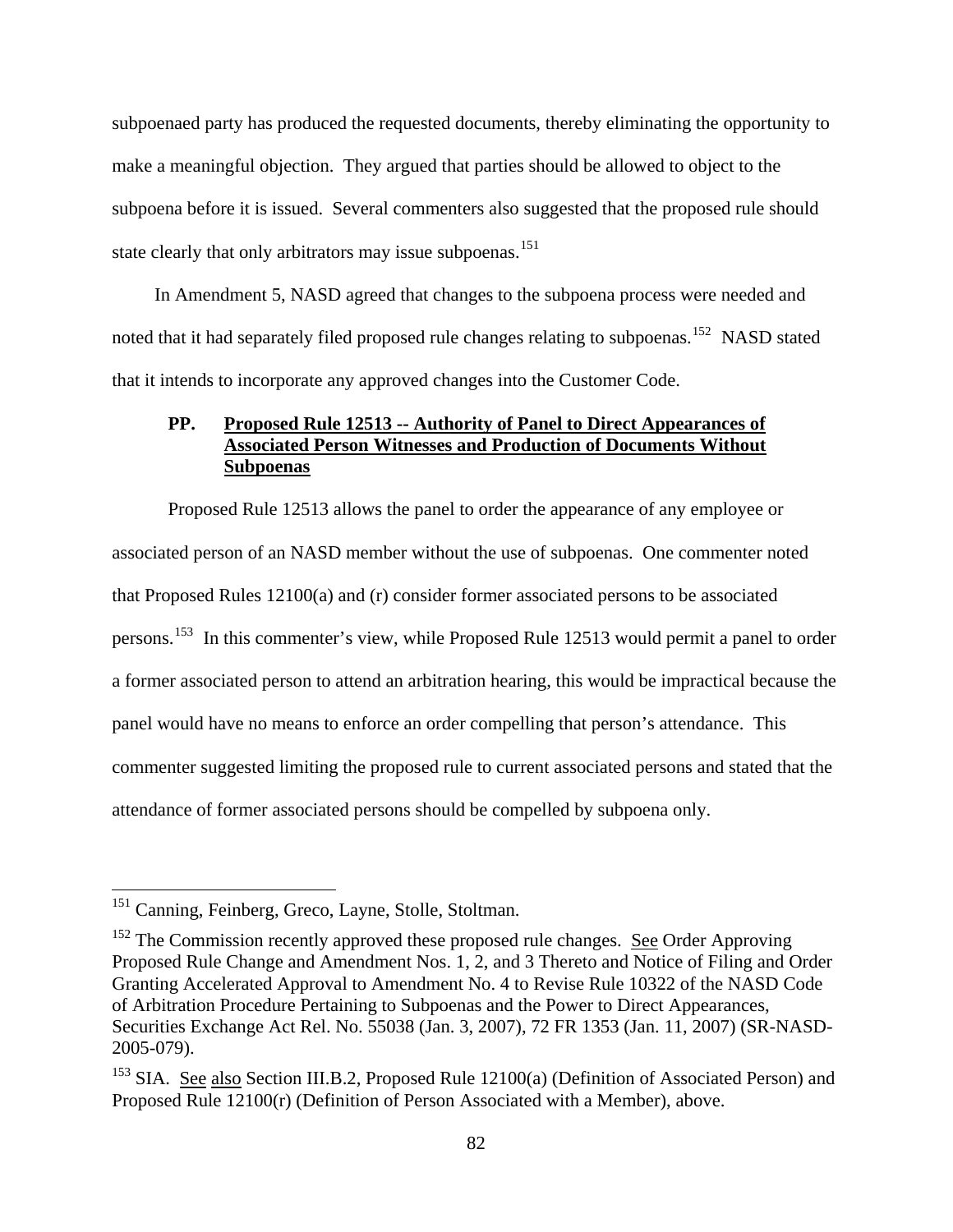subpoenaed party has produced the requested documents, thereby eliminating the opportunity to make a meaningful objection. They argued that parties should be allowed to object to the subpoena before it is issued. Several commenters also suggested that the proposed rule should state clearly that only arbitrators may issue subpoenas.[151]

In Amendment 5, NASD agreed that changes to the subpoena process were needed and noted that it had separately filed proposed rule changes relating to subpoenas.[152] NASD stated that it intends to incorporate any approved changes into the Customer Code.

### PP. Proposed Rule 12513 -- Authority of Panel to Direct Appearances of Associated Person Witnesses and Production of Documents Without Subpoenas

Proposed Rule 12513 allows the panel to order the appearance of any employee or associated person of an NASD member without the use of subpoenas. One commenter noted that Proposed Rules 12100(a) and (r) consider former associated persons to be associated persons.[153] In this commenter's view, while Proposed Rule 12513 would permit a panel to order a former associated person to attend an arbitration hearing, this would be impractical because the panel would have no means to enforce an order compelling that person's attendance. This commenter suggested limiting the proposed rule to current associated persons and stated that the attendance of former associated persons should be compelled by subpoena only.

---

[151] Canning, Feinberg, Greco, Layne, Stolle, Stoltman.

[152] The Commission recently approved these proposed rule changes. See Order Approving Proposed Rule Change and Amendment Nos. 1, 2, and 3 Thereto and Notice of Filing and Order Granting Accelerated Approval to Amendment No. 4 to Revise Rule 10322 of the NASD Code of Arbitration Procedure Pertaining to Subpoenas and the Power to Direct Appearances, Securities Exchange Act Rel. No. 55038 (Jan. 3, 2007), 72 FR 1353 (Jan. 11, 2007) (SR-NASD-2005-079).

[153] SIA. See also Section III.B.2, Proposed Rule 12100(a) (Definition of Associated Person) and Proposed Rule 12100(r) (Definition of Person Associated with a Member), above.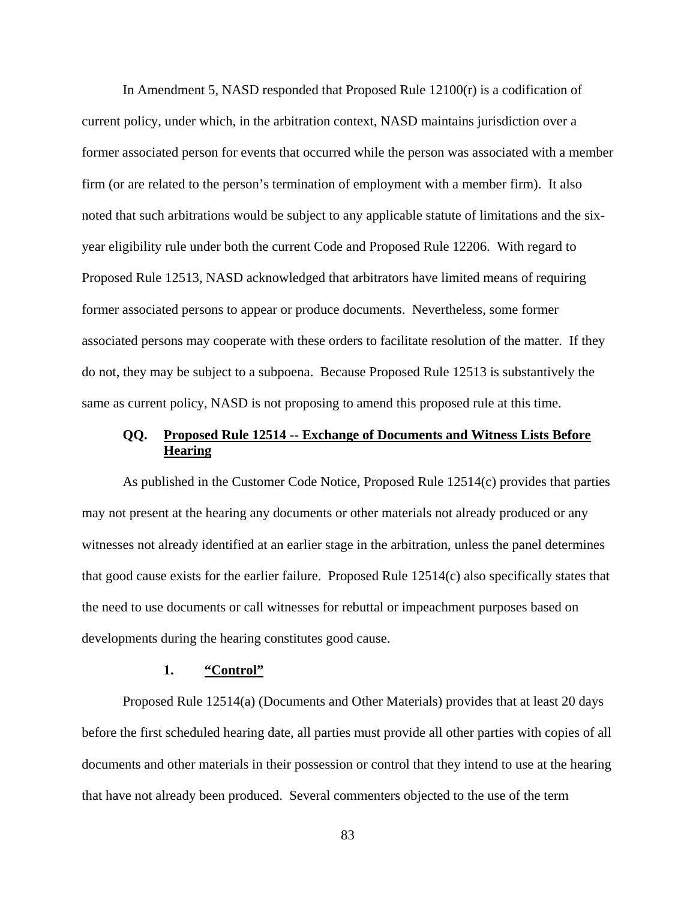In Amendment 5, NASD responded that Proposed Rule 12100(r) is a codification of current policy, under which, in the arbitration context, NASD maintains jurisdiction over a former associated person for events that occurred while the person was associated with a member firm (or are related to the person's termination of employment with a member firm). It also noted that such arbitrations would be subject to any applicable statute of limitations and the six-year eligibility rule under both the current Code and Proposed Rule 12206. With regard to Proposed Rule 12513, NASD acknowledged that arbitrators have limited means of requiring former associated persons to appear or produce documents. Nevertheless, some former associated persons may cooperate with these orders to facilitate resolution of the matter. If they do not, they may be subject to a subpoena. Because Proposed Rule 12513 is substantively the same as current policy, NASD is not proposing to amend this proposed rule at this time.

### QQ. Proposed Rule 12514 -- Exchange of Documents and Witness Lists Before Hearing

As published in the Customer Code Notice, Proposed Rule 12514(c) provides that parties may not present at the hearing any documents or other materials not already produced or any witnesses not already identified at an earlier stage in the arbitration, unless the panel determines that good cause exists for the earlier failure. Proposed Rule 12514(c) also specifically states that the need to use documents or call witnesses for rebuttal or impeachment purposes based on developments during the hearing constitutes good cause.

#### 1. "Control"

Proposed Rule 12514(a) (Documents and Other Materials) provides that at least 20 days before the first scheduled hearing date, all parties must provide all other parties with copies of all documents and other materials in their possession or control that they intend to use at the hearing that have not already been produced. Several commenters objected to the use of the term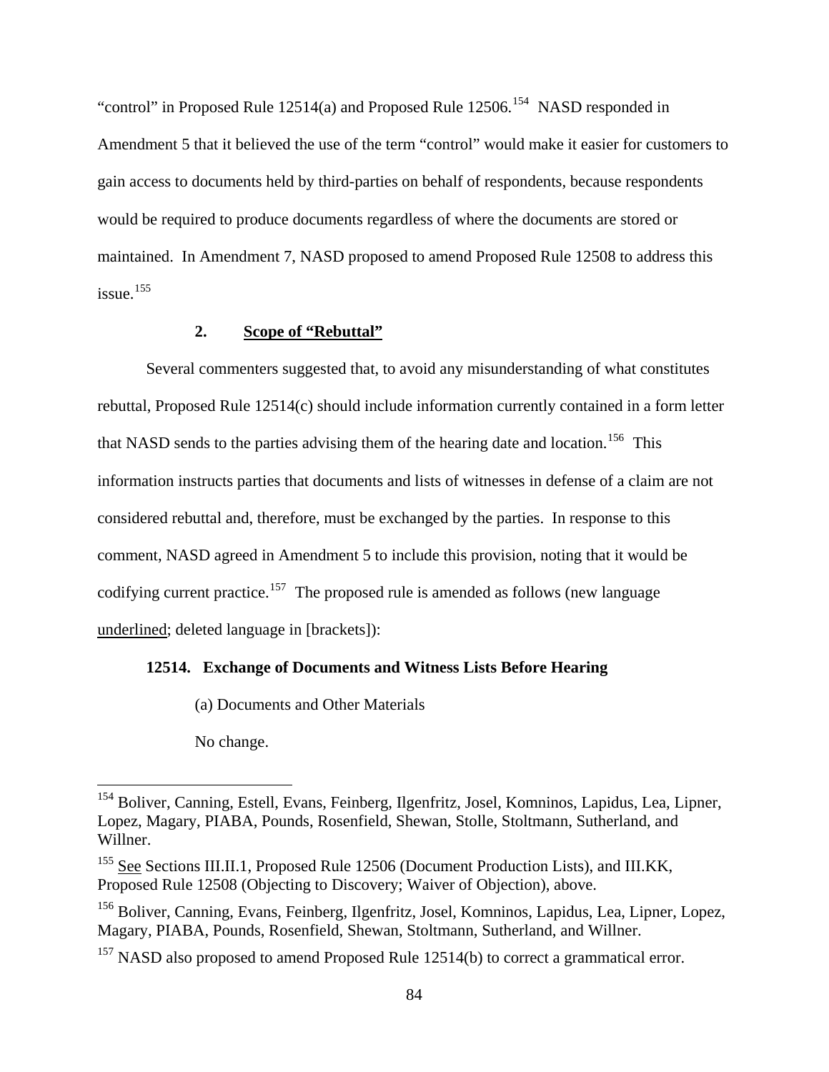"control" in Proposed Rule 12514(a) and Proposed Rule 12506.[154] NASD responded in Amendment 5 that it believed the use of the term "control" would make it easier for customers to gain access to documents held by third-parties on behalf of respondents, because respondents would be required to produce documents regardless of where the documents are stored or maintained. In Amendment 7, NASD proposed to amend Proposed Rule 12508 to address this issue.[155]

### 2. Scope of "Rebuttal"

Several commenters suggested that, to avoid any misunderstanding of what constitutes rebuttal, Proposed Rule 12514(c) should include information currently contained in a form letter that NASD sends to the parties advising them of the hearing date and location.[156] This information instructs parties that documents and lists of witnesses in defense of a claim are not considered rebuttal and, therefore, must be exchanged by the parties. In response to this comment, NASD agreed in Amendment 5 to include this provision, noting that it would be codifying current practice.[157] The proposed rule is amended as follows (new language <u>underlined</u>; deleted language in [brackets]):

**12514. Exchange of Documents and Witness Lists Before Hearing**

(a) Documents and Other Materials

No change.

---

[154] Boliver, Canning, Estell, Evans, Feinberg, Ilgenfritz, Josel, Komninos, Lapidus, Lea, Lipner, Lopez, Magary, PIABA, Pounds, Rosenfield, Shewan, Stolle, Stoltmann, Sutherland, and Willner.

[155] <u>See</u> Sections III.II.1, Proposed Rule 12506 (Document Production Lists), and III.KK, Proposed Rule 12508 (Objecting to Discovery; Waiver of Objection), above.

[156] Boliver, Canning, Evans, Feinberg, Ilgenfritz, Josel, Komninos, Lapidus, Lea, Lipner, Lopez, Magary, PIABA, Pounds, Rosenfield, Shewan, Stoltmann, Sutherland, and Willner.

[157] NASD also proposed to amend Proposed Rule 12514(b) to correct a grammatical error.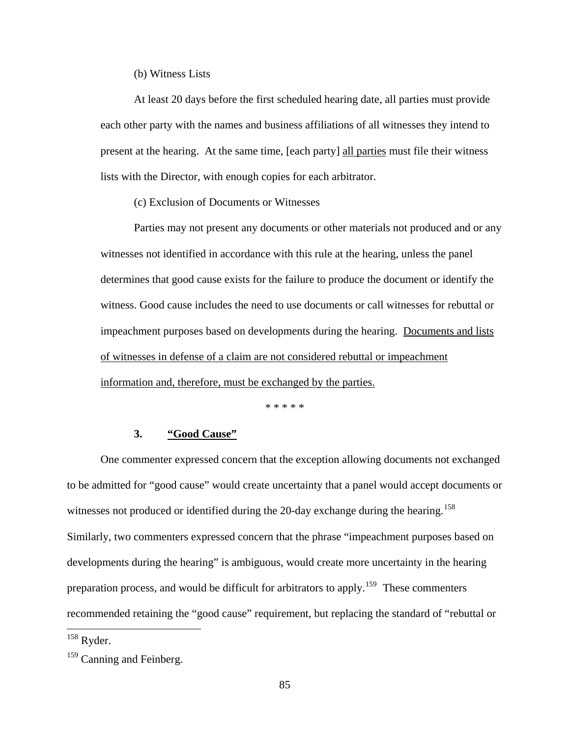(b) Witness Lists

At least 20 days before the first scheduled hearing date, all parties must provide each other party with the names and business affiliations of all witnesses they intend to present at the hearing. At the same time, [each party] <u>all parties</u> must file their witness lists with the Director, with enough copies for each arbitrator.

(c) Exclusion of Documents or Witnesses

Parties may not present any documents or other materials not produced and or any witnesses not identified in accordance with this rule at the hearing, unless the panel determines that good cause exists for the failure to produce the document or identify the witness. Good cause includes the need to use documents or call witnesses for rebuttal or impeachment purposes based on developments during the hearing. <u>Documents and lists of witnesses in defense of a claim are not considered rebuttal or impeachment information and, therefore, must be exchanged by the parties.</u>

\* \* \* \* \*

### 3. <u>**"Good Cause"**</u>

One commenter expressed concern that the exception allowing documents not exchanged to be admitted for "good cause" would create uncertainty that a panel would accept documents or witnesses not produced or identified during the 20-day exchange during the hearing.[158] Similarly, two commenters expressed concern that the phrase "impeachment purposes based on developments during the hearing" is ambiguous, would create more uncertainty in the hearing preparation process, and would be difficult for arbitrators to apply.[159] These commenters recommended retaining the "good cause" requirement, but replacing the standard of "rebuttal or

---

[158] Ryder.

[159] Canning and Feinberg.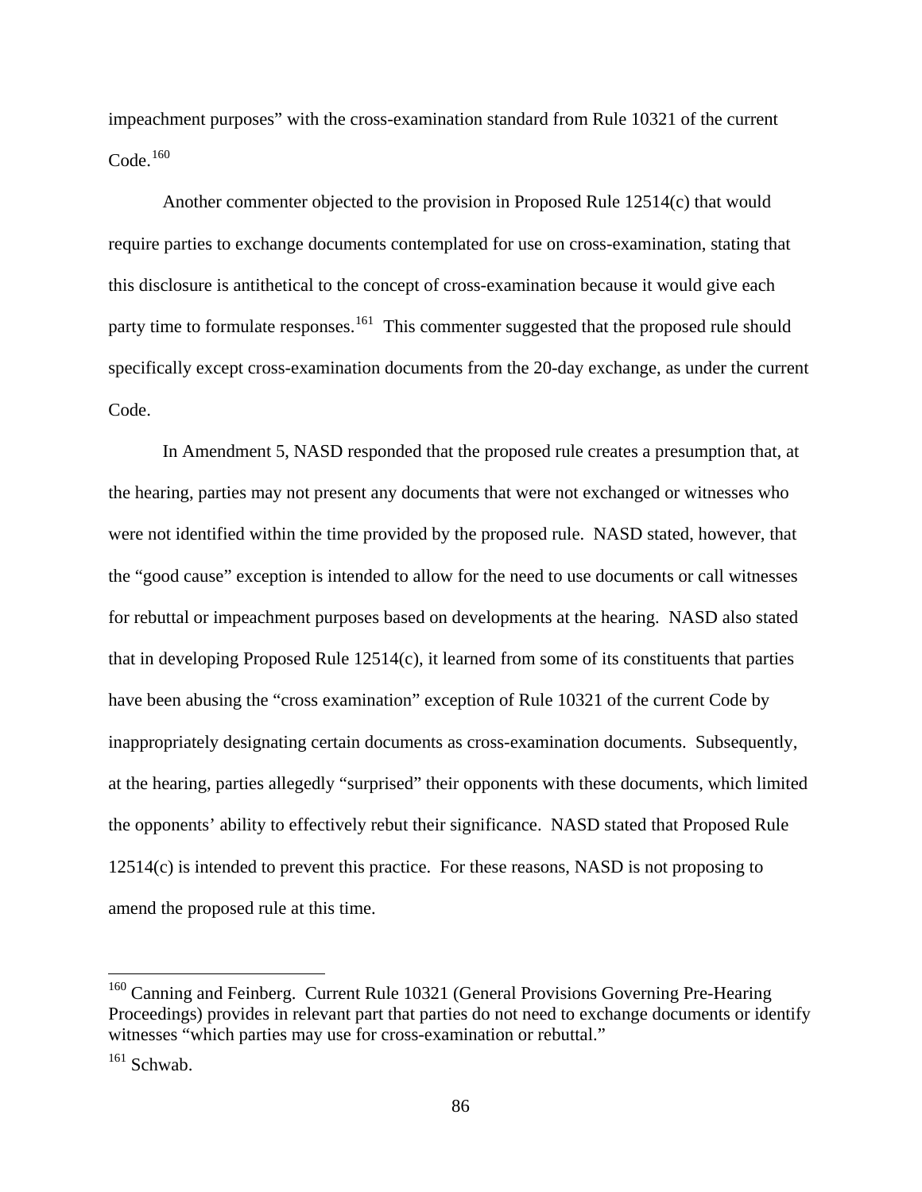impeachment purposes" with the cross-examination standard from Rule 10321 of the current Code.[160]

Another commenter objected to the provision in Proposed Rule 12514(c) that would require parties to exchange documents contemplated for use on cross-examination, stating that this disclosure is antithetical to the concept of cross-examination because it would give each party time to formulate responses.[161] This commenter suggested that the proposed rule should specifically except cross-examination documents from the 20-day exchange, as under the current Code.

In Amendment 5, NASD responded that the proposed rule creates a presumption that, at the hearing, parties may not present any documents that were not exchanged or witnesses who were not identified within the time provided by the proposed rule. NASD stated, however, that the "good cause" exception is intended to allow for the need to use documents or call witnesses for rebuttal or impeachment purposes based on developments at the hearing. NASD also stated that in developing Proposed Rule 12514(c), it learned from some of its constituents that parties have been abusing the "cross examination" exception of Rule 10321 of the current Code by inappropriately designating certain documents as cross-examination documents. Subsequently, at the hearing, parties allegedly "surprised" their opponents with these documents, which limited the opponents' ability to effectively rebut their significance. NASD stated that Proposed Rule 12514(c) is intended to prevent this practice. For these reasons, NASD is not proposing to amend the proposed rule at this time.

---

[160] Canning and Feinberg. Current Rule 10321 (General Provisions Governing Pre-Hearing Proceedings) provides in relevant part that parties do not need to exchange documents or identify witnesses "which parties may use for cross-examination or rebuttal."

[161] Schwab.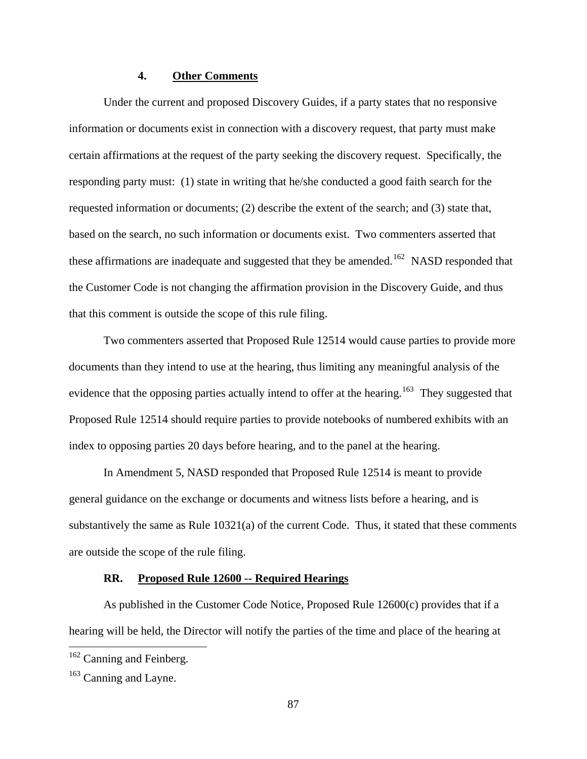#### 4. Other Comments

Under the current and proposed Discovery Guides, if a party states that no responsive information or documents exist in connection with a discovery request, that party must make certain affirmations at the request of the party seeking the discovery request. Specifically, the responding party must: (1) state in writing that he/she conducted a good faith search for the requested information or documents; (2) describe the extent of the search; and (3) state that, based on the search, no such information or documents exist. Two commenters asserted that these affirmations are inadequate and suggested that they be amended.[162] NASD responded that the Customer Code is not changing the affirmation provision in the Discovery Guide, and thus that this comment is outside the scope of this rule filing.

Two commenters asserted that Proposed Rule 12514 would cause parties to provide more documents than they intend to use at the hearing, thus limiting any meaningful analysis of the evidence that the opposing parties actually intend to offer at the hearing.[163] They suggested that Proposed Rule 12514 should require parties to provide notebooks of numbered exhibits with an index to opposing parties 20 days before hearing, and to the panel at the hearing.

In Amendment 5, NASD responded that Proposed Rule 12514 is meant to provide general guidance on the exchange or documents and witness lists before a hearing, and is substantively the same as Rule 10321(a) of the current Code. Thus, it stated that these comments are outside the scope of the rule filing.

### RR. Proposed Rule 12600 -- Required Hearings

As published in the Customer Code Notice, Proposed Rule 12600(c) provides that if a hearing will be held, the Director will notify the parties of the time and place of the hearing at

[162] Canning and Feinberg.

[163] Canning and Layne.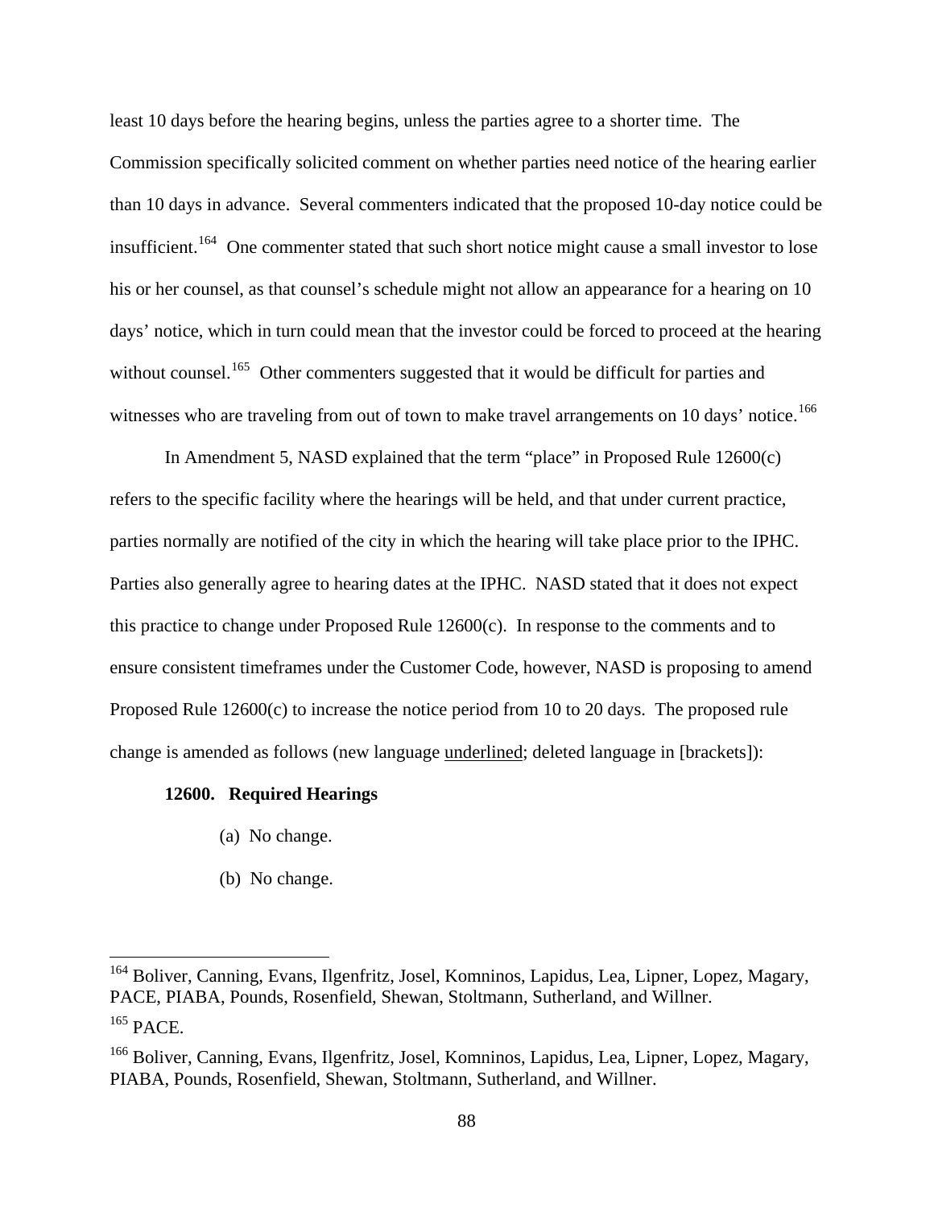least 10 days before the hearing begins, unless the parties agree to a shorter time. The Commission specifically solicited comment on whether parties need notice of the hearing earlier than 10 days in advance. Several commenters indicated that the proposed 10-day notice could be insufficient.[164] One commenter stated that such short notice might cause a small investor to lose his or her counsel, as that counsel's schedule might not allow an appearance for a hearing on 10 days' notice, which in turn could mean that the investor could be forced to proceed at the hearing without counsel.[165] Other commenters suggested that it would be difficult for parties and witnesses who are traveling from out of town to make travel arrangements on 10 days' notice.[166]

In Amendment 5, NASD explained that the term "place" in Proposed Rule 12600(c) refers to the specific facility where the hearings will be held, and that under current practice, parties normally are notified of the city in which the hearing will take place prior to the IPHC. Parties also generally agree to hearing dates at the IPHC. NASD stated that it does not expect this practice to change under Proposed Rule 12600(c). In response to the comments and to ensure consistent timeframes under the Customer Code, however, NASD is proposing to amend Proposed Rule 12600(c) to increase the notice period from 10 to 20 days. The proposed rule change is amended as follows (new language <u>underlined</u>; deleted language in [brackets]):

**12600. Required Hearings**

(a) No change.

(b) No change.

---

[164] Boliver, Canning, Evans, Ilgenfritz, Josel, Komninos, Lapidus, Lea, Lipner, Lopez, Magary, PACE, PIABA, Pounds, Rosenfield, Shewan, Stoltmann, Sutherland, and Willner.

[165] PACE.

[166] Boliver, Canning, Evans, Ilgenfritz, Josel, Komninos, Lapidus, Lea, Lipner, Lopez, Magary, PIABA, Pounds, Rosenfield, Shewan, Stoltmann, Sutherland, and Willner.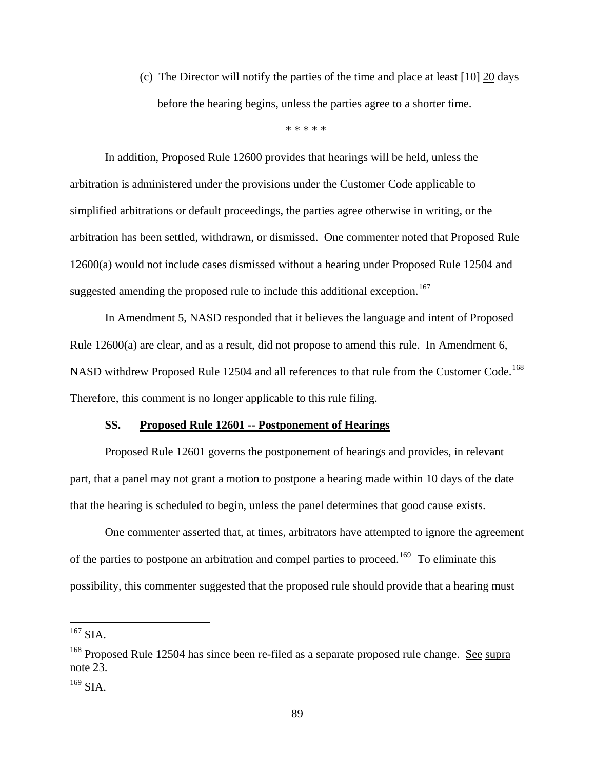(c) The Director will notify the parties of the time and place at least [10] <u>20</u> days before the hearing begins, unless the parties agree to a shorter time.

\* \* \* \* \*

In addition, Proposed Rule 12600 provides that hearings will be held, unless the arbitration is administered under the provisions under the Customer Code applicable to simplified arbitrations or default proceedings, the parties agree otherwise in writing, or the arbitration has been settled, withdrawn, or dismissed. One commenter noted that Proposed Rule 12600(a) would not include cases dismissed without a hearing under Proposed Rule 12504 and suggested amending the proposed rule to include this additional exception.[167]

In Amendment 5, NASD responded that it believes the language and intent of Proposed Rule 12600(a) are clear, and as a result, did not propose to amend this rule. In Amendment 6, NASD withdrew Proposed Rule 12504 and all references to that rule from the Customer Code.[168] Therefore, this comment is no longer applicable to this rule filing.

**SS. <u>Proposed Rule 12601 -- Postponement of Hearings</u>**

Proposed Rule 12601 governs the postponement of hearings and provides, in relevant part, that a panel may not grant a motion to postpone a hearing made within 10 days of the date that the hearing is scheduled to begin, unless the panel determines that good cause exists.

One commenter asserted that, at times, arbitrators have attempted to ignore the agreement of the parties to postpone an arbitration and compel parties to proceed.[169] To eliminate this possibility, this commenter suggested that the proposed rule should provide that a hearing must

---

[167] SIA.

[168] Proposed Rule 12504 has since been re-filed as a separate proposed rule change. <u>See</u> <u>supra</u> note 23.

[169] SIA.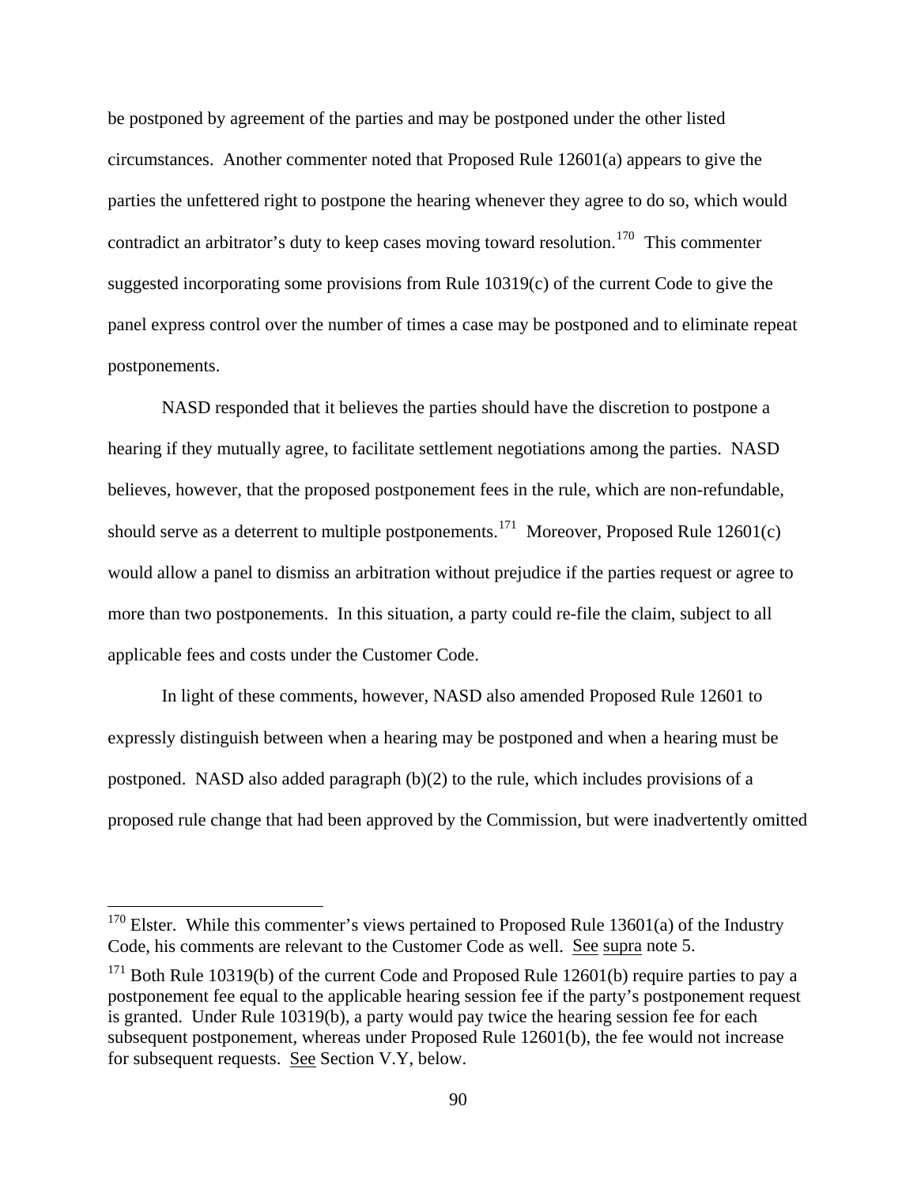be postponed by agreement of the parties and may be postponed under the other listed circumstances. Another commenter noted that Proposed Rule 12601(a) appears to give the parties the unfettered right to postpone the hearing whenever they agree to do so, which would contradict an arbitrator's duty to keep cases moving toward resolution.[170] This commenter suggested incorporating some provisions from Rule 10319(c) of the current Code to give the panel express control over the number of times a case may be postponed and to eliminate repeat postponements.

NASD responded that it believes the parties should have the discretion to postpone a hearing if they mutually agree, to facilitate settlement negotiations among the parties. NASD believes, however, that the proposed postponement fees in the rule, which are non-refundable, should serve as a deterrent to multiple postponements.[171] Moreover, Proposed Rule 12601(c) would allow a panel to dismiss an arbitration without prejudice if the parties request or agree to more than two postponements. In this situation, a party could re-file the claim, subject to all applicable fees and costs under the Customer Code.

In light of these comments, however, NASD also amended Proposed Rule 12601 to expressly distinguish between when a hearing may be postponed and when a hearing must be postponed. NASD also added paragraph (b)(2) to the rule, which includes provisions of a proposed rule change that had been approved by the Commission, but were inadvertently omitted

---

[170] Elster. While this commenter's views pertained to Proposed Rule 13601(a) of the Industry Code, his comments are relevant to the Customer Code as well. See supra note 5.

[171] Both Rule 10319(b) of the current Code and Proposed Rule 12601(b) require parties to pay a postponement fee equal to the applicable hearing session fee if the party's postponement request is granted. Under Rule 10319(b), a party would pay twice the hearing session fee for each subsequent postponement, whereas under Proposed Rule 12601(b), the fee would not increase for subsequent requests. See Section V.Y, below.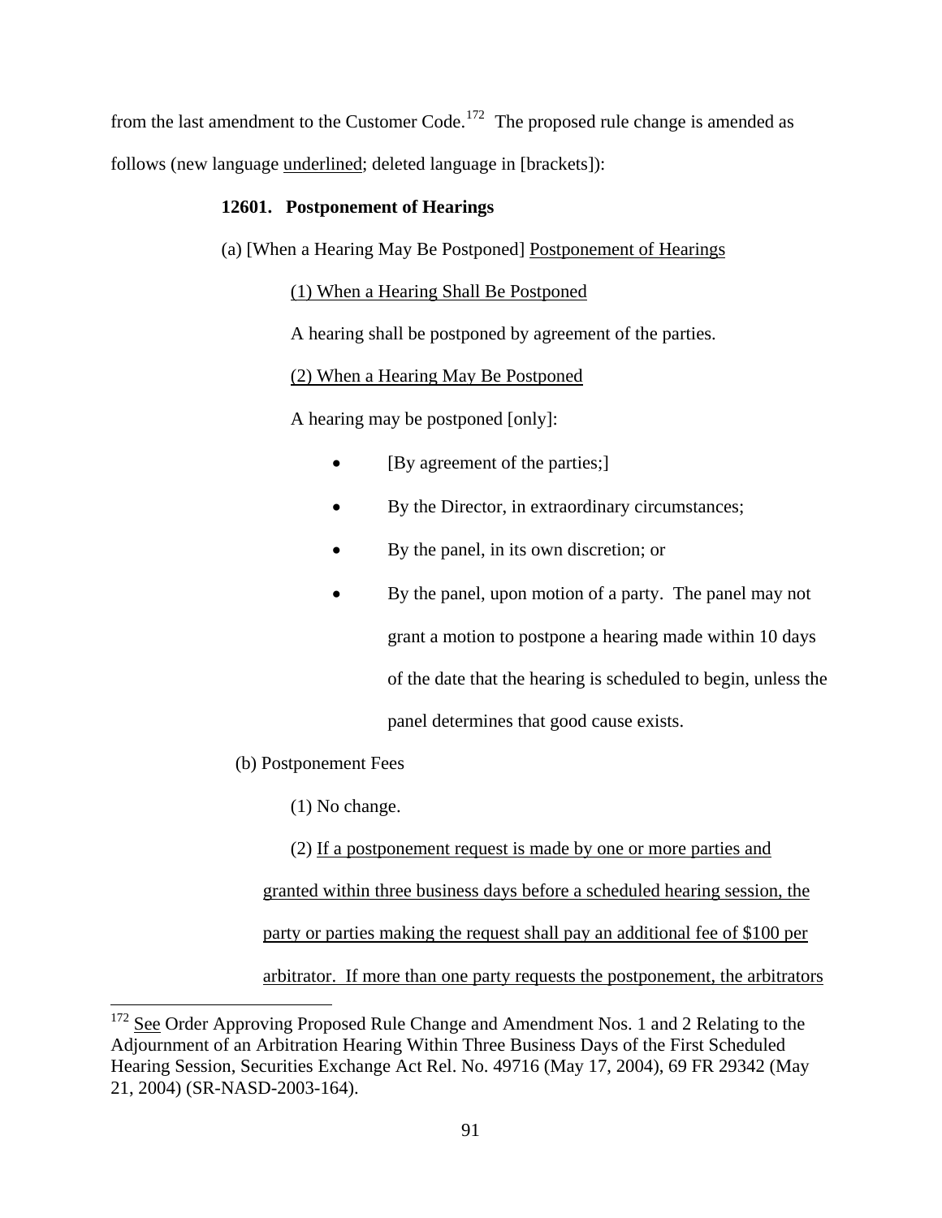from the last amendment to the Customer Code.[172] The proposed rule change is amended as follows (new language <u>underlined</u>; deleted language in [brackets]):

**12601. Postponement of Hearings**

(a) [When a Hearing May Be Postponed] <u>Postponement of Hearings</u>

<u>(1) When a Hearing Shall Be Postponed</u>

A hearing shall be postponed by agreement of the parties.

<u>(2) When a Hearing May Be Postponed</u>

A hearing may be postponed [only]:

- [By agreement of the parties;]
- By the Director, in extraordinary circumstances;
- By the panel, in its own discretion; or
- By the panel, upon motion of a party. The panel may not grant a motion to postpone a hearing made within 10 days of the date that the hearing is scheduled to begin, unless the panel determines that good cause exists.

(b) Postponement Fees

(1) No change.

(2) <u>If a postponement request is made by one or more parties and granted within three business days before a scheduled hearing session, the party or parties making the request shall pay an additional fee of $100 per arbitrator. If more than one party requests the postponement, the arbitrators</u>

[172] <u>See</u> Order Approving Proposed Rule Change and Amendment Nos. 1 and 2 Relating to the Adjournment of an Arbitration Hearing Within Three Business Days of the First Scheduled Hearing Session, Securities Exchange Act Rel. No. 49716 (May 17, 2004), 69 FR 29342 (May 21, 2004) (SR-NASD-2003-164).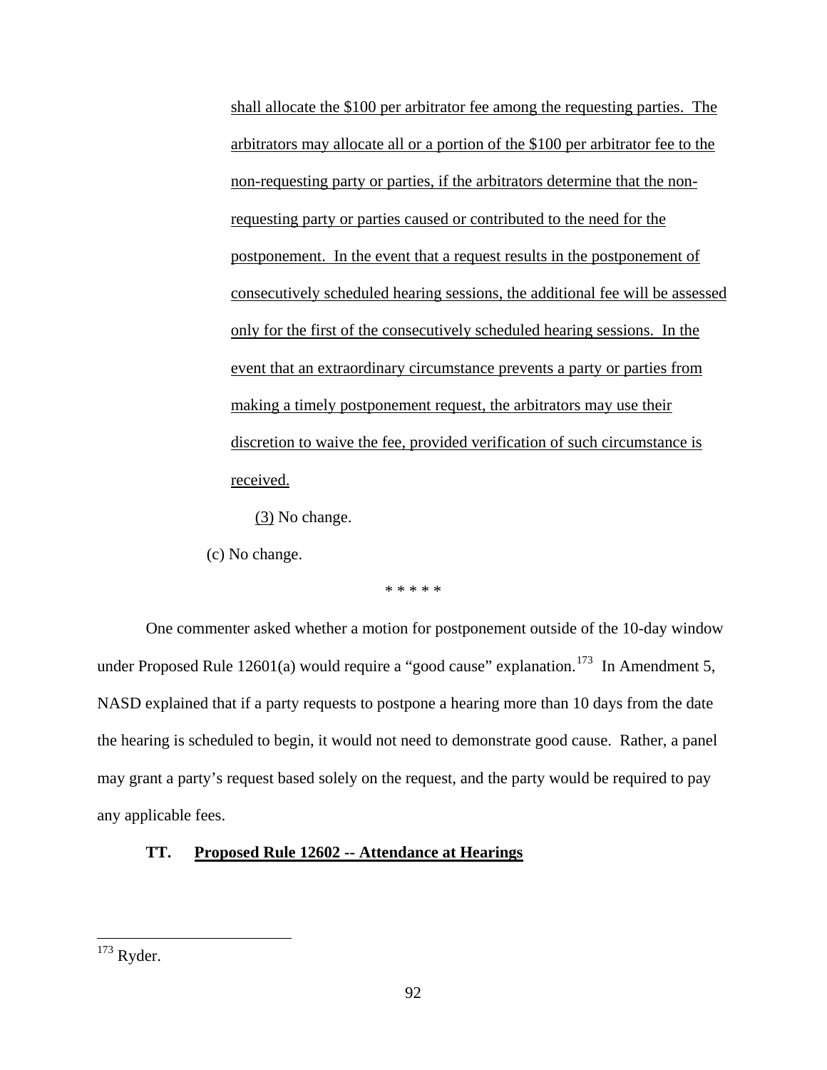shall allocate the $100 per arbitrator fee among the requesting parties. The arbitrators may allocate all or a portion of the $100 per arbitrator fee to the non-requesting party or parties, if the arbitrators determine that the non-requesting party or parties caused or contributed to the need for the postponement. In the event that a request results in the postponement of consecutively scheduled hearing sessions, the additional fee will be assessed only for the first of the consecutively scheduled hearing sessions. In the event that an extraordinary circumstance prevents a party or parties from making a timely postponement request, the arbitrators may use their discretion to waive the fee, provided verification of such circumstance is received.

(3) No change.

(c) No change.

\* \* \* \* \*

One commenter asked whether a motion for postponement outside of the 10-day window under Proposed Rule 12601(a) would require a "good cause" explanation.[173] In Amendment 5, NASD explained that if a party requests to postpone a hearing more than 10 days from the date the hearing is scheduled to begin, it would not need to demonstrate good cause. Rather, a panel may grant a party's request based solely on the request, and the party would be required to pay any applicable fees.

### TT. Proposed Rule 12602 -- Attendance at Hearings

---

[173] Ryder.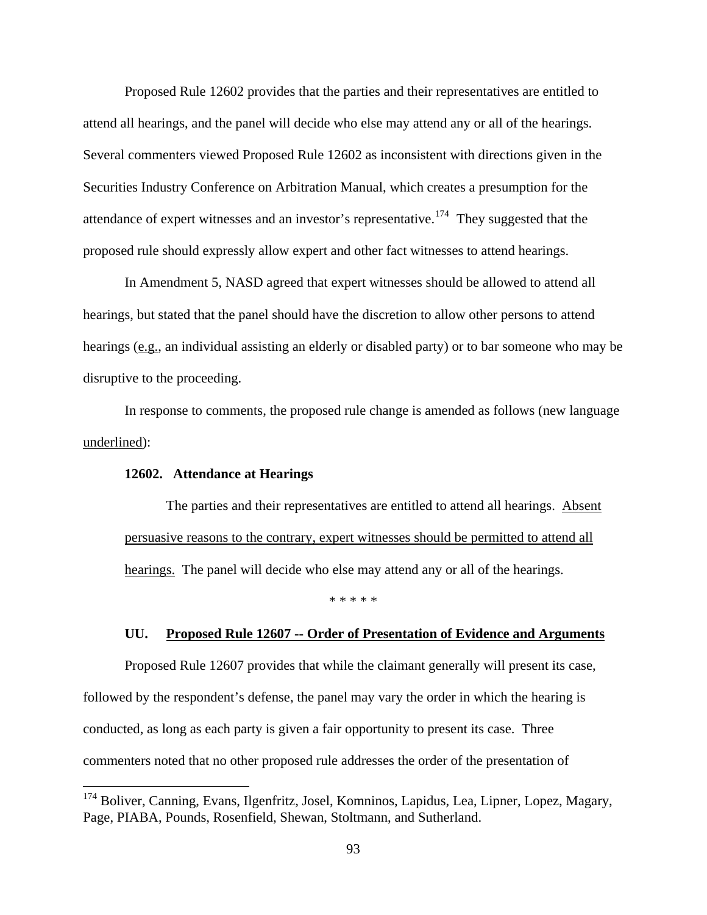Proposed Rule 12602 provides that the parties and their representatives are entitled to attend all hearings, and the panel will decide who else may attend any or all of the hearings. Several commenters viewed Proposed Rule 12602 as inconsistent with directions given in the Securities Industry Conference on Arbitration Manual, which creates a presumption for the attendance of expert witnesses and an investor's representative.[174] They suggested that the proposed rule should expressly allow expert and other fact witnesses to attend hearings.

In Amendment 5, NASD agreed that expert witnesses should be allowed to attend all hearings, but stated that the panel should have the discretion to allow other persons to attend hearings (e.g., an individual assisting an elderly or disabled party) or to bar someone who may be disruptive to the proceeding.

In response to comments, the proposed rule change is amended as follows (new language underlined):

**12602. Attendance at Hearings**

> The parties and their representatives are entitled to attend all hearings. Absent persuasive reasons to the contrary, expert witnesses should be permitted to attend all hearings. The panel will decide who else may attend any or all of the hearings.

\* \* \* \* \*

### UU. Proposed Rule 12607 -- Order of Presentation of Evidence and Arguments

Proposed Rule 12607 provides that while the claimant generally will present its case, followed by the respondent's defense, the panel may vary the order in which the hearing is conducted, as long as each party is given a fair opportunity to present its case. Three commenters noted that no other proposed rule addresses the order of the presentation of

[174] Boliver, Canning, Evans, Ilgenfritz, Josel, Komninos, Lapidus, Lea, Lipner, Lopez, Magary, Page, PIABA, Pounds, Rosenfield, Shewan, Stoltmann, and Sutherland.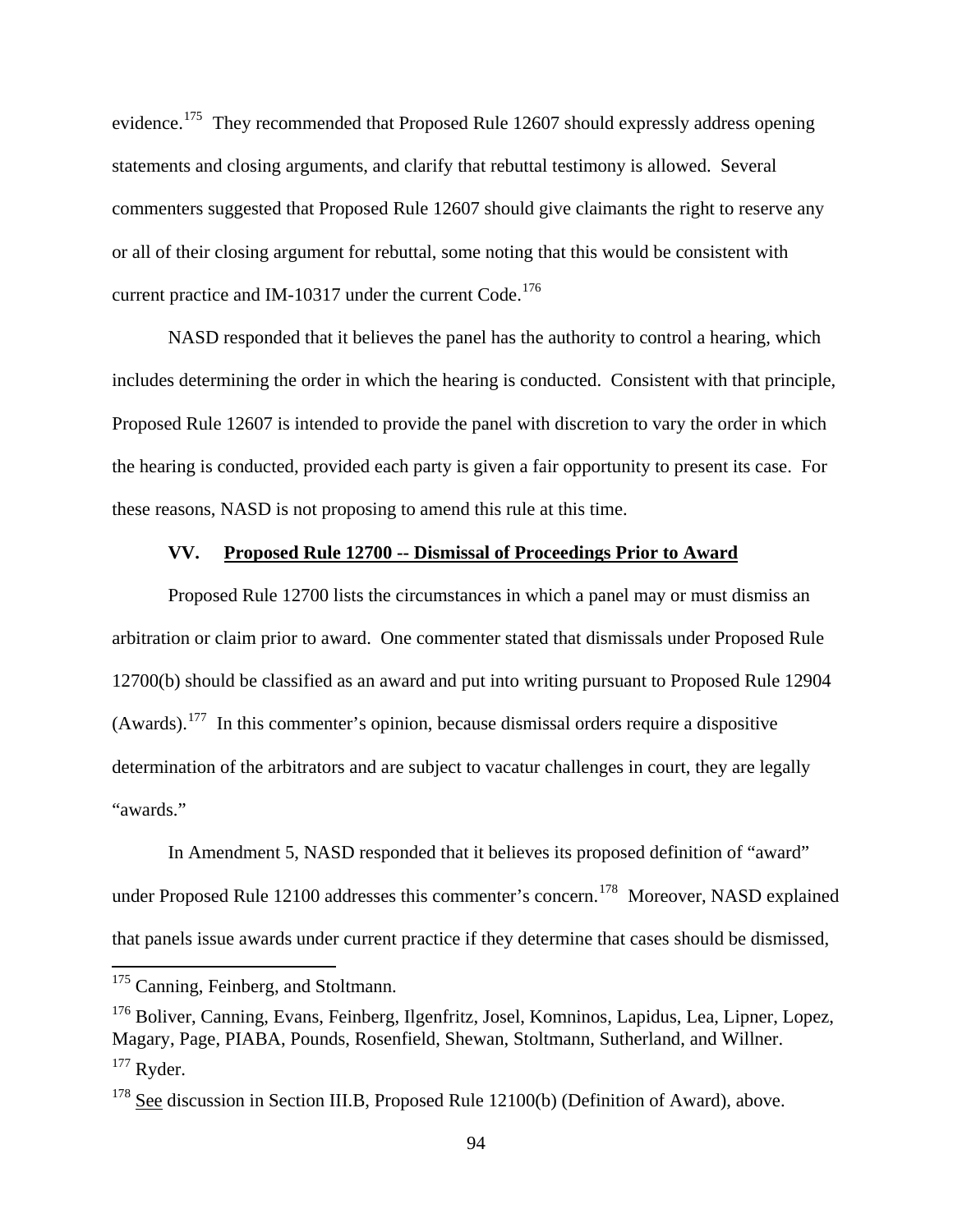evidence.[175] They recommended that Proposed Rule 12607 should expressly address opening statements and closing arguments, and clarify that rebuttal testimony is allowed. Several commenters suggested that Proposed Rule 12607 should give claimants the right to reserve any or all of their closing argument for rebuttal, some noting that this would be consistent with current practice and IM-10317 under the current Code.[176]

NASD responded that it believes the panel has the authority to control a hearing, which includes determining the order in which the hearing is conducted. Consistent with that principle, Proposed Rule 12607 is intended to provide the panel with discretion to vary the order in which the hearing is conducted, provided each party is given a fair opportunity to present its case. For these reasons, NASD is not proposing to amend this rule at this time.

### VV. Proposed Rule 12700 -- Dismissal of Proceedings Prior to Award

Proposed Rule 12700 lists the circumstances in which a panel may or must dismiss an arbitration or claim prior to award. One commenter stated that dismissals under Proposed Rule 12700(b) should be classified as an award and put into writing pursuant to Proposed Rule 12904 (Awards).[177] In this commenter's opinion, because dismissal orders require a dispositive determination of the arbitrators and are subject to vacatur challenges in court, they are legally "awards."

In Amendment 5, NASD responded that it believes its proposed definition of "award" under Proposed Rule 12100 addresses this commenter's concern.[178] Moreover, NASD explained that panels issue awards under current practice if they determine that cases should be dismissed,

---

[175] Canning, Feinberg, and Stoltmann.

[176] Boliver, Canning, Evans, Feinberg, Ilgenfritz, Josel, Komninos, Lapidus, Lea, Lipner, Lopez, Magary, Page, PIABA, Pounds, Rosenfield, Shewan, Stoltmann, Sutherland, and Willner.

[177] Ryder.

[178] See discussion in Section III.B, Proposed Rule 12100(b) (Definition of Award), above.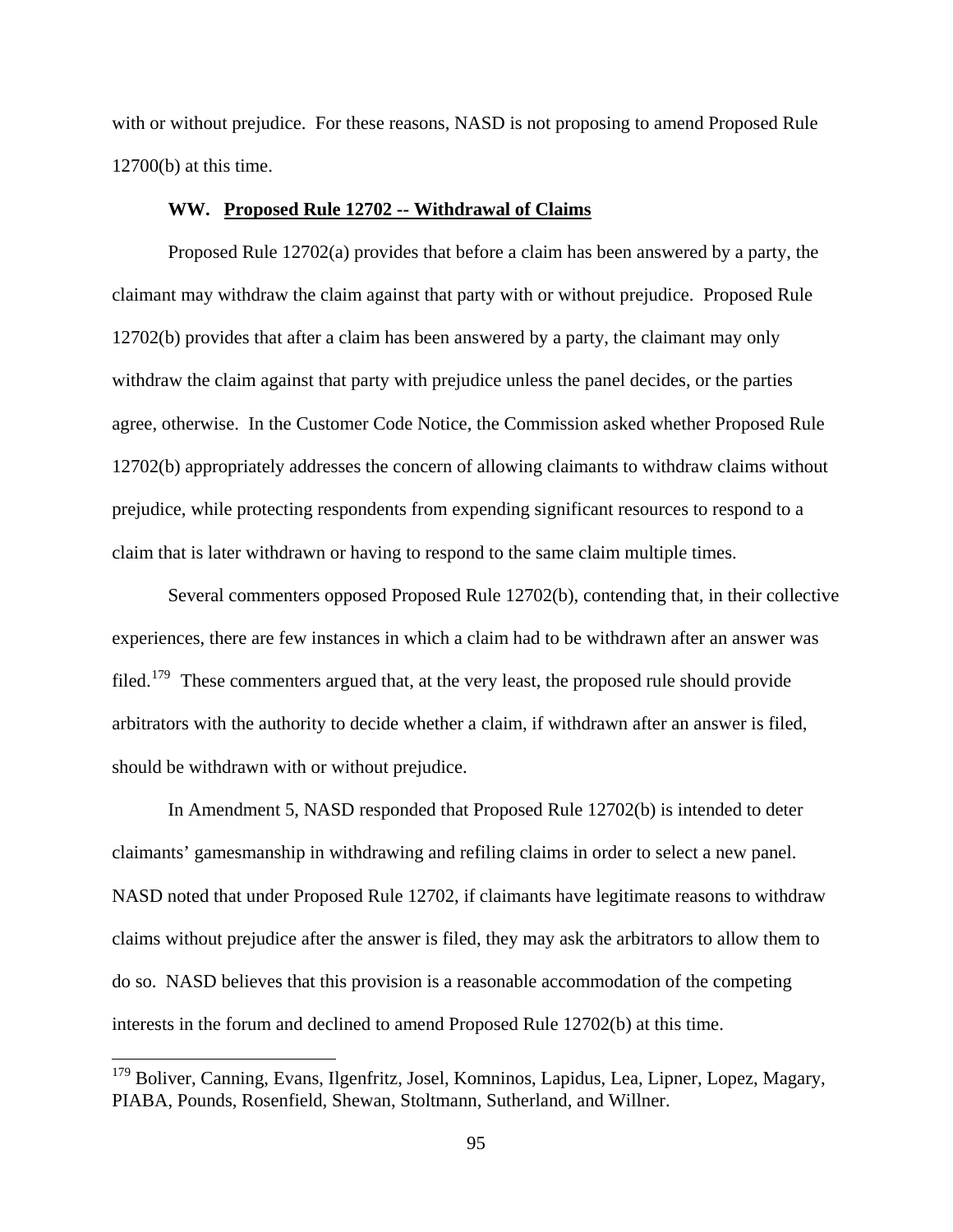with or without prejudice. For these reasons, NASD is not proposing to amend Proposed Rule 12700(b) at this time.

### WW. Proposed Rule 12702 -- Withdrawal of Claims

Proposed Rule 12702(a) provides that before a claim has been answered by a party, the claimant may withdraw the claim against that party with or without prejudice. Proposed Rule 12702(b) provides that after a claim has been answered by a party, the claimant may only withdraw the claim against that party with prejudice unless the panel decides, or the parties agree, otherwise. In the Customer Code Notice, the Commission asked whether Proposed Rule 12702(b) appropriately addresses the concern of allowing claimants to withdraw claims without prejudice, while protecting respondents from expending significant resources to respond to a claim that is later withdrawn or having to respond to the same claim multiple times.

Several commenters opposed Proposed Rule 12702(b), contending that, in their collective experiences, there are few instances in which a claim had to be withdrawn after an answer was filed.[179] These commenters argued that, at the very least, the proposed rule should provide arbitrators with the authority to decide whether a claim, if withdrawn after an answer is filed, should be withdrawn with or without prejudice.

In Amendment 5, NASD responded that Proposed Rule 12702(b) is intended to deter claimants' gamesmanship in withdrawing and refiling claims in order to select a new panel. NASD noted that under Proposed Rule 12702, if claimants have legitimate reasons to withdraw claims without prejudice after the answer is filed, they may ask the arbitrators to allow them to do so. NASD believes that this provision is a reasonable accommodation of the competing interests in the forum and declined to amend Proposed Rule 12702(b) at this time.

---

[179] Boliver, Canning, Evans, Ilgenfritz, Josel, Komninos, Lapidus, Lea, Lipner, Lopez, Magary, PIABA, Pounds, Rosenfield, Shewan, Stoltmann, Sutherland, and Willner.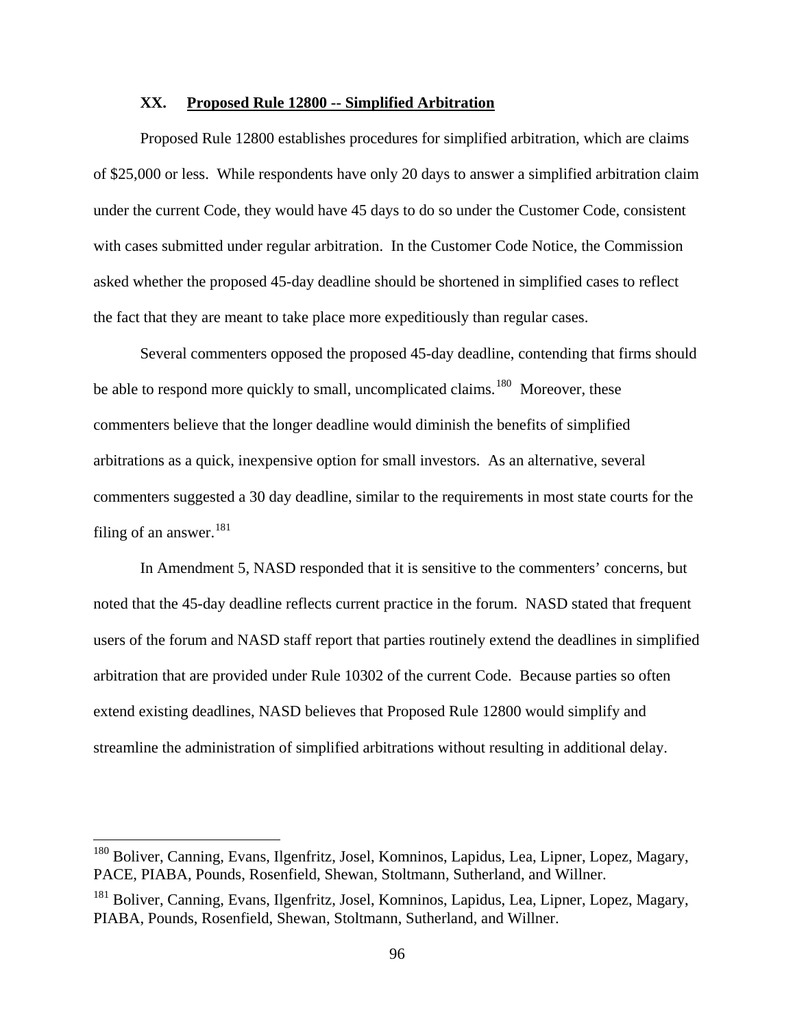## XX. Proposed Rule 12800 -- Simplified Arbitration

Proposed Rule 12800 establishes procedures for simplified arbitration, which are claims of $25,000 or less. While respondents have only 20 days to answer a simplified arbitration claim under the current Code, they would have 45 days to do so under the Customer Code, consistent with cases submitted under regular arbitration. In the Customer Code Notice, the Commission asked whether the proposed 45-day deadline should be shortened in simplified cases to reflect the fact that they are meant to take place more expeditiously than regular cases.

Several commenters opposed the proposed 45-day deadline, contending that firms should be able to respond more quickly to small, uncomplicated claims.[180] Moreover, these commenters believe that the longer deadline would diminish the benefits of simplified arbitrations as a quick, inexpensive option for small investors. As an alternative, several commenters suggested a 30 day deadline, similar to the requirements in most state courts for the filing of an answer.[181]

In Amendment 5, NASD responded that it is sensitive to the commenters' concerns, but noted that the 45-day deadline reflects current practice in the forum. NASD stated that frequent users of the forum and NASD staff report that parties routinely extend the deadlines in simplified arbitration that are provided under Rule 10302 of the current Code. Because parties so often extend existing deadlines, NASD believes that Proposed Rule 12800 would simplify and streamline the administration of simplified arbitrations without resulting in additional delay.

---

[180] Boliver, Canning, Evans, Ilgenfritz, Josel, Komninos, Lapidus, Lea, Lipner, Lopez, Magary, PACE, PIABA, Pounds, Rosenfield, Shewan, Stoltmann, Sutherland, and Willner.

[181] Boliver, Canning, Evans, Ilgenfritz, Josel, Komninos, Lapidus, Lea, Lipner, Lopez, Magary, PIABA, Pounds, Rosenfield, Shewan, Stoltmann, Sutherland, and Willner.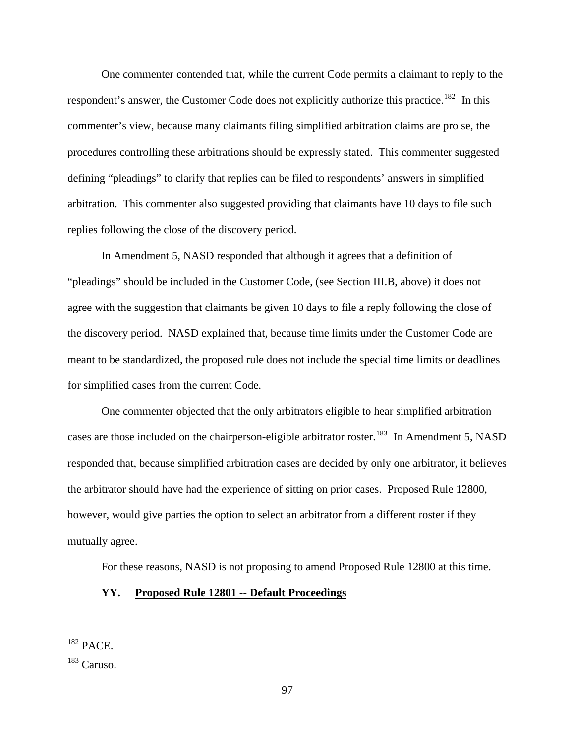One commenter contended that, while the current Code permits a claimant to reply to the respondent's answer, the Customer Code does not explicitly authorize this practice.[182] In this commenter's view, because many claimants filing simplified arbitration claims are pro se, the procedures controlling these arbitrations should be expressly stated. This commenter suggested defining "pleadings" to clarify that replies can be filed to respondents' answers in simplified arbitration. This commenter also suggested providing that claimants have 10 days to file such replies following the close of the discovery period.

In Amendment 5, NASD responded that although it agrees that a definition of "pleadings" should be included in the Customer Code, (see Section III.B, above) it does not agree with the suggestion that claimants be given 10 days to file a reply following the close of the discovery period. NASD explained that, because time limits under the Customer Code are meant to be standardized, the proposed rule does not include the special time limits or deadlines for simplified cases from the current Code.

One commenter objected that the only arbitrators eligible to hear simplified arbitration cases are those included on the chairperson-eligible arbitrator roster.[183] In Amendment 5, NASD responded that, because simplified arbitration cases are decided by only one arbitrator, it believes the arbitrator should have had the experience of sitting on prior cases. Proposed Rule 12800, however, would give parties the option to select an arbitrator from a different roster if they mutually agree.

For these reasons, NASD is not proposing to amend Proposed Rule 12800 at this time.

### YY. Proposed Rule 12801 -- Default Proceedings

---

[182] PACE.

[183] Caruso.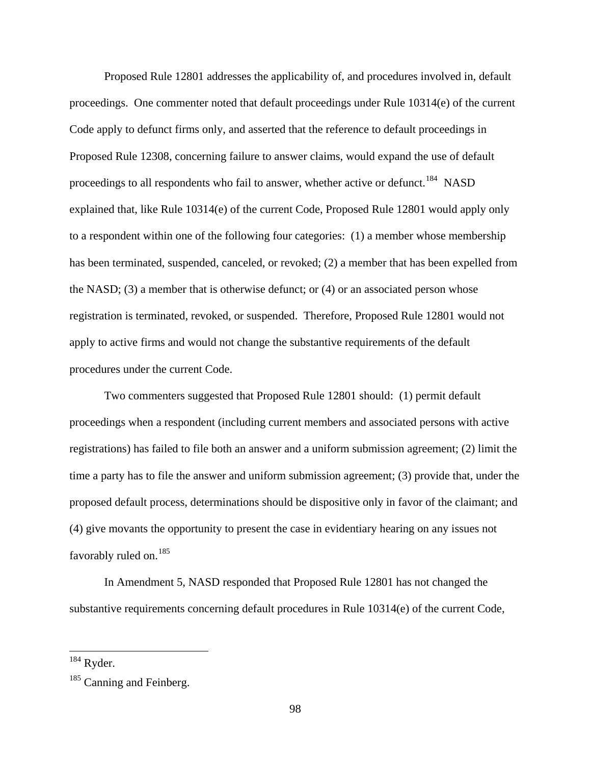Proposed Rule 12801 addresses the applicability of, and procedures involved in, default proceedings. One commenter noted that default proceedings under Rule 10314(e) of the current Code apply to defunct firms only, and asserted that the reference to default proceedings in Proposed Rule 12308, concerning failure to answer claims, would expand the use of default proceedings to all respondents who fail to answer, whether active or defunct.[184] NASD explained that, like Rule 10314(e) of the current Code, Proposed Rule 12801 would apply only to a respondent within one of the following four categories: (1) a member whose membership has been terminated, suspended, canceled, or revoked; (2) a member that has been expelled from the NASD; (3) a member that is otherwise defunct; or (4) or an associated person whose registration is terminated, revoked, or suspended. Therefore, Proposed Rule 12801 would not apply to active firms and would not change the substantive requirements of the default procedures under the current Code.

Two commenters suggested that Proposed Rule 12801 should: (1) permit default proceedings when a respondent (including current members and associated persons with active registrations) has failed to file both an answer and a uniform submission agreement; (2) limit the time a party has to file the answer and uniform submission agreement; (3) provide that, under the proposed default process, determinations should be dispositive only in favor of the claimant; and (4) give movants the opportunity to present the case in evidentiary hearing on any issues not favorably ruled on.[185]

In Amendment 5, NASD responded that Proposed Rule 12801 has not changed the substantive requirements concerning default procedures in Rule 10314(e) of the current Code,

---

[184] Ryder.

[185] Canning and Feinberg.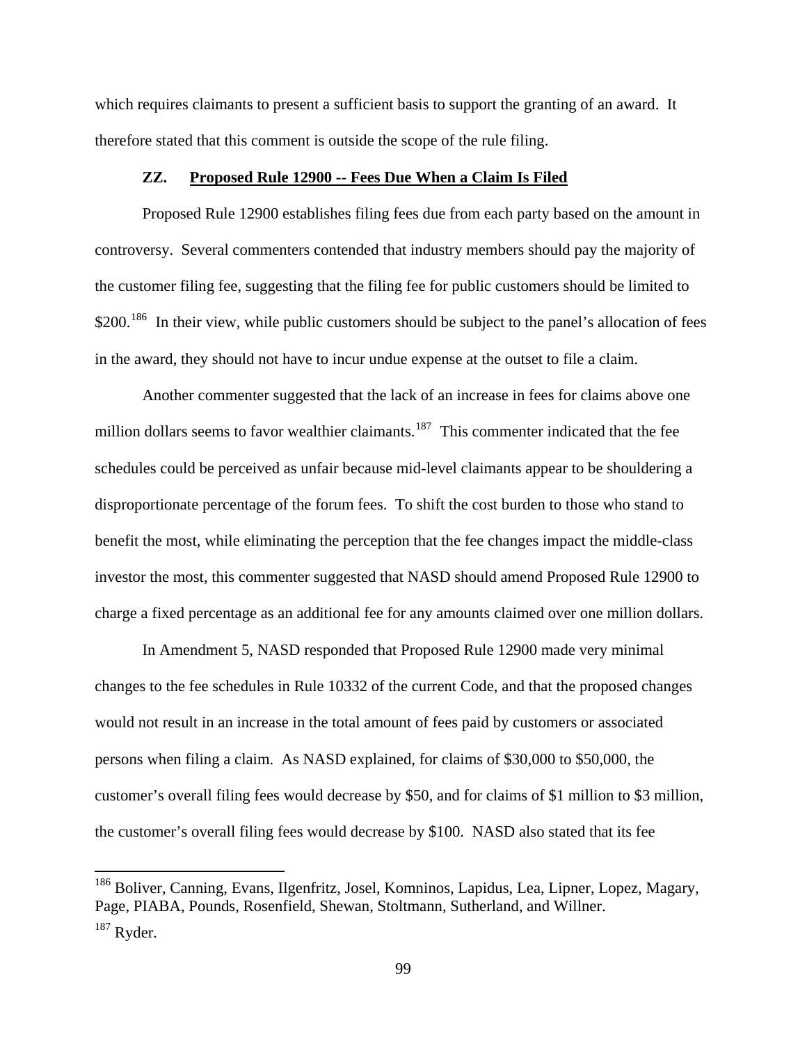which requires claimants to present a sufficient basis to support the granting of an award. It therefore stated that this comment is outside the scope of the rule filing.

### ZZ. Proposed Rule 12900 -- Fees Due When a Claim Is Filed

Proposed Rule 12900 establishes filing fees due from each party based on the amount in controversy. Several commenters contended that industry members should pay the majority of the customer filing fee, suggesting that the filing fee for public customers should be limited to $200.[186] In their view, while public customers should be subject to the panel's allocation of fees in the award, they should not have to incur undue expense at the outset to file a claim.

Another commenter suggested that the lack of an increase in fees for claims above one million dollars seems to favor wealthier claimants.[187] This commenter indicated that the fee schedules could be perceived as unfair because mid-level claimants appear to be shouldering a disproportionate percentage of the forum fees. To shift the cost burden to those who stand to benefit the most, while eliminating the perception that the fee changes impact the middle-class investor the most, this commenter suggested that NASD should amend Proposed Rule 12900 to charge a fixed percentage as an additional fee for any amounts claimed over one million dollars.

In Amendment 5, NASD responded that Proposed Rule 12900 made very minimal changes to the fee schedules in Rule 10332 of the current Code, and that the proposed changes would not result in an increase in the total amount of fees paid by customers or associated persons when filing a claim. As NASD explained, for claims of $30,000 to $50,000, the customer's overall filing fees would decrease by $50, and for claims of $1 million to $3 million, the customer's overall filing fees would decrease by $100. NASD also stated that its fee

---

[186] Boliver, Canning, Evans, Ilgenfritz, Josel, Komninos, Lapidus, Lea, Lipner, Lopez, Magary, Page, PIABA, Pounds, Rosenfield, Shewan, Stoltmann, Sutherland, and Willner.

[187] Ryder.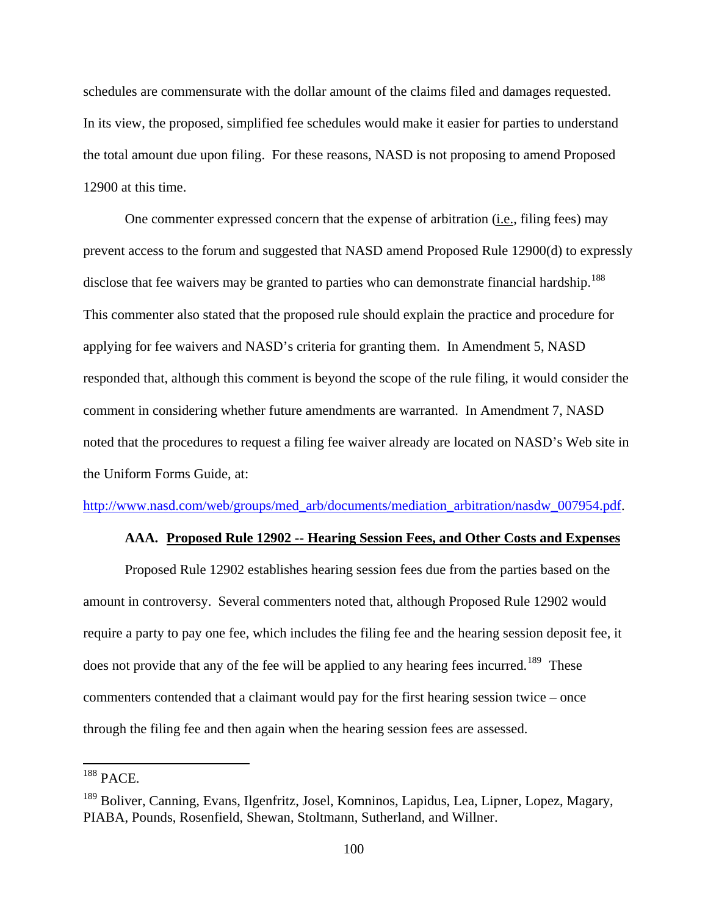schedules are commensurate with the dollar amount of the claims filed and damages requested. In its view, the proposed, simplified fee schedules would make it easier for parties to understand the total amount due upon filing. For these reasons, NASD is not proposing to amend Proposed 12900 at this time.

One commenter expressed concern that the expense of arbitration (i.e., filing fees) may prevent access to the forum and suggested that NASD amend Proposed Rule 12900(d) to expressly disclose that fee waivers may be granted to parties who can demonstrate financial hardship.[188] This commenter also stated that the proposed rule should explain the practice and procedure for applying for fee waivers and NASD's criteria for granting them. In Amendment 5, NASD responded that, although this comment is beyond the scope of the rule filing, it would consider the comment in considering whether future amendments are warranted. In Amendment 7, NASD noted that the procedures to request a filing fee waiver already are located on NASD's Web site in the Uniform Forms Guide, at:

http://www.nasd.com/web/groups/med_arb/documents/mediation_arbitration/nasdw_007954.pdf.

**AAA. Proposed Rule 12902 -- Hearing Session Fees, and Other Costs and Expenses**

Proposed Rule 12902 establishes hearing session fees due from the parties based on the amount in controversy. Several commenters noted that, although Proposed Rule 12902 would require a party to pay one fee, which includes the filing fee and the hearing session deposit fee, it does not provide that any of the fee will be applied to any hearing fees incurred.[189] These commenters contended that a claimant would pay for the first hearing session twice – once through the filing fee and then again when the hearing session fees are assessed.

---

[188] PACE.

[189] Boliver, Canning, Evans, Ilgenfritz, Josel, Komninos, Lapidus, Lea, Lipner, Lopez, Magary, PIABA, Pounds, Rosenfield, Shewan, Stoltmann, Sutherland, and Willner.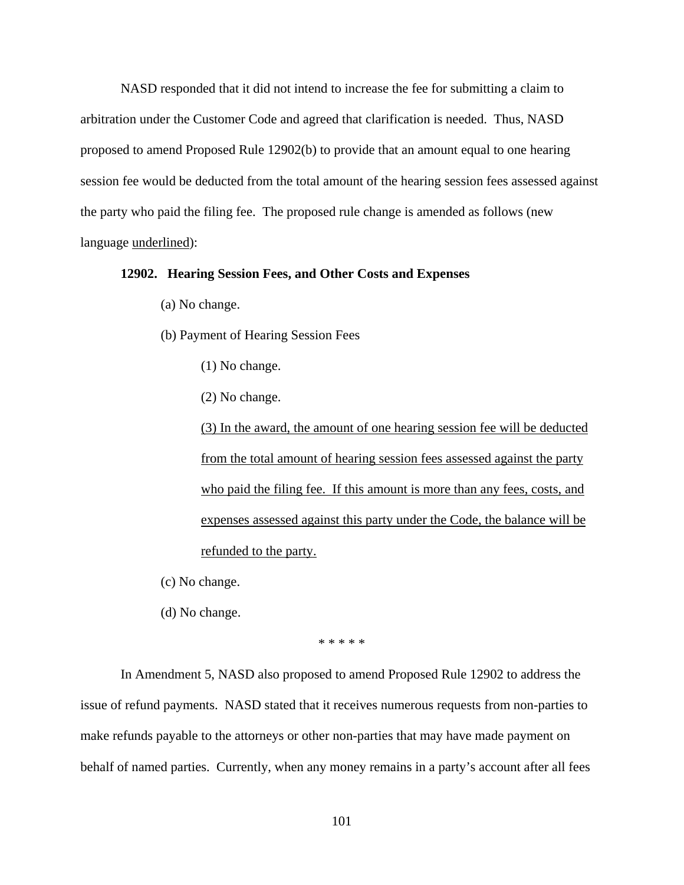NASD responded that it did not intend to increase the fee for submitting a claim to arbitration under the Customer Code and agreed that clarification is needed. Thus, NASD proposed to amend Proposed Rule 12902(b) to provide that an amount equal to one hearing session fee would be deducted from the total amount of the hearing session fees assessed against the party who paid the filing fee. The proposed rule change is amended as follows (new language <u>underlined</u>):

**12902. Hearing Session Fees, and Other Costs and Expenses**

(a) No change.

(b) Payment of Hearing Session Fees

(1) No change.

(2) No change.

<u>(3) In the award, the amount of one hearing session fee will be deducted from the total amount of hearing session fees assessed against the party who paid the filing fee. If this amount is more than any fees, costs, and expenses assessed against this party under the Code, the balance will be refunded to the party.</u>

(c) No change.

(d) No change.

\* \* \* \* \*

In Amendment 5, NASD also proposed to amend Proposed Rule 12902 to address the issue of refund payments. NASD stated that it receives numerous requests from non-parties to make refunds payable to the attorneys or other non-parties that may have made payment on behalf of named parties. Currently, when any money remains in a party's account after all fees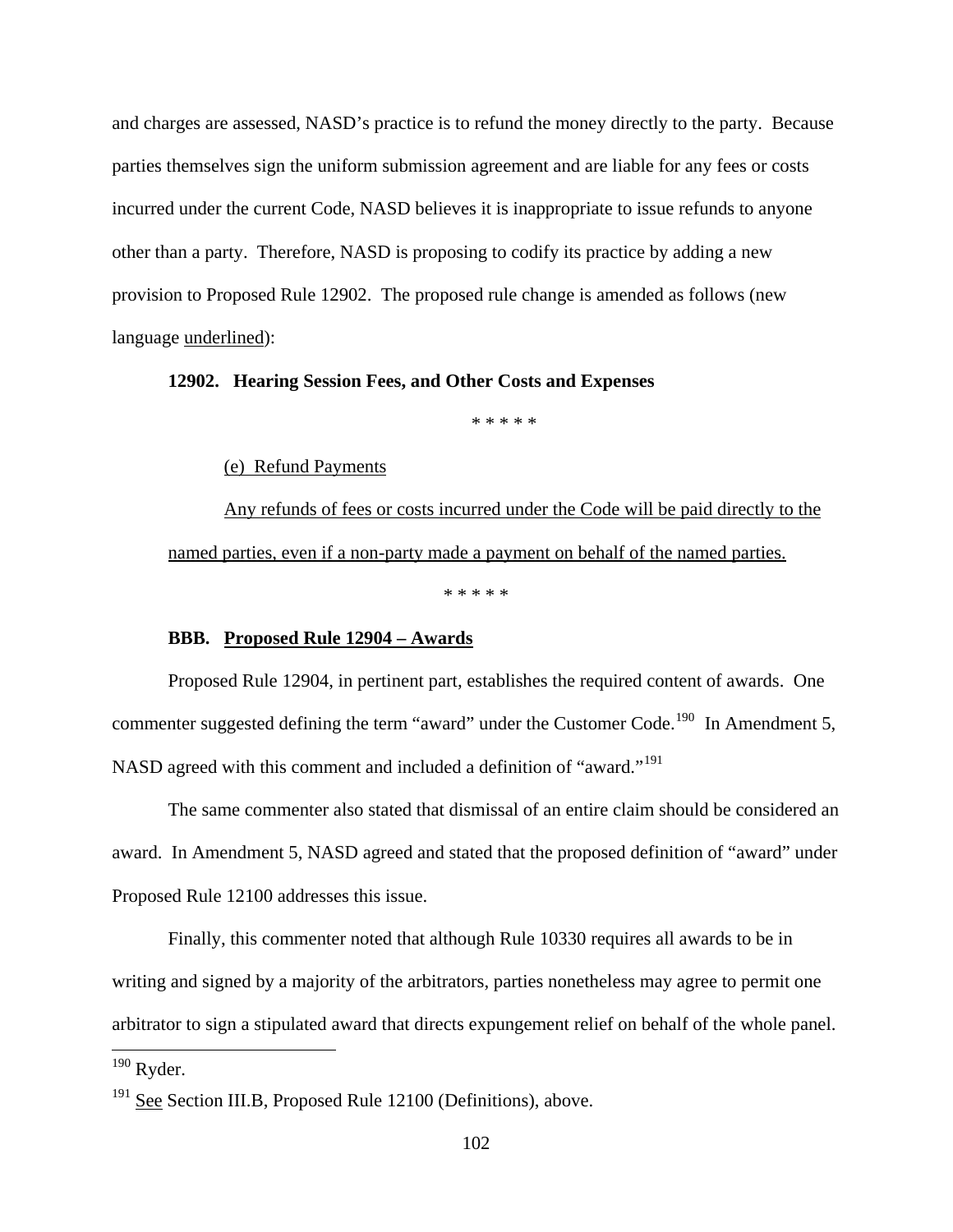and charges are assessed, NASD's practice is to refund the money directly to the party. Because parties themselves sign the uniform submission agreement and are liable for any fees or costs incurred under the current Code, NASD believes it is inappropriate to issue refunds to anyone other than a party. Therefore, NASD is proposing to codify its practice by adding a new provision to Proposed Rule 12902. The proposed rule change is amended as follows (new language <u>underlined</u>):

**12902. Hearing Session Fees, and Other Costs and Expenses**

\* \* \* \* \*

<u>(e) Refund Payments</u>

<u>Any refunds of fees or costs incurred under the Code will be paid directly to the named parties, even if a non-party made a payment on behalf of the named parties.</u>

\* \* \* \* \*

**BBB. <u>Proposed Rule 12904 – Awards</u>**

Proposed Rule 12904, in pertinent part, establishes the required content of awards. One commenter suggested defining the term "award" under the Customer Code.[190] In Amendment 5, NASD agreed with this comment and included a definition of "award."[191]

The same commenter also stated that dismissal of an entire claim should be considered an award. In Amendment 5, NASD agreed and stated that the proposed definition of "award" under Proposed Rule 12100 addresses this issue.

Finally, this commenter noted that although Rule 10330 requires all awards to be in writing and signed by a majority of the arbitrators, parties nonetheless may agree to permit one arbitrator to sign a stipulated award that directs expungement relief on behalf of the whole panel.

---

[190] Ryder.

[191] <u>See</u> Section III.B, Proposed Rule 12100 (Definitions), above.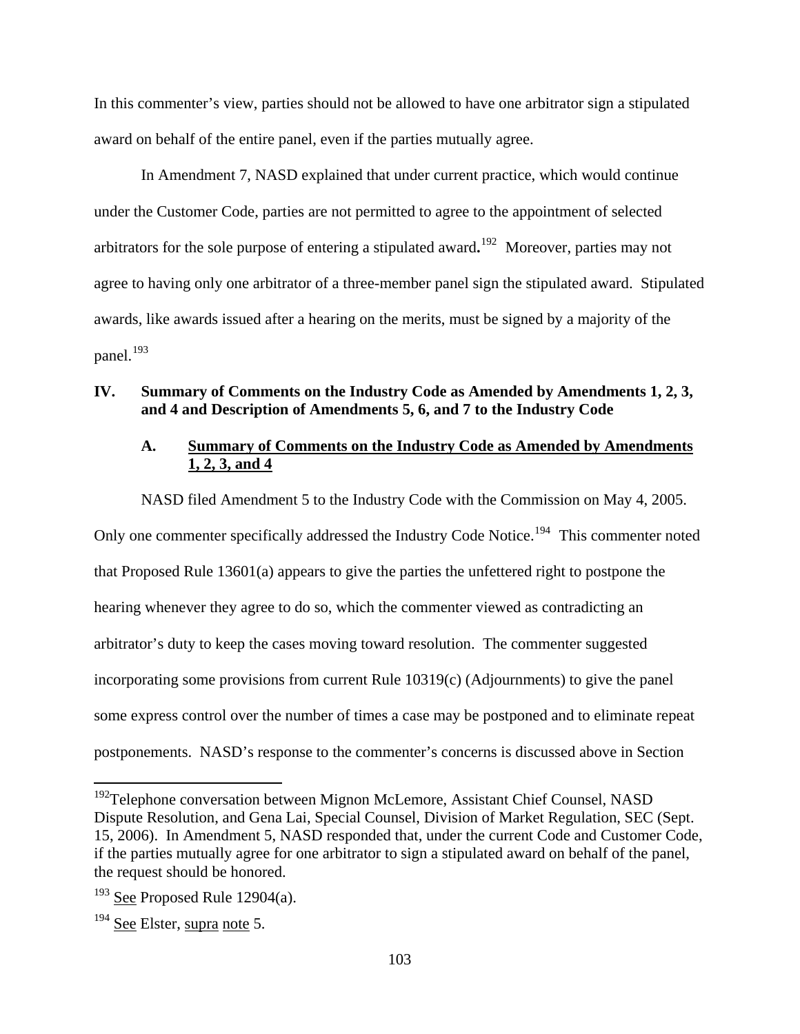In this commenter's view, parties should not be allowed to have one arbitrator sign a stipulated award on behalf of the entire panel, even if the parties mutually agree.

In Amendment 7, NASD explained that under current practice, which would continue under the Customer Code, parties are not permitted to agree to the appointment of selected arbitrators for the sole purpose of entering a stipulated award.[192] Moreover, parties may not agree to having only one arbitrator of a three-member panel sign the stipulated award. Stipulated awards, like awards issued after a hearing on the merits, must be signed by a majority of the panel.[193]

## IV. Summary of Comments on the Industry Code as Amended by Amendments 1, 2, 3, and 4 and Description of Amendments 5, 6, and 7 to the Industry Code

### A. Summary of Comments on the Industry Code as Amended by Amendments 1, 2, 3, and 4

NASD filed Amendment 5 to the Industry Code with the Commission on May 4, 2005. Only one commenter specifically addressed the Industry Code Notice.[194] This commenter noted that Proposed Rule 13601(a) appears to give the parties the unfettered right to postpone the hearing whenever they agree to do so, which the commenter viewed as contradicting an arbitrator's duty to keep the cases moving toward resolution. The commenter suggested incorporating some provisions from current Rule 10319(c) (Adjournments) to give the panel some express control over the number of times a case may be postponed and to eliminate repeat postponements. NASD's response to the commenter's concerns is discussed above in Section

---

[192] Telephone conversation between Mignon McLemore, Assistant Chief Counsel, NASD Dispute Resolution, and Gena Lai, Special Counsel, Division of Market Regulation, SEC (Sept. 15, 2006). In Amendment 5, NASD responded that, under the current Code and Customer Code, if the parties mutually agree for one arbitrator to sign a stipulated award on behalf of the panel, the request should be honored.

[193] See Proposed Rule 12904(a).

[194] See Elster, supra note 5.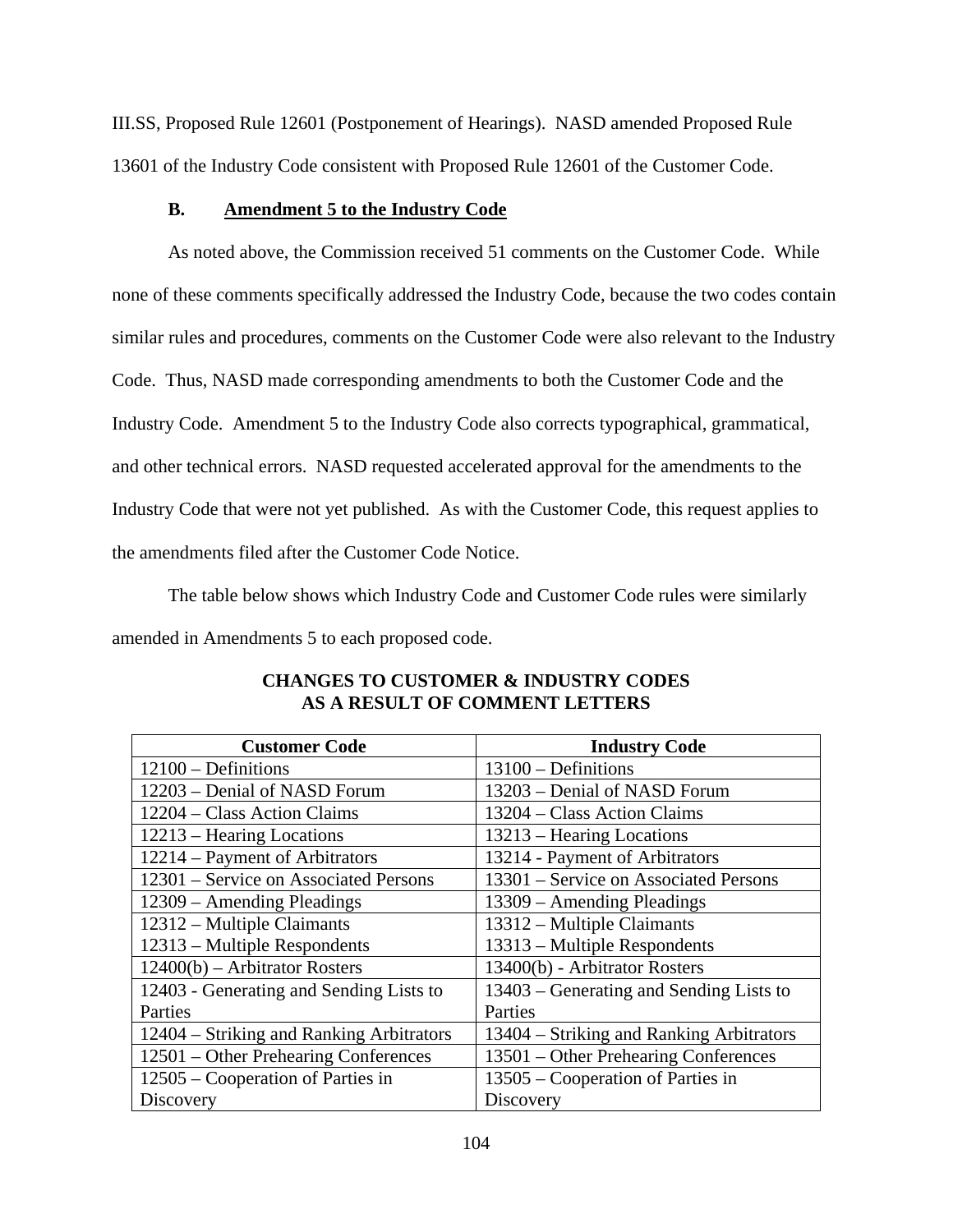III.SS, Proposed Rule 12601 (Postponement of Hearings). NASD amended Proposed Rule 13601 of the Industry Code consistent with Proposed Rule 12601 of the Customer Code.

### B. Amendment 5 to the Industry Code

As noted above, the Commission received 51 comments on the Customer Code. While none of these comments specifically addressed the Industry Code, because the two codes contain similar rules and procedures, comments on the Customer Code were also relevant to the Industry Code. Thus, NASD made corresponding amendments to both the Customer Code and the Industry Code. Amendment 5 to the Industry Code also corrects typographical, grammatical, and other technical errors. NASD requested accelerated approval for the amendments to the Industry Code that were not yet published. As with the Customer Code, this request applies to the amendments filed after the Customer Code Notice.

The table below shows which Industry Code and Customer Code rules were similarly amended in Amendments 5 to each proposed code.

**CHANGES TO CUSTOMER & INDUSTRY CODES AS A RESULT OF COMMENT LETTERS**

| Customer Code | Industry Code |
|---|---|
| 12100 – Definitions | 13100 – Definitions |
| 12203 – Denial of NASD Forum | 13203 – Denial of NASD Forum |
| 12204 – Class Action Claims | 13204 – Class Action Claims |
| 12213 – Hearing Locations | 13213 – Hearing Locations |
| 12214 – Payment of Arbitrators | 13214 - Payment of Arbitrators |
| 12301 – Service on Associated Persons | 13301 – Service on Associated Persons |
| 12309 – Amending Pleadings | 13309 – Amending Pleadings |
| 12312 – Multiple Claimants<br>12313 – Multiple Respondents | 13312 – Multiple Claimants<br>13313 – Multiple Respondents |
| 12400(b) – Arbitrator Rosters | 13400(b) - Arbitrator Rosters |
| 12403 - Generating and Sending Lists to Parties | 13403 – Generating and Sending Lists to Parties |
| 12404 – Striking and Ranking Arbitrators | 13404 – Striking and Ranking Arbitrators |
| 12501 – Other Prehearing Conferences | 13501 – Other Prehearing Conferences |
| 12505 – Cooperation of Parties in Discovery | 13505 – Cooperation of Parties in Discovery |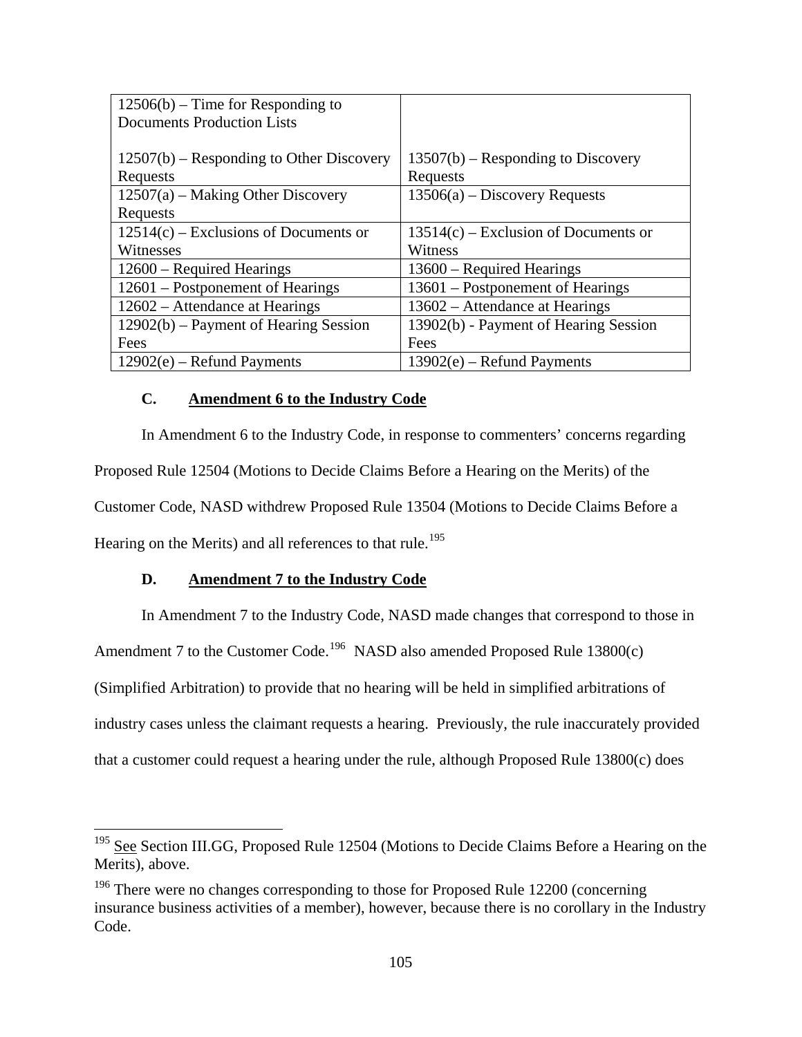| | |
|---|---|
| 12506(b) – Time for Responding to Documents Production Lists<br><br>12507(b) – Responding to Other Discovery Requests | 13507(b) – Responding to Discovery Requests |
| 12507(a) – Making Other Discovery Requests | 13506(a) – Discovery Requests |
| 12514(c) – Exclusions of Documents or Witnesses | 13514(c) – Exclusion of Documents or Witness |
| 12600 – Required Hearings | 13600 – Required Hearings |
| 12601 – Postponement of Hearings | 13601 – Postponement of Hearings |
| 12602 – Attendance at Hearings | 13602 – Attendance at Hearings |
| 12902(b) – Payment of Hearing Session Fees | 13902(b) - Payment of Hearing Session Fees |
| 12902(e) – Refund Payments | 13902(e) – Refund Payments |

### C. Amendment 6 to the Industry Code

In Amendment 6 to the Industry Code, in response to commenters' concerns regarding Proposed Rule 12504 (Motions to Decide Claims Before a Hearing on the Merits) of the Customer Code, NASD withdrew Proposed Rule 13504 (Motions to Decide Claims Before a Hearing on the Merits) and all references to that rule.[195]

### D. Amendment 7 to the Industry Code

In Amendment 7 to the Industry Code, NASD made changes that correspond to those in Amendment 7 to the Customer Code.[196] NASD also amended Proposed Rule 13800(c) (Simplified Arbitration) to provide that no hearing will be held in simplified arbitrations of industry cases unless the claimant requests a hearing. Previously, the rule inaccurately provided that a customer could request a hearing under the rule, although Proposed Rule 13800(c) does

---

[195] See Section III.GG, Proposed Rule 12504 (Motions to Decide Claims Before a Hearing on the Merits), above.

[196] There were no changes corresponding to those for Proposed Rule 12200 (concerning insurance business activities of a member), however, because there is no corollary in the Industry Code.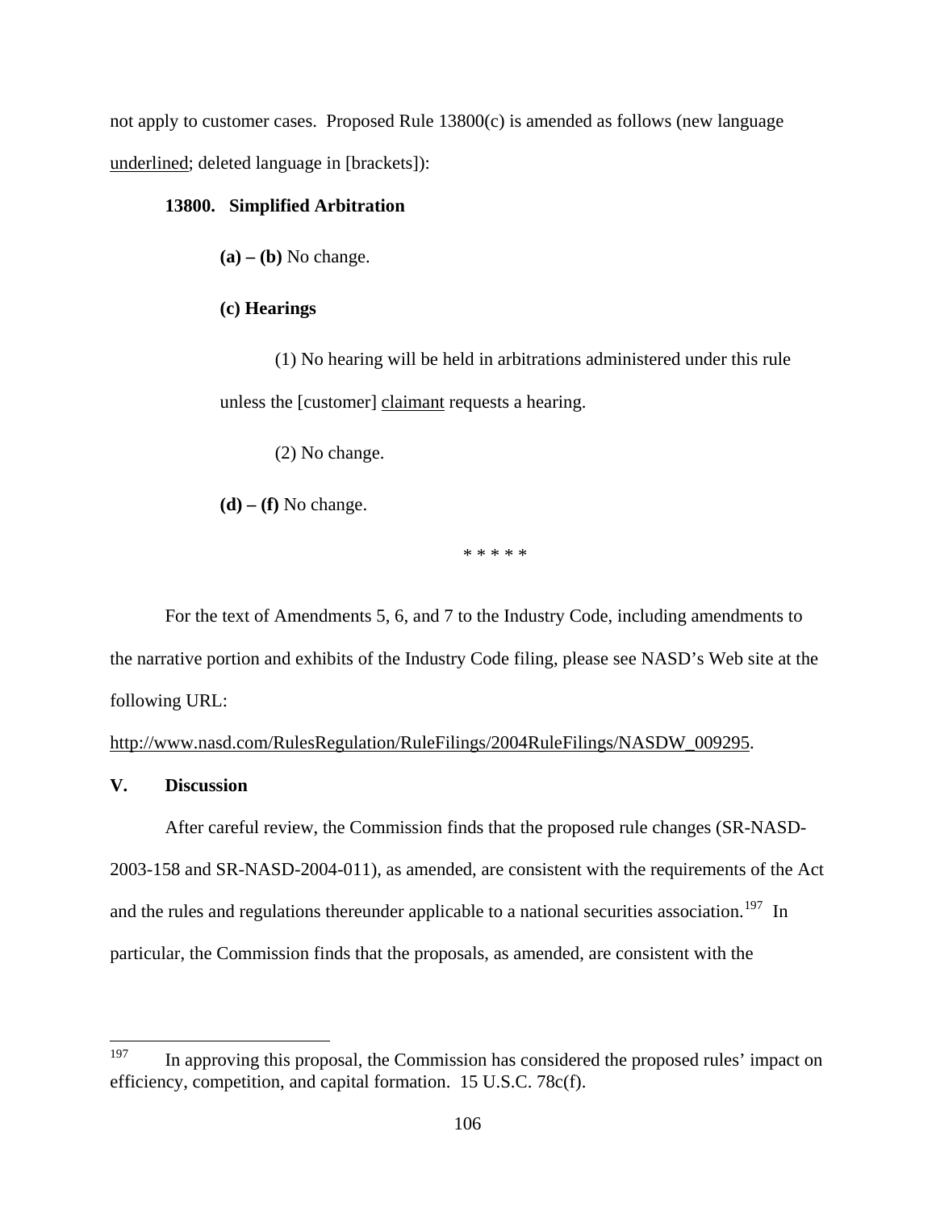not apply to customer cases. Proposed Rule 13800(c) is amended as follows (new language <u>underlined</u>; deleted language in [brackets]):

**13800. Simplified Arbitration**

**(a) – (b)** No change.

**(c) Hearings**

(1) No hearing will be held in arbitrations administered under this rule unless the [customer] <u>claimant</u> requests a hearing.

(2) No change.

**(d) – (f)** No change.

\* \* \* \* \*

For the text of Amendments 5, 6, and 7 to the Industry Code, including amendments to the narrative portion and exhibits of the Industry Code filing, please see NASD's Web site at the following URL:

http://www.nasd.com/RulesRegulation/RuleFilings/2004RuleFilings/NASDW_009295.

## V. Discussion

After careful review, the Commission finds that the proposed rule changes (SR-NASD-2003-158 and SR-NASD-2004-011), as amended, are consistent with the requirements of the Act and the rules and regulations thereunder applicable to a national securities association.[197] In particular, the Commission finds that the proposals, as amended, are consistent with the

---

[197] In approving this proposal, the Commission has considered the proposed rules' impact on efficiency, competition, and capital formation. 15 U.S.C. 78c(f).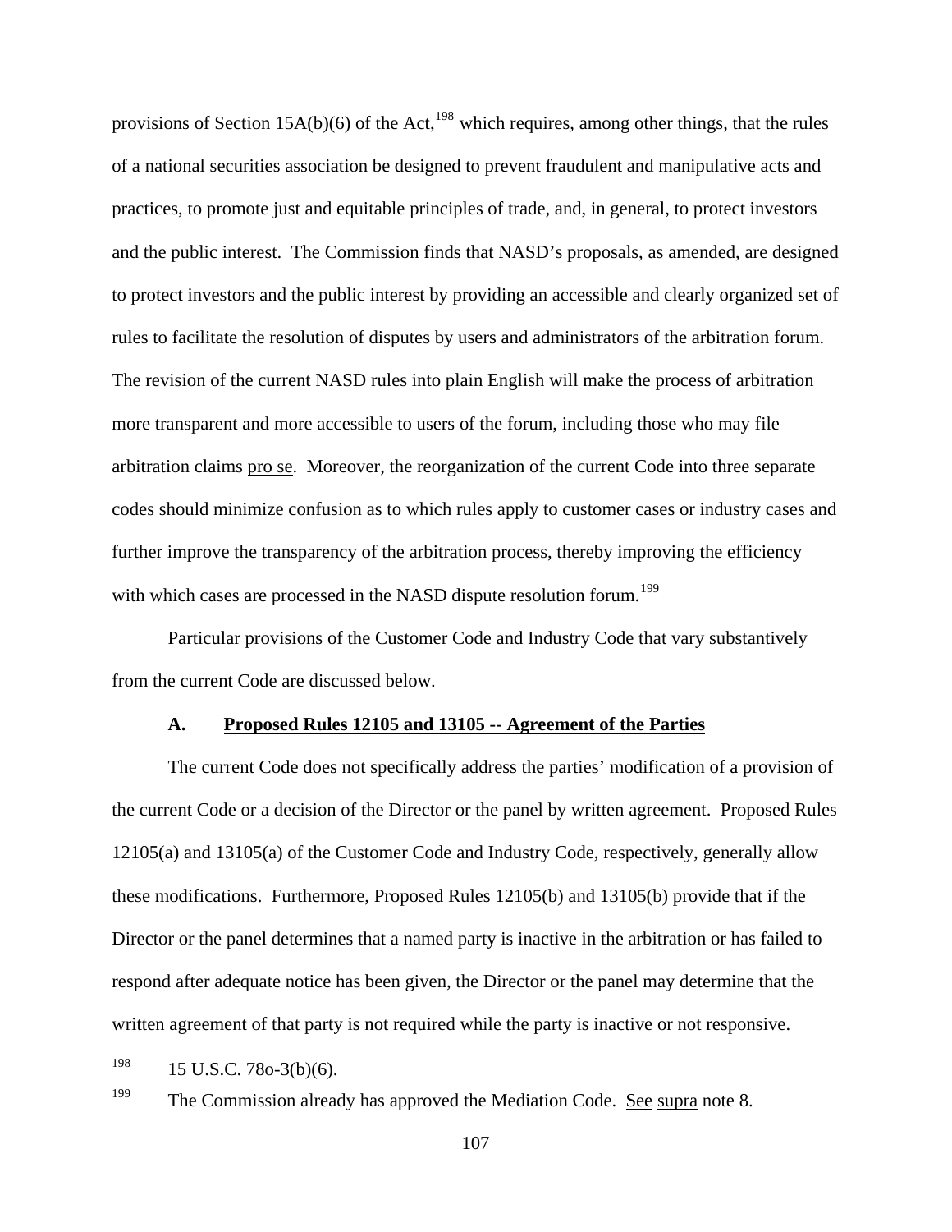provisions of Section 15A(b)(6) of the Act,[198] which requires, among other things, that the rules of a national securities association be designed to prevent fraudulent and manipulative acts and practices, to promote just and equitable principles of trade, and, in general, to protect investors and the public interest. The Commission finds that NASD's proposals, as amended, are designed to protect investors and the public interest by providing an accessible and clearly organized set of rules to facilitate the resolution of disputes by users and administrators of the arbitration forum. The revision of the current NASD rules into plain English will make the process of arbitration more transparent and more accessible to users of the forum, including those who may file arbitration claims pro se. Moreover, the reorganization of the current Code into three separate codes should minimize confusion as to which rules apply to customer cases or industry cases and further improve the transparency of the arbitration process, thereby improving the efficiency with which cases are processed in the NASD dispute resolution forum.[199]

Particular provisions of the Customer Code and Industry Code that vary substantively from the current Code are discussed below.

### A. Proposed Rules 12105 and 13105 -- Agreement of the Parties

The current Code does not specifically address the parties' modification of a provision of the current Code or a decision of the Director or the panel by written agreement. Proposed Rules 12105(a) and 13105(a) of the Customer Code and Industry Code, respectively, generally allow these modifications. Furthermore, Proposed Rules 12105(b) and 13105(b) provide that if the Director or the panel determines that a named party is inactive in the arbitration or has failed to respond after adequate notice has been given, the Director or the panel may determine that the written agreement of that party is not required while the party is inactive or not responsive.

---

[198] 15 U.S.C. 78o-3(b)(6).

[199] The Commission already has approved the Mediation Code. See supra note 8.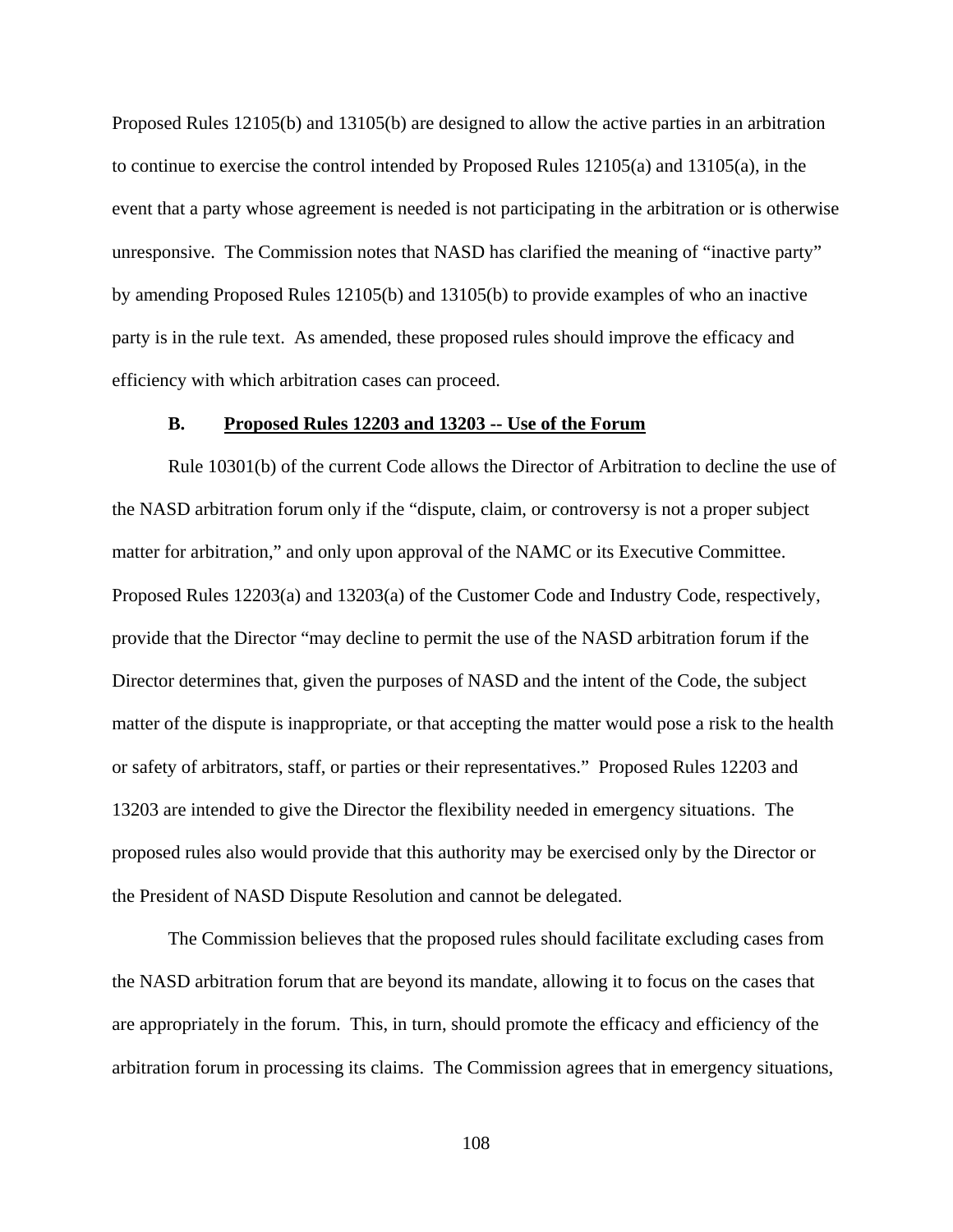Proposed Rules 12105(b) and 13105(b) are designed to allow the active parties in an arbitration to continue to exercise the control intended by Proposed Rules 12105(a) and 13105(a), in the event that a party whose agreement is needed is not participating in the arbitration or is otherwise unresponsive. The Commission notes that NASD has clarified the meaning of "inactive party" by amending Proposed Rules 12105(b) and 13105(b) to provide examples of who an inactive party is in the rule text. As amended, these proposed rules should improve the efficacy and efficiency with which arbitration cases can proceed.

### B. Proposed Rules 12203 and 13203 -- Use of the Forum

Rule 10301(b) of the current Code allows the Director of Arbitration to decline the use of the NASD arbitration forum only if the "dispute, claim, or controversy is not a proper subject matter for arbitration," and only upon approval of the NAMC or its Executive Committee. Proposed Rules 12203(a) and 13203(a) of the Customer Code and Industry Code, respectively, provide that the Director "may decline to permit the use of the NASD arbitration forum if the Director determines that, given the purposes of NASD and the intent of the Code, the subject matter of the dispute is inappropriate, or that accepting the matter would pose a risk to the health or safety of arbitrators, staff, or parties or their representatives." Proposed Rules 12203 and 13203 are intended to give the Director the flexibility needed in emergency situations. The proposed rules also would provide that this authority may be exercised only by the Director or the President of NASD Dispute Resolution and cannot be delegated.

The Commission believes that the proposed rules should facilitate excluding cases from the NASD arbitration forum that are beyond its mandate, allowing it to focus on the cases that are appropriately in the forum. This, in turn, should promote the efficacy and efficiency of the arbitration forum in processing its claims. The Commission agrees that in emergency situations,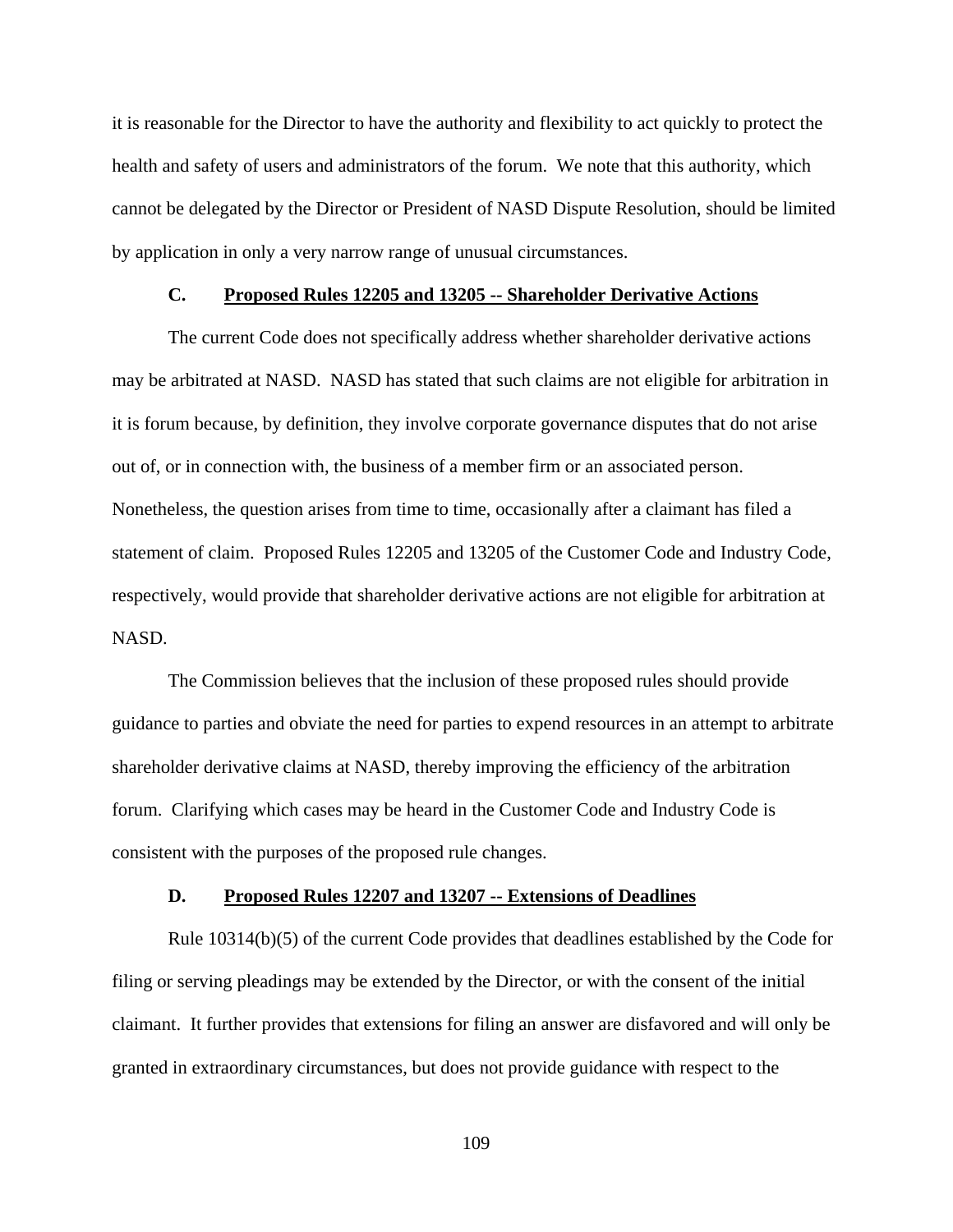it is reasonable for the Director to have the authority and flexibility to act quickly to protect the health and safety of users and administrators of the forum. We note that this authority, which cannot be delegated by the Director or President of NASD Dispute Resolution, should be limited by application in only a very narrow range of unusual circumstances.

### C. Proposed Rules 12205 and 13205 -- Shareholder Derivative Actions

The current Code does not specifically address whether shareholder derivative actions may be arbitrated at NASD. NASD has stated that such claims are not eligible for arbitration in it is forum because, by definition, they involve corporate governance disputes that do not arise out of, or in connection with, the business of a member firm or an associated person. Nonetheless, the question arises from time to time, occasionally after a claimant has filed a statement of claim. Proposed Rules 12205 and 13205 of the Customer Code and Industry Code, respectively, would provide that shareholder derivative actions are not eligible for arbitration at NASD.

The Commission believes that the inclusion of these proposed rules should provide guidance to parties and obviate the need for parties to expend resources in an attempt to arbitrate shareholder derivative claims at NASD, thereby improving the efficiency of the arbitration forum. Clarifying which cases may be heard in the Customer Code and Industry Code is consistent with the purposes of the proposed rule changes.

### D. Proposed Rules 12207 and 13207 -- Extensions of Deadlines

Rule 10314(b)(5) of the current Code provides that deadlines established by the Code for filing or serving pleadings may be extended by the Director, or with the consent of the initial claimant. It further provides that extensions for filing an answer are disfavored and will only be granted in extraordinary circumstances, but does not provide guidance with respect to the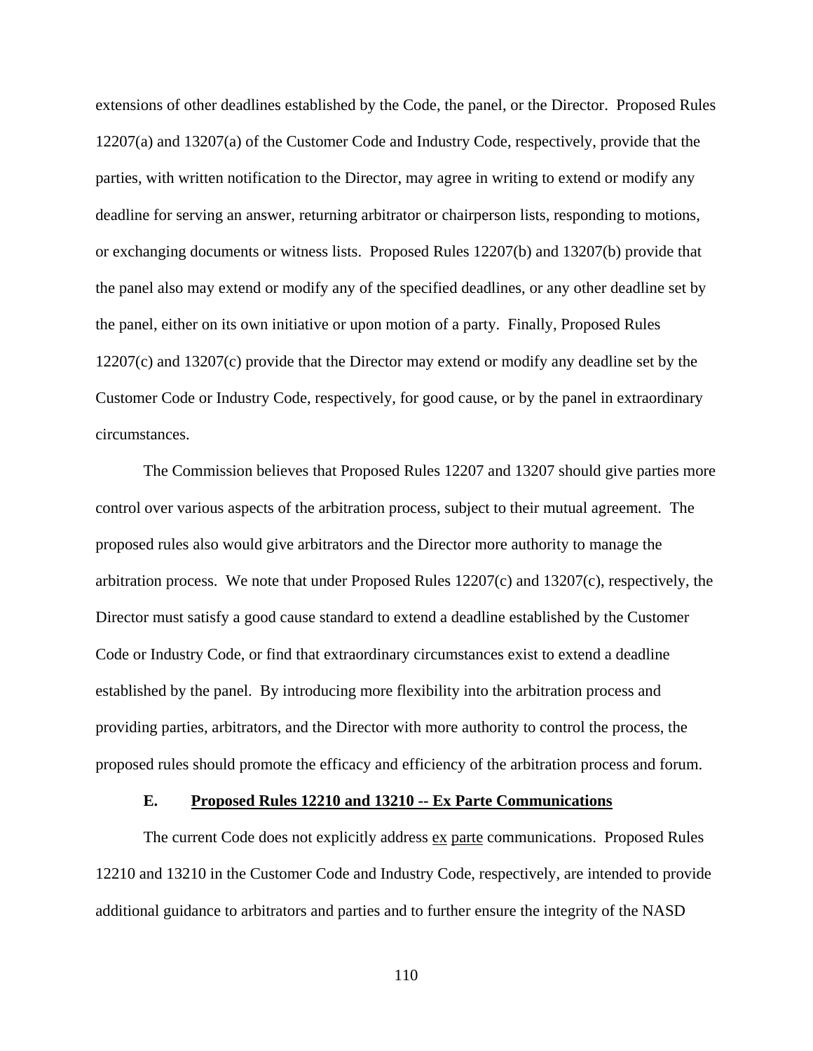extensions of other deadlines established by the Code, the panel, or the Director. Proposed Rules 12207(a) and 13207(a) of the Customer Code and Industry Code, respectively, provide that the parties, with written notification to the Director, may agree in writing to extend or modify any deadline for serving an answer, returning arbitrator or chairperson lists, responding to motions, or exchanging documents or witness lists. Proposed Rules 12207(b) and 13207(b) provide that the panel also may extend or modify any of the specified deadlines, or any other deadline set by the panel, either on its own initiative or upon motion of a party. Finally, Proposed Rules 12207(c) and 13207(c) provide that the Director may extend or modify any deadline set by the Customer Code or Industry Code, respectively, for good cause, or by the panel in extraordinary circumstances.

The Commission believes that Proposed Rules 12207 and 13207 should give parties more control over various aspects of the arbitration process, subject to their mutual agreement. The proposed rules also would give arbitrators and the Director more authority to manage the arbitration process. We note that under Proposed Rules 12207(c) and 13207(c), respectively, the Director must satisfy a good cause standard to extend a deadline established by the Customer Code or Industry Code, or find that extraordinary circumstances exist to extend a deadline established by the panel. By introducing more flexibility into the arbitration process and providing parties, arbitrators, and the Director with more authority to control the process, the proposed rules should promote the efficacy and efficiency of the arbitration process and forum.

### E. Proposed Rules 12210 and 13210 -- Ex Parte Communications

The current Code does not explicitly address ex parte communications. Proposed Rules 12210 and 13210 in the Customer Code and Industry Code, respectively, are intended to provide additional guidance to arbitrators and parties and to further ensure the integrity of the NASD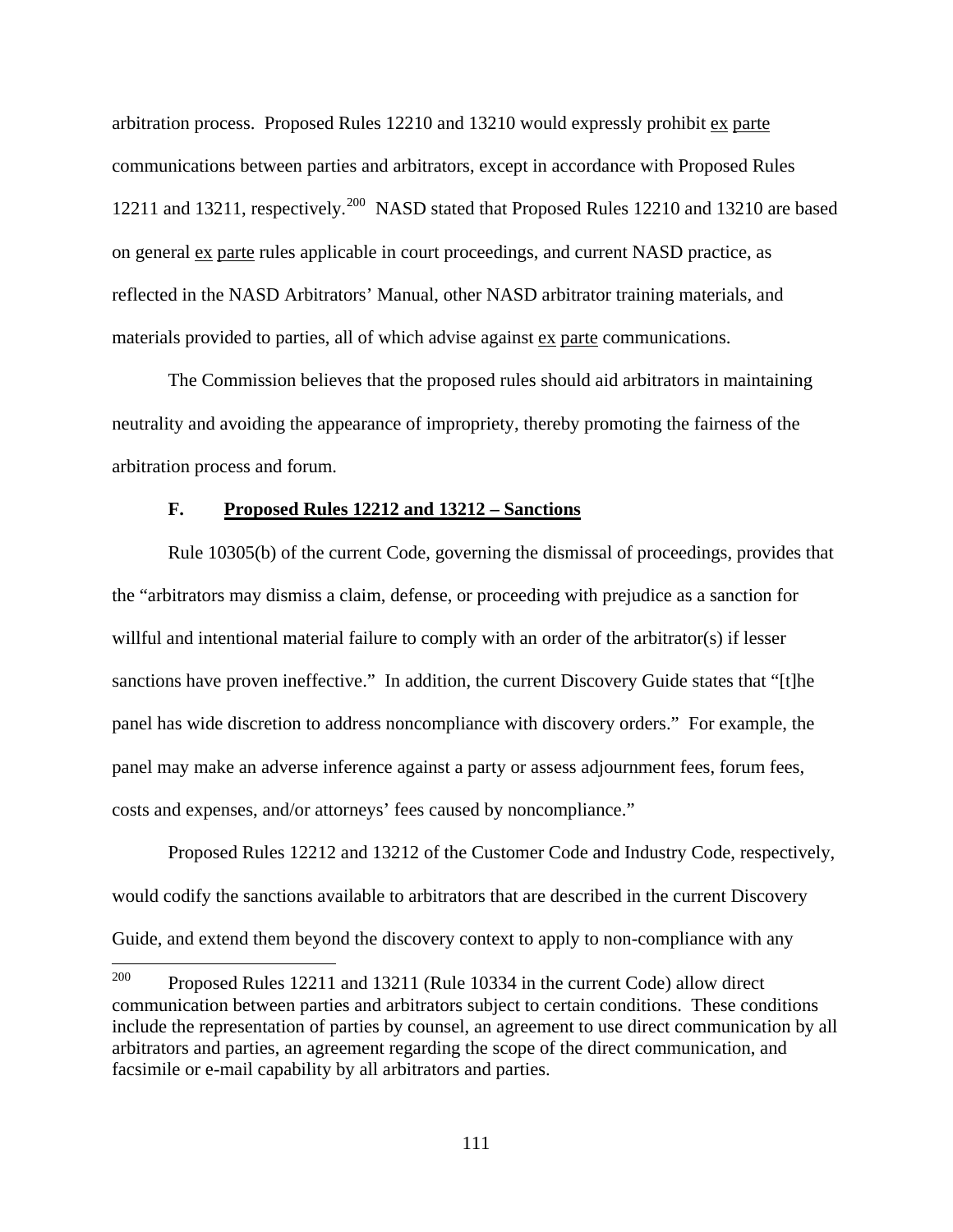arbitration process. Proposed Rules 12210 and 13210 would expressly prohibit ex parte communications between parties and arbitrators, except in accordance with Proposed Rules 12211 and 13211, respectively.[200] NASD stated that Proposed Rules 12210 and 13210 are based on general ex parte rules applicable in court proceedings, and current NASD practice, as reflected in the NASD Arbitrators' Manual, other NASD arbitrator training materials, and materials provided to parties, all of which advise against ex parte communications.

The Commission believes that the proposed rules should aid arbitrators in maintaining neutrality and avoiding the appearance of impropriety, thereby promoting the fairness of the arbitration process and forum.

### F. Proposed Rules 12212 and 13212 – Sanctions

Rule 10305(b) of the current Code, governing the dismissal of proceedings, provides that the "arbitrators may dismiss a claim, defense, or proceeding with prejudice as a sanction for willful and intentional material failure to comply with an order of the arbitrator(s) if lesser sanctions have proven ineffective." In addition, the current Discovery Guide states that "[t]he panel has wide discretion to address noncompliance with discovery orders." For example, the panel may make an adverse inference against a party or assess adjournment fees, forum fees, costs and expenses, and/or attorneys' fees caused by noncompliance."

Proposed Rules 12212 and 13212 of the Customer Code and Industry Code, respectively, would codify the sanctions available to arbitrators that are described in the current Discovery Guide, and extend them beyond the discovery context to apply to non-compliance with any

[200] Proposed Rules 12211 and 13211 (Rule 10334 in the current Code) allow direct communication between parties and arbitrators subject to certain conditions. These conditions include the representation of parties by counsel, an agreement to use direct communication by all arbitrators and parties, an agreement regarding the scope of the direct communication, and facsimile or e-mail capability by all arbitrators and parties.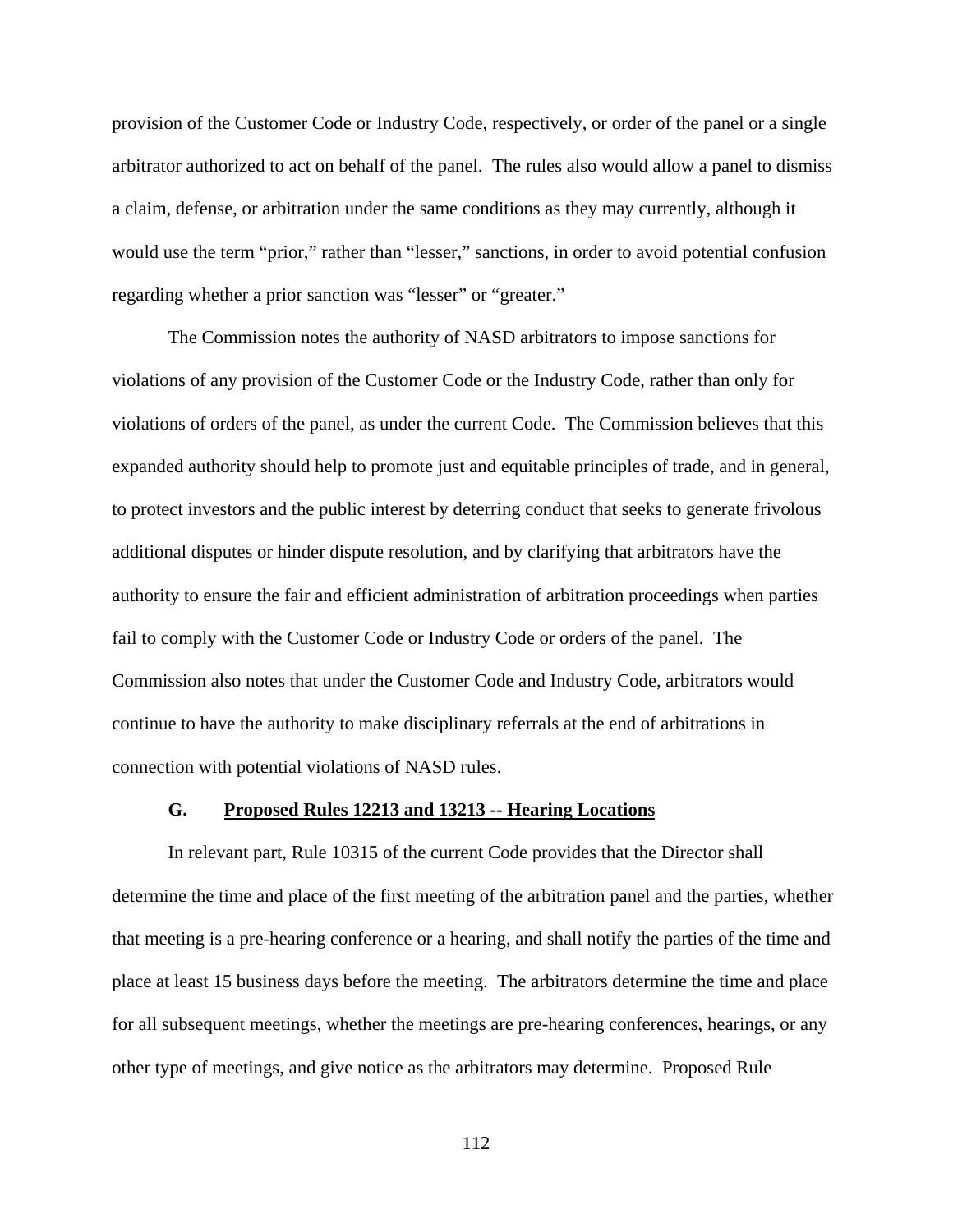provision of the Customer Code or Industry Code, respectively, or order of the panel or a single arbitrator authorized to act on behalf of the panel. The rules also would allow a panel to dismiss a claim, defense, or arbitration under the same conditions as they may currently, although it would use the term "prior," rather than "lesser," sanctions, in order to avoid potential confusion regarding whether a prior sanction was "lesser" or "greater."

The Commission notes the authority of NASD arbitrators to impose sanctions for violations of any provision of the Customer Code or the Industry Code, rather than only for violations of orders of the panel, as under the current Code. The Commission believes that this expanded authority should help to promote just and equitable principles of trade, and in general, to protect investors and the public interest by deterring conduct that seeks to generate frivolous additional disputes or hinder dispute resolution, and by clarifying that arbitrators have the authority to ensure the fair and efficient administration of arbitration proceedings when parties fail to comply with the Customer Code or Industry Code or orders of the panel. The Commission also notes that under the Customer Code and Industry Code, arbitrators would continue to have the authority to make disciplinary referrals at the end of arbitrations in connection with potential violations of NASD rules.

### G. Proposed Rules 12213 and 13213 -- Hearing Locations

In relevant part, Rule 10315 of the current Code provides that the Director shall determine the time and place of the first meeting of the arbitration panel and the parties, whether that meeting is a pre-hearing conference or a hearing, and shall notify the parties of the time and place at least 15 business days before the meeting. The arbitrators determine the time and place for all subsequent meetings, whether the meetings are pre-hearing conferences, hearings, or any other type of meetings, and give notice as the arbitrators may determine. Proposed Rule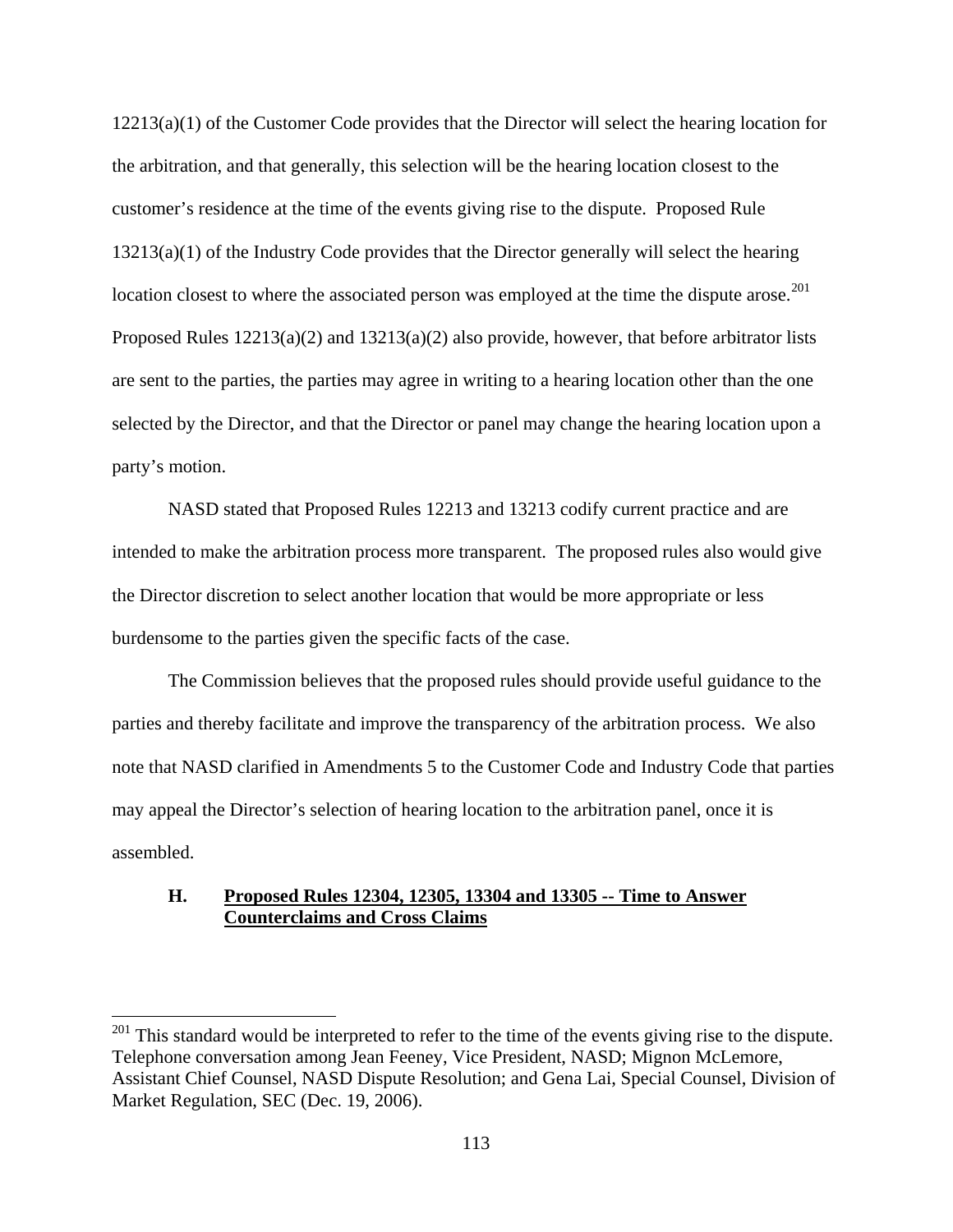12213(a)(1) of the Customer Code provides that the Director will select the hearing location for the arbitration, and that generally, this selection will be the hearing location closest to the customer's residence at the time of the events giving rise to the dispute. Proposed Rule 13213(a)(1) of the Industry Code provides that the Director generally will select the hearing location closest to where the associated person was employed at the time the dispute arose.[201] Proposed Rules 12213(a)(2) and 13213(a)(2) also provide, however, that before arbitrator lists are sent to the parties, the parties may agree in writing to a hearing location other than the one selected by the Director, and that the Director or panel may change the hearing location upon a party's motion.

NASD stated that Proposed Rules 12213 and 13213 codify current practice and are intended to make the arbitration process more transparent. The proposed rules also would give the Director discretion to select another location that would be more appropriate or less burdensome to the parties given the specific facts of the case.

The Commission believes that the proposed rules should provide useful guidance to the parties and thereby facilitate and improve the transparency of the arbitration process. We also note that NASD clarified in Amendments 5 to the Customer Code and Industry Code that parties may appeal the Director's selection of hearing location to the arbitration panel, once it is assembled.

### H. Proposed Rules 12304, 12305, 13304 and 13305 -- Time to Answer Counterclaims and Cross Claims

---

[201] This standard would be interpreted to refer to the time of the events giving rise to the dispute. Telephone conversation among Jean Feeney, Vice President, NASD; Mignon McLemore, Assistant Chief Counsel, NASD Dispute Resolution; and Gena Lai, Special Counsel, Division of Market Regulation, SEC (Dec. 19, 2006).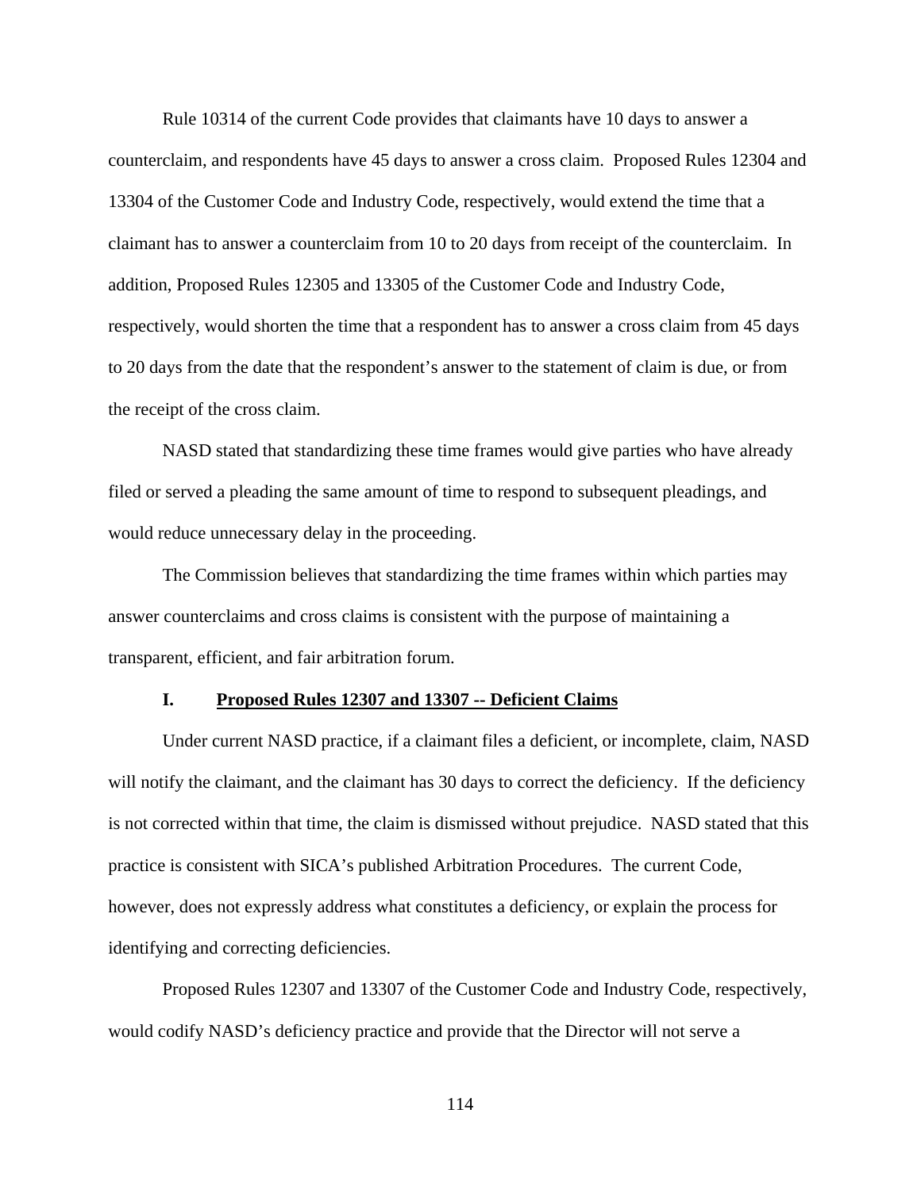Rule 10314 of the current Code provides that claimants have 10 days to answer a counterclaim, and respondents have 45 days to answer a cross claim. Proposed Rules 12304 and 13304 of the Customer Code and Industry Code, respectively, would extend the time that a claimant has to answer a counterclaim from 10 to 20 days from receipt of the counterclaim. In addition, Proposed Rules 12305 and 13305 of the Customer Code and Industry Code, respectively, would shorten the time that a respondent has to answer a cross claim from 45 days to 20 days from the date that the respondent's answer to the statement of claim is due, or from the receipt of the cross claim.

NASD stated that standardizing these time frames would give parties who have already filed or served a pleading the same amount of time to respond to subsequent pleadings, and would reduce unnecessary delay in the proceeding.

The Commission believes that standardizing the time frames within which parties may answer counterclaims and cross claims is consistent with the purpose of maintaining a transparent, efficient, and fair arbitration forum.

### I. Proposed Rules 12307 and 13307 -- Deficient Claims

Under current NASD practice, if a claimant files a deficient, or incomplete, claim, NASD will notify the claimant, and the claimant has 30 days to correct the deficiency. If the deficiency is not corrected within that time, the claim is dismissed without prejudice. NASD stated that this practice is consistent with SICA's published Arbitration Procedures. The current Code, however, does not expressly address what constitutes a deficiency, or explain the process for identifying and correcting deficiencies.

Proposed Rules 12307 and 13307 of the Customer Code and Industry Code, respectively, would codify NASD's deficiency practice and provide that the Director will not serve a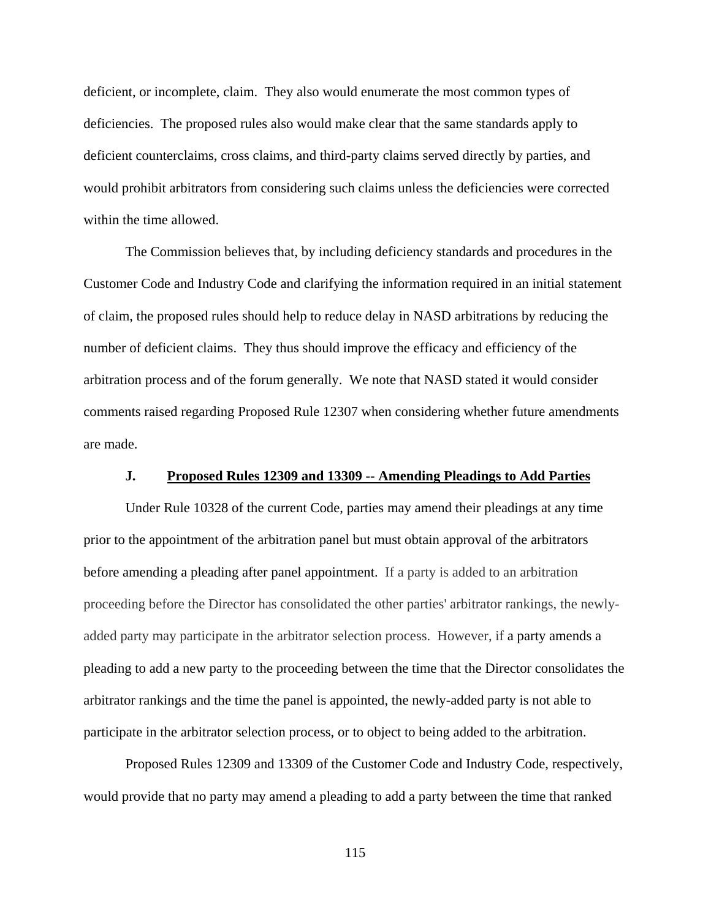deficient, or incomplete, claim. They also would enumerate the most common types of deficiencies. The proposed rules also would make clear that the same standards apply to deficient counterclaims, cross claims, and third-party claims served directly by parties, and would prohibit arbitrators from considering such claims unless the deficiencies were corrected within the time allowed.

The Commission believes that, by including deficiency standards and procedures in the Customer Code and Industry Code and clarifying the information required in an initial statement of claim, the proposed rules should help to reduce delay in NASD arbitrations by reducing the number of deficient claims. They thus should improve the efficacy and efficiency of the arbitration process and of the forum generally. We note that NASD stated it would consider comments raised regarding Proposed Rule 12307 when considering whether future amendments are made.

### J. <u>Proposed Rules 12309 and 13309 -- Amending Pleadings to Add Parties</u>

Under Rule 10328 of the current Code, parties may amend their pleadings at any time prior to the appointment of the arbitration panel but must obtain approval of the arbitrators before amending a pleading after panel appointment. If a party is added to an arbitration proceeding before the Director has consolidated the other parties' arbitrator rankings, the newly-added party may participate in the arbitrator selection process. However, if a party amends a pleading to add a new party to the proceeding between the time that the Director consolidates the arbitrator rankings and the time the panel is appointed, the newly-added party is not able to participate in the arbitrator selection process, or to object to being added to the arbitration.

Proposed Rules 12309 and 13309 of the Customer Code and Industry Code, respectively, would provide that no party may amend a pleading to add a party between the time that ranked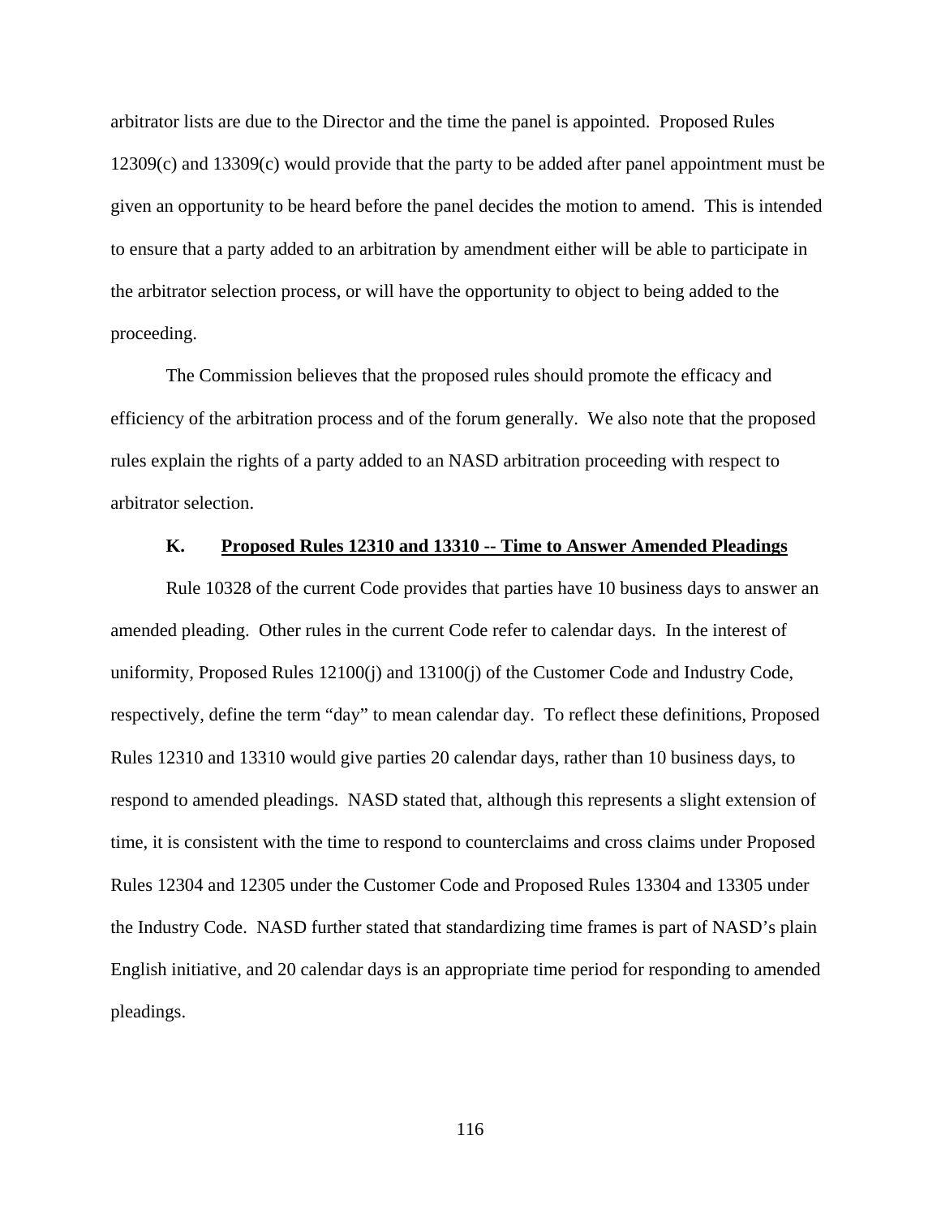arbitrator lists are due to the Director and the time the panel is appointed. Proposed Rules 12309(c) and 13309(c) would provide that the party to be added after panel appointment must be given an opportunity to be heard before the panel decides the motion to amend. This is intended to ensure that a party added to an arbitration by amendment either will be able to participate in the arbitrator selection process, or will have the opportunity to object to being added to the proceeding.

The Commission believes that the proposed rules should promote the efficacy and efficiency of the arbitration process and of the forum generally. We also note that the proposed rules explain the rights of a party added to an NASD arbitration proceeding with respect to arbitrator selection.

### K. Proposed Rules 12310 and 13310 -- Time to Answer Amended Pleadings

Rule 10328 of the current Code provides that parties have 10 business days to answer an amended pleading. Other rules in the current Code refer to calendar days. In the interest of uniformity, Proposed Rules 12100(j) and 13100(j) of the Customer Code and Industry Code, respectively, define the term "day" to mean calendar day. To reflect these definitions, Proposed Rules 12310 and 13310 would give parties 20 calendar days, rather than 10 business days, to respond to amended pleadings. NASD stated that, although this represents a slight extension of time, it is consistent with the time to respond to counterclaims and cross claims under Proposed Rules 12304 and 12305 under the Customer Code and Proposed Rules 13304 and 13305 under the Industry Code. NASD further stated that standardizing time frames is part of NASD's plain English initiative, and 20 calendar days is an appropriate time period for responding to amended pleadings.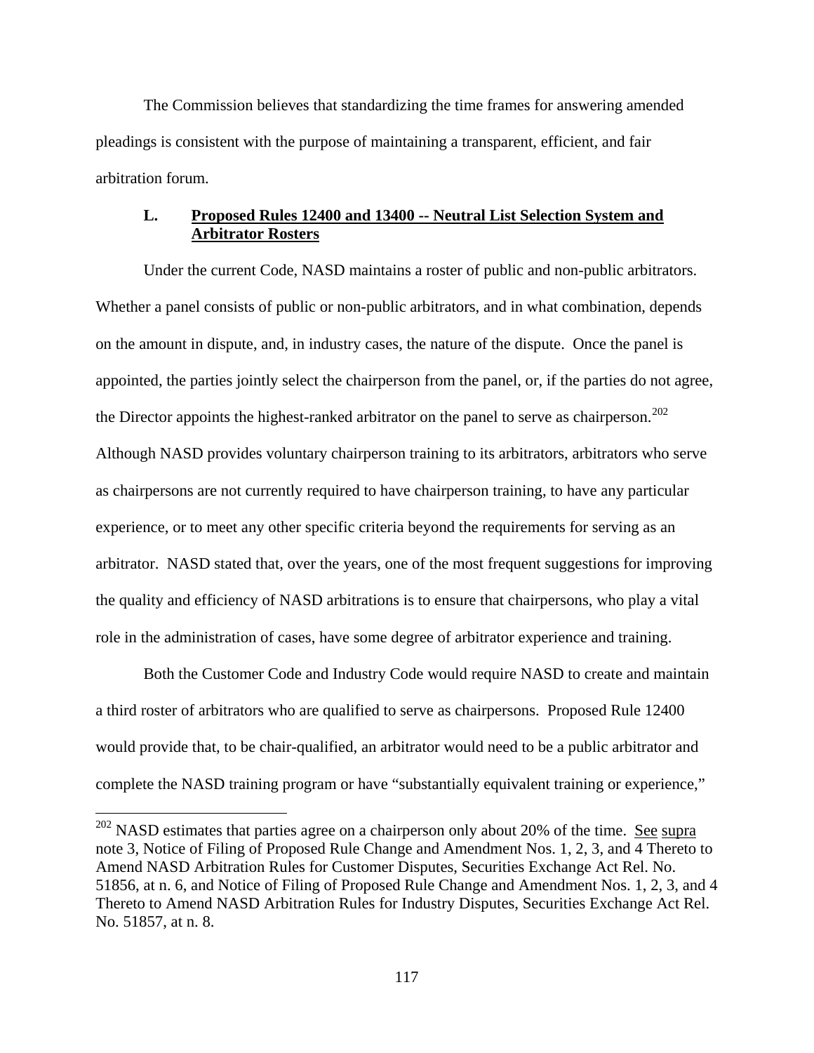The Commission believes that standardizing the time frames for answering amended pleadings is consistent with the purpose of maintaining a transparent, efficient, and fair arbitration forum.

### L. Proposed Rules 12400 and 13400 -- Neutral List Selection System and Arbitrator Rosters

Under the current Code, NASD maintains a roster of public and non-public arbitrators. Whether a panel consists of public or non-public arbitrators, and in what combination, depends on the amount in dispute, and, in industry cases, the nature of the dispute. Once the panel is appointed, the parties jointly select the chairperson from the panel, or, if the parties do not agree, the Director appoints the highest-ranked arbitrator on the panel to serve as chairperson.[202] Although NASD provides voluntary chairperson training to its arbitrators, arbitrators who serve as chairpersons are not currently required to have chairperson training, to have any particular experience, or to meet any other specific criteria beyond the requirements for serving as an arbitrator. NASD stated that, over the years, one of the most frequent suggestions for improving the quality and efficiency of NASD arbitrations is to ensure that chairpersons, who play a vital role in the administration of cases, have some degree of arbitrator experience and training.

Both the Customer Code and Industry Code would require NASD to create and maintain a third roster of arbitrators who are qualified to serve as chairpersons. Proposed Rule 12400 would provide that, to be chair-qualified, an arbitrator would need to be a public arbitrator and complete the NASD training program or have "substantially equivalent training or experience,"

---

[202] NASD estimates that parties agree on a chairperson only about 20% of the time. See supra note 3, Notice of Filing of Proposed Rule Change and Amendment Nos. 1, 2, 3, and 4 Thereto to Amend NASD Arbitration Rules for Customer Disputes, Securities Exchange Act Rel. No. 51856, at n. 6, and Notice of Filing of Proposed Rule Change and Amendment Nos. 1, 2, 3, and 4 Thereto to Amend NASD Arbitration Rules for Industry Disputes, Securities Exchange Act Rel. No. 51857, at n. 8.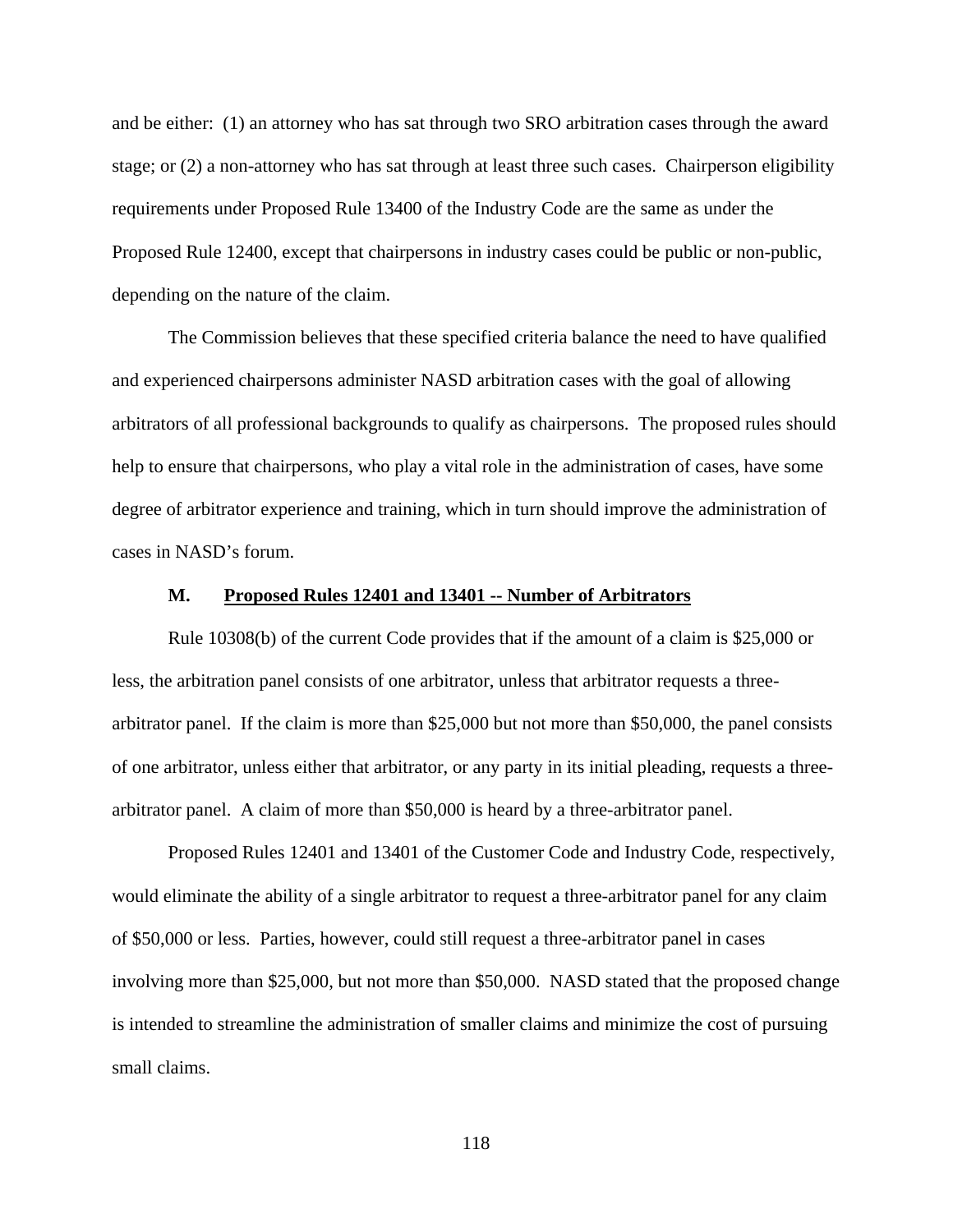and be either: (1) an attorney who has sat through two SRO arbitration cases through the award stage; or (2) a non-attorney who has sat through at least three such cases. Chairperson eligibility requirements under Proposed Rule 13400 of the Industry Code are the same as under the Proposed Rule 12400, except that chairpersons in industry cases could be public or non-public, depending on the nature of the claim.

The Commission believes that these specified criteria balance the need to have qualified and experienced chairpersons administer NASD arbitration cases with the goal of allowing arbitrators of all professional backgrounds to qualify as chairpersons. The proposed rules should help to ensure that chairpersons, who play a vital role in the administration of cases, have some degree of arbitrator experience and training, which in turn should improve the administration of cases in NASD's forum.

### M. Proposed Rules 12401 and 13401 -- Number of Arbitrators

Rule 10308(b) of the current Code provides that if the amount of a claim is $25,000 or less, the arbitration panel consists of one arbitrator, unless that arbitrator requests a three-arbitrator panel. If the claim is more than $25,000 but not more than $50,000, the panel consists of one arbitrator, unless either that arbitrator, or any party in its initial pleading, requests a three-arbitrator panel. A claim of more than $50,000 is heard by a three-arbitrator panel.

Proposed Rules 12401 and 13401 of the Customer Code and Industry Code, respectively, would eliminate the ability of a single arbitrator to request a three-arbitrator panel for any claim of $50,000 or less. Parties, however, could still request a three-arbitrator panel in cases involving more than $25,000, but not more than $50,000. NASD stated that the proposed change is intended to streamline the administration of smaller claims and minimize the cost of pursuing small claims.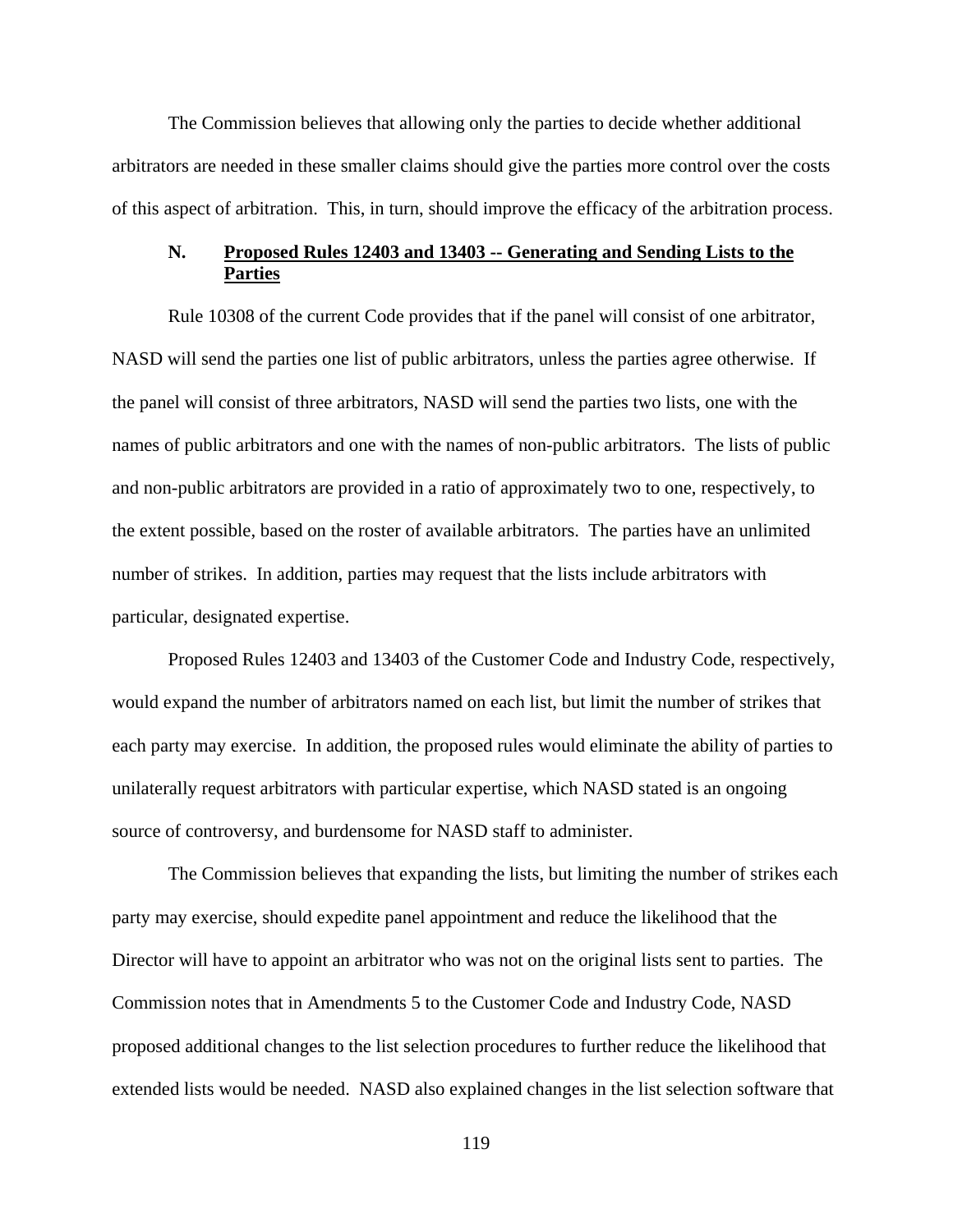The Commission believes that allowing only the parties to decide whether additional arbitrators are needed in these smaller claims should give the parties more control over the costs of this aspect of arbitration. This, in turn, should improve the efficacy of the arbitration process.

### N. **Proposed Rules 12403 and 13403 -- Generating and Sending Lists to the Parties**

Rule 10308 of the current Code provides that if the panel will consist of one arbitrator, NASD will send the parties one list of public arbitrators, unless the parties agree otherwise. If the panel will consist of three arbitrators, NASD will send the parties two lists, one with the names of public arbitrators and one with the names of non-public arbitrators. The lists of public and non-public arbitrators are provided in a ratio of approximately two to one, respectively, to the extent possible, based on the roster of available arbitrators. The parties have an unlimited number of strikes. In addition, parties may request that the lists include arbitrators with particular, designated expertise.

Proposed Rules 12403 and 13403 of the Customer Code and Industry Code, respectively, would expand the number of arbitrators named on each list, but limit the number of strikes that each party may exercise. In addition, the proposed rules would eliminate the ability of parties to unilaterally request arbitrators with particular expertise, which NASD stated is an ongoing source of controversy, and burdensome for NASD staff to administer.

The Commission believes that expanding the lists, but limiting the number of strikes each party may exercise, should expedite panel appointment and reduce the likelihood that the Director will have to appoint an arbitrator who was not on the original lists sent to parties. The Commission notes that in Amendments 5 to the Customer Code and Industry Code, NASD proposed additional changes to the list selection procedures to further reduce the likelihood that extended lists would be needed. NASD also explained changes in the list selection software that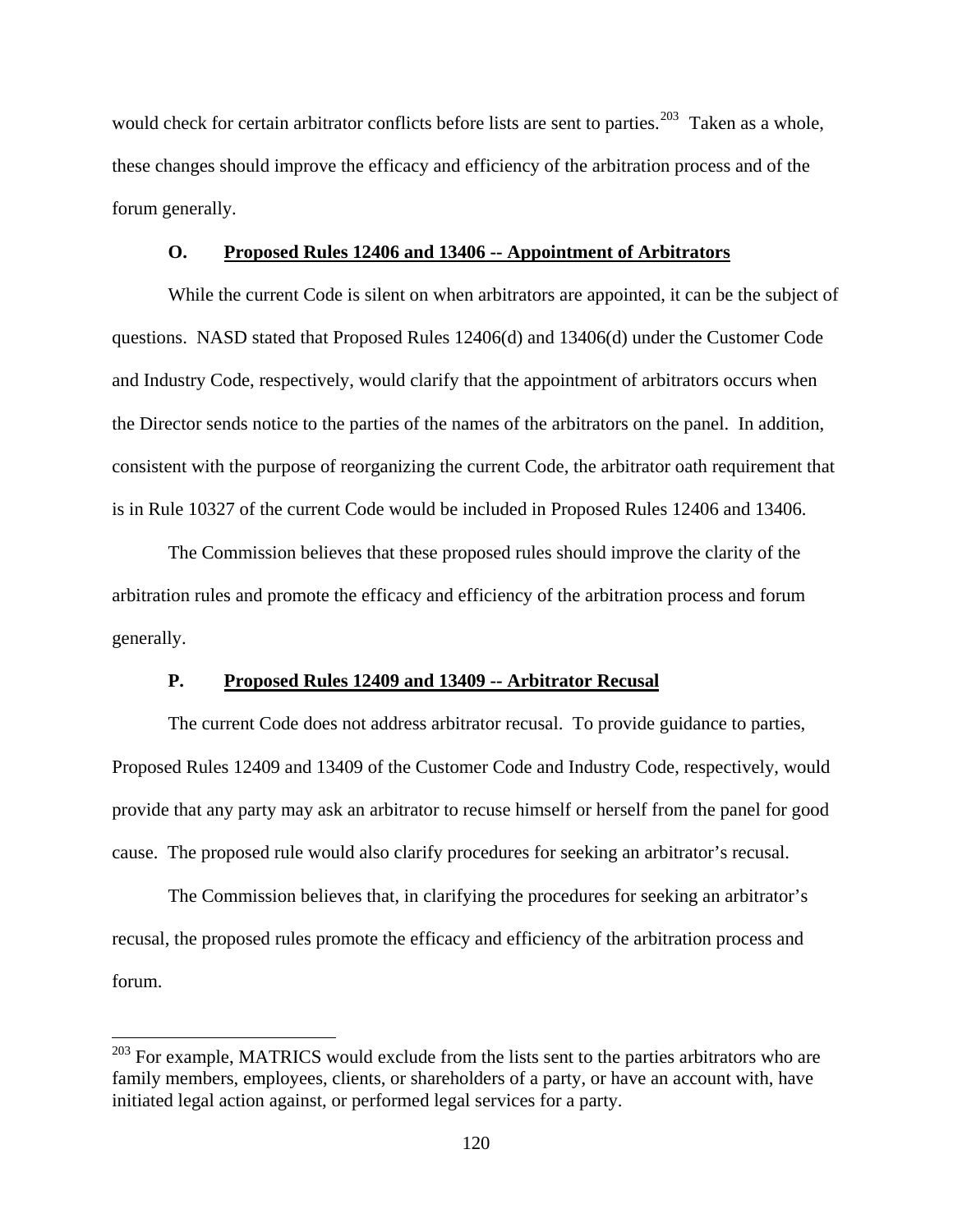would check for certain arbitrator conflicts before lists are sent to parties.[203] Taken as a whole, these changes should improve the efficacy and efficiency of the arbitration process and of the forum generally.

### O. Proposed Rules 12406 and 13406 -- Appointment of Arbitrators

While the current Code is silent on when arbitrators are appointed, it can be the subject of questions. NASD stated that Proposed Rules 12406(d) and 13406(d) under the Customer Code and Industry Code, respectively, would clarify that the appointment of arbitrators occurs when the Director sends notice to the parties of the names of the arbitrators on the panel. In addition, consistent with the purpose of reorganizing the current Code, the arbitrator oath requirement that is in Rule 10327 of the current Code would be included in Proposed Rules 12406 and 13406.

The Commission believes that these proposed rules should improve the clarity of the arbitration rules and promote the efficacy and efficiency of the arbitration process and forum generally.

### P. Proposed Rules 12409 and 13409 -- Arbitrator Recusal

The current Code does not address arbitrator recusal. To provide guidance to parties, Proposed Rules 12409 and 13409 of the Customer Code and Industry Code, respectively, would provide that any party may ask an arbitrator to recuse himself or herself from the panel for good cause. The proposed rule would also clarify procedures for seeking an arbitrator's recusal.

The Commission believes that, in clarifying the procedures for seeking an arbitrator's recusal, the proposed rules promote the efficacy and efficiency of the arbitration process and forum.

---

[203] For example, MATRICS would exclude from the lists sent to the parties arbitrators who are family members, employees, clients, or shareholders of a party, or have an account with, have initiated legal action against, or performed legal services for a party.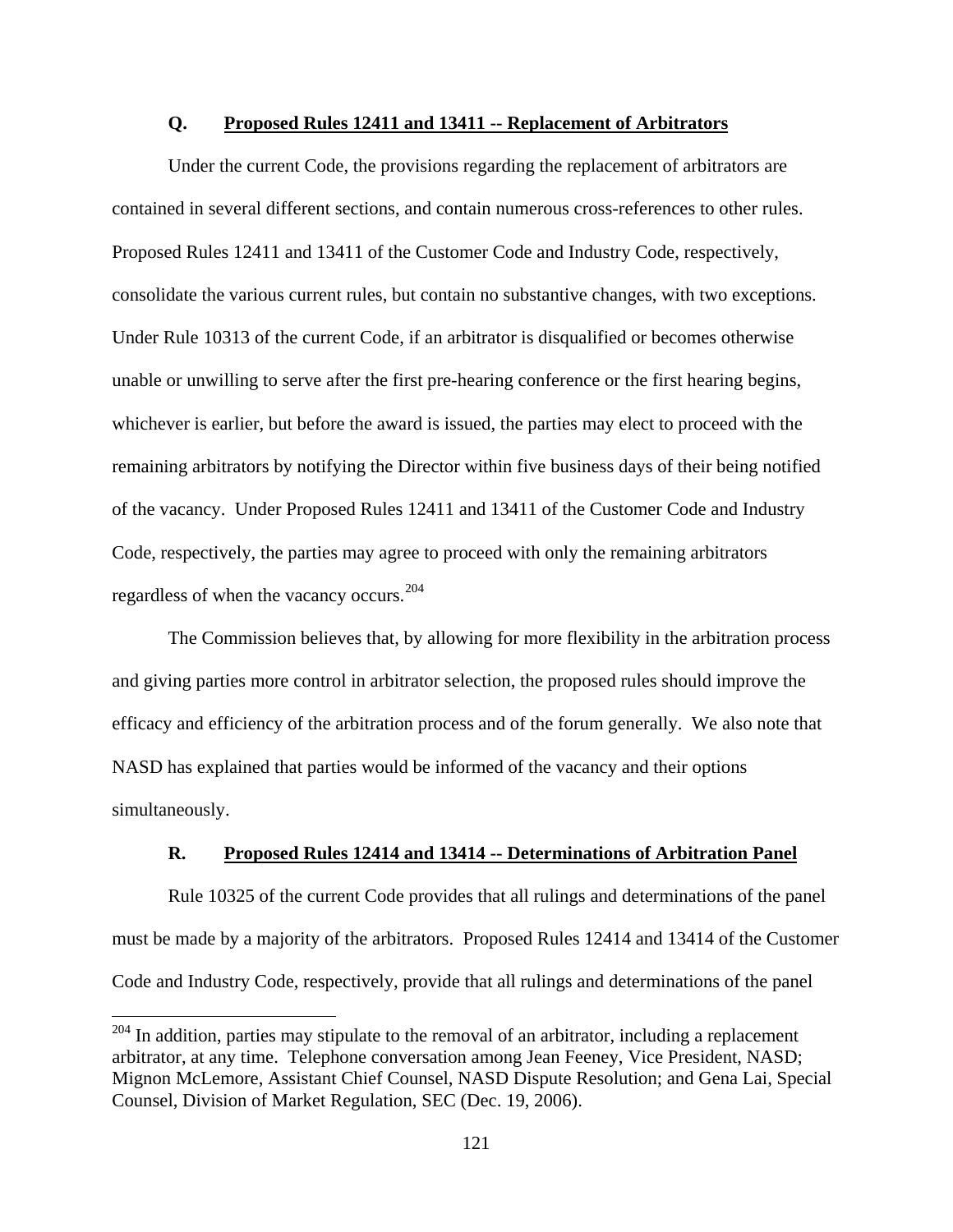### Q. Proposed Rules 12411 and 13411 -- Replacement of Arbitrators

Under the current Code, the provisions regarding the replacement of arbitrators are contained in several different sections, and contain numerous cross-references to other rules. Proposed Rules 12411 and 13411 of the Customer Code and Industry Code, respectively, consolidate the various current rules, but contain no substantive changes, with two exceptions. Under Rule 10313 of the current Code, if an arbitrator is disqualified or becomes otherwise unable or unwilling to serve after the first pre-hearing conference or the first hearing begins, whichever is earlier, but before the award is issued, the parties may elect to proceed with the remaining arbitrators by notifying the Director within five business days of their being notified of the vacancy. Under Proposed Rules 12411 and 13411 of the Customer Code and Industry Code, respectively, the parties may agree to proceed with only the remaining arbitrators regardless of when the vacancy occurs.[204]

The Commission believes that, by allowing for more flexibility in the arbitration process and giving parties more control in arbitrator selection, the proposed rules should improve the efficacy and efficiency of the arbitration process and of the forum generally. We also note that NASD has explained that parties would be informed of the vacancy and their options simultaneously.

### R. Proposed Rules 12414 and 13414 -- Determinations of Arbitration Panel

Rule 10325 of the current Code provides that all rulings and determinations of the panel must be made by a majority of the arbitrators. Proposed Rules 12414 and 13414 of the Customer Code and Industry Code, respectively, provide that all rulings and determinations of the panel

---

[204] In addition, parties may stipulate to the removal of an arbitrator, including a replacement arbitrator, at any time. Telephone conversation among Jean Feeney, Vice President, NASD; Mignon McLemore, Assistant Chief Counsel, NASD Dispute Resolution; and Gena Lai, Special Counsel, Division of Market Regulation, SEC (Dec. 19, 2006).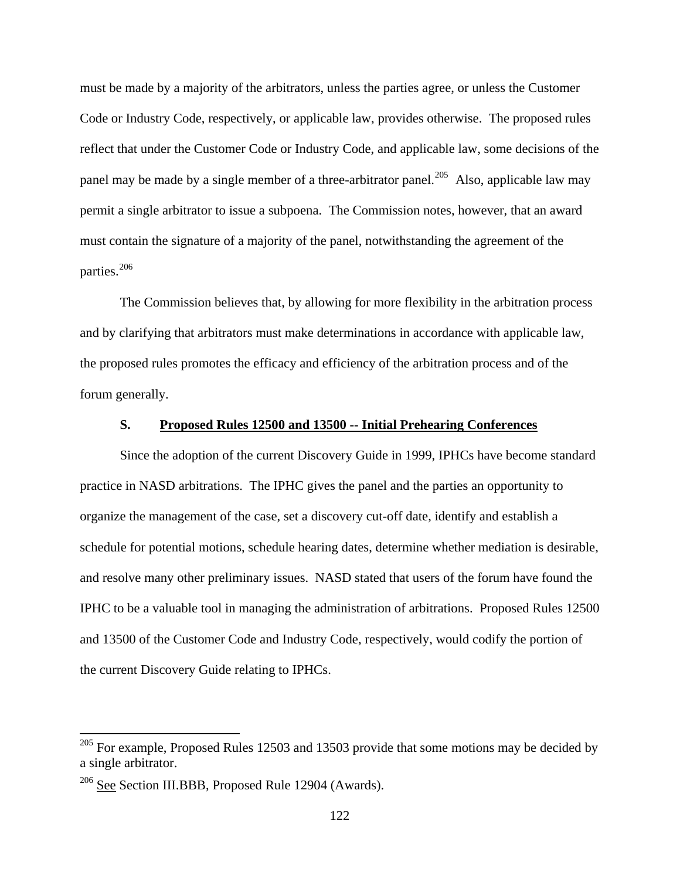must be made by a majority of the arbitrators, unless the parties agree, or unless the Customer Code or Industry Code, respectively, or applicable law, provides otherwise. The proposed rules reflect that under the Customer Code or Industry Code, and applicable law, some decisions of the panel may be made by a single member of a three-arbitrator panel.[205] Also, applicable law may permit a single arbitrator to issue a subpoena. The Commission notes, however, that an award must contain the signature of a majority of the panel, notwithstanding the agreement of the parties.[206]

The Commission believes that, by allowing for more flexibility in the arbitration process and by clarifying that arbitrators must make determinations in accordance with applicable law, the proposed rules promotes the efficacy and efficiency of the arbitration process and of the forum generally.

### S. Proposed Rules 12500 and 13500 -- Initial Prehearing Conferences

Since the adoption of the current Discovery Guide in 1999, IPHCs have become standard practice in NASD arbitrations. The IPHC gives the panel and the parties an opportunity to organize the management of the case, set a discovery cut-off date, identify and establish a schedule for potential motions, schedule hearing dates, determine whether mediation is desirable, and resolve many other preliminary issues. NASD stated that users of the forum have found the IPHC to be a valuable tool in managing the administration of arbitrations. Proposed Rules 12500 and 13500 of the Customer Code and Industry Code, respectively, would codify the portion of the current Discovery Guide relating to IPHCs.

---

[205] For example, Proposed Rules 12503 and 13503 provide that some motions may be decided by a single arbitrator.

[206] See Section III.BBB, Proposed Rule 12904 (Awards).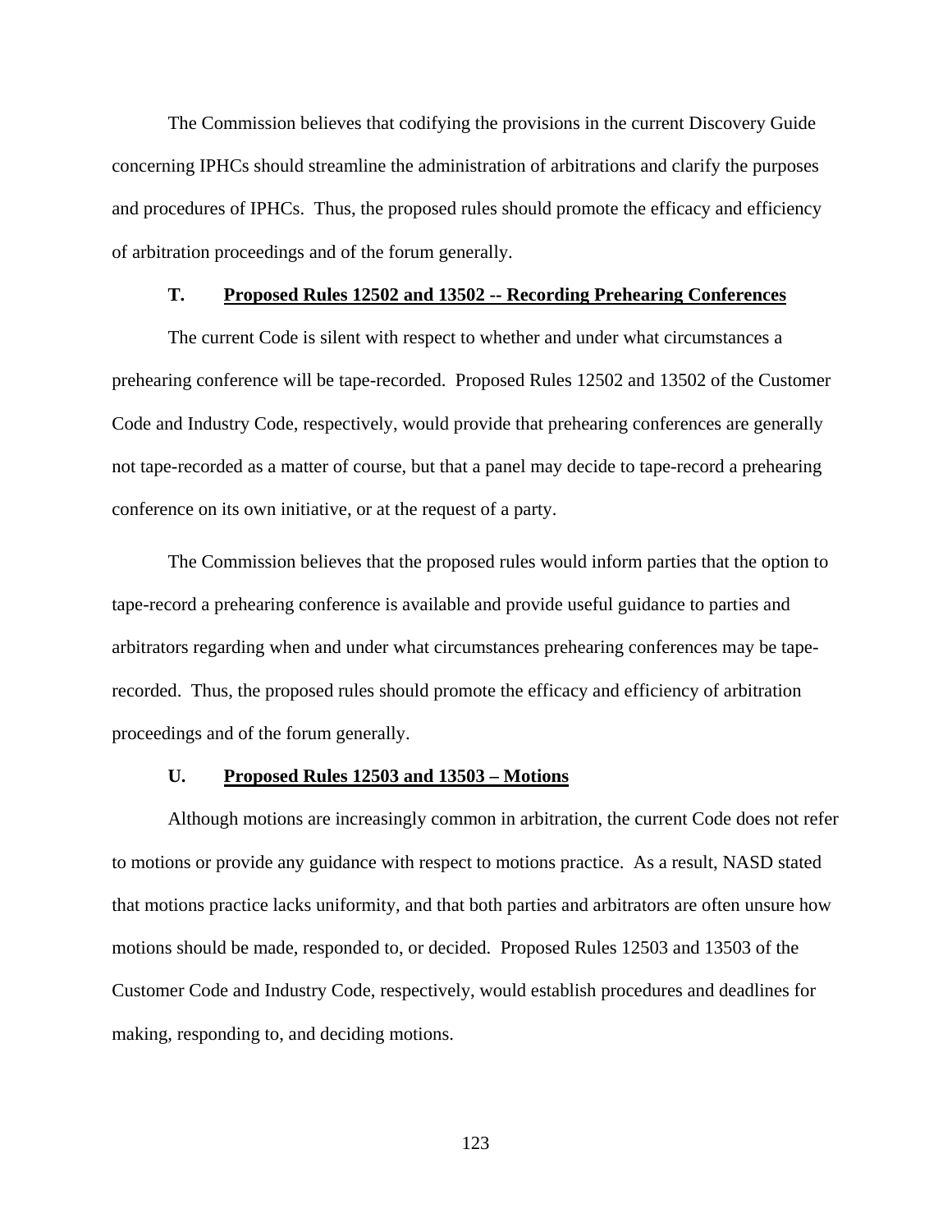The Commission believes that codifying the provisions in the current Discovery Guide concerning IPHCs should streamline the administration of arbitrations and clarify the purposes and procedures of IPHCs. Thus, the proposed rules should promote the efficacy and efficiency of arbitration proceedings and of the forum generally.

### T. Proposed Rules 12502 and 13502 -- Recording Prehearing Conferences

The current Code is silent with respect to whether and under what circumstances a prehearing conference will be tape-recorded. Proposed Rules 12502 and 13502 of the Customer Code and Industry Code, respectively, would provide that prehearing conferences are generally not tape-recorded as a matter of course, but that a panel may decide to tape-record a prehearing conference on its own initiative, or at the request of a party.

The Commission believes that the proposed rules would inform parties that the option to tape-record a prehearing conference is available and provide useful guidance to parties and arbitrators regarding when and under what circumstances prehearing conferences may be tape-recorded. Thus, the proposed rules should promote the efficacy and efficiency of arbitration proceedings and of the forum generally.

### U. Proposed Rules 12503 and 13503 – Motions

Although motions are increasingly common in arbitration, the current Code does not refer to motions or provide any guidance with respect to motions practice. As a result, NASD stated that motions practice lacks uniformity, and that both parties and arbitrators are often unsure how motions should be made, responded to, or decided. Proposed Rules 12503 and 13503 of the Customer Code and Industry Code, respectively, would establish procedures and deadlines for making, responding to, and deciding motions.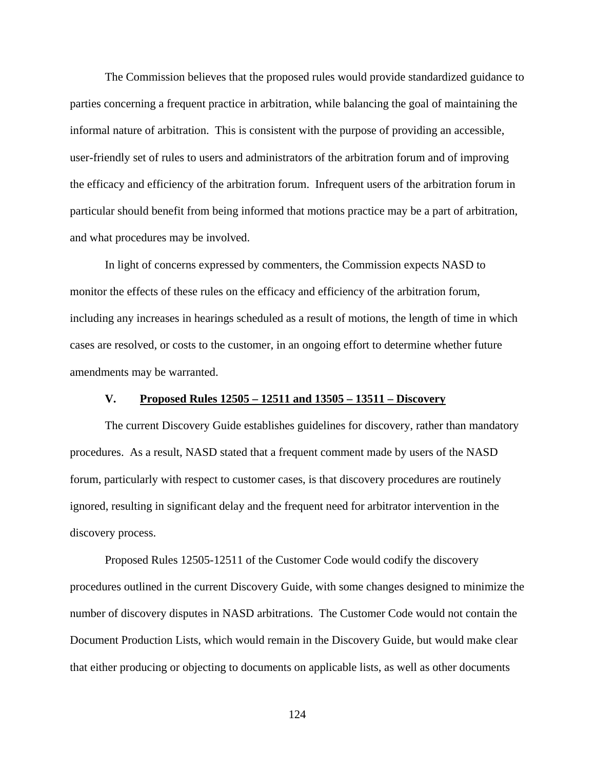The Commission believes that the proposed rules would provide standardized guidance to parties concerning a frequent practice in arbitration, while balancing the goal of maintaining the informal nature of arbitration. This is consistent with the purpose of providing an accessible, user-friendly set of rules to users and administrators of the arbitration forum and of improving the efficacy and efficiency of the arbitration forum. Infrequent users of the arbitration forum in particular should benefit from being informed that motions practice may be a part of arbitration, and what procedures may be involved.

In light of concerns expressed by commenters, the Commission expects NASD to monitor the effects of these rules on the efficacy and efficiency of the arbitration forum, including any increases in hearings scheduled as a result of motions, the length of time in which cases are resolved, or costs to the customer, in an ongoing effort to determine whether future amendments may be warranted.

### V. <u>Proposed Rules 12505 – 12511 and 13505 – 13511 – Discovery</u>

The current Discovery Guide establishes guidelines for discovery, rather than mandatory procedures. As a result, NASD stated that a frequent comment made by users of the NASD forum, particularly with respect to customer cases, is that discovery procedures are routinely ignored, resulting in significant delay and the frequent need for arbitrator intervention in the discovery process.

Proposed Rules 12505-12511 of the Customer Code would codify the discovery procedures outlined in the current Discovery Guide, with some changes designed to minimize the number of discovery disputes in NASD arbitrations. The Customer Code would not contain the Document Production Lists, which would remain in the Discovery Guide, but would make clear that either producing or objecting to documents on applicable lists, as well as other documents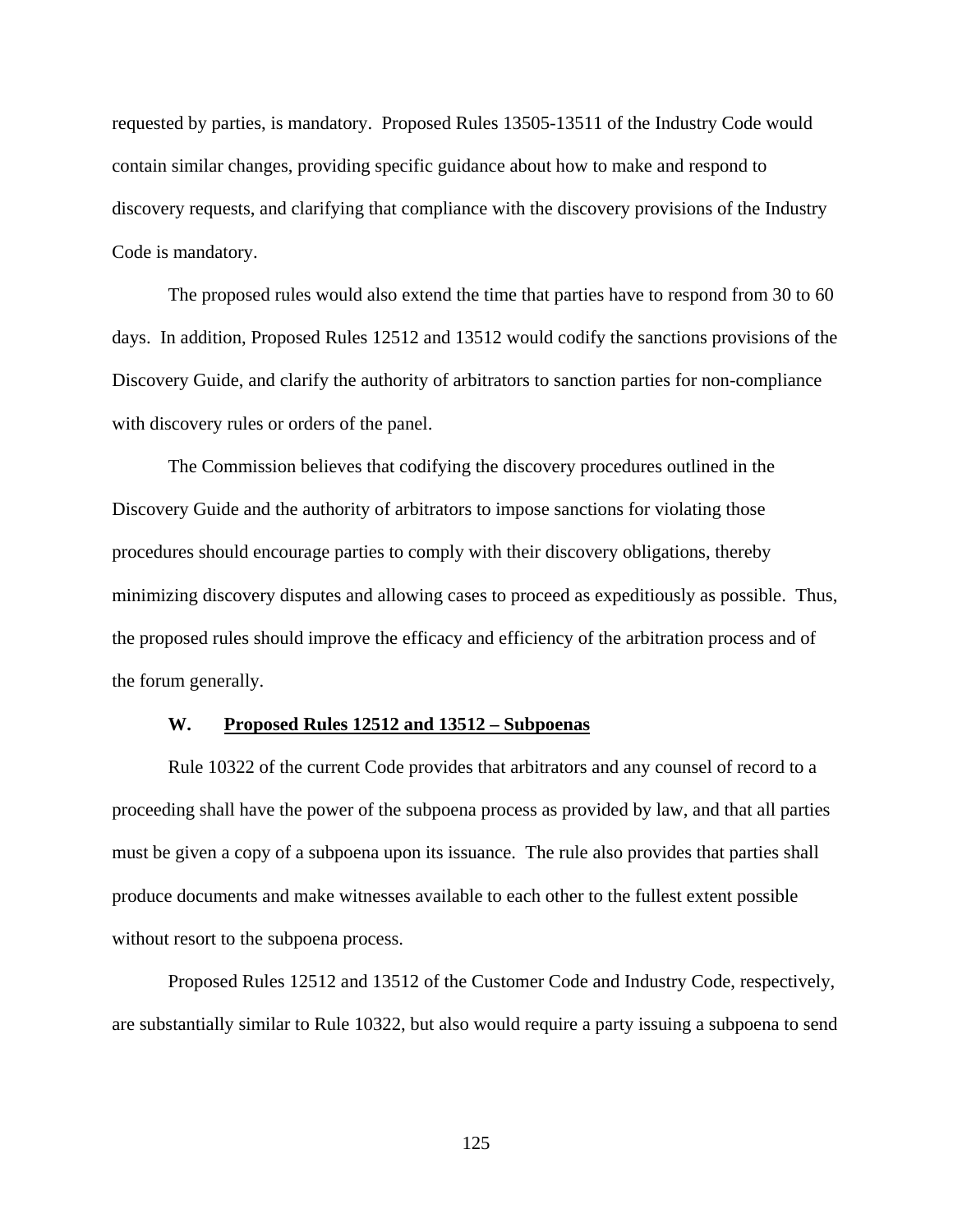requested by parties, is mandatory. Proposed Rules 13505-13511 of the Industry Code would contain similar changes, providing specific guidance about how to make and respond to discovery requests, and clarifying that compliance with the discovery provisions of the Industry Code is mandatory.

The proposed rules would also extend the time that parties have to respond from 30 to 60 days. In addition, Proposed Rules 12512 and 13512 would codify the sanctions provisions of the Discovery Guide, and clarify the authority of arbitrators to sanction parties for non-compliance with discovery rules or orders of the panel.

The Commission believes that codifying the discovery procedures outlined in the Discovery Guide and the authority of arbitrators to impose sanctions for violating those procedures should encourage parties to comply with their discovery obligations, thereby minimizing discovery disputes and allowing cases to proceed as expeditiously as possible. Thus, the proposed rules should improve the efficacy and efficiency of the arbitration process and of the forum generally.

### W. <u>Proposed Rules 12512 and 13512 – Subpoenas</u>

Rule 10322 of the current Code provides that arbitrators and any counsel of record to a proceeding shall have the power of the subpoena process as provided by law, and that all parties must be given a copy of a subpoena upon its issuance. The rule also provides that parties shall produce documents and make witnesses available to each other to the fullest extent possible without resort to the subpoena process.

Proposed Rules 12512 and 13512 of the Customer Code and Industry Code, respectively, are substantially similar to Rule 10322, but also would require a party issuing a subpoena to send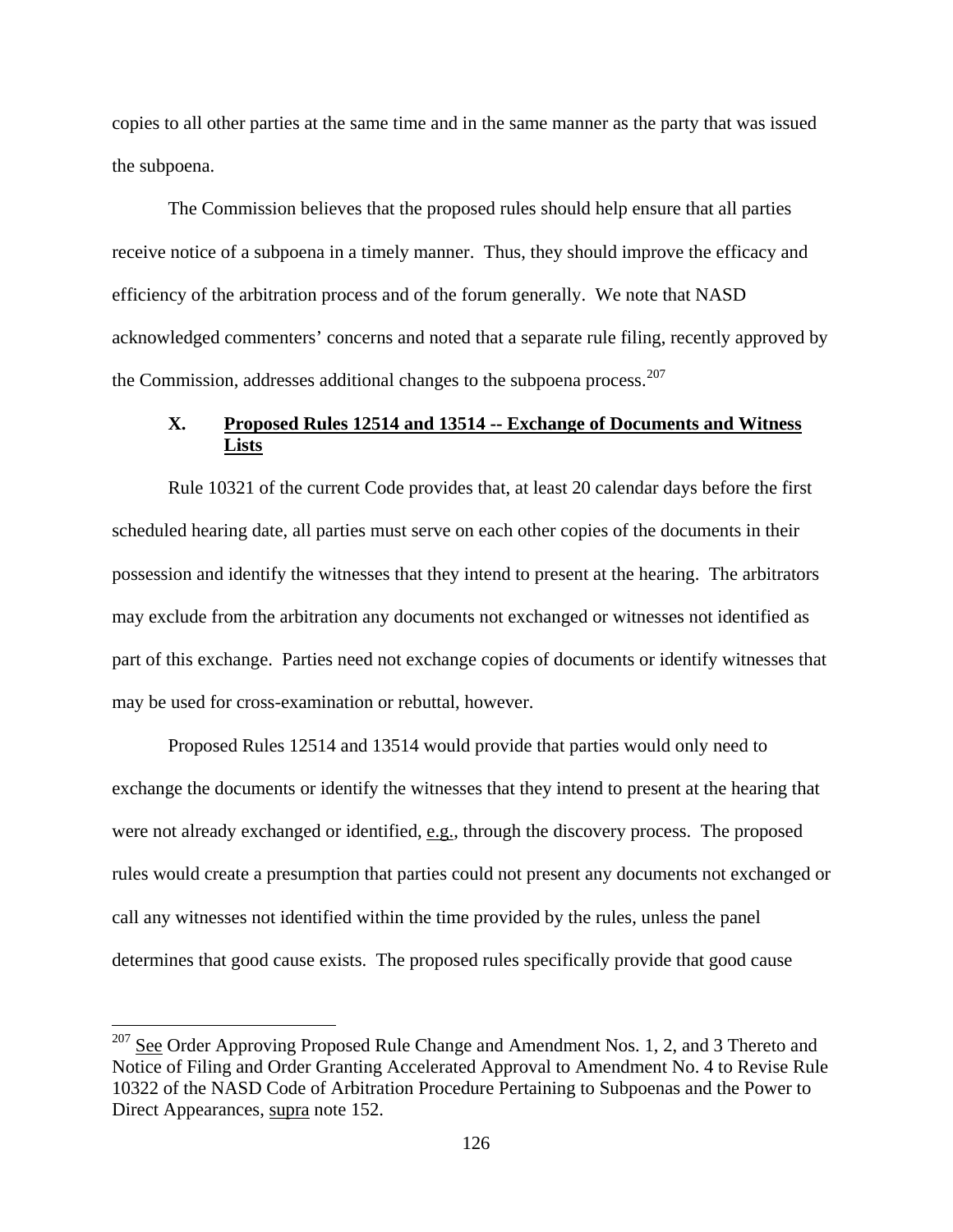copies to all other parties at the same time and in the same manner as the party that was issued the subpoena.

The Commission believes that the proposed rules should help ensure that all parties receive notice of a subpoena in a timely manner. Thus, they should improve the efficacy and efficiency of the arbitration process and of the forum generally. We note that NASD acknowledged commenters' concerns and noted that a separate rule filing, recently approved by the Commission, addresses additional changes to the subpoena process.[207]

### X. Proposed Rules 12514 and 13514 -- Exchange of Documents and Witness Lists

Rule 10321 of the current Code provides that, at least 20 calendar days before the first scheduled hearing date, all parties must serve on each other copies of the documents in their possession and identify the witnesses that they intend to present at the hearing. The arbitrators may exclude from the arbitration any documents not exchanged or witnesses not identified as part of this exchange. Parties need not exchange copies of documents or identify witnesses that may be used for cross-examination or rebuttal, however.

Proposed Rules 12514 and 13514 would provide that parties would only need to exchange the documents or identify the witnesses that they intend to present at the hearing that were not already exchanged or identified, e.g., through the discovery process. The proposed rules would create a presumption that parties could not present any documents not exchanged or call any witnesses not identified within the time provided by the rules, unless the panel determines that good cause exists. The proposed rules specifically provide that good cause

---

[207] See Order Approving Proposed Rule Change and Amendment Nos. 1, 2, and 3 Thereto and Notice of Filing and Order Granting Accelerated Approval to Amendment No. 4 to Revise Rule 10322 of the NASD Code of Arbitration Procedure Pertaining to Subpoenas and the Power to Direct Appearances, supra note 152.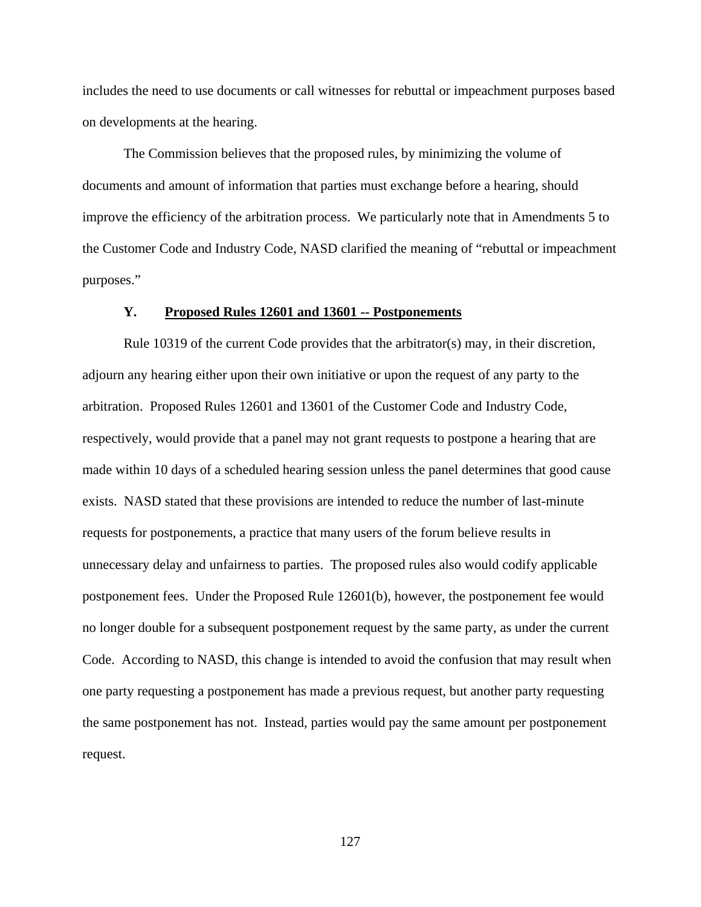includes the need to use documents or call witnesses for rebuttal or impeachment purposes based on developments at the hearing.

The Commission believes that the proposed rules, by minimizing the volume of documents and amount of information that parties must exchange before a hearing, should improve the efficiency of the arbitration process. We particularly note that in Amendments 5 to the Customer Code and Industry Code, NASD clarified the meaning of "rebuttal or impeachment purposes."

### Y. Proposed Rules 12601 and 13601 -- Postponements

Rule 10319 of the current Code provides that the arbitrator(s) may, in their discretion, adjourn any hearing either upon their own initiative or upon the request of any party to the arbitration. Proposed Rules 12601 and 13601 of the Customer Code and Industry Code, respectively, would provide that a panel may not grant requests to postpone a hearing that are made within 10 days of a scheduled hearing session unless the panel determines that good cause exists. NASD stated that these provisions are intended to reduce the number of last-minute requests for postponements, a practice that many users of the forum believe results in unnecessary delay and unfairness to parties. The proposed rules also would codify applicable postponement fees. Under the Proposed Rule 12601(b), however, the postponement fee would no longer double for a subsequent postponement request by the same party, as under the current Code. According to NASD, this change is intended to avoid the confusion that may result when one party requesting a postponement has made a previous request, but another party requesting the same postponement has not. Instead, parties would pay the same amount per postponement request.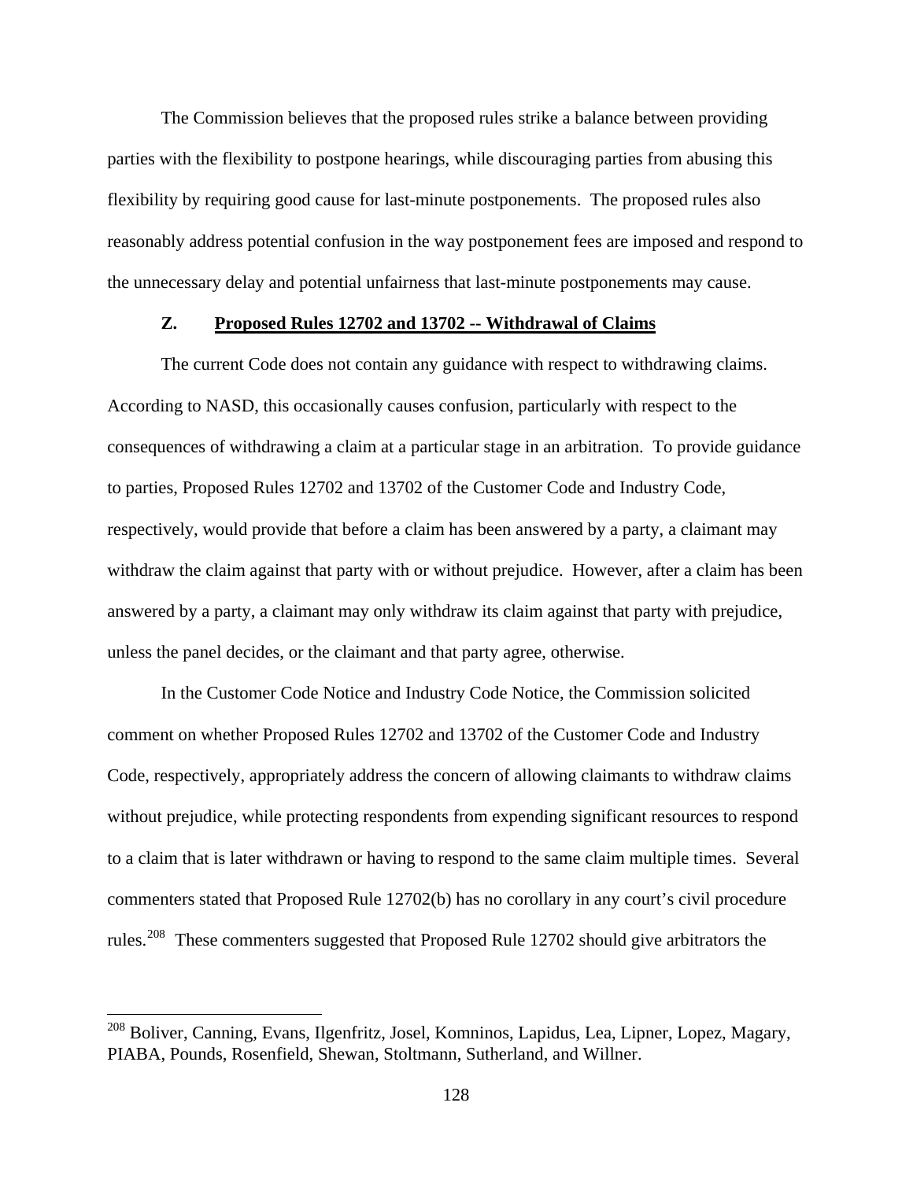The Commission believes that the proposed rules strike a balance between providing parties with the flexibility to postpone hearings, while discouraging parties from abusing this flexibility by requiring good cause for last-minute postponements. The proposed rules also reasonably address potential confusion in the way postponement fees are imposed and respond to the unnecessary delay and potential unfairness that last-minute postponements may cause.

### Z. Proposed Rules 12702 and 13702 -- Withdrawal of Claims

The current Code does not contain any guidance with respect to withdrawing claims. According to NASD, this occasionally causes confusion, particularly with respect to the consequences of withdrawing a claim at a particular stage in an arbitration. To provide guidance to parties, Proposed Rules 12702 and 13702 of the Customer Code and Industry Code, respectively, would provide that before a claim has been answered by a party, a claimant may withdraw the claim against that party with or without prejudice. However, after a claim has been answered by a party, a claimant may only withdraw its claim against that party with prejudice, unless the panel decides, or the claimant and that party agree, otherwise.

In the Customer Code Notice and Industry Code Notice, the Commission solicited comment on whether Proposed Rules 12702 and 13702 of the Customer Code and Industry Code, respectively, appropriately address the concern of allowing claimants to withdraw claims without prejudice, while protecting respondents from expending significant resources to respond to a claim that is later withdrawn or having to respond to the same claim multiple times. Several commenters stated that Proposed Rule 12702(b) has no corollary in any court's civil procedure rules.[208] These commenters suggested that Proposed Rule 12702 should give arbitrators the

[208] Boliver, Canning, Evans, Ilgenfritz, Josel, Komninos, Lapidus, Lea, Lipner, Lopez, Magary, PIABA, Pounds, Rosenfield, Shewan, Stoltmann, Sutherland, and Willner.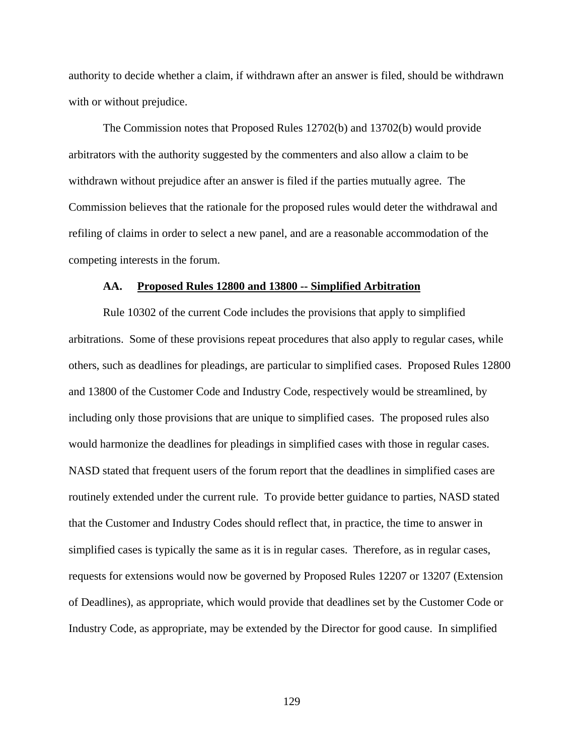authority to decide whether a claim, if withdrawn after an answer is filed, should be withdrawn with or without prejudice.

The Commission notes that Proposed Rules 12702(b) and 13702(b) would provide arbitrators with the authority suggested by the commenters and also allow a claim to be withdrawn without prejudice after an answer is filed if the parties mutually agree. The Commission believes that the rationale for the proposed rules would deter the withdrawal and refiling of claims in order to select a new panel, and are a reasonable accommodation of the competing interests in the forum.

### AA. Proposed Rules 12800 and 13800 -- Simplified Arbitration

Rule 10302 of the current Code includes the provisions that apply to simplified arbitrations. Some of these provisions repeat procedures that also apply to regular cases, while others, such as deadlines for pleadings, are particular to simplified cases. Proposed Rules 12800 and 13800 of the Customer Code and Industry Code, respectively would be streamlined, by including only those provisions that are unique to simplified cases. The proposed rules also would harmonize the deadlines for pleadings in simplified cases with those in regular cases. NASD stated that frequent users of the forum report that the deadlines in simplified cases are routinely extended under the current rule. To provide better guidance to parties, NASD stated that the Customer and Industry Codes should reflect that, in practice, the time to answer in simplified cases is typically the same as it is in regular cases. Therefore, as in regular cases, requests for extensions would now be governed by Proposed Rules 12207 or 13207 (Extension of Deadlines), as appropriate, which would provide that deadlines set by the Customer Code or Industry Code, as appropriate, may be extended by the Director for good cause. In simplified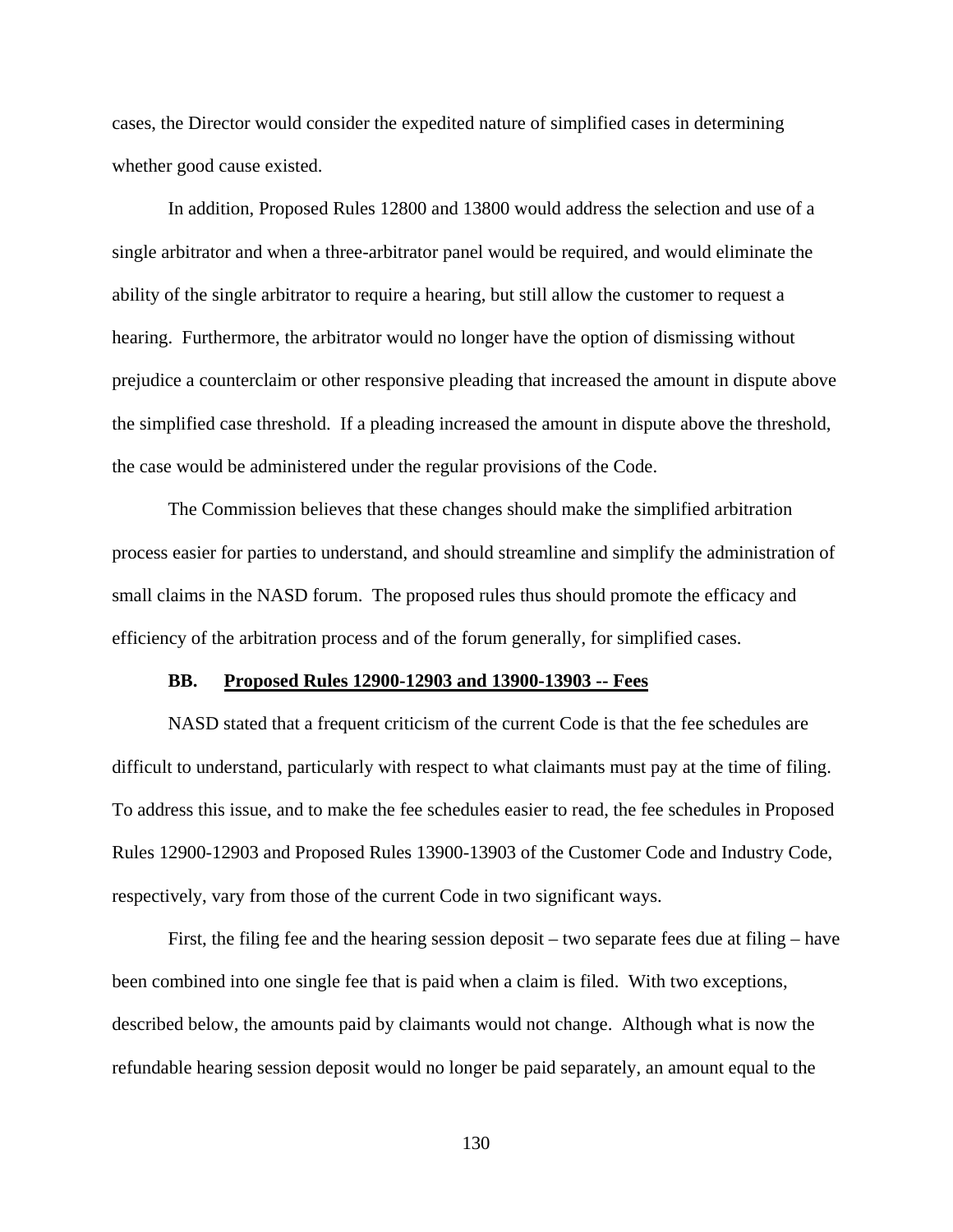cases, the Director would consider the expedited nature of simplified cases in determining whether good cause existed.

In addition, Proposed Rules 12800 and 13800 would address the selection and use of a single arbitrator and when a three-arbitrator panel would be required, and would eliminate the ability of the single arbitrator to require a hearing, but still allow the customer to request a hearing. Furthermore, the arbitrator would no longer have the option of dismissing without prejudice a counterclaim or other responsive pleading that increased the amount in dispute above the simplified case threshold. If a pleading increased the amount in dispute above the threshold, the case would be administered under the regular provisions of the Code.

The Commission believes that these changes should make the simplified arbitration process easier for parties to understand, and should streamline and simplify the administration of small claims in the NASD forum. The proposed rules thus should promote the efficacy and efficiency of the arbitration process and of the forum generally, for simplified cases.

### BB. Proposed Rules 12900-12903 and 13900-13903 -- Fees

NASD stated that a frequent criticism of the current Code is that the fee schedules are difficult to understand, particularly with respect to what claimants must pay at the time of filing. To address this issue, and to make the fee schedules easier to read, the fee schedules in Proposed Rules 12900-12903 and Proposed Rules 13900-13903 of the Customer Code and Industry Code, respectively, vary from those of the current Code in two significant ways.

First, the filing fee and the hearing session deposit – two separate fees due at filing – have been combined into one single fee that is paid when a claim is filed. With two exceptions, described below, the amounts paid by claimants would not change. Although what is now the refundable hearing session deposit would no longer be paid separately, an amount equal to the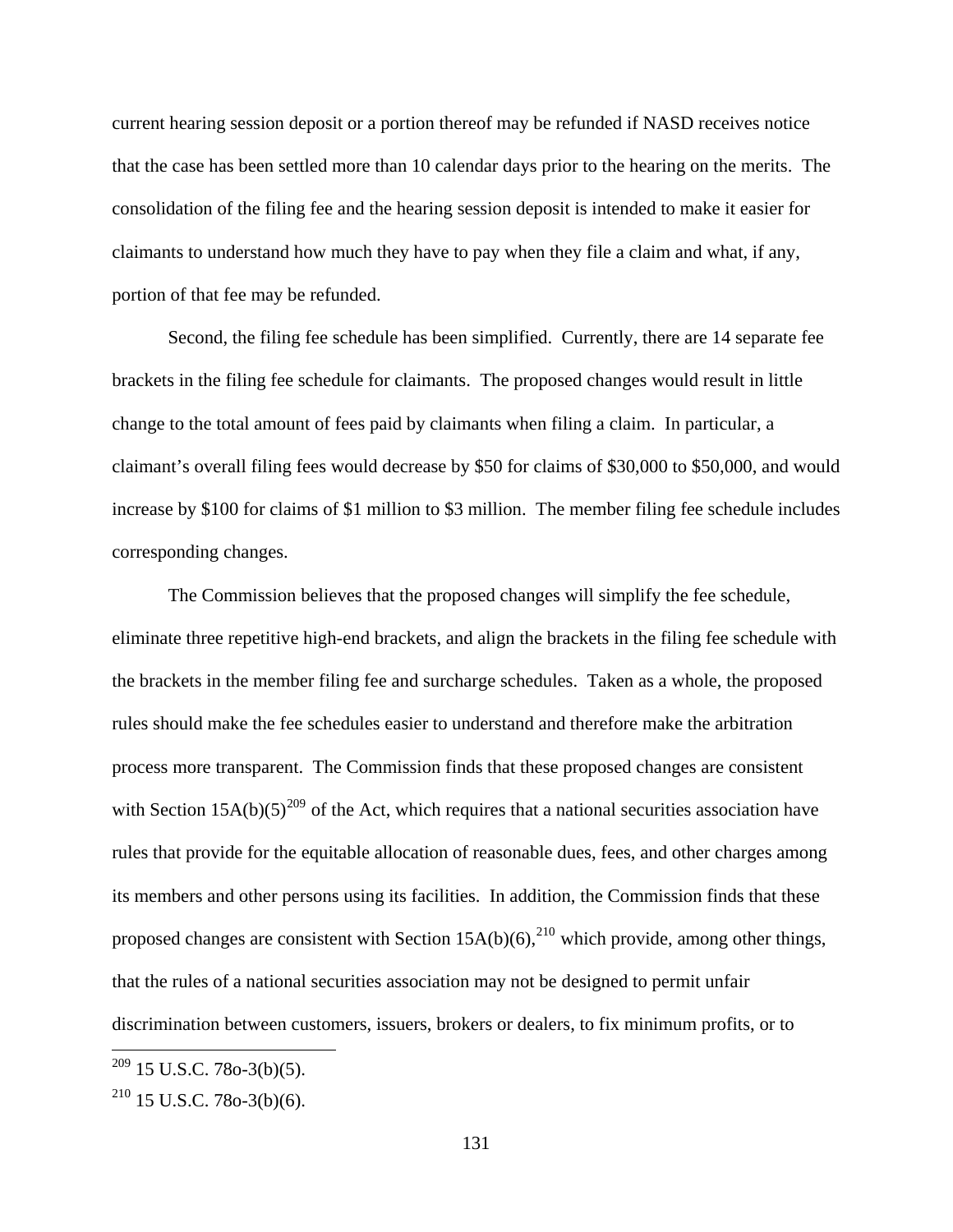current hearing session deposit or a portion thereof may be refunded if NASD receives notice that the case has been settled more than 10 calendar days prior to the hearing on the merits. The consolidation of the filing fee and the hearing session deposit is intended to make it easier for claimants to understand how much they have to pay when they file a claim and what, if any, portion of that fee may be refunded.

Second, the filing fee schedule has been simplified. Currently, there are 14 separate fee brackets in the filing fee schedule for claimants. The proposed changes would result in little change to the total amount of fees paid by claimants when filing a claim. In particular, a claimant's overall filing fees would decrease by $50 for claims of $30,000 to $50,000, and would increase by $100 for claims of $1 million to $3 million. The member filing fee schedule includes corresponding changes.

The Commission believes that the proposed changes will simplify the fee schedule, eliminate three repetitive high-end brackets, and align the brackets in the filing fee schedule with the brackets in the member filing fee and surcharge schedules. Taken as a whole, the proposed rules should make the fee schedules easier to understand and therefore make the arbitration process more transparent. The Commission finds that these proposed changes are consistent with Section 15A(b)(5)[209] of the Act, which requires that a national securities association have rules that provide for the equitable allocation of reasonable dues, fees, and other charges among its members and other persons using its facilities. In addition, the Commission finds that these proposed changes are consistent with Section 15A(b)(6),[210] which provide, among other things, that the rules of a national securities association may not be designed to permit unfair discrimination between customers, issuers, brokers or dealers, to fix minimum profits, or to

---

[209] 15 U.S.C. 78o-3(b)(5).

[210] 15 U.S.C. 78o-3(b)(6).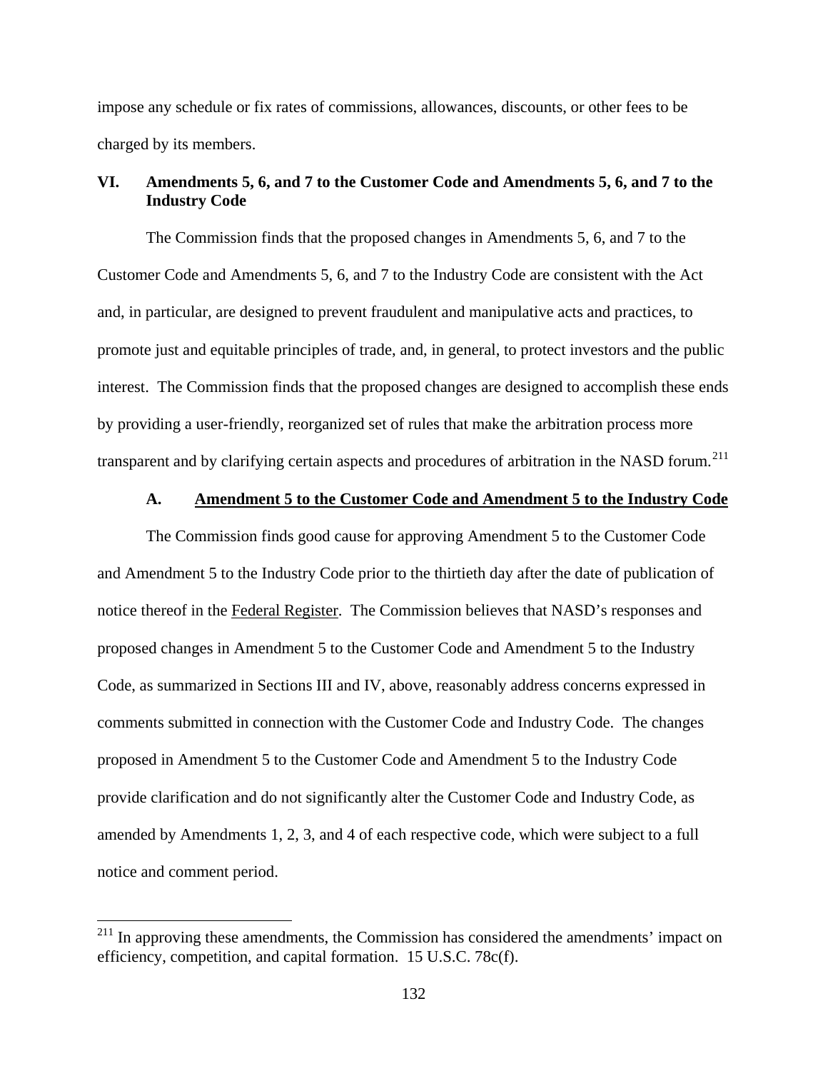impose any schedule or fix rates of commissions, allowances, discounts, or other fees to be charged by its members.

## VI. Amendments 5, 6, and 7 to the Customer Code and Amendments 5, 6, and 7 to the Industry Code

The Commission finds that the proposed changes in Amendments 5, 6, and 7 to the Customer Code and Amendments 5, 6, and 7 to the Industry Code are consistent with the Act and, in particular, are designed to prevent fraudulent and manipulative acts and practices, to promote just and equitable principles of trade, and, in general, to protect investors and the public interest. The Commission finds that the proposed changes are designed to accomplish these ends by providing a user-friendly, reorganized set of rules that make the arbitration process more transparent and by clarifying certain aspects and procedures of arbitration in the NASD forum.[211]

### A. Amendment 5 to the Customer Code and Amendment 5 to the Industry Code

The Commission finds good cause for approving Amendment 5 to the Customer Code and Amendment 5 to the Industry Code prior to the thirtieth day after the date of publication of notice thereof in the Federal Register. The Commission believes that NASD's responses and proposed changes in Amendment 5 to the Customer Code and Amendment 5 to the Industry Code, as summarized in Sections III and IV, above, reasonably address concerns expressed in comments submitted in connection with the Customer Code and Industry Code. The changes proposed in Amendment 5 to the Customer Code and Amendment 5 to the Industry Code provide clarification and do not significantly alter the Customer Code and Industry Code, as amended by Amendments 1, 2, 3, and 4 of each respective code, which were subject to a full notice and comment period.

[211] In approving these amendments, the Commission has considered the amendments' impact on efficiency, competition, and capital formation. 15 U.S.C. 78c(f).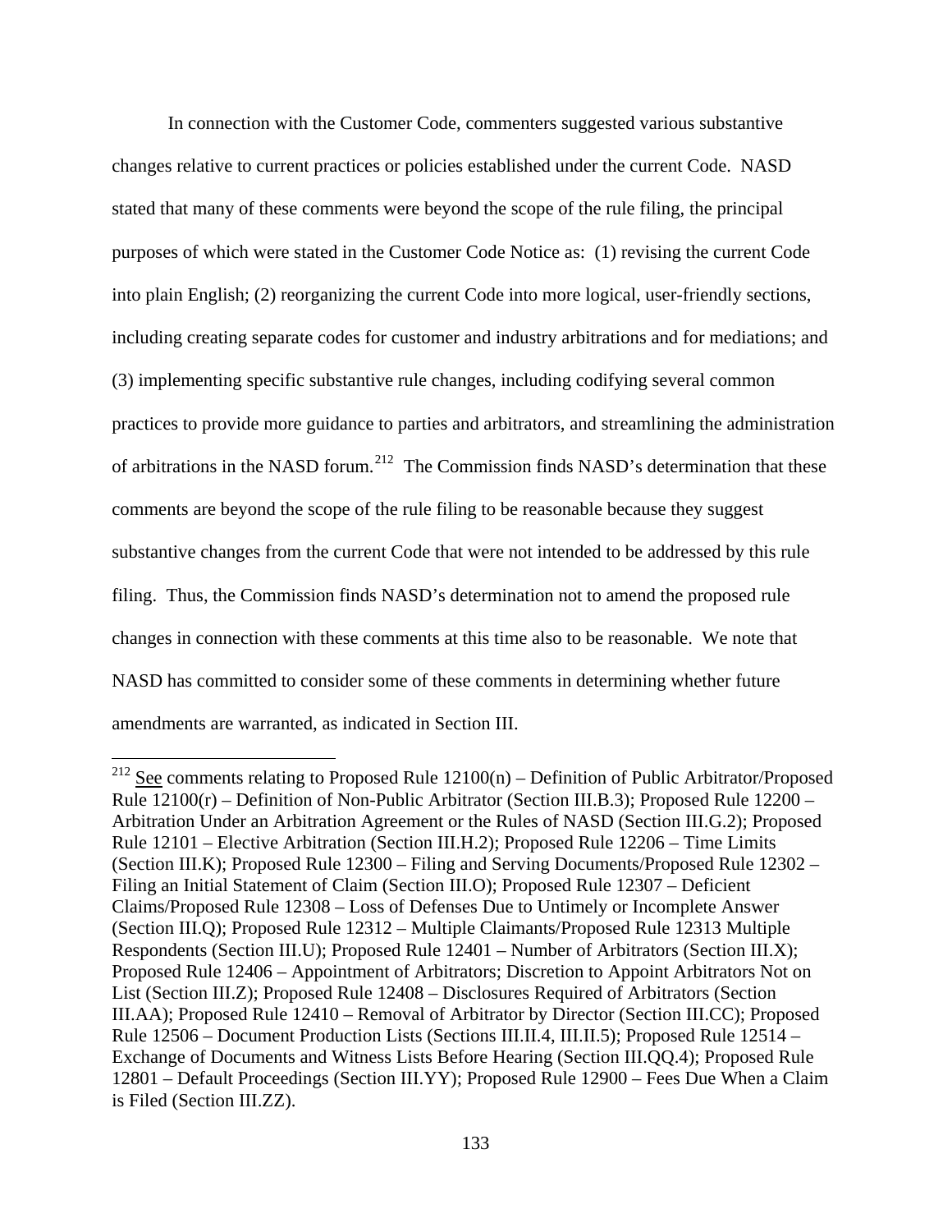In connection with the Customer Code, commenters suggested various substantive changes relative to current practices or policies established under the current Code. NASD stated that many of these comments were beyond the scope of the rule filing, the principal purposes of which were stated in the Customer Code Notice as: (1) revising the current Code into plain English; (2) reorganizing the current Code into more logical, user-friendly sections, including creating separate codes for customer and industry arbitrations and for mediations; and (3) implementing specific substantive rule changes, including codifying several common practices to provide more guidance to parties and arbitrators, and streamlining the administration of arbitrations in the NASD forum.[212] The Commission finds NASD's determination that these comments are beyond the scope of the rule filing to be reasonable because they suggest substantive changes from the current Code that were not intended to be addressed by this rule filing. Thus, the Commission finds NASD's determination not to amend the proposed rule changes in connection with these comments at this time also to be reasonable. We note that NASD has committed to consider some of these comments in determining whether future amendments are warranted, as indicated in Section III.

[212] See comments relating to Proposed Rule 12100(n) – Definition of Public Arbitrator/Proposed Rule 12100(r) – Definition of Non-Public Arbitrator (Section III.B.3); Proposed Rule 12200 – Arbitration Under an Arbitration Agreement or the Rules of NASD (Section III.G.2); Proposed Rule 12101 – Elective Arbitration (Section III.H.2); Proposed Rule 12206 – Time Limits (Section III.K); Proposed Rule 12300 – Filing and Serving Documents/Proposed Rule 12302 – Filing an Initial Statement of Claim (Section III.O); Proposed Rule 12307 – Deficient Claims/Proposed Rule 12308 – Loss of Defenses Due to Untimely or Incomplete Answer (Section III.Q); Proposed Rule 12312 – Multiple Claimants/Proposed Rule 12313 Multiple Respondents (Section III.U); Proposed Rule 12401 – Number of Arbitrators (Section III.X); Proposed Rule 12406 – Appointment of Arbitrators; Discretion to Appoint Arbitrators Not on List (Section III.Z); Proposed Rule 12408 – Disclosures Required of Arbitrators (Section III.AA); Proposed Rule 12410 – Removal of Arbitrator by Director (Section III.CC); Proposed Rule 12506 – Document Production Lists (Sections III.II.4, III.II.5); Proposed Rule 12514 – Exchange of Documents and Witness Lists Before Hearing (Section III.QQ.4); Proposed Rule 12801 – Default Proceedings (Section III.YY); Proposed Rule 12900 – Fees Due When a Claim is Filed (Section III.ZZ).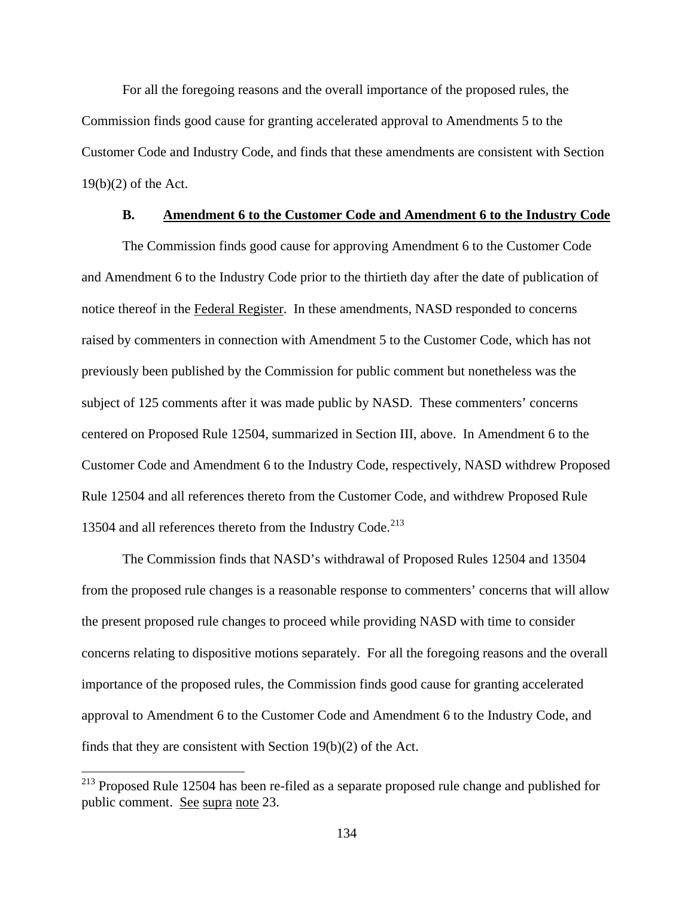For all the foregoing reasons and the overall importance of the proposed rules, the Commission finds good cause for granting accelerated approval to Amendments 5 to the Customer Code and Industry Code, and finds that these amendments are consistent with Section 19(b)(2) of the Act.

### B. Amendment 6 to the Customer Code and Amendment 6 to the Industry Code

The Commission finds good cause for approving Amendment 6 to the Customer Code and Amendment 6 to the Industry Code prior to the thirtieth day after the date of publication of notice thereof in the Federal Register. In these amendments, NASD responded to concerns raised by commenters in connection with Amendment 5 to the Customer Code, which has not previously been published by the Commission for public comment but nonetheless was the subject of 125 comments after it was made public by NASD. These commenters' concerns centered on Proposed Rule 12504, summarized in Section III, above. In Amendment 6 to the Customer Code and Amendment 6 to the Industry Code, respectively, NASD withdrew Proposed Rule 12504 and all references thereto from the Customer Code, and withdrew Proposed Rule 13504 and all references thereto from the Industry Code.[213]

The Commission finds that NASD's withdrawal of Proposed Rules 12504 and 13504 from the proposed rule changes is a reasonable response to commenters' concerns that will allow the present proposed rule changes to proceed while providing NASD with time to consider concerns relating to dispositive motions separately. For all the foregoing reasons and the overall importance of the proposed rules, the Commission finds good cause for granting accelerated approval to Amendment 6 to the Customer Code and Amendment 6 to the Industry Code, and finds that they are consistent with Section 19(b)(2) of the Act.

---

[213] Proposed Rule 12504 has been re-filed as a separate proposed rule change and published for public comment. See supra note 23.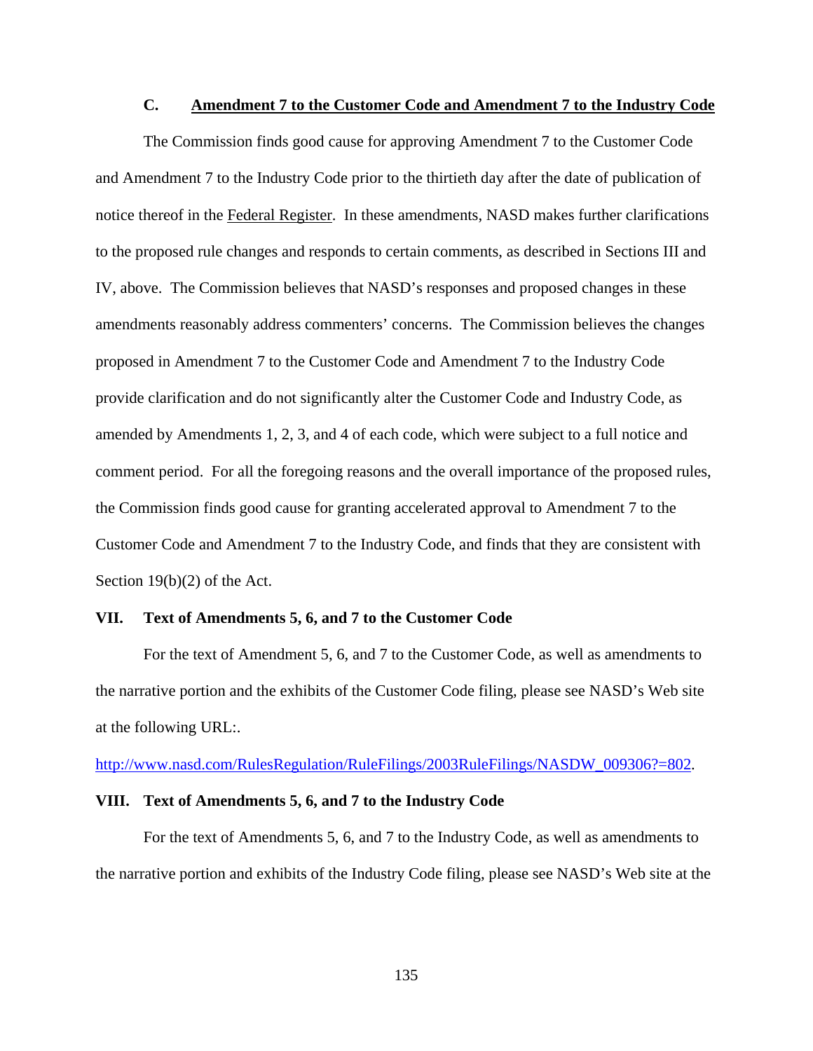### C. Amendment 7 to the Customer Code and Amendment 7 to the Industry Code

The Commission finds good cause for approving Amendment 7 to the Customer Code and Amendment 7 to the Industry Code prior to the thirtieth day after the date of publication of notice thereof in the Federal Register. In these amendments, NASD makes further clarifications to the proposed rule changes and responds to certain comments, as described in Sections III and IV, above. The Commission believes that NASD's responses and proposed changes in these amendments reasonably address commenters' concerns. The Commission believes the changes proposed in Amendment 7 to the Customer Code and Amendment 7 to the Industry Code provide clarification and do not significantly alter the Customer Code and Industry Code, as amended by Amendments 1, 2, 3, and 4 of each code, which were subject to a full notice and comment period. For all the foregoing reasons and the overall importance of the proposed rules, the Commission finds good cause for granting accelerated approval to Amendment 7 to the Customer Code and Amendment 7 to the Industry Code, and finds that they are consistent with Section 19(b)(2) of the Act.

## VII. Text of Amendments 5, 6, and 7 to the Customer Code

For the text of Amendment 5, 6, and 7 to the Customer Code, as well as amendments to the narrative portion and the exhibits of the Customer Code filing, please see NASD's Web site at the following URL:.

http://www.nasd.com/RulesRegulation/RuleFilings/2003RuleFilings/NASDW_009306?=802.

## VIII. Text of Amendments 5, 6, and 7 to the Industry Code

For the text of Amendments 5, 6, and 7 to the Industry Code, as well as amendments to the narrative portion and exhibits of the Industry Code filing, please see NASD's Web site at the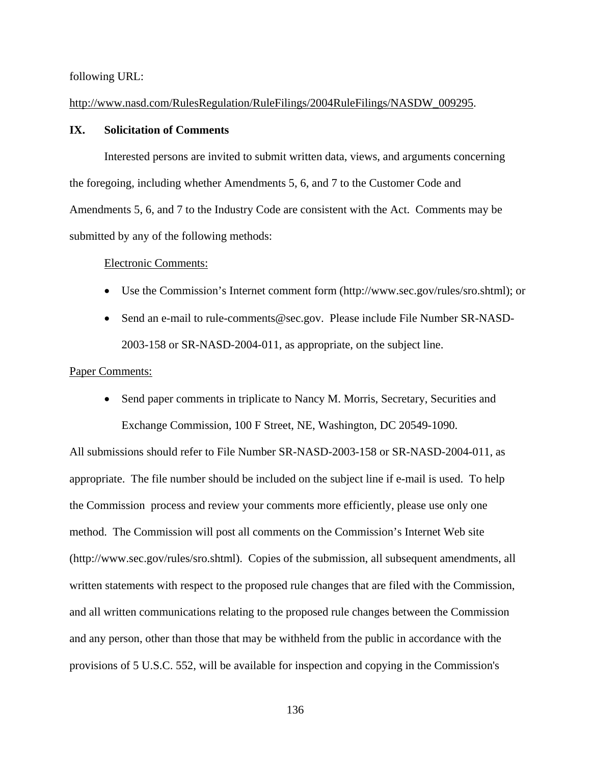following URL:

http://www.nasd.com/RulesRegulation/RuleFilings/2004RuleFilings/NASDW_009295.

## IX. Solicitation of Comments

Interested persons are invited to submit written data, views, and arguments concerning the foregoing, including whether Amendments 5, 6, and 7 to the Customer Code and Amendments 5, 6, and 7 to the Industry Code are consistent with the Act. Comments may be submitted by any of the following methods:

Electronic Comments:

- Use the Commission's Internet comment form (http://www.sec.gov/rules/sro.shtml); or
- Send an e-mail to rule-comments@sec.gov. Please include File Number SR-NASD-2003-158 or SR-NASD-2004-011, as appropriate, on the subject line.

Paper Comments:

- Send paper comments in triplicate to Nancy M. Morris, Secretary, Securities and Exchange Commission, 100 F Street, NE, Washington, DC 20549-1090.

All submissions should refer to File Number SR-NASD-2003-158 or SR-NASD-2004-011, as appropriate. The file number should be included on the subject line if e-mail is used. To help the Commission process and review your comments more efficiently, please use only one method. The Commission will post all comments on the Commission's Internet Web site (http://www.sec.gov/rules/sro.shtml). Copies of the submission, all subsequent amendments, all written statements with respect to the proposed rule changes that are filed with the Commission, and all written communications relating to the proposed rule changes between the Commission and any person, other than those that may be withheld from the public in accordance with the provisions of 5 U.S.C. 552, will be available for inspection and copying in the Commission's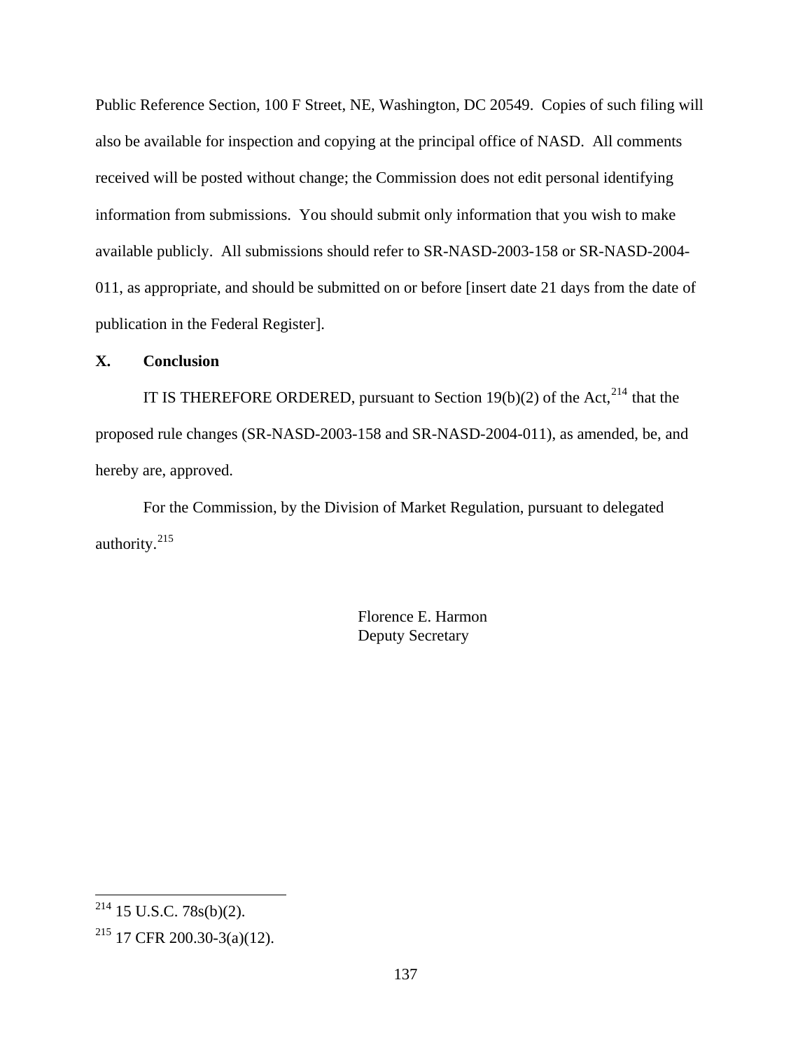Public Reference Section, 100 F Street, NE, Washington, DC 20549. Copies of such filing will also be available for inspection and copying at the principal office of NASD. All comments received will be posted without change; the Commission does not edit personal identifying information from submissions. You should submit only information that you wish to make available publicly. All submissions should refer to SR-NASD-2003-158 or SR-NASD-2004-011, as appropriate, and should be submitted on or before [insert date 21 days from the date of publication in the Federal Register].

## X. Conclusion

IT IS THEREFORE ORDERED, pursuant to Section 19(b)(2) of the Act,[214] that the proposed rule changes (SR-NASD-2003-158 and SR-NASD-2004-011), as amended, be, and hereby are, approved.

For the Commission, by the Division of Market Regulation, pursuant to delegated authority.[215]

Florence E. Harmon
Deputy Secretary

---

[214] 15 U.S.C. 78s(b)(2).

[215] 17 CFR 200.30-3(a)(12).